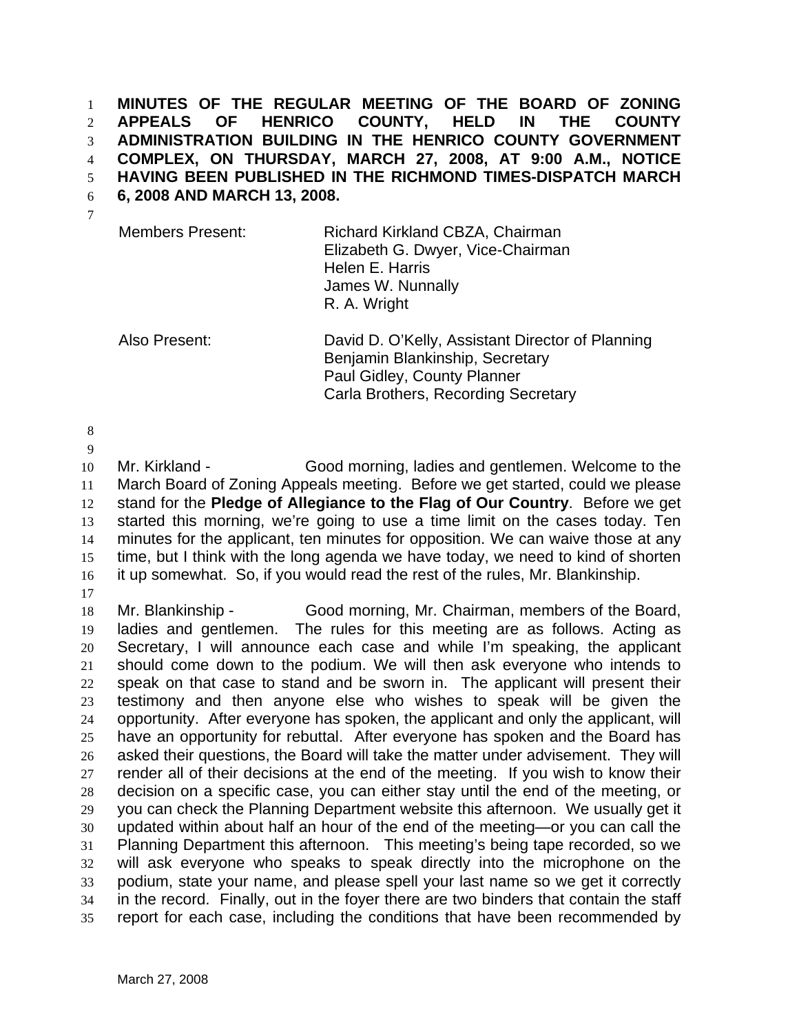**MINUTES OF THE REGULAR MEETING OF THE BOARD OF ZONING APPEALS OF HENRICO COUNTY, HELD IN THE COUNTY ADMINISTRATION BUILDING IN THE HENRICO COUNTY GOVERNMENT COMPLEX, ON THURSDAY, MARCH 27, 2008, AT 9:00 A.M., NOTICE HAVING BEEN PUBLISHED IN THE RICHMOND TIMES-DISPATCH MARCH 6, 2008 AND MARCH 13, 2008.**

| | |
|---|---|
| Members Present: | Richard Kirkland CBZA, Chairman<br>Elizabeth G. Dwyer, Vice-Chairman<br>Helen E. Harris<br>James W. Nunnally<br>R. A. Wright |
| Also Present: | David D. O'Kelly, Assistant Director of Planning<br>Benjamin Blankinship, Secretary<br>Paul Gidley, County Planner<br>Carla Brothers, Recording Secretary |

Mr. Kirkland - Good morning, ladies and gentlemen. Welcome to the March Board of Zoning Appeals meeting. Before we get started, could we please stand for the **Pledge of Allegiance to the Flag of Our Country**. Before we get started this morning, we're going to use a time limit on the cases today. Ten minutes for the applicant, ten minutes for opposition. We can waive those at any time, but I think with the long agenda we have today, we need to kind of shorten it up somewhat. So, if you would read the rest of the rules, Mr. Blankinship.

Mr. Blankinship - Good morning, Mr. Chairman, members of the Board, ladies and gentlemen. The rules for this meeting are as follows. Acting as Secretary, I will announce each case and while I'm speaking, the applicant should come down to the podium. We will then ask everyone who intends to speak on that case to stand and be sworn in. The applicant will present their testimony and then anyone else who wishes to speak will be given the opportunity. After everyone has spoken, the applicant and only the applicant, will have an opportunity for rebuttal. After everyone has spoken and the Board has asked their questions, the Board will take the matter under advisement. They will render all of their decisions at the end of the meeting. If you wish to know their decision on a specific case, you can either stay until the end of the meeting, or you can check the Planning Department website this afternoon. We usually get it updated within about half an hour of the end of the meeting—or you can call the Planning Department this afternoon. This meeting's being tape recorded, so we will ask everyone who speaks to speak directly into the microphone on the podium, state your name, and please spell your last name so we get it correctly in the record. Finally, out in the foyer there are two binders that contain the staff report for each case, including the conditions that have been recommended by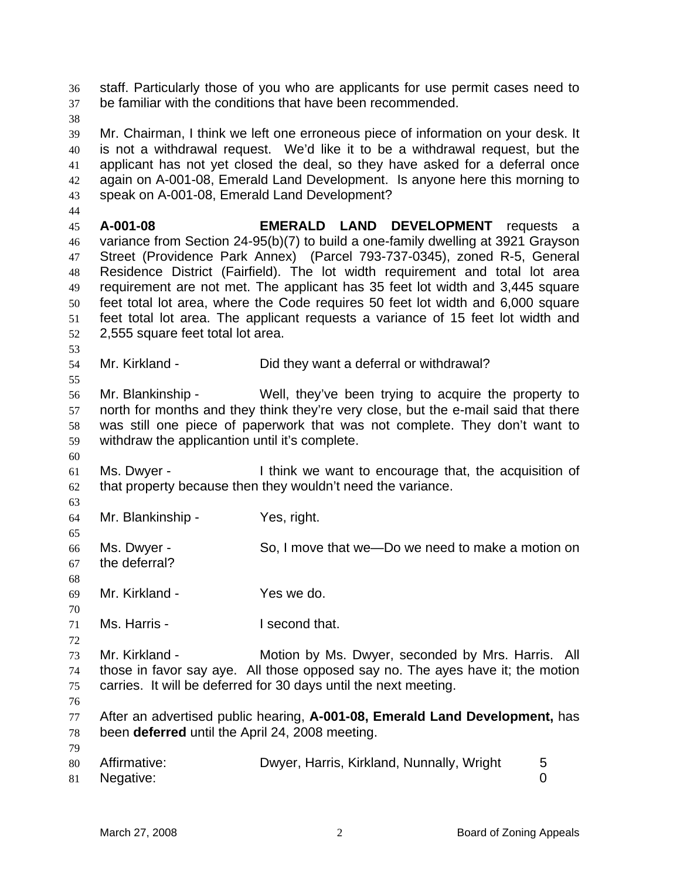staff. Particularly those of you who are applicants for use permit cases need to be familiar with the conditions that have been recommended.

Mr. Chairman, I think we left one erroneous piece of information on your desk. It is not a withdrawal request. We'd like it to be a withdrawal request, but the applicant has not yet closed the deal, so they have asked for a deferral once again on A-001-08, Emerald Land Development. Is anyone here this morning to speak on A-001-08, Emerald Land Development?

**A-001-08** **EMERALD LAND DEVELOPMENT** requests a variance from Section 24-95(b)(7) to build a one-family dwelling at 3921 Grayson Street (Providence Park Annex) (Parcel 793-737-0345), zoned R-5, General Residence District (Fairfield). The lot width requirement and total lot area requirement are not met. The applicant has 35 feet lot width and 3,445 square feet total lot area, where the Code requires 50 feet lot width and 6,000 square feet total lot area. The applicant requests a variance of 15 feet lot width and 2,555 square feet total lot area.

Mr. Kirkland - Did they want a deferral or withdrawal?

Mr. Blankinship - Well, they've been trying to acquire the property to north for months and they think they're very close, but the e-mail said that there was still one piece of paperwork that was not complete. They don't want to withdraw the applicantion until it's complete.

Ms. Dwyer - I think we want to encourage that, the acquisition of that property because then they wouldn't need the variance.

Mr. Blankinship - Yes, right.

Ms. Dwyer - So, I move that we—Do we need to make a motion on the deferral?

Mr. Kirkland - Yes we do.

Ms. Harris - I second that.

Mr. Kirkland - Motion by Ms. Dwyer, seconded by Mrs. Harris. All those in favor say aye. All those opposed say no. The ayes have it; the motion carries. It will be deferred for 30 days until the next meeting.

After an advertised public hearing, **A-001-08, Emerald Land Development,** has been **deferred** until the April 24, 2008 meeting.

| | | |
|---|---|---|
| Affirmative: | Dwyer, Harris, Kirkland, Nunnally, Wright | 5 |
| Negative: | | 0 |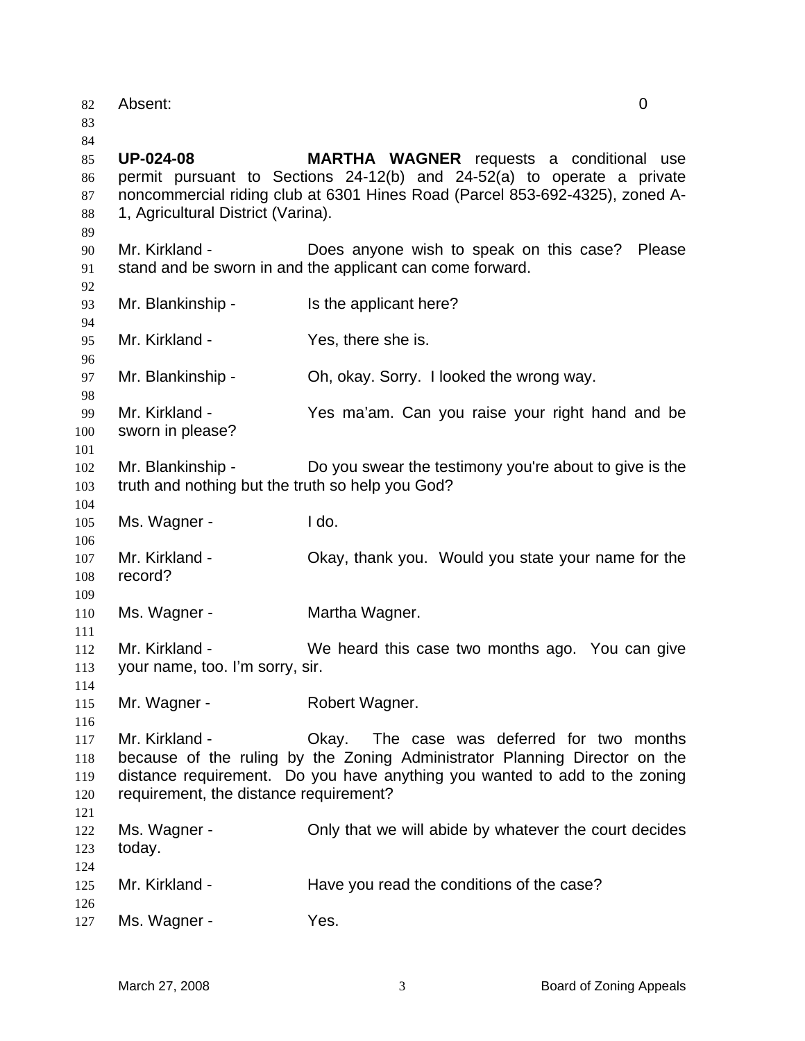Absent: 0

**UP-024-08** **MARTHA WAGNER** requests a conditional use permit pursuant to Sections 24-12(b) and 24-52(a) to operate a private noncommercial riding club at 6301 Hines Road (Parcel 853-692-4325), zoned A-1, Agricultural District (Varina).

Mr. Kirkland - Does anyone wish to speak on this case? Please stand and be sworn in and the applicant can come forward.

Mr. Blankinship - Is the applicant here?

Mr. Kirkland - Yes, there she is.

Mr. Blankinship - Oh, okay. Sorry. I looked the wrong way.

Mr. Kirkland - Yes ma'am. Can you raise your right hand and be sworn in please?

Mr. Blankinship - Do you swear the testimony you're about to give is the truth and nothing but the truth so help you God?

Ms. Wagner - I do.

Mr. Kirkland - Okay, thank you. Would you state your name for the record?

Ms. Wagner - Martha Wagner.

Mr. Kirkland - We heard this case two months ago. You can give your name, too. I'm sorry, sir.

Mr. Wagner - Robert Wagner.

Mr. Kirkland - Okay. The case was deferred for two months because of the ruling by the Zoning Administrator Planning Director on the distance requirement. Do you have anything you wanted to add to the zoning requirement, the distance requirement?

Ms. Wagner - Only that we will abide by whatever the court decides today.

Mr. Kirkland - Have you read the conditions of the case?

Ms. Wagner - Yes.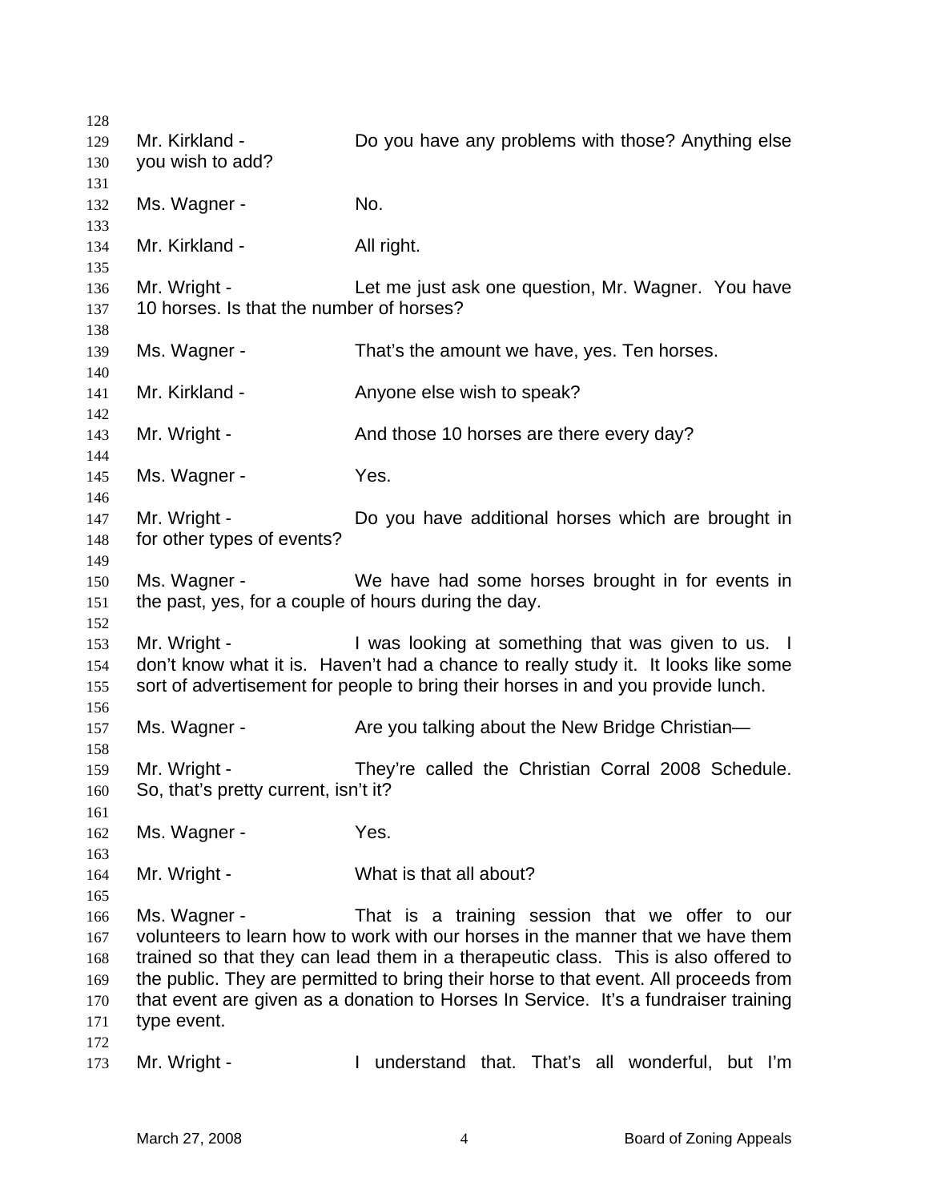Mr. Kirkland - Do you have any problems with those? Anything else you wish to add?

Ms. Wagner - No.

Mr. Kirkland - All right.

Mr. Wright - Let me just ask one question, Mr. Wagner. You have 10 horses. Is that the number of horses?

Ms. Wagner - That's the amount we have, yes. Ten horses.

Mr. Kirkland - Anyone else wish to speak?

Mr. Wright - And those 10 horses are there every day?

Ms. Wagner - Yes.

Mr. Wright - Do you have additional horses which are brought in for other types of events?

Ms. Wagner - We have had some horses brought in for events in the past, yes, for a couple of hours during the day.

Mr. Wright - I was looking at something that was given to us. I don't know what it is. Haven't had a chance to really study it. It looks like some sort of advertisement for people to bring their horses in and you provide lunch.

Ms. Wagner - Are you talking about the New Bridge Christian—

Mr. Wright - They're called the Christian Corral 2008 Schedule. So, that's pretty current, isn't it?

Ms. Wagner - Yes.

Mr. Wright - What is that all about?

Ms. Wagner - That is a training session that we offer to our volunteers to learn how to work with our horses in the manner that we have them trained so that they can lead them in a therapeutic class. This is also offered to the public. They are permitted to bring their horse to that event. All proceeds from that event are given as a donation to Horses In Service. It's a fundraiser training type event.

Mr. Wright - I understand that. That's all wonderful, but I'm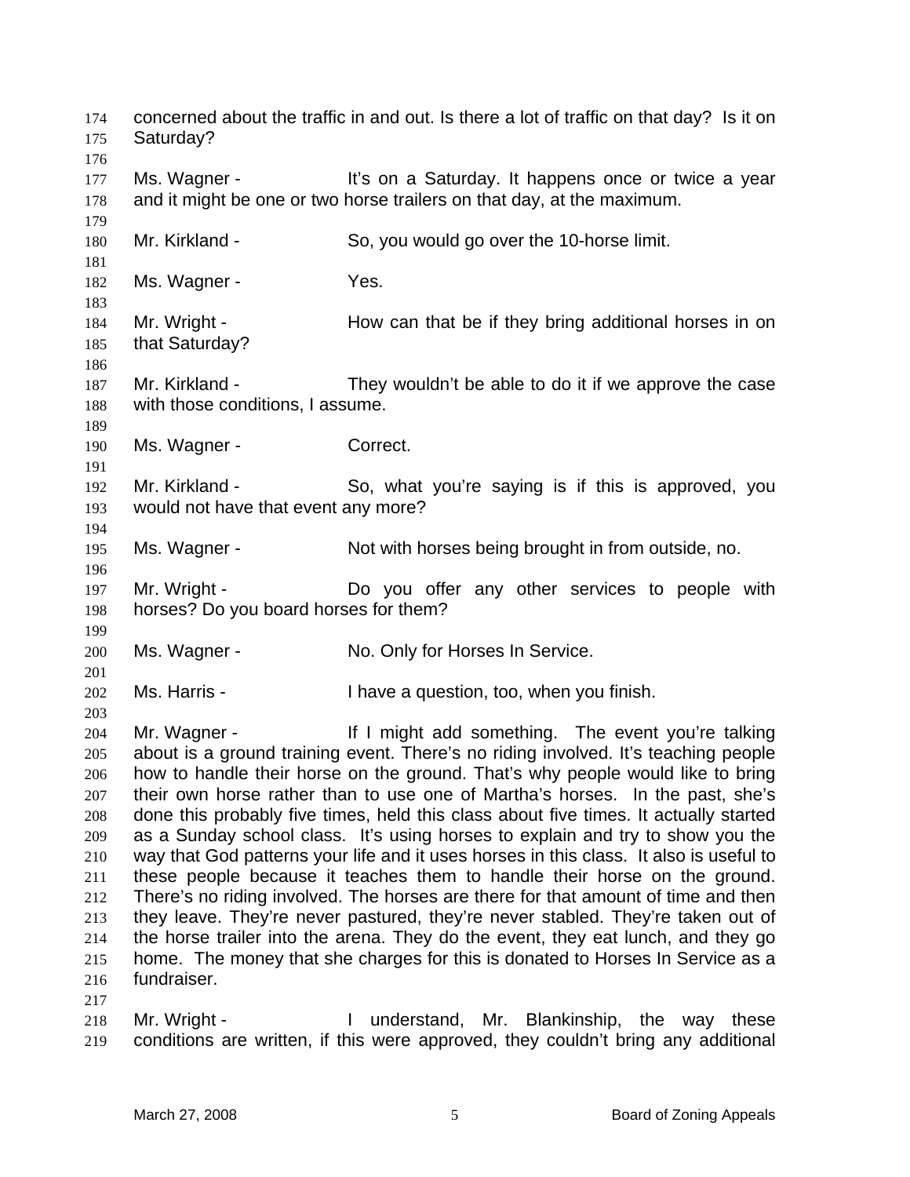concerned about the traffic in and out. Is there a lot of traffic on that day? Is it on Saturday?

Ms. Wagner - It's on a Saturday. It happens once or twice a year and it might be one or two horse trailers on that day, at the maximum.

Mr. Kirkland - So, you would go over the 10-horse limit.

Ms. Wagner - Yes.

Mr. Wright - How can that be if they bring additional horses in on that Saturday?

Mr. Kirkland - They wouldn't be able to do it if we approve the case with those conditions, I assume.

Ms. Wagner - Correct.

Mr. Kirkland - So, what you're saying is if this is approved, you would not have that event any more?

Ms. Wagner - Not with horses being brought in from outside, no.

Mr. Wright - Do you offer any other services to people with horses? Do you board horses for them?

Ms. Wagner - No. Only for Horses In Service.

Ms. Harris - I have a question, too, when you finish.

Mr. Wagner - If I might add something. The event you're talking about is a ground training event. There's no riding involved. It's teaching people how to handle their horse on the ground. That's why people would like to bring their own horse rather than to use one of Martha's horses. In the past, she's done this probably five times, held this class about five times. It actually started as a Sunday school class. It's using horses to explain and try to show you the way that God patterns your life and it uses horses in this class. It also is useful to these people because it teaches them to handle their horse on the ground. There's no riding involved. The horses are there for that amount of time and then they leave. They're never pastured, they're never stabled. They're taken out of the horse trailer into the arena. They do the event, they eat lunch, and they go home. The money that she charges for this is donated to Horses In Service as a fundraiser.

Mr. Wright - I understand, Mr. Blankinship, the way these conditions are written, if this were approved, they couldn't bring any additional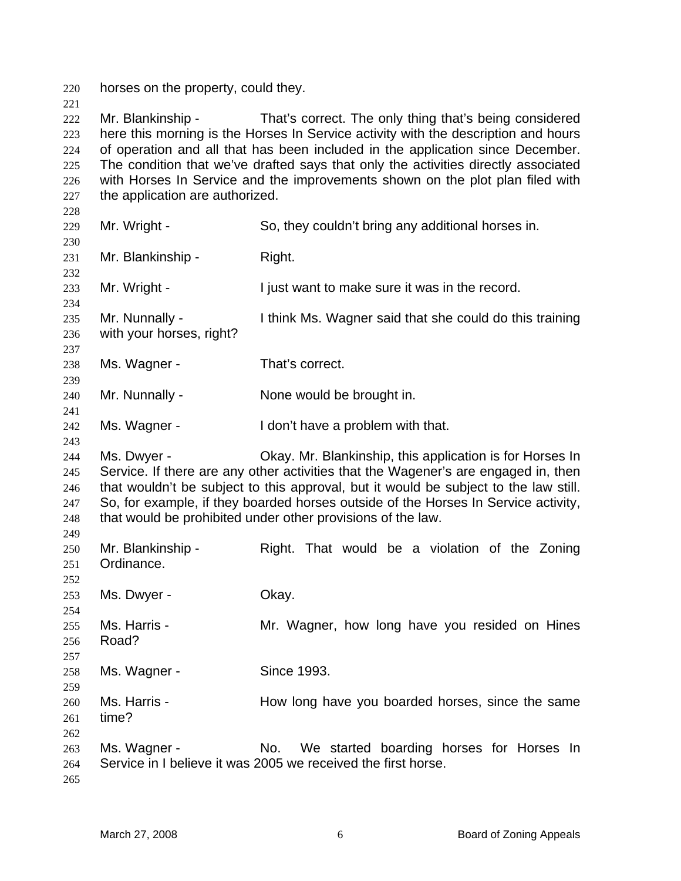horses on the property, could they.

Mr. Blankinship - That's correct. The only thing that's being considered here this morning is the Horses In Service activity with the description and hours of operation and all that has been included in the application since December. The condition that we've drafted says that only the activities directly associated with Horses In Service and the improvements shown on the plot plan filed with the application are authorized.

Mr. Wright - So, they couldn't bring any additional horses in.

Mr. Blankinship - Right.

Mr. Wright - I just want to make sure it was in the record.

Mr. Nunnally - I think Ms. Wagner said that she could do this training with your horses, right?

Ms. Wagner - That's correct.

Mr. Nunnally - None would be brought in.

Ms. Wagner - I don't have a problem with that.

Ms. Dwyer - Okay. Mr. Blankinship, this application is for Horses In Service. If there are any other activities that the Wagener's are engaged in, then that wouldn't be subject to this approval, but it would be subject to the law still. So, for example, if they boarded horses outside of the Horses In Service activity, that would be prohibited under other provisions of the law.

Mr. Blankinship - Right. That would be a violation of the Zoning Ordinance.

Ms. Dwyer - Okay.

Ms. Harris - Mr. Wagner, how long have you resided on Hines Road?

Ms. Wagner - Since 1993.

Ms. Harris - How long have you boarded horses, since the same time?

Ms. Wagner - No. We started boarding horses for Horses In Service in I believe it was 2005 we received the first horse.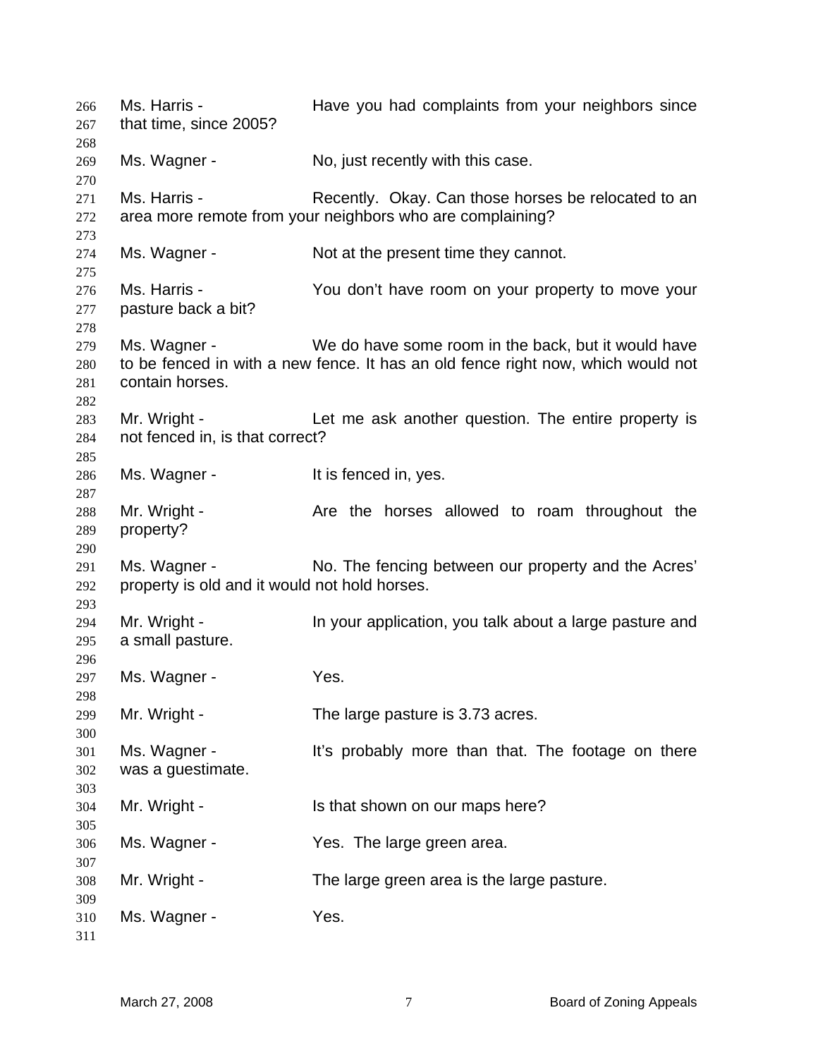Ms. Harris - Have you had complaints from your neighbors since that time, since 2005?

Ms. Wagner - No, just recently with this case.

Ms. Harris - Recently. Okay. Can those horses be relocated to an area more remote from your neighbors who are complaining?

Ms. Wagner - Not at the present time they cannot.

Ms. Harris - You don't have room on your property to move your pasture back a bit?

Ms. Wagner - We do have some room in the back, but it would have to be fenced in with a new fence. It has an old fence right now, which would not contain horses.

Mr. Wright - Let me ask another question. The entire property is not fenced in, is that correct?

Ms. Wagner - It is fenced in, yes.

Mr. Wright - Are the horses allowed to roam throughout the property?

Ms. Wagner - No. The fencing between our property and the Acres' property is old and it would not hold horses.

Mr. Wright - In your application, you talk about a large pasture and a small pasture.

Ms. Wagner - Yes.

Mr. Wright - The large pasture is 3.73 acres.

Ms. Wagner - It's probably more than that. The footage on there was a guestimate.

Mr. Wright - Is that shown on our maps here?

Ms. Wagner - Yes. The large green area.

Mr. Wright - The large green area is the large pasture.

Ms. Wagner - Yes.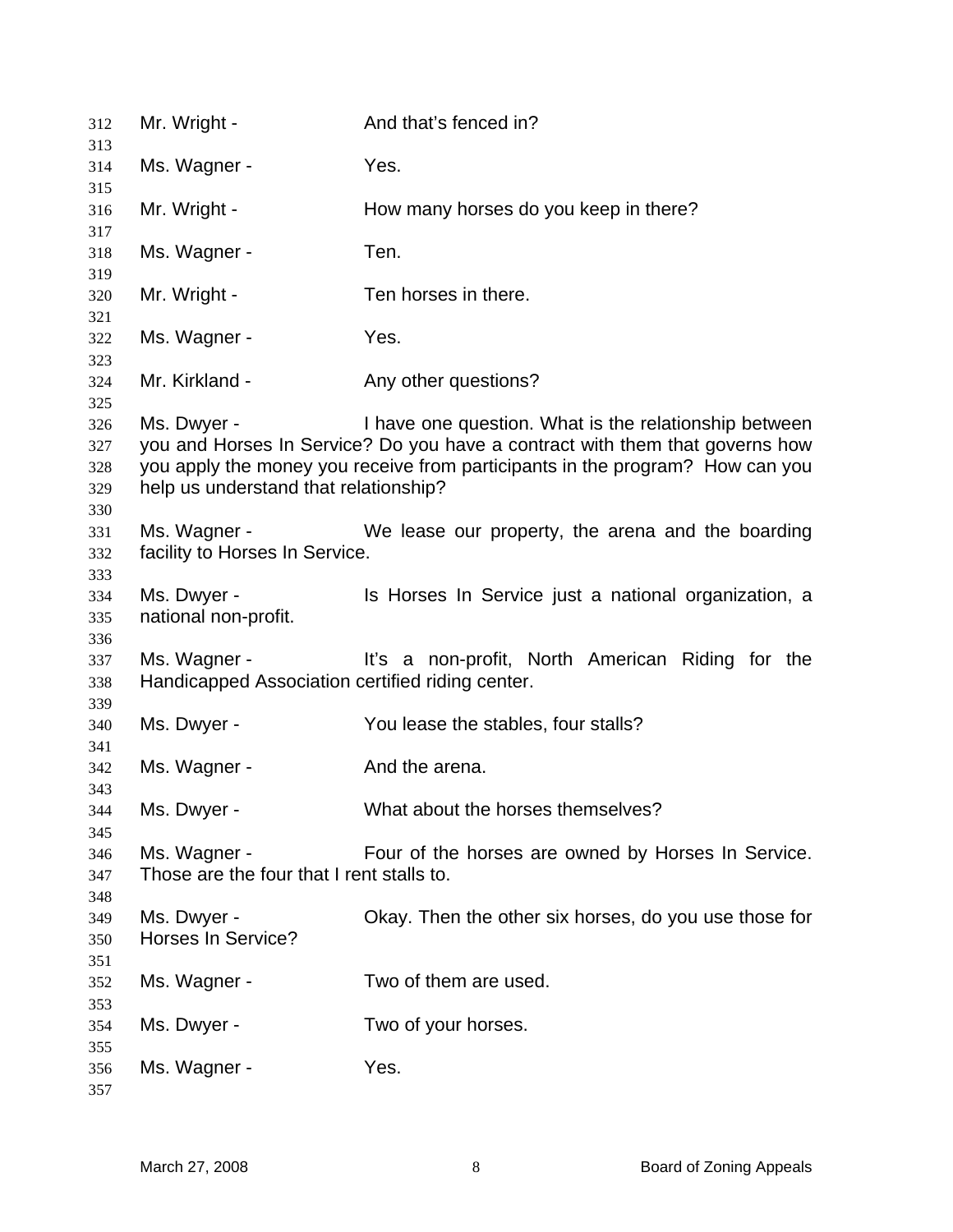Mr. Wright - And that's fenced in?

Ms. Wagner - Yes.

Mr. Wright - How many horses do you keep in there?

Ms. Wagner - Ten.

Mr. Wright - Ten horses in there.

Ms. Wagner - Yes.

Mr. Kirkland - Any other questions?

Ms. Dwyer - I have one question. What is the relationship between you and Horses In Service? Do you have a contract with them that governs how you apply the money you receive from participants in the program? How can you help us understand that relationship?

Ms. Wagner - We lease our property, the arena and the boarding facility to Horses In Service.

Ms. Dwyer - Is Horses In Service just a national organization, a national non-profit.

Ms. Wagner - It's a non-profit, North American Riding for the Handicapped Association certified riding center.

Ms. Dwyer - You lease the stables, four stalls?

Ms. Wagner - And the arena.

Ms. Dwyer - What about the horses themselves?

Ms. Wagner - Four of the horses are owned by Horses In Service. Those are the four that I rent stalls to.

Ms. Dwyer - Okay. Then the other six horses, do you use those for Horses In Service?

Ms. Wagner - Two of them are used.

Ms. Dwyer - Two of your horses.

Ms. Wagner - Yes.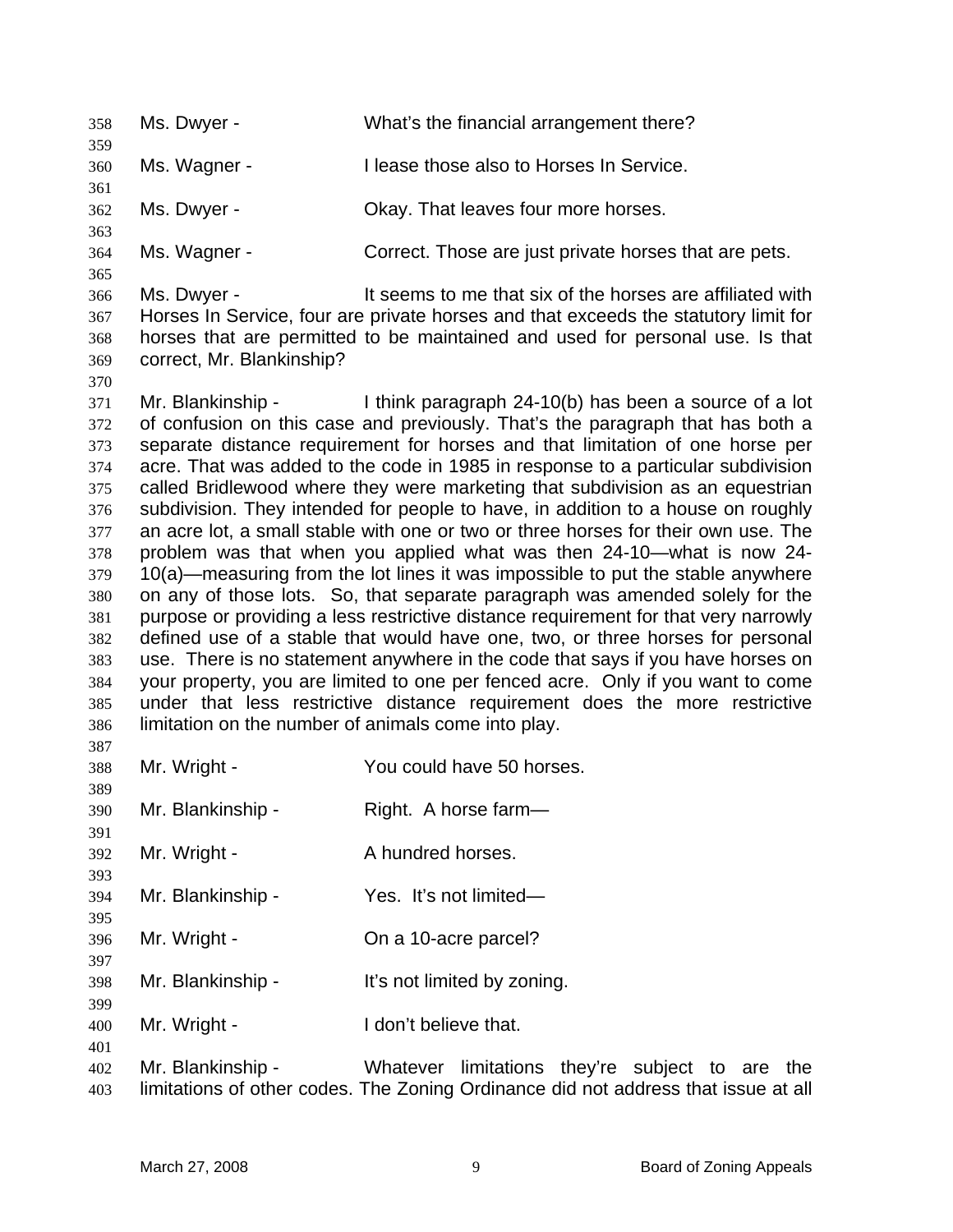Ms. Dwyer - What's the financial arrangement there?

Ms. Wagner - I lease those also to Horses In Service.

Ms. Dwyer - Okay. That leaves four more horses.

Ms. Wagner - Correct. Those are just private horses that are pets.

Ms. Dwyer - It seems to me that six of the horses are affiliated with Horses In Service, four are private horses and that exceeds the statutory limit for horses that are permitted to be maintained and used for personal use. Is that correct, Mr. Blankinship?

Mr. Blankinship - I think paragraph 24-10(b) has been a source of a lot of confusion on this case and previously. That's the paragraph that has both a separate distance requirement for horses and that limitation of one horse per acre. That was added to the code in 1985 in response to a particular subdivision called Bridlewood where they were marketing that subdivision as an equestrian subdivision. They intended for people to have, in addition to a house on roughly an acre lot, a small stable with one or two or three horses for their own use. The problem was that when you applied what was then 24-10—what is now 24-10(a)—measuring from the lot lines it was impossible to put the stable anywhere on any of those lots. So, that separate paragraph was amended solely for the purpose or providing a less restrictive distance requirement for that very narrowly defined use of a stable that would have one, two, or three horses for personal use. There is no statement anywhere in the code that says if you have horses on your property, you are limited to one per fenced acre. Only if you want to come under that less restrictive distance requirement does the more restrictive limitation on the number of animals come into play.

Mr. Wright - You could have 50 horses.

Mr. Blankinship - Right. A horse farm—

Mr. Wright - A hundred horses.

Mr. Blankinship - Yes. It's not limited—

Mr. Wright - On a 10-acre parcel?

Mr. Blankinship - It's not limited by zoning.

Mr. Wright - I don't believe that.

Mr. Blankinship - Whatever limitations they're subject to are the limitations of other codes. The Zoning Ordinance did not address that issue at all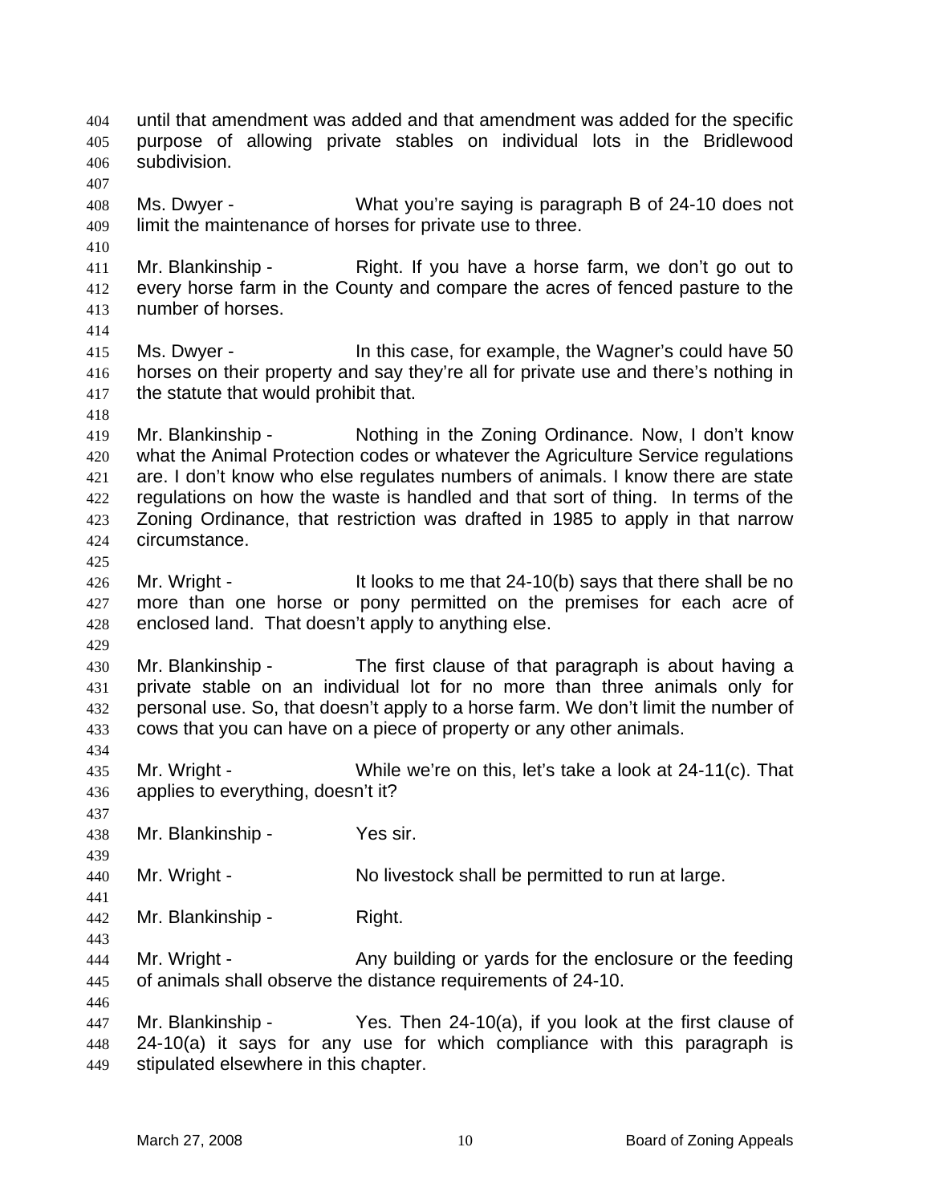until that amendment was added and that amendment was added for the specific purpose of allowing private stables on individual lots in the Bridlewood subdivision.

Ms. Dwyer - What you're saying is paragraph B of 24-10 does not limit the maintenance of horses for private use to three.

Mr. Blankinship - Right. If you have a horse farm, we don't go out to every horse farm in the County and compare the acres of fenced pasture to the number of horses.

Ms. Dwyer - In this case, for example, the Wagner's could have 50 horses on their property and say they're all for private use and there's nothing in the statute that would prohibit that.

Mr. Blankinship - Nothing in the Zoning Ordinance. Now, I don't know what the Animal Protection codes or whatever the Agriculture Service regulations are. I don't know who else regulates numbers of animals. I know there are state regulations on how the waste is handled and that sort of thing. In terms of the Zoning Ordinance, that restriction was drafted in 1985 to apply in that narrow circumstance.

Mr. Wright - It looks to me that 24-10(b) says that there shall be no more than one horse or pony permitted on the premises for each acre of enclosed land. That doesn't apply to anything else.

Mr. Blankinship - The first clause of that paragraph is about having a private stable on an individual lot for no more than three animals only for personal use. So, that doesn't apply to a horse farm. We don't limit the number of cows that you can have on a piece of property or any other animals.

Mr. Wright - While we're on this, let's take a look at 24-11(c). That applies to everything, doesn't it?

Mr. Blankinship - Yes sir.

Mr. Wright - No livestock shall be permitted to run at large.

Mr. Blankinship - Right.

Mr. Wright - Any building or yards for the enclosure or the feeding of animals shall observe the distance requirements of 24-10.

Mr. Blankinship - Yes. Then 24-10(a), if you look at the first clause of 24-10(a) it says for any use for which compliance with this paragraph is stipulated elsewhere in this chapter.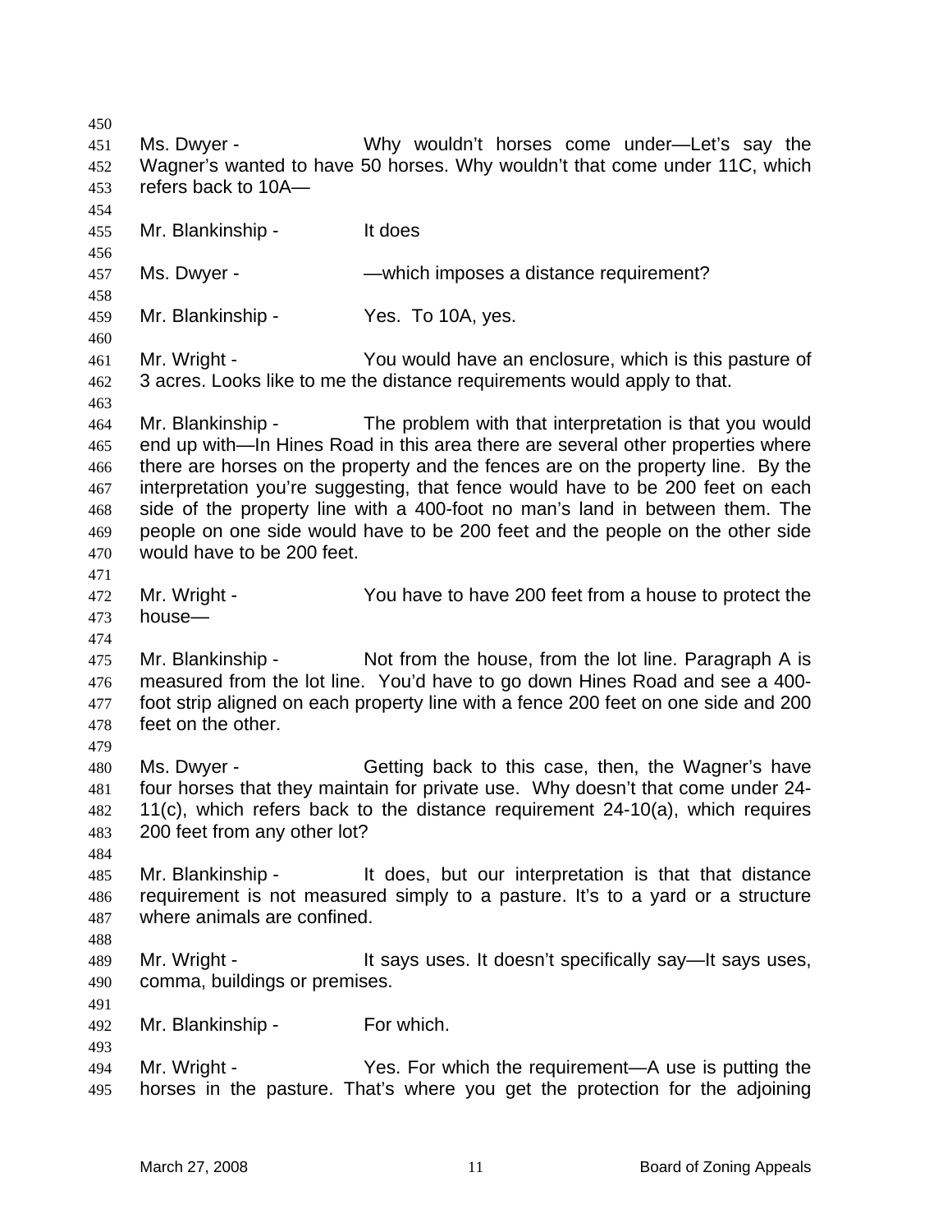Ms. Dwyer - Why wouldn't horses come under—Let's say the Wagner's wanted to have 50 horses. Why wouldn't that come under 11C, which refers back to 10A—

Mr. Blankinship - It does

Ms. Dwyer - —which imposes a distance requirement?

Mr. Blankinship - Yes. To 10A, yes.

Mr. Wright - You would have an enclosure, which is this pasture of 3 acres. Looks like to me the distance requirements would apply to that.

Mr. Blankinship - The problem with that interpretation is that you would end up with—In Hines Road in this area there are several other properties where there are horses on the property and the fences are on the property line. By the interpretation you're suggesting, that fence would have to be 200 feet on each side of the property line with a 400-foot no man's land in between them. The people on one side would have to be 200 feet and the people on the other side would have to be 200 feet.

Mr. Wright - You have to have 200 feet from a house to protect the house—

Mr. Blankinship - Not from the house, from the lot line. Paragraph A is measured from the lot line. You'd have to go down Hines Road and see a 400-foot strip aligned on each property line with a fence 200 feet on one side and 200 feet on the other.

Ms. Dwyer - Getting back to this case, then, the Wagner's have four horses that they maintain for private use. Why doesn't that come under 24-11(c), which refers back to the distance requirement 24-10(a), which requires 200 feet from any other lot?

Mr. Blankinship - It does, but our interpretation is that that distance requirement is not measured simply to a pasture. It's to a yard or a structure where animals are confined.

Mr. Wright - It says uses. It doesn't specifically say—It says uses, comma, buildings or premises.

Mr. Blankinship - For which.

Mr. Wright - Yes. For which the requirement—A use is putting the horses in the pasture. That's where you get the protection for the adjoining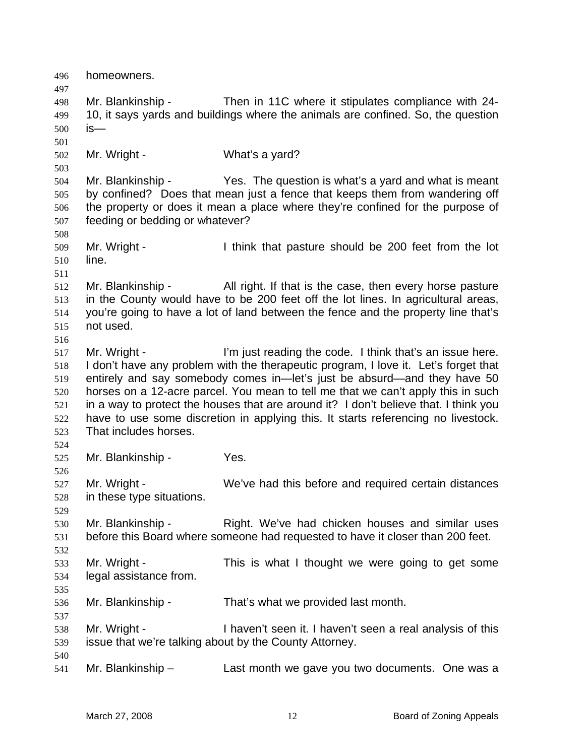homeowners.

Mr. Blankinship - Then in 11C where it stipulates compliance with 24-10, it says yards and buildings where the animals are confined. So, the question is—

Mr. Wright - What's a yard?

Mr. Blankinship - Yes. The question is what's a yard and what is meant by confined? Does that mean just a fence that keeps them from wandering off the property or does it mean a place where they're confined for the purpose of feeding or bedding or whatever?

Mr. Wright - I think that pasture should be 200 feet from the lot line.

Mr. Blankinship - All right. If that is the case, then every horse pasture in the County would have to be 200 feet off the lot lines. In agricultural areas, you're going to have a lot of land between the fence and the property line that's not used.

Mr. Wright - I'm just reading the code. I think that's an issue here. I don't have any problem with the therapeutic program, I love it. Let's forget that entirely and say somebody comes in—let's just be absurd—and they have 50 horses on a 12-acre parcel. You mean to tell me that we can't apply this in such in a way to protect the houses that are around it? I don't believe that. I think you have to use some discretion in applying this. It starts referencing no livestock. That includes horses.

Mr. Blankinship - Yes.

Mr. Wright - We've had this before and required certain distances in these type situations.

Mr. Blankinship - Right. We've had chicken houses and similar uses before this Board where someone had requested to have it closer than 200 feet.

Mr. Wright - This is what I thought we were going to get some legal assistance from.

Mr. Blankinship - That's what we provided last month.

Mr. Wright - I haven't seen it. I haven't seen a real analysis of this issue that we're talking about by the County Attorney.

Mr. Blankinship – Last month we gave you two documents. One was a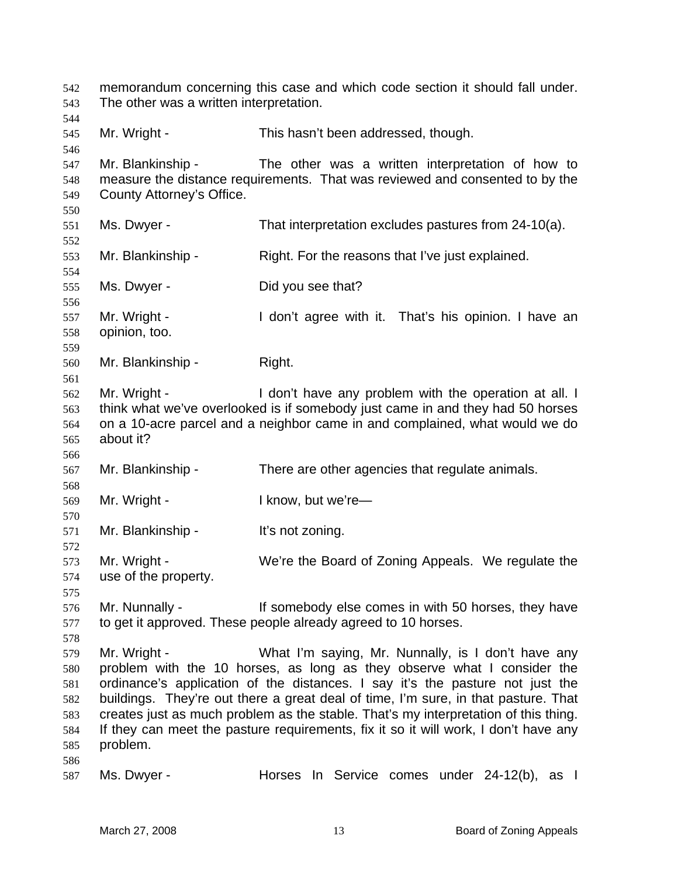memorandum concerning this case and which code section it should fall under. The other was a written interpretation.

Mr. Wright - This hasn't been addressed, though.

Mr. Blankinship - The other was a written interpretation of how to measure the distance requirements. That was reviewed and consented to by the County Attorney's Office.

Ms. Dwyer - That interpretation excludes pastures from 24-10(a).

Mr. Blankinship - Right. For the reasons that I've just explained.

Ms. Dwyer - Did you see that?

Mr. Wright - I don't agree with it. That's his opinion. I have an opinion, too.

Mr. Blankinship - Right.

Mr. Wright - I don't have any problem with the operation at all. I think what we've overlooked is if somebody just came in and they had 50 horses on a 10-acre parcel and a neighbor came in and complained, what would we do about it?

Mr. Blankinship - There are other agencies that regulate animals.

Mr. Wright - I know, but we're—

Mr. Blankinship - It's not zoning.

Mr. Wright - We're the Board of Zoning Appeals. We regulate the use of the property.

Mr. Nunnally - If somebody else comes in with 50 horses, they have to get it approved. These people already agreed to 10 horses.

Mr. Wright - What I'm saying, Mr. Nunnally, is I don't have any problem with the 10 horses, as long as they observe what I consider the ordinance's application of the distances. I say it's the pasture not just the buildings. They're out there a great deal of time, I'm sure, in that pasture. That creates just as much problem as the stable. That's my interpretation of this thing. If they can meet the pasture requirements, fix it so it will work, I don't have any problem.

Ms. Dwyer - Horses In Service comes under 24-12(b), as I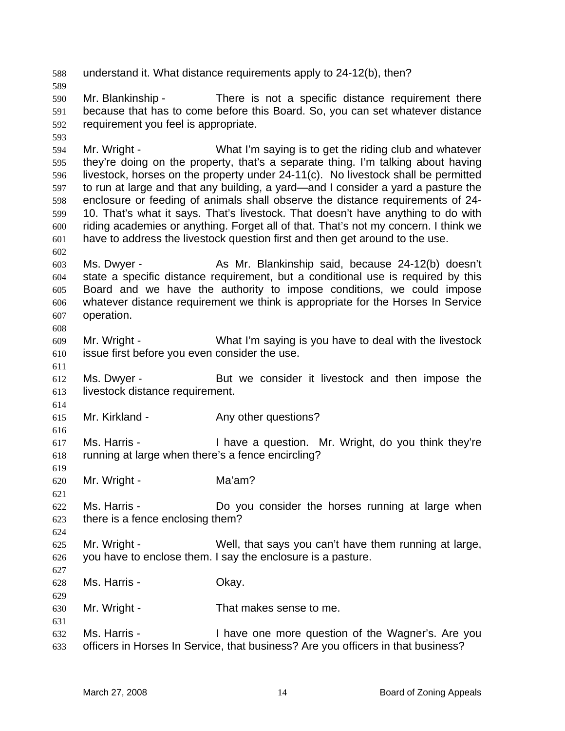understand it. What distance requirements apply to 24-12(b), then?

Mr. Blankinship - There is not a specific distance requirement there because that has to come before this Board. So, you can set whatever distance requirement you feel is appropriate.

Mr. Wright - What I'm saying is to get the riding club and whatever they're doing on the property, that's a separate thing. I'm talking about having livestock, horses on the property under 24-11(c). No livestock shall be permitted to run at large and that any building, a yard—and I consider a yard a pasture the enclosure or feeding of animals shall observe the distance requirements of 24-10. That's what it says. That's livestock. That doesn't have anything to do with riding academies or anything. Forget all of that. That's not my concern. I think we have to address the livestock question first and then get around to the use.

Ms. Dwyer - As Mr. Blankinship said, because 24-12(b) doesn't state a specific distance requirement, but a conditional use is required by this Board and we have the authority to impose conditions, we could impose whatever distance requirement we think is appropriate for the Horses In Service operation.

Mr. Wright - What I'm saying is you have to deal with the livestock issue first before you even consider the use.

Ms. Dwyer - But we consider it livestock and then impose the livestock distance requirement.

Mr. Kirkland - Any other questions?

Ms. Harris - I have a question. Mr. Wright, do you think they're running at large when there's a fence encircling?

Mr. Wright - Ma'am?

Ms. Harris - Do you consider the horses running at large when there is a fence enclosing them?

Mr. Wright - Well, that says you can't have them running at large, you have to enclose them. I say the enclosure is a pasture.

Ms. Harris - Okay.

Mr. Wright - That makes sense to me.

Ms. Harris - I have one more question of the Wagner's. Are you officers in Horses In Service, that business? Are you officers in that business?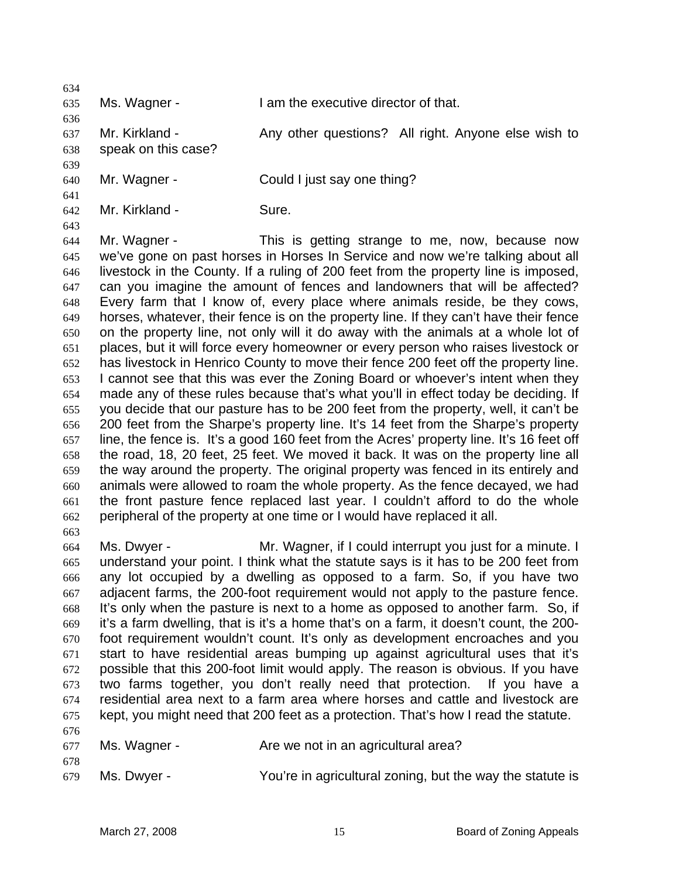Ms. Wagner - I am the executive director of that.

Mr. Kirkland - Any other questions? All right. Anyone else wish to speak on this case?

Mr. Wagner - Could I just say one thing?

Mr. Kirkland - Sure.

Mr. Wagner - This is getting strange to me, now, because now we've gone on past horses in Horses In Service and now we're talking about all livestock in the County. If a ruling of 200 feet from the property line is imposed, can you imagine the amount of fences and landowners that will be affected? Every farm that I know of, every place where animals reside, be they cows, horses, whatever, their fence is on the property line. If they can't have their fence on the property line, not only will it do away with the animals at a whole lot of places, but it will force every homeowner or every person who raises livestock or has livestock in Henrico County to move their fence 200 feet off the property line. I cannot see that this was ever the Zoning Board or whoever's intent when they made any of these rules because that's what you'll in effect today be deciding. If you decide that our pasture has to be 200 feet from the property, well, it can't be 200 feet from the Sharpe's property line. It's 14 feet from the Sharpe's property line, the fence is. It's a good 160 feet from the Acres' property line. It's 16 feet off the road, 18, 20 feet, 25 feet. We moved it back. It was on the property line all the way around the property. The original property was fenced in its entirely and animals were allowed to roam the whole property. As the fence decayed, we had the front pasture fence replaced last year. I couldn't afford to do the whole peripheral of the property at one time or I would have replaced it all.

Ms. Dwyer - Mr. Wagner, if I could interrupt you just for a minute. I understand your point. I think what the statute says is it has to be 200 feet from any lot occupied by a dwelling as opposed to a farm. So, if you have two adjacent farms, the 200-foot requirement would not apply to the pasture fence. It's only when the pasture is next to a home as opposed to another farm. So, if it's a farm dwelling, that is it's a home that's on a farm, it doesn't count, the 200-foot requirement wouldn't count. It's only as development encroaches and you start to have residential areas bumping up against agricultural uses that it's possible that this 200-foot limit would apply. The reason is obvious. If you have two farms together, you don't really need that protection. If you have a residential area next to a farm area where horses and cattle and livestock are kept, you might need that 200 feet as a protection. That's how I read the statute.

Ms. Wagner - Are we not in an agricultural area?

Ms. Dwyer - You're in agricultural zoning, but the way the statute is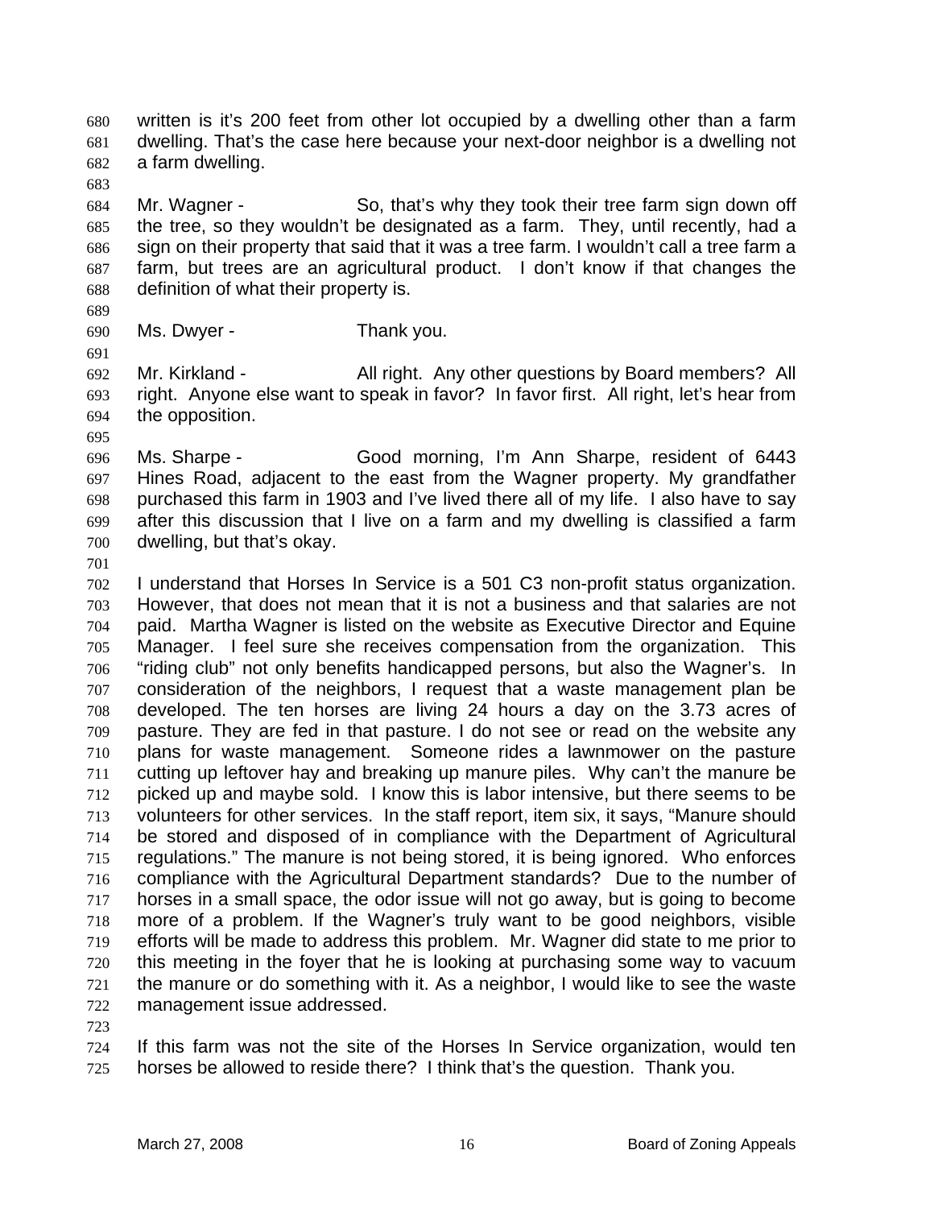written is it's 200 feet from other lot occupied by a dwelling other than a farm dwelling. That's the case here because your next-door neighbor is a dwelling not a farm dwelling.

Mr. Wagner - So, that's why they took their tree farm sign down off the tree, so they wouldn't be designated as a farm. They, until recently, had a sign on their property that said that it was a tree farm. I wouldn't call a tree farm a farm, but trees are an agricultural product. I don't know if that changes the definition of what their property is.

Ms. Dwyer - Thank you.

Mr. Kirkland - All right. Any other questions by Board members? All right. Anyone else want to speak in favor? In favor first. All right, let's hear from the opposition.

Ms. Sharpe - Good morning, I'm Ann Sharpe, resident of 6443 Hines Road, adjacent to the east from the Wagner property. My grandfather purchased this farm in 1903 and I've lived there all of my life. I also have to say after this discussion that I live on a farm and my dwelling is classified a farm dwelling, but that's okay.

I understand that Horses In Service is a 501 C3 non-profit status organization. However, that does not mean that it is not a business and that salaries are not paid. Martha Wagner is listed on the website as Executive Director and Equine Manager. I feel sure she receives compensation from the organization. This "riding club" not only benefits handicapped persons, but also the Wagner's. In consideration of the neighbors, I request that a waste management plan be developed. The ten horses are living 24 hours a day on the 3.73 acres of pasture. They are fed in that pasture. I do not see or read on the website any plans for waste management. Someone rides a lawnmower on the pasture cutting up leftover hay and breaking up manure piles. Why can't the manure be picked up and maybe sold. I know this is labor intensive, but there seems to be volunteers for other services. In the staff report, item six, it says, "Manure should be stored and disposed of in compliance with the Department of Agricultural regulations." The manure is not being stored, it is being ignored. Who enforces compliance with the Agricultural Department standards? Due to the number of horses in a small space, the odor issue will not go away, but is going to become more of a problem. If the Wagner's truly want to be good neighbors, visible efforts will be made to address this problem. Mr. Wagner did state to me prior to this meeting in the foyer that he is looking at purchasing some way to vacuum the manure or do something with it. As a neighbor, I would like to see the waste management issue addressed.

If this farm was not the site of the Horses In Service organization, would ten horses be allowed to reside there? I think that's the question. Thank you.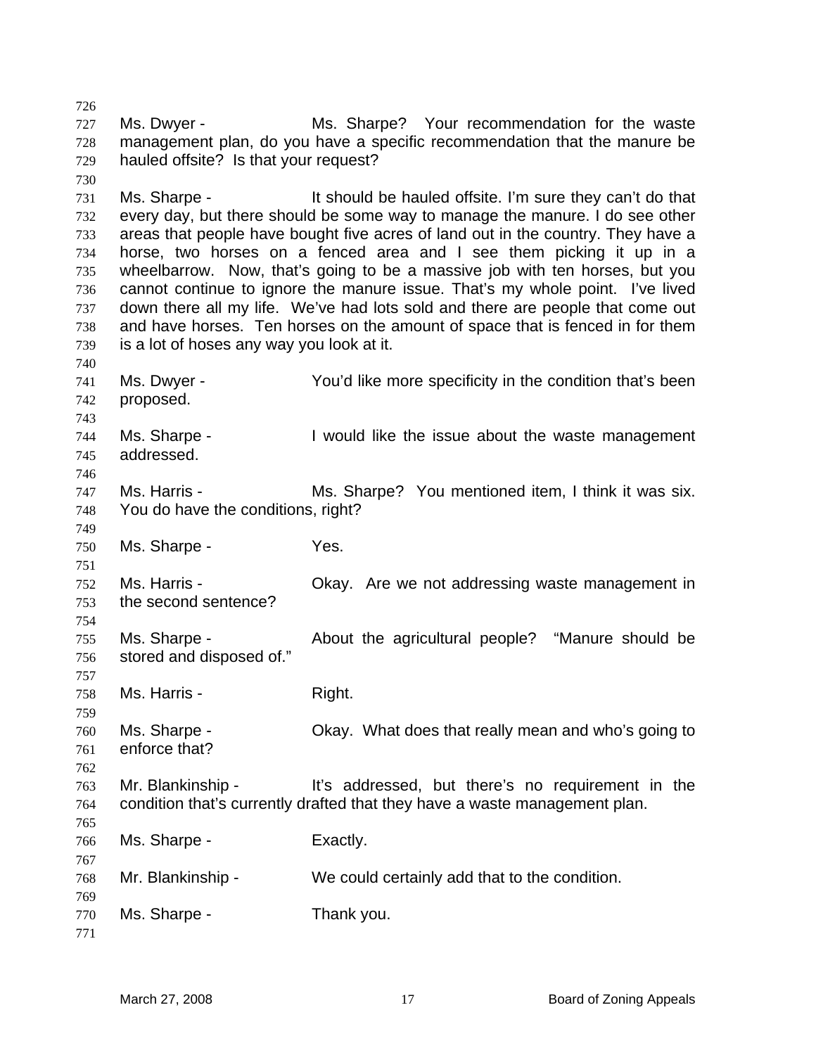Ms. Dwyer - Ms. Sharpe? Your recommendation for the waste management plan, do you have a specific recommendation that the manure be hauled offsite? Is that your request?

Ms. Sharpe - It should be hauled offsite. I'm sure they can't do that every day, but there should be some way to manage the manure. I do see other areas that people have bought five acres of land out in the country. They have a horse, two horses on a fenced area and I see them picking it up in a wheelbarrow. Now, that's going to be a massive job with ten horses, but you cannot continue to ignore the manure issue. That's my whole point. I've lived down there all my life. We've had lots sold and there are people that come out and have horses. Ten horses on the amount of space that is fenced in for them is a lot of hoses any way you look at it.

Ms. Dwyer - You'd like more specificity in the condition that's been proposed.

Ms. Sharpe - I would like the issue about the waste management addressed.

Ms. Harris - Ms. Sharpe? You mentioned item, I think it was six. You do have the conditions, right?

Ms. Sharpe - Yes.

Ms. Harris - Okay. Are we not addressing waste management in the second sentence?

Ms. Sharpe - About the agricultural people? "Manure should be stored and disposed of."

Ms. Harris - Right.

Ms. Sharpe - Okay. What does that really mean and who's going to enforce that?

Mr. Blankinship - It's addressed, but there's no requirement in the condition that's currently drafted that they have a waste management plan.

Ms. Sharpe - Exactly.

Mr. Blankinship - We could certainly add that to the condition.

Ms. Sharpe - Thank you.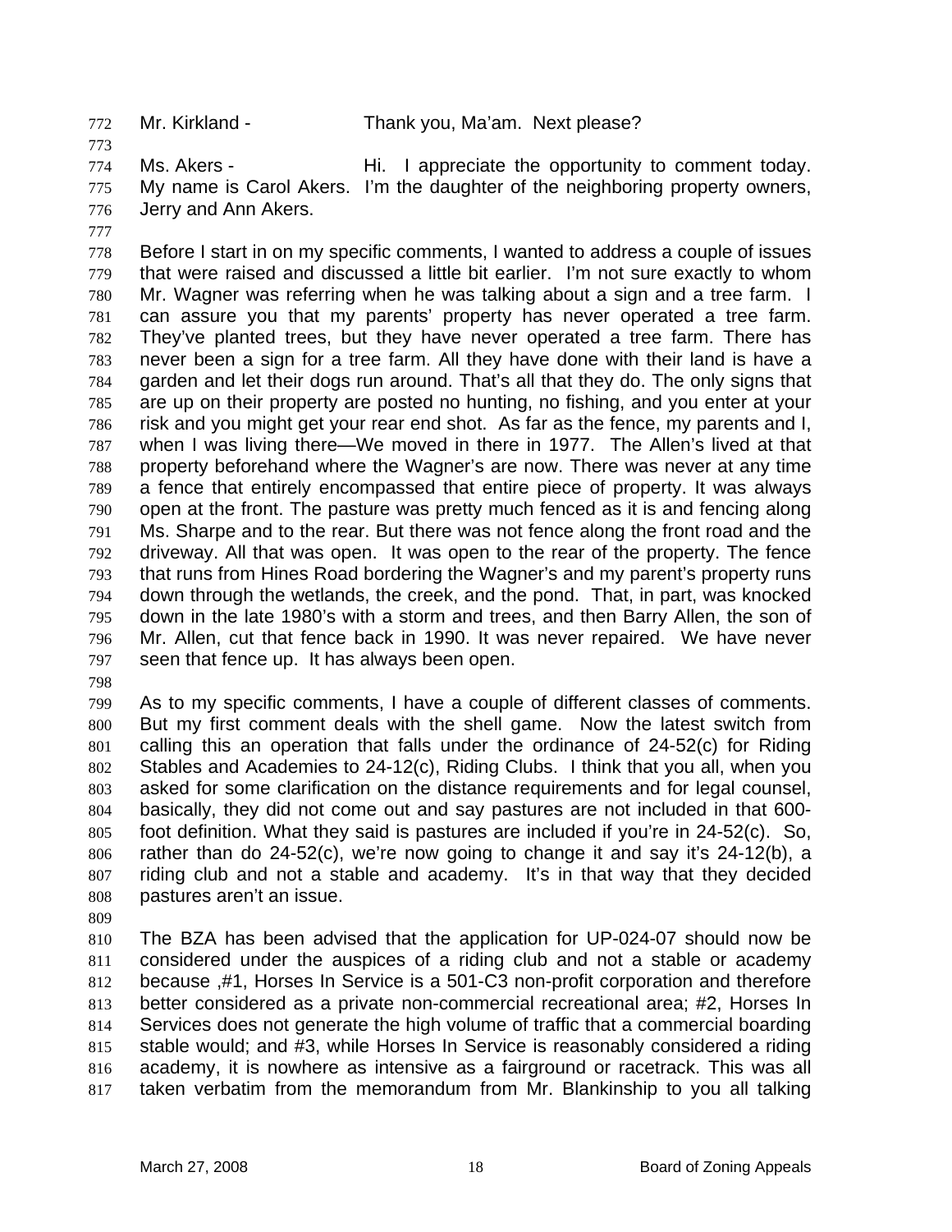Mr. Kirkland - Thank you, Ma'am. Next please?

Ms. Akers - Hi. I appreciate the opportunity to comment today. My name is Carol Akers. I'm the daughter of the neighboring property owners, Jerry and Ann Akers.

Before I start in on my specific comments, I wanted to address a couple of issues that were raised and discussed a little bit earlier. I'm not sure exactly to whom Mr. Wagner was referring when he was talking about a sign and a tree farm. I can assure you that my parents' property has never operated a tree farm. They've planted trees, but they have never operated a tree farm. There has never been a sign for a tree farm. All they have done with their land is have a garden and let their dogs run around. That's all that they do. The only signs that are up on their property are posted no hunting, no fishing, and you enter at your risk and you might get your rear end shot. As far as the fence, my parents and I, when I was living there—We moved in there in 1977. The Allen's lived at that property beforehand where the Wagner's are now. There was never at any time a fence that entirely encompassed that entire piece of property. It was always open at the front. The pasture was pretty much fenced as it is and fencing along Ms. Sharpe and to the rear. But there was not fence along the front road and the driveway. All that was open. It was open to the rear of the property. The fence that runs from Hines Road bordering the Wagner's and my parent's property runs down through the wetlands, the creek, and the pond. That, in part, was knocked down in the late 1980's with a storm and trees, and then Barry Allen, the son of Mr. Allen, cut that fence back in 1990. It was never repaired. We have never seen that fence up. It has always been open.

As to my specific comments, I have a couple of different classes of comments. But my first comment deals with the shell game. Now the latest switch from calling this an operation that falls under the ordinance of 24-52(c) for Riding Stables and Academies to 24-12(c), Riding Clubs. I think that you all, when you asked for some clarification on the distance requirements and for legal counsel, basically, they did not come out and say pastures are not included in that 600-foot definition. What they said is pastures are included if you're in 24-52(c). So, rather than do 24-52(c), we're now going to change it and say it's 24-12(b), a riding club and not a stable and academy. It's in that way that they decided pastures aren't an issue.

The BZA has been advised that the application for UP-024-07 should now be considered under the auspices of a riding club and not a stable or academy because ,#1, Horses In Service is a 501-C3 non-profit corporation and therefore better considered as a private non-commercial recreational area; #2, Horses In Services does not generate the high volume of traffic that a commercial boarding stable would; and #3, while Horses In Service is reasonably considered a riding academy, it is nowhere as intensive as a fairground or racetrack. This was all taken verbatim from the memorandum from Mr. Blankinship to you all talking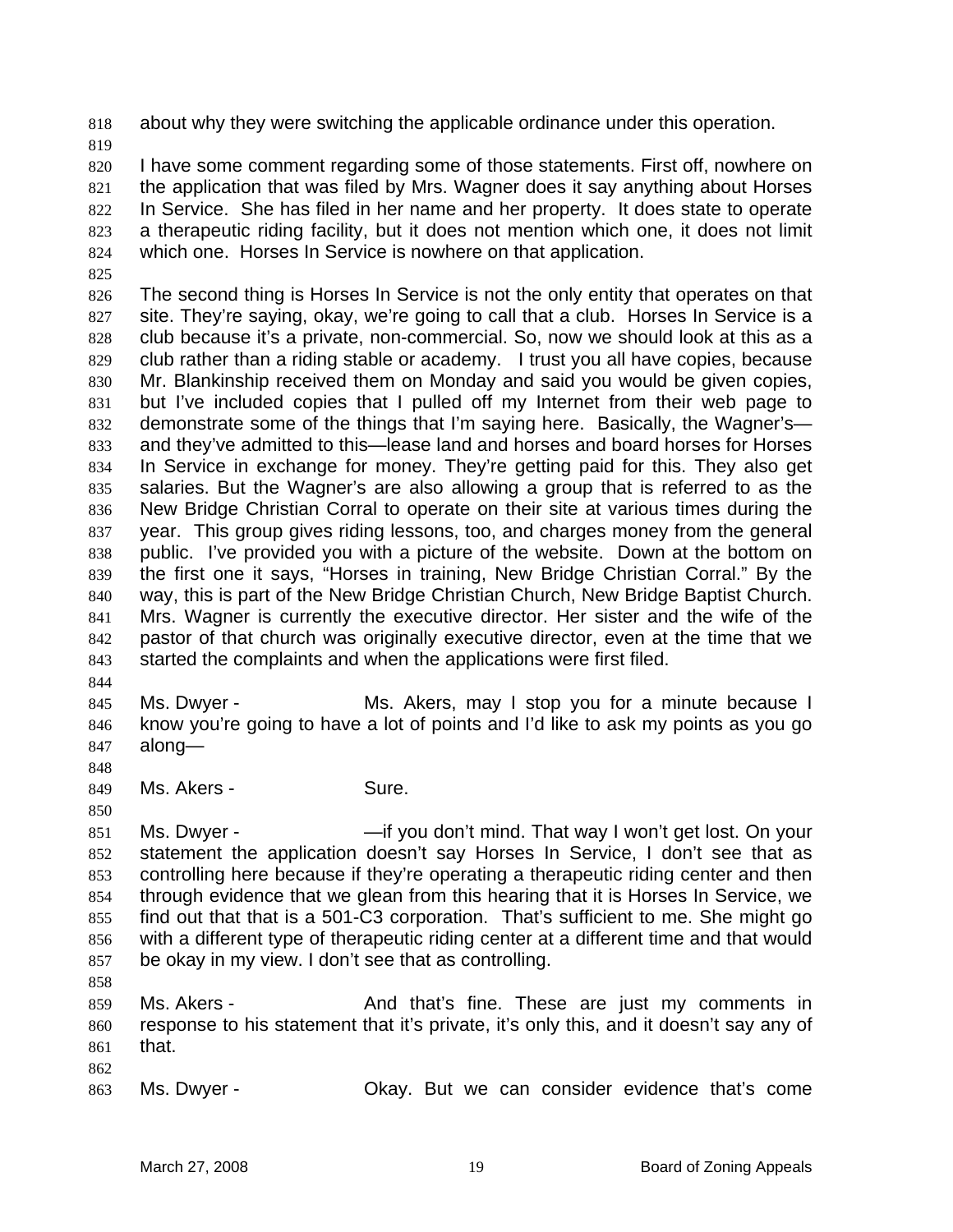about why they were switching the applicable ordinance under this operation.

I have some comment regarding some of those statements. First off, nowhere on the application that was filed by Mrs. Wagner does it say anything about Horses In Service. She has filed in her name and her property. It does state to operate a therapeutic riding facility, but it does not mention which one, it does not limit which one. Horses In Service is nowhere on that application.

The second thing is Horses In Service is not the only entity that operates on that site. They're saying, okay, we're going to call that a club. Horses In Service is a club because it's a private, non-commercial. So, now we should look at this as a club rather than a riding stable or academy. I trust you all have copies, because Mr. Blankinship received them on Monday and said you would be given copies, but I've included copies that I pulled off my Internet from their web page to demonstrate some of the things that I'm saying here. Basically, the Wagner's—and they've admitted to this—lease land and horses and board horses for Horses In Service in exchange for money. They're getting paid for this. They also get salaries. But the Wagner's are also allowing a group that is referred to as the New Bridge Christian Corral to operate on their site at various times during the year. This group gives riding lessons, too, and charges money from the general public. I've provided you with a picture of the website. Down at the bottom on the first one it says, "Horses in training, New Bridge Christian Corral." By the way, this is part of the New Bridge Christian Church, New Bridge Baptist Church. Mrs. Wagner is currently the executive director. Her sister and the wife of the pastor of that church was originally executive director, even at the time that we started the complaints and when the applications were first filed.

Ms. Dwyer - Ms. Akers, may I stop you for a minute because I know you're going to have a lot of points and I'd like to ask my points as you go along—

Ms. Akers - Sure.

Ms. Dwyer - —if you don't mind. That way I won't get lost. On your statement the application doesn't say Horses In Service, I don't see that as controlling here because if they're operating a therapeutic riding center and then through evidence that we glean from this hearing that it is Horses In Service, we find out that that is a 501-C3 corporation. That's sufficient to me. She might go with a different type of therapeutic riding center at a different time and that would be okay in my view. I don't see that as controlling.

Ms. Akers - And that's fine. These are just my comments in response to his statement that it's private, it's only this, and it doesn't say any of that.

Ms. Dwyer - Okay. But we can consider evidence that's come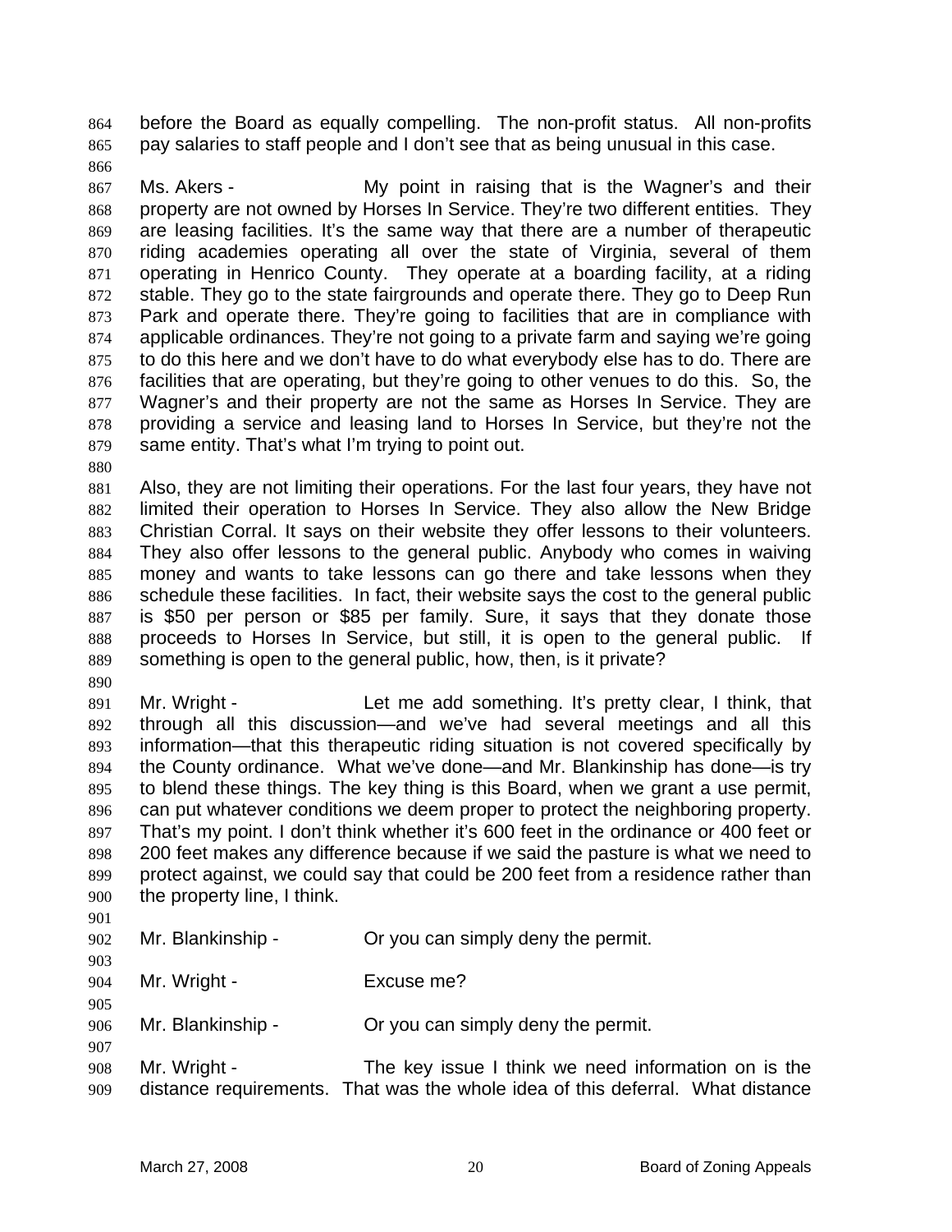before the Board as equally compelling. The non-profit status. All non-profits pay salaries to staff people and I don't see that as being unusual in this case.

Ms. Akers - My point in raising that is the Wagner's and their property are not owned by Horses In Service. They're two different entities. They are leasing facilities. It's the same way that there are a number of therapeutic riding academies operating all over the state of Virginia, several of them operating in Henrico County. They operate at a boarding facility, at a riding stable. They go to the state fairgrounds and operate there. They go to Deep Run Park and operate there. They're going to facilities that are in compliance with applicable ordinances. They're not going to a private farm and saying we're going to do this here and we don't have to do what everybody else has to do. There are facilities that are operating, but they're going to other venues to do this. So, the Wagner's and their property are not the same as Horses In Service. They are providing a service and leasing land to Horses In Service, but they're not the same entity. That's what I'm trying to point out.

Also, they are not limiting their operations. For the last four years, they have not limited their operation to Horses In Service. They also allow the New Bridge Christian Corral. It says on their website they offer lessons to their volunteers. They also offer lessons to the general public. Anybody who comes in waiving money and wants to take lessons can go there and take lessons when they schedule these facilities. In fact, their website says the cost to the general public is $50 per person or $85 per family. Sure, it says that they donate those proceeds to Horses In Service, but still, it is open to the general public. If something is open to the general public, how, then, is it private?

Mr. Wright - Let me add something. It's pretty clear, I think, that through all this discussion—and we've had several meetings and all this information—that this therapeutic riding situation is not covered specifically by the County ordinance. What we've done—and Mr. Blankinship has done—is try to blend these things. The key thing is this Board, when we grant a use permit, can put whatever conditions we deem proper to protect the neighboring property. That's my point. I don't think whether it's 600 feet in the ordinance or 400 feet or 200 feet makes any difference because if we said the pasture is what we need to protect against, we could say that could be 200 feet from a residence rather than the property line, I think.

Mr. Blankinship - Or you can simply deny the permit.

Mr. Wright - Excuse me?

Mr. Blankinship - Or you can simply deny the permit.

Mr. Wright - The key issue I think we need information on is the distance requirements. That was the whole idea of this deferral. What distance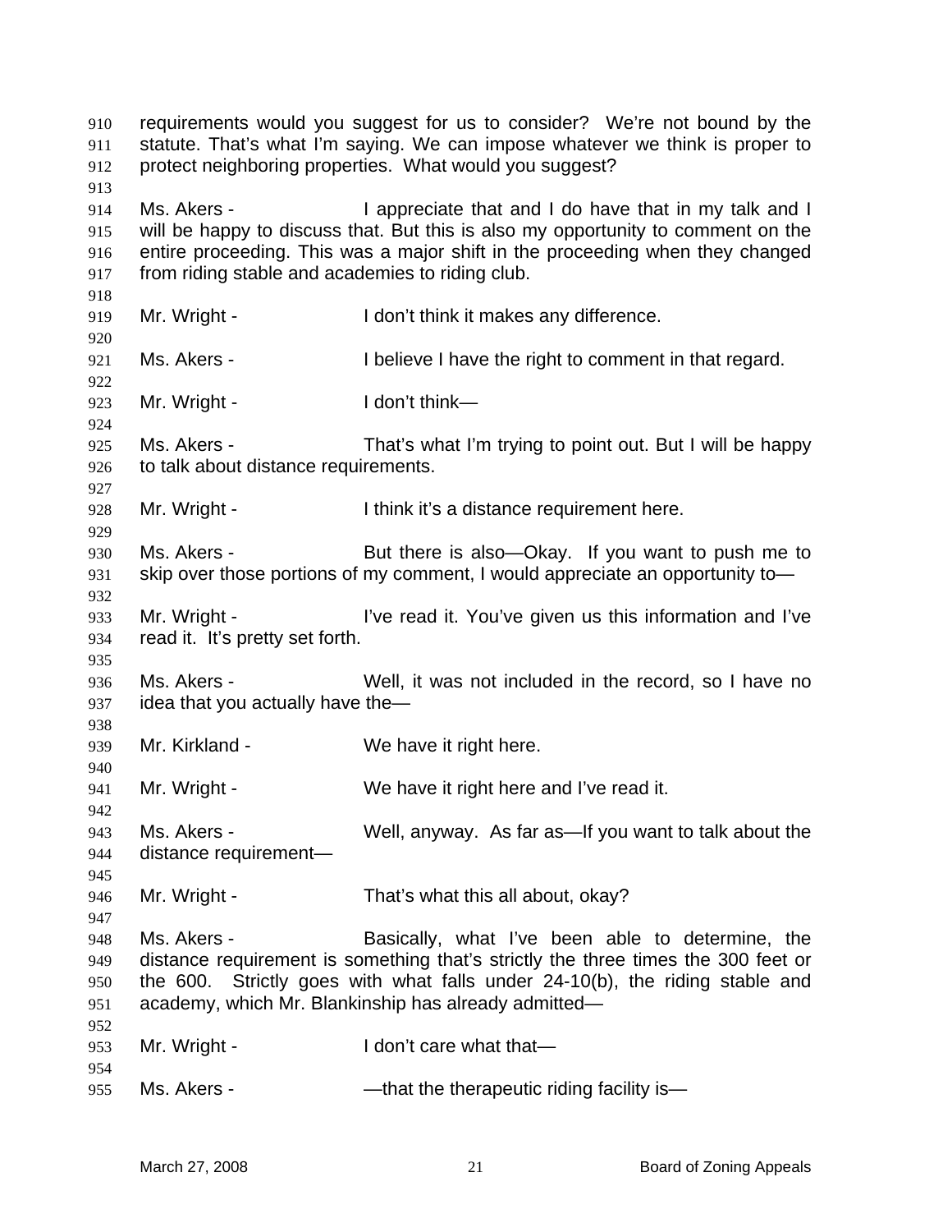requirements would you suggest for us to consider? We're not bound by the statute. That's what I'm saying. We can impose whatever we think is proper to protect neighboring properties. What would you suggest?

Ms. Akers - I appreciate that and I do have that in my talk and I will be happy to discuss that. But this is also my opportunity to comment on the entire proceeding. This was a major shift in the proceeding when they changed from riding stable and academies to riding club.

Mr. Wright - I don't think it makes any difference.

Ms. Akers - I believe I have the right to comment in that regard.

Mr. Wright - I don't think—

Ms. Akers - That's what I'm trying to point out. But I will be happy to talk about distance requirements.

Mr. Wright - I think it's a distance requirement here.

Ms. Akers - But there is also—Okay. If you want to push me to skip over those portions of my comment, I would appreciate an opportunity to—

Mr. Wright - I've read it. You've given us this information and I've read it. It's pretty set forth.

Ms. Akers - Well, it was not included in the record, so I have no idea that you actually have the—

Mr. Kirkland - We have it right here.

Mr. Wright - We have it right here and I've read it.

Ms. Akers - Well, anyway. As far as—If you want to talk about the distance requirement—

Mr. Wright - That's what this all about, okay?

Ms. Akers - Basically, what I've been able to determine, the distance requirement is something that's strictly the three times the 300 feet or the 600. Strictly goes with what falls under 24-10(b), the riding stable and academy, which Mr. Blankinship has already admitted—

Mr. Wright - I don't care what that—

Ms. Akers - —that the therapeutic riding facility is—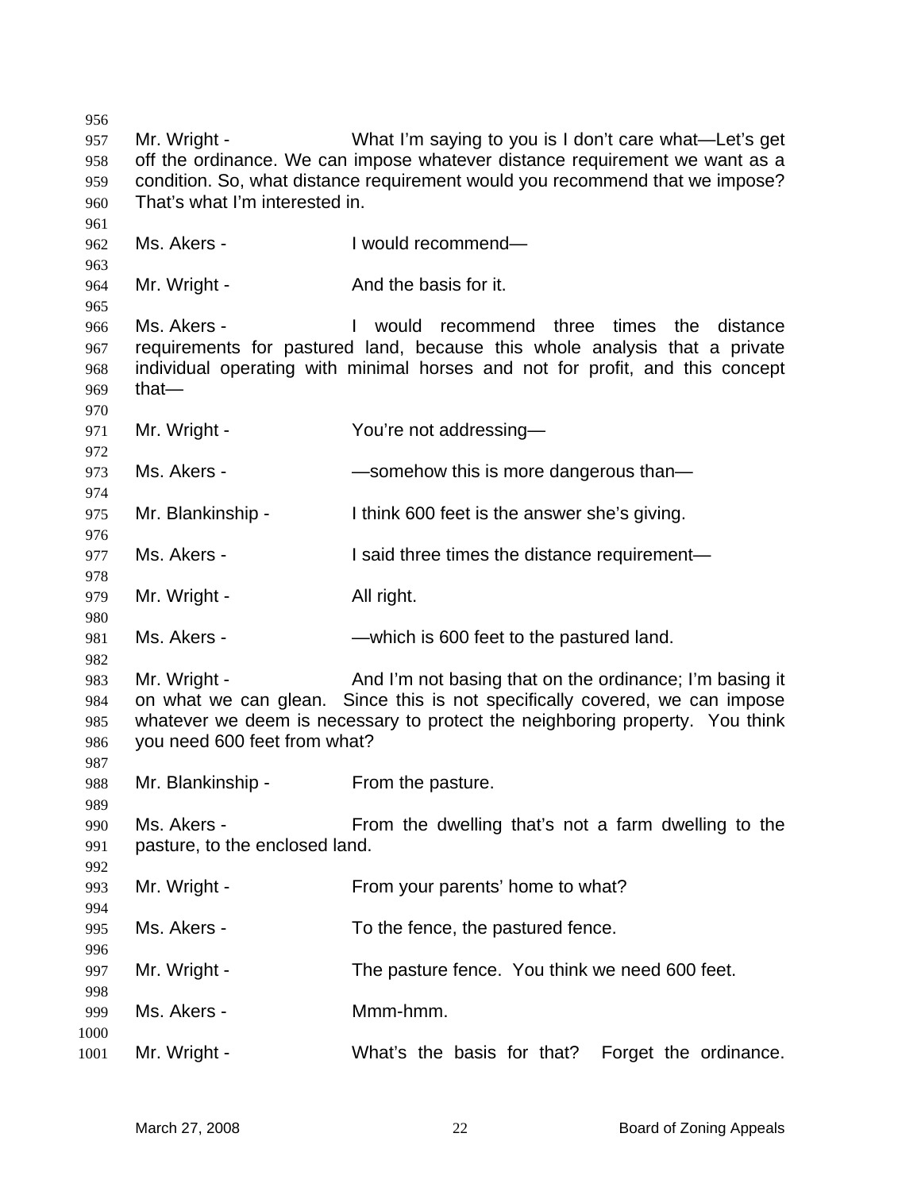Mr. Wright - What I'm saying to you is I don't care what—Let's get off the ordinance. We can impose whatever distance requirement we want as a condition. So, what distance requirement would you recommend that we impose? That's what I'm interested in.

Ms. Akers - I would recommend—

Mr. Wright - And the basis for it.

Ms. Akers - I would recommend three times the distance requirements for pastured land, because this whole analysis that a private individual operating with minimal horses and not for profit, and this concept that—

Mr. Wright - You're not addressing—

Ms. Akers - —somehow this is more dangerous than—

Mr. Blankinship - I think 600 feet is the answer she's giving.

Ms. Akers - I said three times the distance requirement—

Mr. Wright - All right.

Ms. Akers - —which is 600 feet to the pastured land.

Mr. Wright - And I'm not basing that on the ordinance; I'm basing it on what we can glean. Since this is not specifically covered, we can impose whatever we deem is necessary to protect the neighboring property. You think you need 600 feet from what?

Mr. Blankinship - From the pasture.

Ms. Akers - From the dwelling that's not a farm dwelling to the pasture, to the enclosed land.

Mr. Wright - From your parents' home to what?

Ms. Akers - To the fence, the pastured fence.

Mr. Wright - The pasture fence. You think we need 600 feet.

Ms. Akers - Mmm-hmm.

Mr. Wright - What's the basis for that? Forget the ordinance.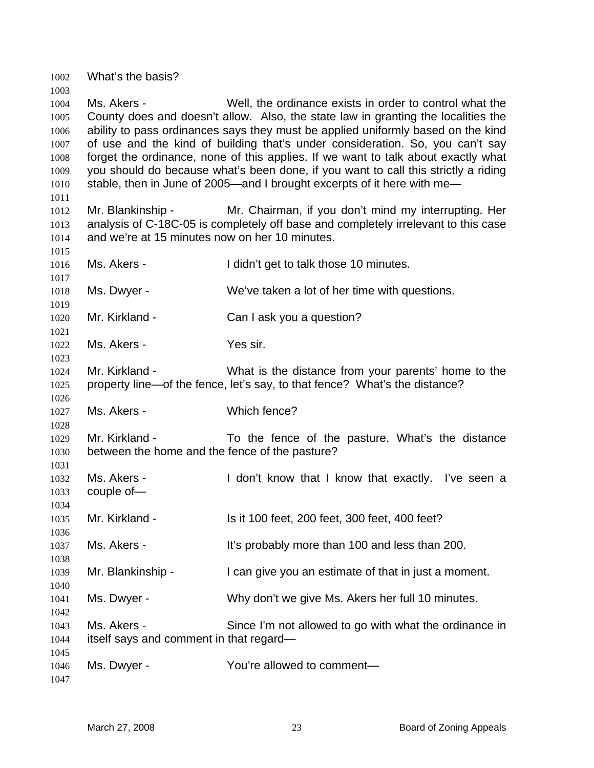What's the basis?

Ms. Akers - Well, the ordinance exists in order to control what the County does and doesn't allow. Also, the state law in granting the localities the ability to pass ordinances says they must be applied uniformly based on the kind of use and the kind of building that's under consideration. So, you can't say forget the ordinance, none of this applies. If we want to talk about exactly what you should do because what's been done, if you want to call this strictly a riding stable, then in June of 2005—and I brought excerpts of it here with me—

Mr. Blankinship - Mr. Chairman, if you don't mind my interrupting. Her analysis of C-18C-05 is completely off base and completely irrelevant to this case and we're at 15 minutes now on her 10 minutes.

Ms. Akers - I didn't get to talk those 10 minutes.

Ms. Dwyer - We've taken a lot of her time with questions.

Mr. Kirkland - Can I ask you a question?

Ms. Akers - Yes sir.

Mr. Kirkland - What is the distance from your parents' home to the property line—of the fence, let's say, to that fence? What's the distance?

Ms. Akers - Which fence?

Mr. Kirkland - To the fence of the pasture. What's the distance between the home and the fence of the pasture?

Ms. Akers - I don't know that I know that exactly. I've seen a couple of—

Mr. Kirkland - Is it 100 feet, 200 feet, 300 feet, 400 feet?

Ms. Akers - It's probably more than 100 and less than 200.

Mr. Blankinship - I can give you an estimate of that in just a moment.

Ms. Dwyer - Why don't we give Ms. Akers her full 10 minutes.

Ms. Akers - Since I'm not allowed to go with what the ordinance in itself says and comment in that regard—

Ms. Dwyer - You're allowed to comment—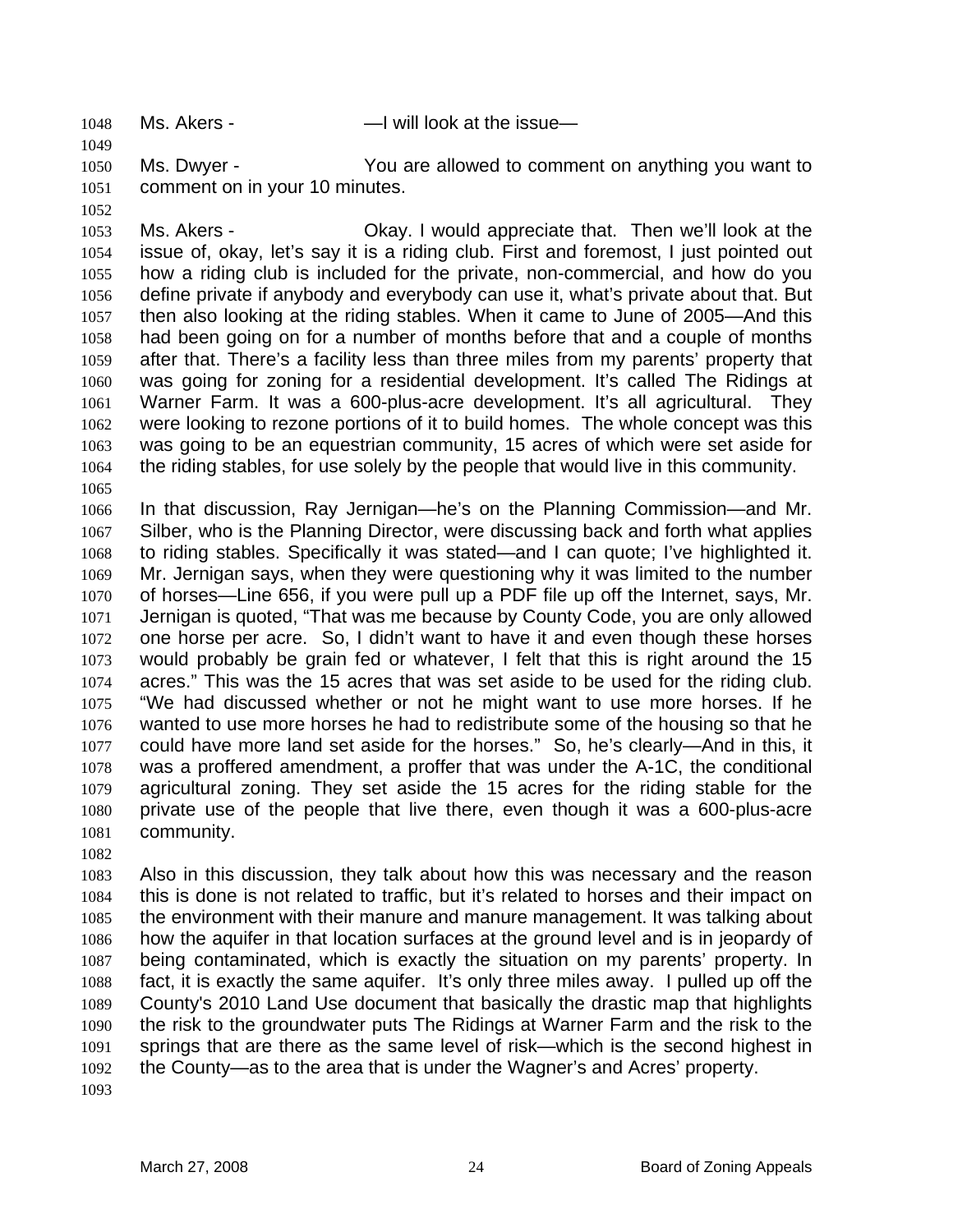Ms. Akers - —I will look at the issue—

Ms. Dwyer - You are allowed to comment on anything you want to comment on in your 10 minutes.

Ms. Akers - Okay. I would appreciate that. Then we'll look at the issue of, okay, let's say it is a riding club. First and foremost, I just pointed out how a riding club is included for the private, non-commercial, and how do you define private if anybody and everybody can use it, what's private about that. But then also looking at the riding stables. When it came to June of 2005—And this had been going on for a number of months before that and a couple of months after that. There's a facility less than three miles from my parents' property that was going for zoning for a residential development. It's called The Ridings at Warner Farm. It was a 600-plus-acre development. It's all agricultural. They were looking to rezone portions of it to build homes. The whole concept was this was going to be an equestrian community, 15 acres of which were set aside for the riding stables, for use solely by the people that would live in this community.

In that discussion, Ray Jernigan—he's on the Planning Commission—and Mr. Silber, who is the Planning Director, were discussing back and forth what applies to riding stables. Specifically it was stated—and I can quote; I've highlighted it. Mr. Jernigan says, when they were questioning why it was limited to the number of horses—Line 656, if you were pull up a PDF file up off the Internet, says, Mr. Jernigan is quoted, "That was me because by County Code, you are only allowed one horse per acre. So, I didn't want to have it and even though these horses would probably be grain fed or whatever, I felt that this is right around the 15 acres." This was the 15 acres that was set aside to be used for the riding club. "We had discussed whether or not he might want to use more horses. If he wanted to use more horses he had to redistribute some of the housing so that he could have more land set aside for the horses." So, he's clearly—And in this, it was a proffered amendment, a proffer that was under the A-1C, the conditional agricultural zoning. They set aside the 15 acres for the riding stable for the private use of the people that live there, even though it was a 600-plus-acre community.

Also in this discussion, they talk about how this was necessary and the reason this is done is not related to traffic, but it's related to horses and their impact on the environment with their manure and manure management. It was talking about how the aquifer in that location surfaces at the ground level and is in jeopardy of being contaminated, which is exactly the situation on my parents' property. In fact, it is exactly the same aquifer. It's only three miles away. I pulled up off the County's 2010 Land Use document that basically the drastic map that highlights the risk to the groundwater puts The Ridings at Warner Farm and the risk to the springs that are there as the same level of risk—which is the second highest in the County—as to the area that is under the Wagner's and Acres' property.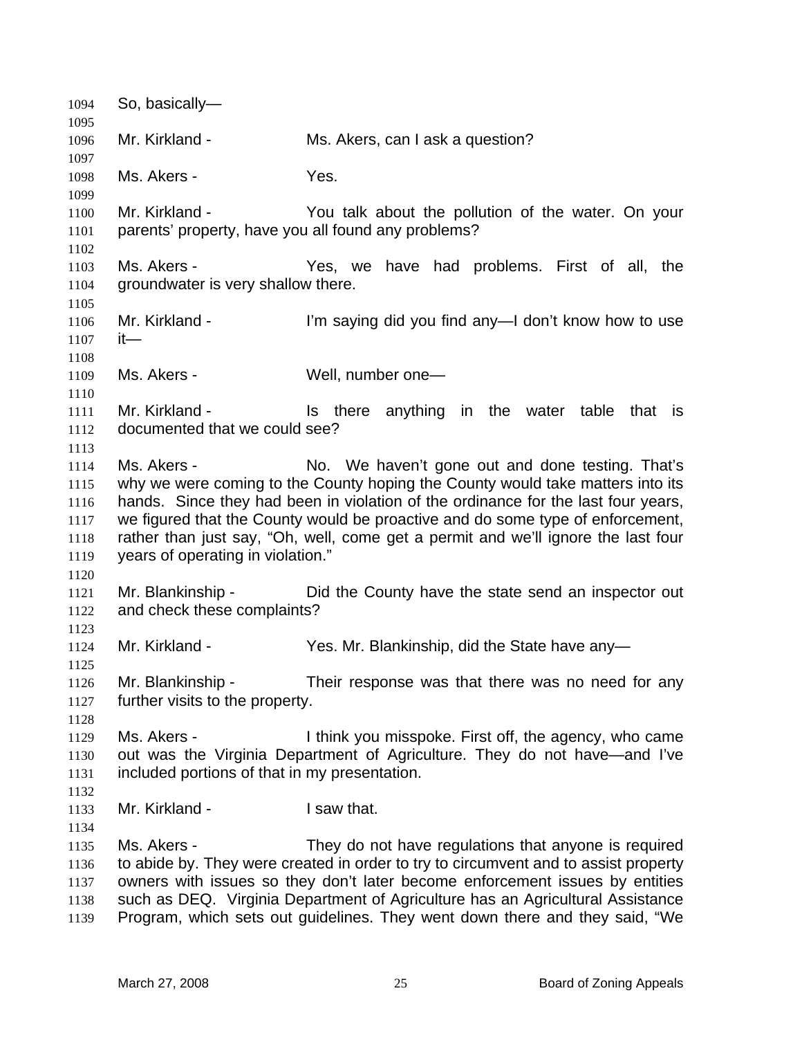So, basically—

Mr. Kirkland - Ms. Akers, can I ask a question?

Ms. Akers - Yes.

Mr. Kirkland - You talk about the pollution of the water. On your parents' property, have you all found any problems?

Ms. Akers - Yes, we have had problems. First of all, the groundwater is very shallow there.

Mr. Kirkland - I'm saying did you find any—I don't know how to use it—

Ms. Akers - Well, number one—

Mr. Kirkland - Is there anything in the water table that is documented that we could see?

Ms. Akers - No. We haven't gone out and done testing. That's why we were coming to the County hoping the County would take matters into its hands. Since they had been in violation of the ordinance for the last four years, we figured that the County would be proactive and do some type of enforcement, rather than just say, "Oh, well, come get a permit and we'll ignore the last four years of operating in violation."

Mr. Blankinship - Did the County have the state send an inspector out and check these complaints?

Mr. Kirkland - Yes. Mr. Blankinship, did the State have any—

Mr. Blankinship - Their response was that there was no need for any further visits to the property.

Ms. Akers - I think you misspoke. First off, the agency, who came out was the Virginia Department of Agriculture. They do not have—and I've included portions of that in my presentation.

Mr. Kirkland - I saw that.

Ms. Akers - They do not have regulations that anyone is required to abide by. They were created in order to try to circumvent and to assist property owners with issues so they don't later become enforcement issues by entities such as DEQ. Virginia Department of Agriculture has an Agricultural Assistance Program, which sets out guidelines. They went down there and they said, "We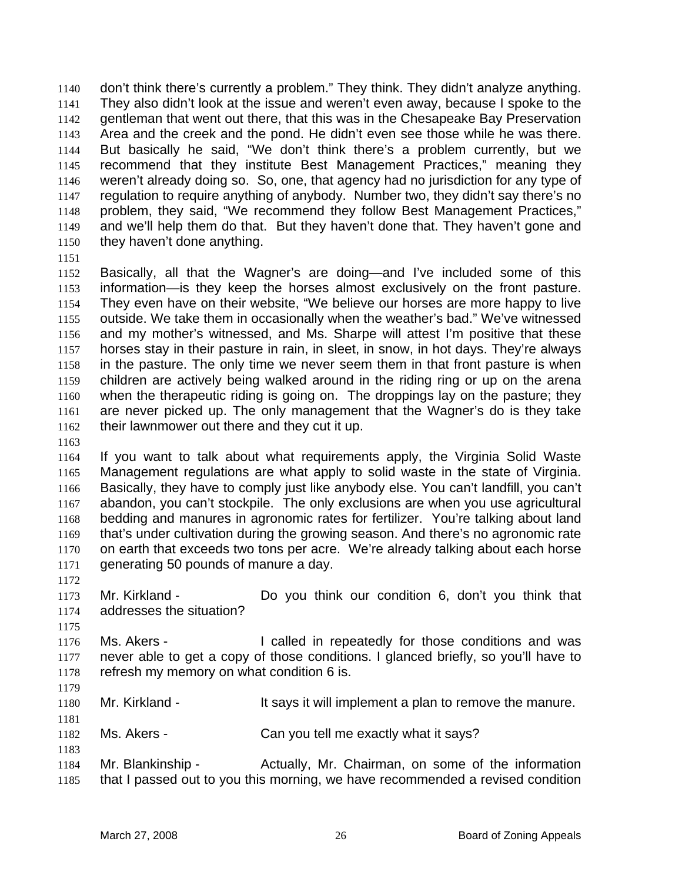don't think there's currently a problem." They think. They didn't analyze anything. They also didn't look at the issue and weren't even away, because I spoke to the gentleman that went out there, that this was in the Chesapeake Bay Preservation Area and the creek and the pond. He didn't even see those while he was there. But basically he said, "We don't think there's a problem currently, but we recommend that they institute Best Management Practices," meaning they weren't already doing so. So, one, that agency had no jurisdiction for any type of regulation to require anything of anybody. Number two, they didn't say there's no problem, they said, "We recommend they follow Best Management Practices," and we'll help them do that. But they haven't done that. They haven't gone and they haven't done anything.

Basically, all that the Wagner's are doing—and I've included some of this information—is they keep the horses almost exclusively on the front pasture. They even have on their website, "We believe our horses are more happy to live outside. We take them in occasionally when the weather's bad." We've witnessed and my mother's witnessed, and Ms. Sharpe will attest I'm positive that these horses stay in their pasture in rain, in sleet, in snow, in hot days. They're always in the pasture. The only time we never seem them in that front pasture is when children are actively being walked around in the riding ring or up on the arena when the therapeutic riding is going on. The droppings lay on the pasture; they are never picked up. The only management that the Wagner's do is they take their lawnmower out there and they cut it up.

If you want to talk about what requirements apply, the Virginia Solid Waste Management regulations are what apply to solid waste in the state of Virginia. Basically, they have to comply just like anybody else. You can't landfill, you can't abandon, you can't stockpile. The only exclusions are when you use agricultural bedding and manures in agronomic rates for fertilizer. You're talking about land that's under cultivation during the growing season. And there's no agronomic rate on earth that exceeds two tons per acre. We're already talking about each horse generating 50 pounds of manure a day.

Mr. Kirkland - Do you think our condition 6, don't you think that addresses the situation?

Ms. Akers - I called in repeatedly for those conditions and was never able to get a copy of those conditions. I glanced briefly, so you'll have to refresh my memory on what condition 6 is.

Mr. Kirkland - It says it will implement a plan to remove the manure.

Ms. Akers - Can you tell me exactly what it says?

Mr. Blankinship - Actually, Mr. Chairman, on some of the information that I passed out to you this morning, we have recommended a revised condition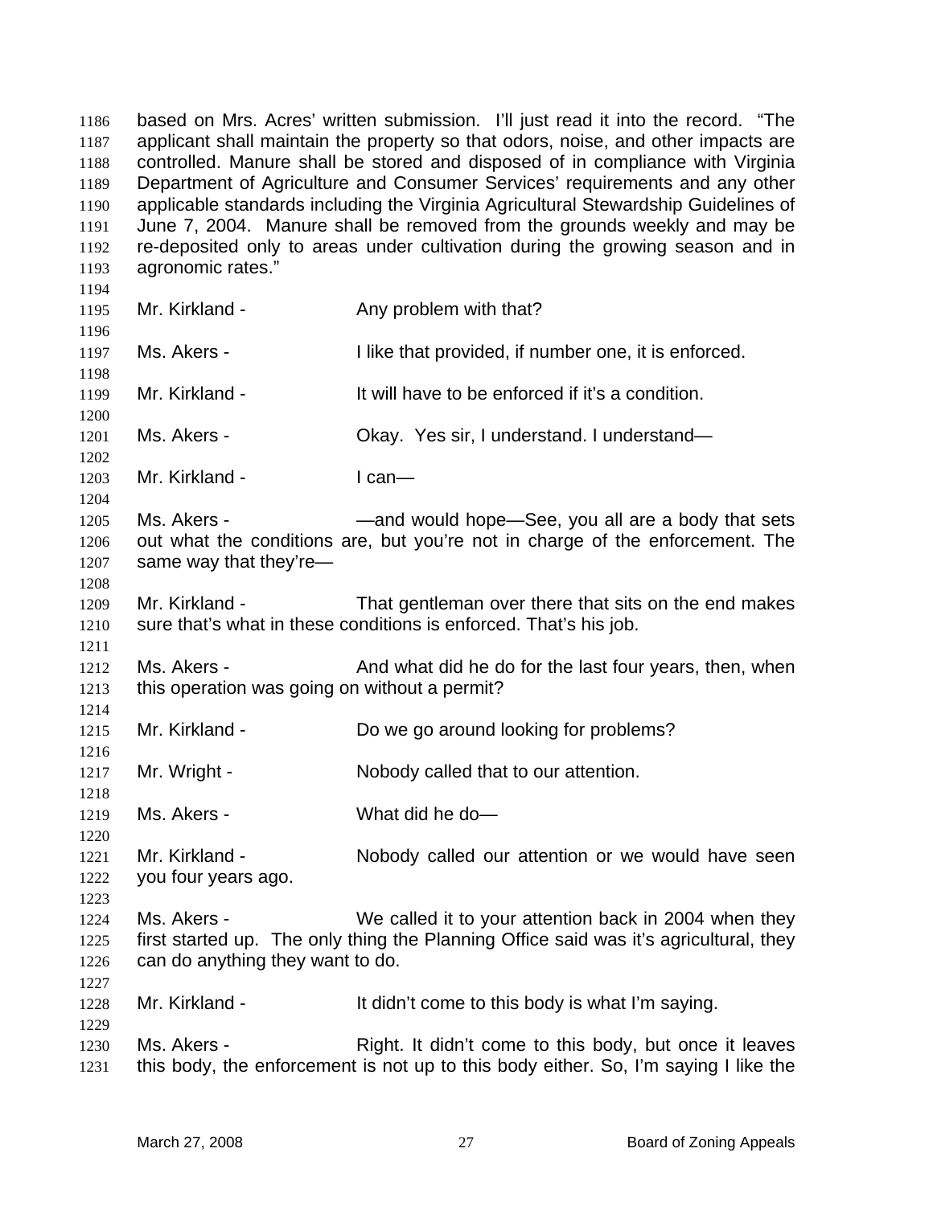based on Mrs. Acres' written submission. I'll just read it into the record. "The applicant shall maintain the property so that odors, noise, and other impacts are controlled. Manure shall be stored and disposed of in compliance with Virginia Department of Agriculture and Consumer Services' requirements and any other applicable standards including the Virginia Agricultural Stewardship Guidelines of June 7, 2004. Manure shall be removed from the grounds weekly and may be re-deposited only to areas under cultivation during the growing season and in agronomic rates."

Mr. Kirkland - Any problem with that?

Ms. Akers - I like that provided, if number one, it is enforced.

Mr. Kirkland - It will have to be enforced if it's a condition.

Ms. Akers - Okay. Yes sir, I understand. I understand—

Mr. Kirkland - I can—

Ms. Akers - —and would hope—See, you all are a body that sets out what the conditions are, but you're not in charge of the enforcement. The same way that they're—

Mr. Kirkland - That gentleman over there that sits on the end makes sure that's what in these conditions is enforced. That's his job.

Ms. Akers - And what did he do for the last four years, then, when this operation was going on without a permit?

Mr. Kirkland - Do we go around looking for problems?

Mr. Wright - Nobody called that to our attention.

Ms. Akers - What did he do—

Mr. Kirkland - Nobody called our attention or we would have seen you four years ago.

Ms. Akers - We called it to your attention back in 2004 when they first started up. The only thing the Planning Office said was it's agricultural, they can do anything they want to do.

Mr. Kirkland - It didn't come to this body is what I'm saying.

Ms. Akers - Right. It didn't come to this body, but once it leaves this body, the enforcement is not up to this body either. So, I'm saying I like the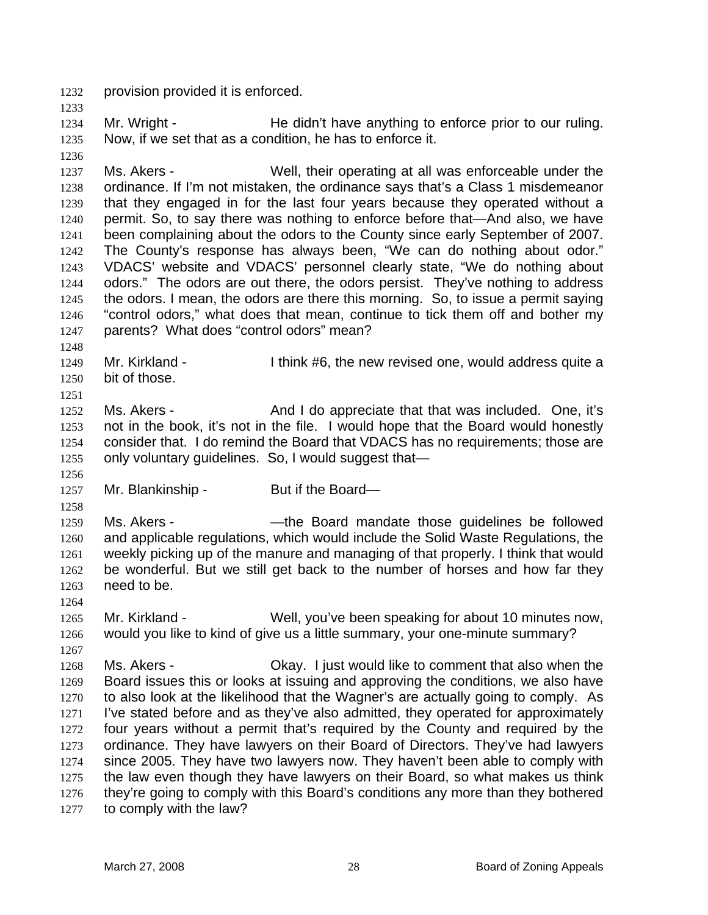provision provided it is enforced.

Mr. Wright - He didn't have anything to enforce prior to our ruling. Now, if we set that as a condition, he has to enforce it.

Ms. Akers - Well, their operating at all was enforceable under the ordinance. If I'm not mistaken, the ordinance says that's a Class 1 misdemeanor that they engaged in for the last four years because they operated without a permit. So, to say there was nothing to enforce before that—And also, we have been complaining about the odors to the County since early September of 2007. The County's response has always been, "We can do nothing about odor." VDACS' website and VDACS' personnel clearly state, "We do nothing about odors." The odors are out there, the odors persist. They've nothing to address the odors. I mean, the odors are there this morning. So, to issue a permit saying "control odors," what does that mean, continue to tick them off and bother my parents? What does "control odors" mean?

Mr. Kirkland - I think #6, the new revised one, would address quite a bit of those.

Ms. Akers - And I do appreciate that that was included. One, it's not in the book, it's not in the file. I would hope that the Board would honestly consider that. I do remind the Board that VDACS has no requirements; those are only voluntary guidelines. So, I would suggest that—

Mr. Blankinship - But if the Board—

Ms. Akers - —the Board mandate those guidelines be followed and applicable regulations, which would include the Solid Waste Regulations, the weekly picking up of the manure and managing of that properly. I think that would be wonderful. But we still get back to the number of horses and how far they need to be.

Mr. Kirkland - Well, you've been speaking for about 10 minutes now, would you like to kind of give us a little summary, your one-minute summary?

Ms. Akers - Okay. I just would like to comment that also when the Board issues this or looks at issuing and approving the conditions, we also have to also look at the likelihood that the Wagner's are actually going to comply. As I've stated before and as they've also admitted, they operated for approximately four years without a permit that's required by the County and required by the ordinance. They have lawyers on their Board of Directors. They've had lawyers since 2005. They have two lawyers now. They haven't been able to comply with the law even though they have lawyers on their Board, so what makes us think they're going to comply with this Board's conditions any more than they bothered to comply with the law?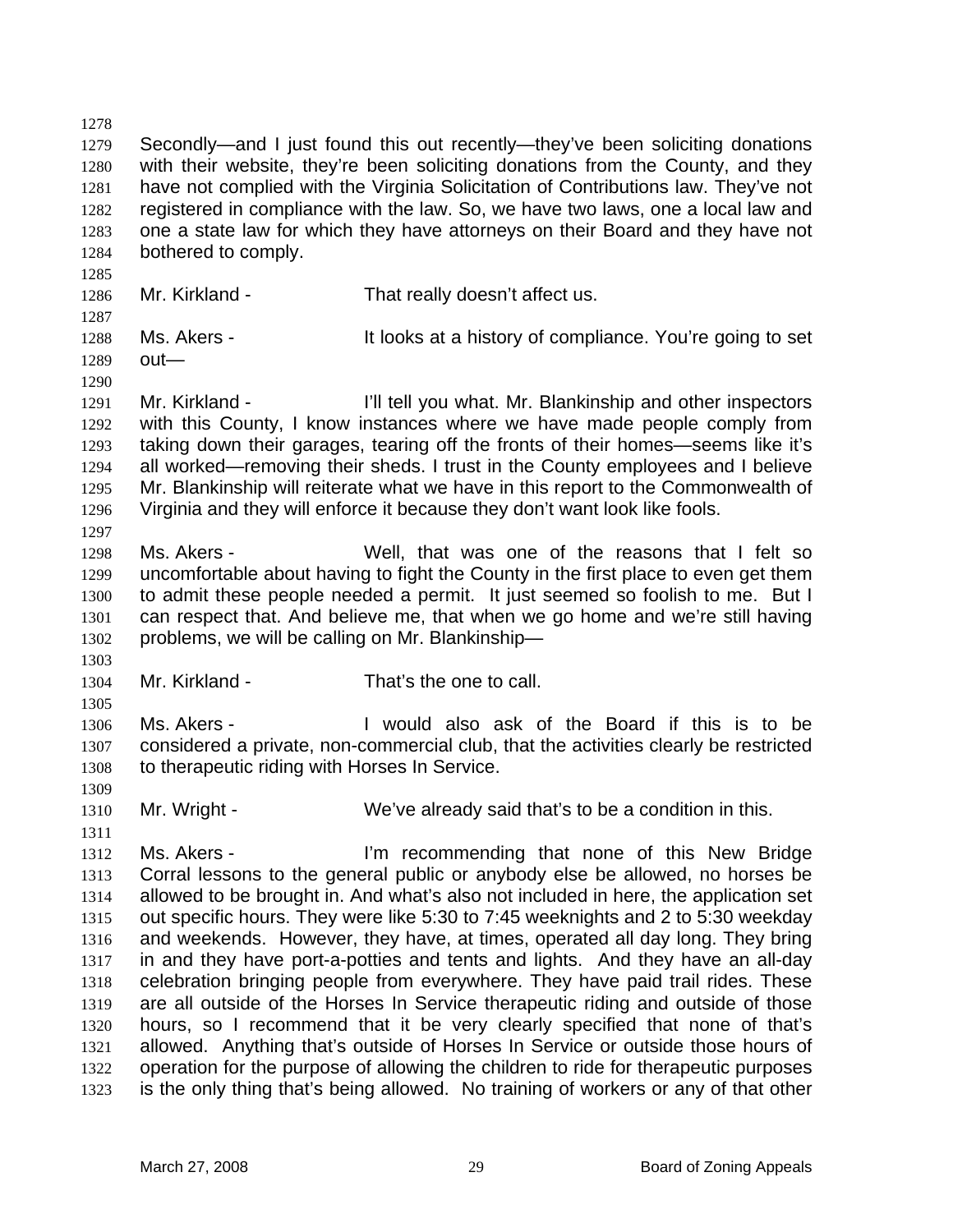Secondly—and I just found this out recently—they've been soliciting donations with their website, they're been soliciting donations from the County, and they have not complied with the Virginia Solicitation of Contributions law. They've not registered in compliance with the law. So, we have two laws, one a local law and one a state law for which they have attorneys on their Board and they have not bothered to comply.

Mr. Kirkland - That really doesn't affect us.

Ms. Akers - It looks at a history of compliance. You're going to set out—

Mr. Kirkland - I'll tell you what. Mr. Blankinship and other inspectors with this County, I know instances where we have made people comply from taking down their garages, tearing off the fronts of their homes—seems like it's all worked—removing their sheds. I trust in the County employees and I believe Mr. Blankinship will reiterate what we have in this report to the Commonwealth of Virginia and they will enforce it because they don't want look like fools.

Ms. Akers - Well, that was one of the reasons that I felt so uncomfortable about having to fight the County in the first place to even get them to admit these people needed a permit. It just seemed so foolish to me. But I can respect that. And believe me, that when we go home and we're still having problems, we will be calling on Mr. Blankinship—

Mr. Kirkland - That's the one to call.

Ms. Akers - I would also ask of the Board if this is to be considered a private, non-commercial club, that the activities clearly be restricted to therapeutic riding with Horses In Service.

Mr. Wright - We've already said that's to be a condition in this.

Ms. Akers - I'm recommending that none of this New Bridge Corral lessons to the general public or anybody else be allowed, no horses be allowed to be brought in. And what's also not included in here, the application set out specific hours. They were like 5:30 to 7:45 weeknights and 2 to 5:30 weekday and weekends. However, they have, at times, operated all day long. They bring in and they have port-a-potties and tents and lights. And they have an all-day celebration bringing people from everywhere. They have paid trail rides. These are all outside of the Horses In Service therapeutic riding and outside of those hours, so I recommend that it be very clearly specified that none of that's allowed. Anything that's outside of Horses In Service or outside those hours of operation for the purpose of allowing the children to ride for therapeutic purposes is the only thing that's being allowed. No training of workers or any of that other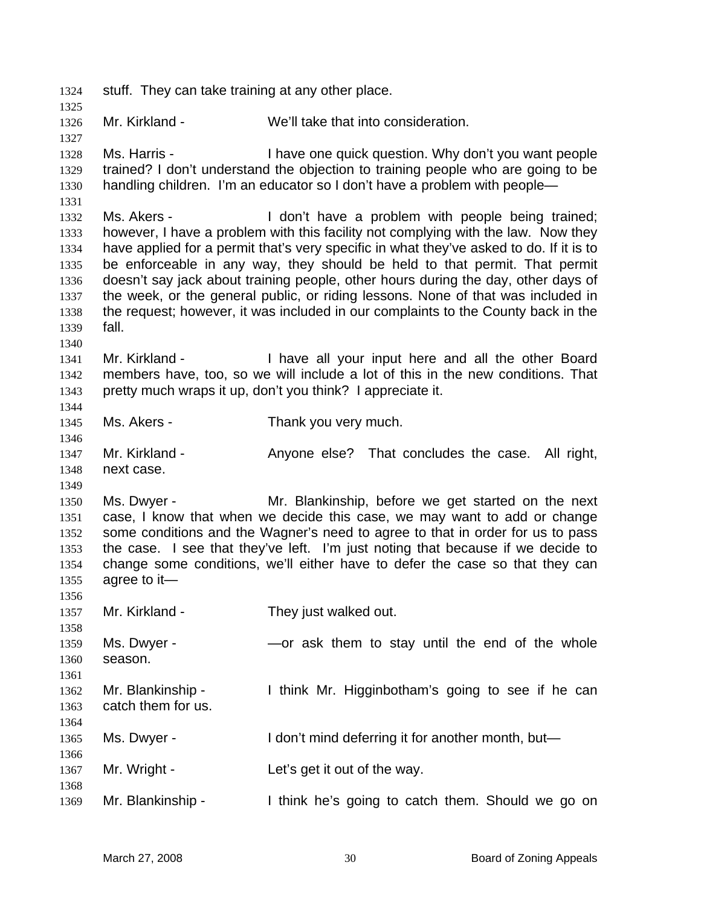stuff. They can take training at any other place.

Mr. Kirkland - We'll take that into consideration.

Ms. Harris - I have one quick question. Why don't you want people trained? I don't understand the objection to training people who are going to be handling children. I'm an educator so I don't have a problem with people—

Ms. Akers - I don't have a problem with people being trained; however, I have a problem with this facility not complying with the law. Now they have applied for a permit that's very specific in what they've asked to do. If it is to be enforceable in any way, they should be held to that permit. That permit doesn't say jack about training people, other hours during the day, other days of the week, or the general public, or riding lessons. None of that was included in the request; however, it was included in our complaints to the County back in the fall.

Mr. Kirkland - I have all your input here and all the other Board members have, too, so we will include a lot of this in the new conditions. That pretty much wraps it up, don't you think? I appreciate it.

Ms. Akers - Thank you very much.

Mr. Kirkland - Anyone else? That concludes the case. All right, next case.

Ms. Dwyer - Mr. Blankinship, before we get started on the next case, I know that when we decide this case, we may want to add or change some conditions and the Wagner's need to agree to that in order for us to pass the case. I see that they've left. I'm just noting that because if we decide to change some conditions, we'll either have to defer the case so that they can agree to it—

Mr. Kirkland - They just walked out.

Ms. Dwyer - —or ask them to stay until the end of the whole season.

Mr. Blankinship - I think Mr. Higginbotham's going to see if he can catch them for us.

Ms. Dwyer - I don't mind deferring it for another month, but—

Mr. Wright - Let's get it out of the way.

Mr. Blankinship - I think he's going to catch them. Should we go on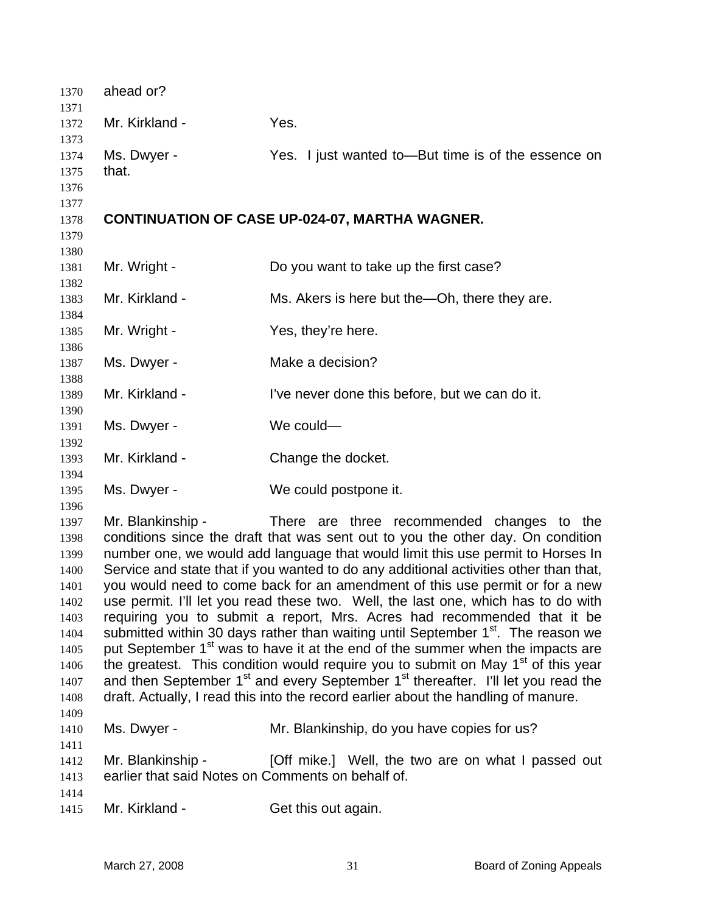ahead or?

Mr. Kirkland - Yes.

Ms. Dwyer - Yes. I just wanted to—But time is of the essence on that.

**CONTINUATION OF CASE UP-024-07, MARTHA WAGNER.**

Mr. Wright - Do you want to take up the first case?

Mr. Kirkland - Ms. Akers is here but the—Oh, there they are.

Mr. Wright - Yes, they're here.

Ms. Dwyer - Make a decision?

Mr. Kirkland - I've never done this before, but we can do it.

Ms. Dwyer - We could—

Mr. Kirkland - Change the docket.

Ms. Dwyer - We could postpone it.

Mr. Blankinship - There are three recommended changes to the conditions since the draft that was sent out to you the other day. On condition number one, we would add language that would limit this use permit to Horses In Service and state that if you wanted to do any additional activities other than that, you would need to come back for an amendment of this use permit or for a new use permit. I'll let you read these two. Well, the last one, which has to do with requiring you to submit a report, Mrs. Acres had recommended that it be submitted within 30 days rather than waiting until September 1st. The reason we put September 1st was to have it at the end of the summer when the impacts are the greatest. This condition would require you to submit on May 1st of this year and then September 1st and every September 1st thereafter. I'll let you read the draft. Actually, I read this into the record earlier about the handling of manure.

Ms. Dwyer - Mr. Blankinship, do you have copies for us?

Mr. Blankinship - [Off mike.] Well, the two are on what I passed out earlier that said Notes on Comments on behalf of.

Mr. Kirkland - Get this out again.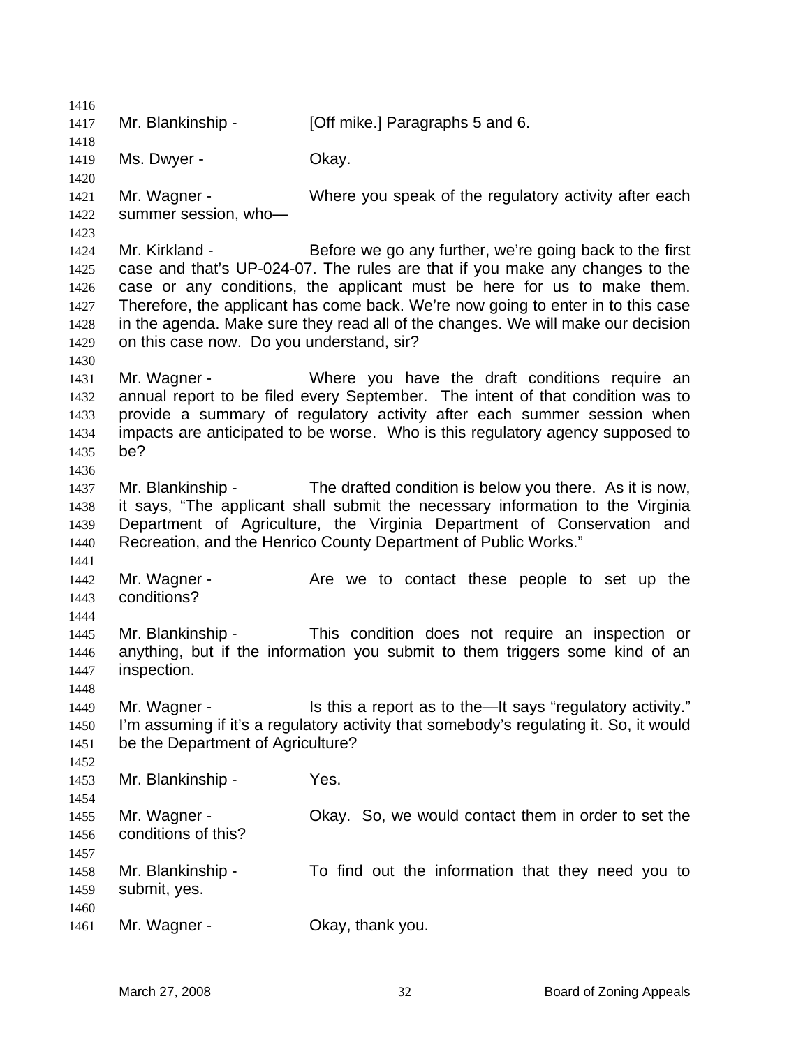Mr. Blankinship - [Off mike.] Paragraphs 5 and 6.

Ms. Dwyer - Okay.

Mr. Wagner - Where you speak of the regulatory activity after each summer session, who—

Mr. Kirkland - Before we go any further, we're going back to the first case and that's UP-024-07. The rules are that if you make any changes to the case or any conditions, the applicant must be here for us to make them. Therefore, the applicant has come back. We're now going to enter in to this case in the agenda. Make sure they read all of the changes. We will make our decision on this case now. Do you understand, sir?

Mr. Wagner - Where you have the draft conditions require an annual report to be filed every September. The intent of that condition was to provide a summary of regulatory activity after each summer session when impacts are anticipated to be worse. Who is this regulatory agency supposed to be?

Mr. Blankinship - The drafted condition is below you there. As it is now, it says, "The applicant shall submit the necessary information to the Virginia Department of Agriculture, the Virginia Department of Conservation and Recreation, and the Henrico County Department of Public Works."

Mr. Wagner - Are we to contact these people to set up the conditions?

Mr. Blankinship - This condition does not require an inspection or anything, but if the information you submit to them triggers some kind of an inspection.

Mr. Wagner - Is this a report as to the—It says "regulatory activity." I'm assuming if it's a regulatory activity that somebody's regulating it. So, it would be the Department of Agriculture?

Mr. Blankinship - Yes.

Mr. Wagner - Okay. So, we would contact them in order to set the conditions of this?

Mr. Blankinship - To find out the information that they need you to submit, yes.

Mr. Wagner - Okay, thank you.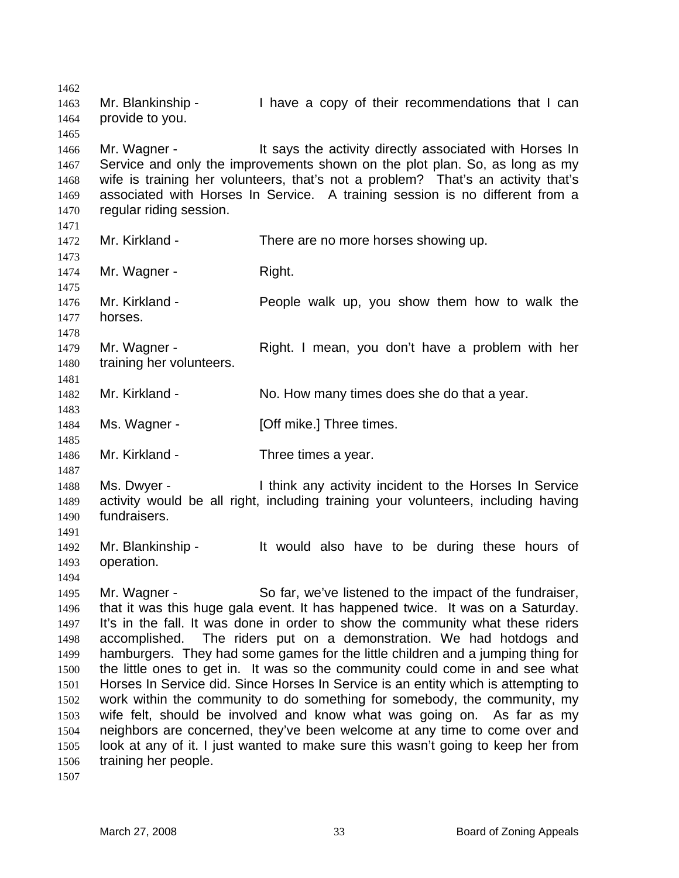Mr. Blankinship - I have a copy of their recommendations that I can provide to you.

Mr. Wagner - It says the activity directly associated with Horses In Service and only the improvements shown on the plot plan. So, as long as my wife is training her volunteers, that's not a problem? That's an activity that's associated with Horses In Service. A training session is no different from a regular riding session.

Mr. Kirkland - There are no more horses showing up.

Mr. Wagner - Right.

Mr. Kirkland - People walk up, you show them how to walk the horses.

Mr. Wagner - Right. I mean, you don't have a problem with her training her volunteers.

Mr. Kirkland - No. How many times does she do that a year.

Ms. Wagner - [Off mike.] Three times.

Mr. Kirkland - Three times a year.

Ms. Dwyer - I think any activity incident to the Horses In Service activity would be all right, including training your volunteers, including having fundraisers.

Mr. Blankinship - It would also have to be during these hours of operation.

Mr. Wagner - So far, we've listened to the impact of the fundraiser, that it was this huge gala event. It has happened twice. It was on a Saturday. It's in the fall. It was done in order to show the community what these riders accomplished. The riders put on a demonstration. We had hotdogs and hamburgers. They had some games for the little children and a jumping thing for the little ones to get in. It was so the community could come in and see what Horses In Service did. Since Horses In Service is an entity which is attempting to work within the community to do something for somebody, the community, my wife felt, should be involved and know what was going on. As far as my neighbors are concerned, they've been welcome at any time to come over and look at any of it. I just wanted to make sure this wasn't going to keep her from training her people.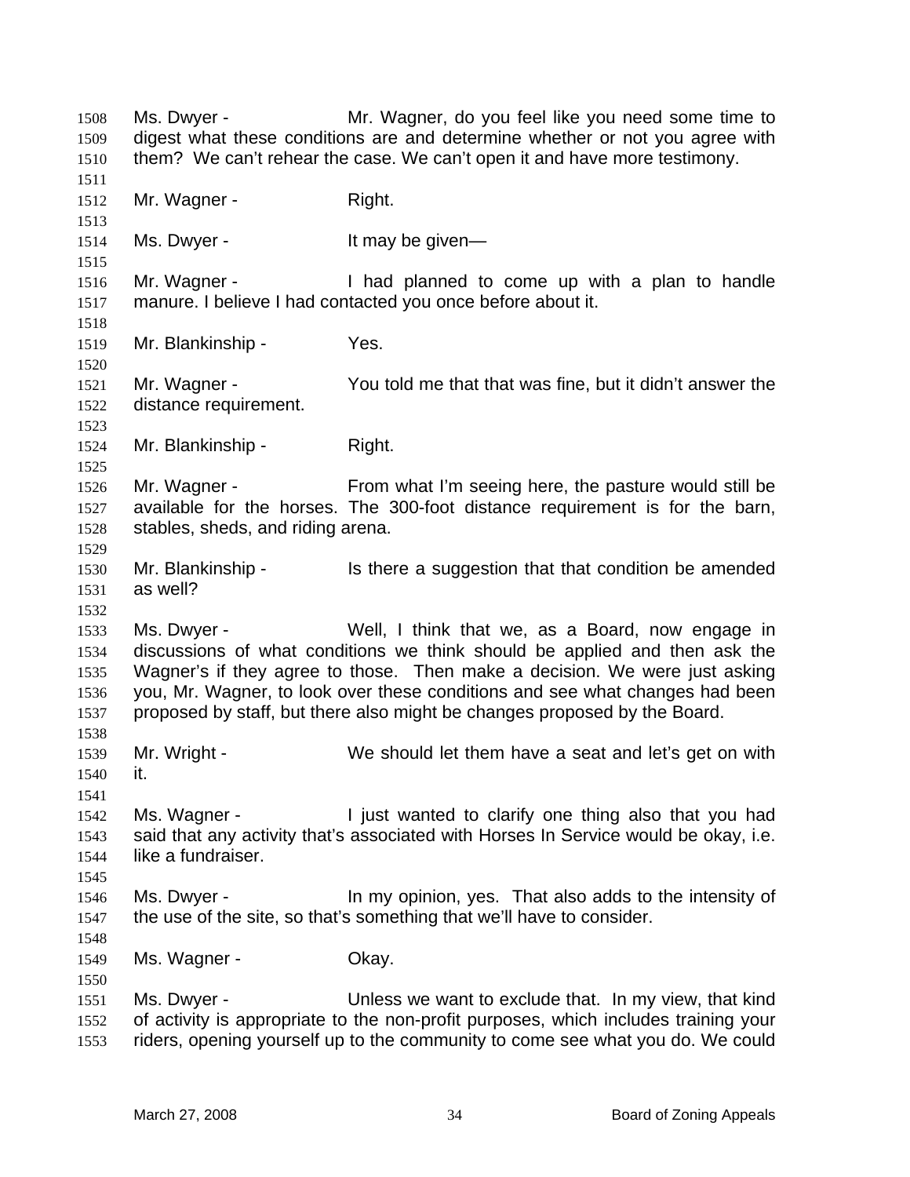1508 Ms. Dwyer - Mr. Wagner, do you feel like you need some time to
1509 digest what these conditions are and determine whether or not you agree with
1510 them? We can't rehear the case. We can't open it and have more testimony.
1511
1512 Mr. Wagner - Right.
1513
1514 Ms. Dwyer - It may be given—
1515
1516 Mr. Wagner - I had planned to come up with a plan to handle
1517 manure. I believe I had contacted you once before about it.
1518
1519 Mr. Blankinship - Yes.
1520
1521 Mr. Wagner - You told me that that was fine, but it didn't answer the
1522 distance requirement.
1523
1524 Mr. Blankinship - Right.
1525
1526 Mr. Wagner - From what I'm seeing here, the pasture would still be
1527 available for the horses. The 300-foot distance requirement is for the barn,
1528 stables, sheds, and riding arena.
1529
1530 Mr. Blankinship - Is there a suggestion that that condition be amended
1531 as well?
1532
1533 Ms. Dwyer - Well, I think that we, as a Board, now engage in
1534 discussions of what conditions we think should be applied and then ask the
1535 Wagner's if they agree to those. Then make a decision. We were just asking
1536 you, Mr. Wagner, to look over these conditions and see what changes had been
1537 proposed by staff, but there also might be changes proposed by the Board.
1538
1539 Mr. Wright - We should let them have a seat and let's get on with
1540 it.
1541
1542 Ms. Wagner - I just wanted to clarify one thing also that you had
1543 said that any activity that's associated with Horses In Service would be okay, i.e.
1544 like a fundraiser.
1545
1546 Ms. Dwyer - In my opinion, yes. That also adds to the intensity of
1547 the use of the site, so that's something that we'll have to consider.
1548
1549 Ms. Wagner - Okay.
1550
1551 Ms. Dwyer - Unless we want to exclude that. In my view, that kind
1552 of activity is appropriate to the non-profit purposes, which includes training your
1553 riders, opening yourself up to the community to come see what you do. We could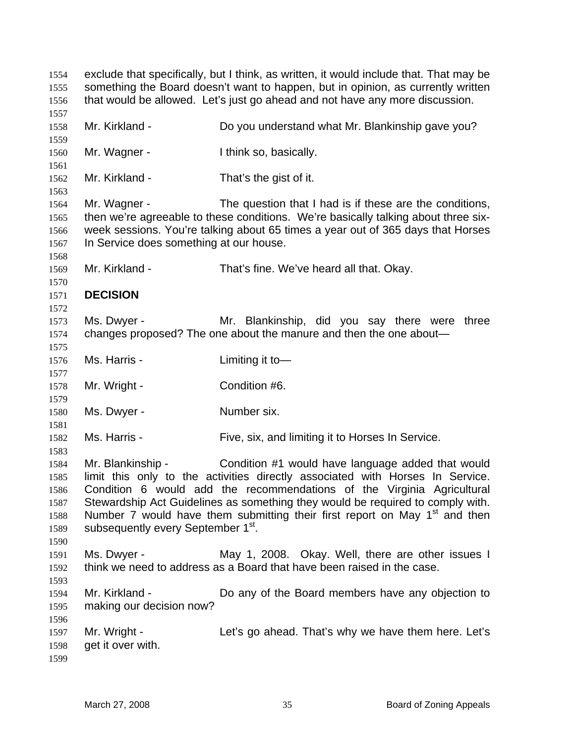exclude that specifically, but I think, as written, it would include that. That may be something the Board doesn't want to happen, but in opinion, as currently written that would be allowed. Let's just go ahead and not have any more discussion.

Mr. Kirkland - Do you understand what Mr. Blankinship gave you?

Mr. Wagner - I think so, basically.

Mr. Kirkland - That's the gist of it.

Mr. Wagner - The question that I had is if these are the conditions, then we're agreeable to these conditions. We're basically talking about three six-week sessions. You're talking about 65 times a year out of 365 days that Horses In Service does something at our house.

Mr. Kirkland - That's fine. We've heard all that. Okay.

**DECISION**

Ms. Dwyer - Mr. Blankinship, did you say there were three changes proposed? The one about the manure and then the one about—

Ms. Harris - Limiting it to—

Mr. Wright - Condition #6.

Ms. Dwyer - Number six.

Ms. Harris - Five, six, and limiting it to Horses In Service.

Mr. Blankinship - Condition #1 would have language added that would limit this only to the activities directly associated with Horses In Service. Condition 6 would add the recommendations of the Virginia Agricultural Stewardship Act Guidelines as something they would be required to comply with. Number 7 would have them submitting their first report on May 1st and then subsequently every September 1st.

Ms. Dwyer - May 1, 2008. Okay. Well, there are other issues I think we need to address as a Board that have been raised in the case.

Mr. Kirkland - Do any of the Board members have any objection to making our decision now?

Mr. Wright - Let's go ahead. That's why we have them here. Let's get it over with.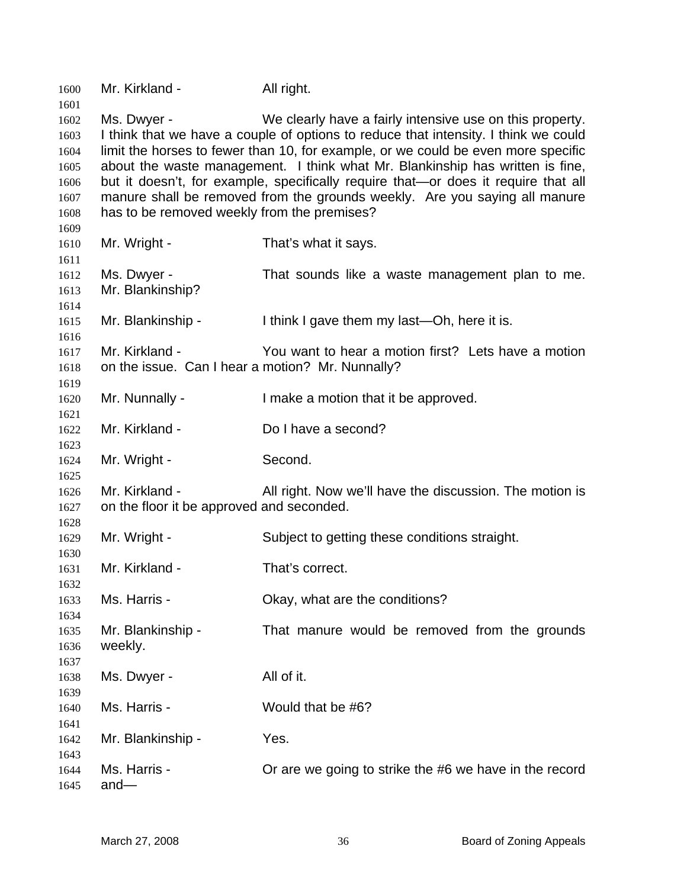Mr. Kirkland - All right.

Ms. Dwyer - We clearly have a fairly intensive use on this property. I think that we have a couple of options to reduce that intensity. I think we could limit the horses to fewer than 10, for example, or we could be even more specific about the waste management. I think what Mr. Blankinship has written is fine, but it doesn't, for example, specifically require that—or does it require that all manure shall be removed from the grounds weekly. Are you saying all manure has to be removed weekly from the premises?

Mr. Wright - That's what it says.

Ms. Dwyer - That sounds like a waste management plan to me. Mr. Blankinship?

Mr. Blankinship - I think I gave them my last—Oh, here it is.

Mr. Kirkland - You want to hear a motion first? Lets have a motion on the issue. Can I hear a motion? Mr. Nunnally?

Mr. Nunnally - I make a motion that it be approved.

Mr. Kirkland - Do I have a second?

Mr. Wright - Second.

Mr. Kirkland - All right. Now we'll have the discussion. The motion is on the floor it be approved and seconded.

Mr. Wright - Subject to getting these conditions straight.

Mr. Kirkland - That's correct.

Ms. Harris - Okay, what are the conditions?

Mr. Blankinship - That manure would be removed from the grounds weekly.

Ms. Dwyer - All of it.

Ms. Harris - Would that be #6?

Mr. Blankinship - Yes.

Ms. Harris - Or are we going to strike the #6 we have in the record and—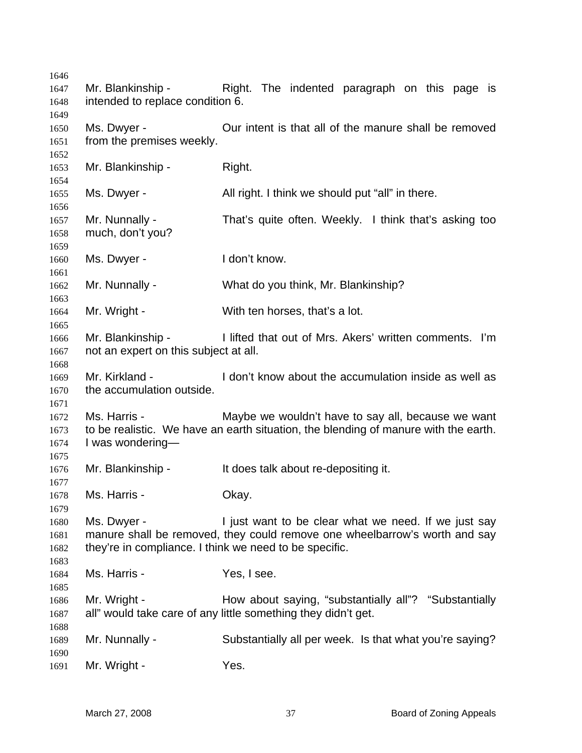Mr. Blankinship - Right. The indented paragraph on this page is intended to replace condition 6.

Ms. Dwyer - Our intent is that all of the manure shall be removed from the premises weekly.

Mr. Blankinship - Right.

Ms. Dwyer - All right. I think we should put "all" in there.

Mr. Nunnally - That's quite often. Weekly. I think that's asking too much, don't you?

Ms. Dwyer - I don't know.

Mr. Nunnally - What do you think, Mr. Blankinship?

Mr. Wright - With ten horses, that's a lot.

Mr. Blankinship - I lifted that out of Mrs. Akers' written comments. I'm not an expert on this subject at all.

Mr. Kirkland - I don't know about the accumulation inside as well as the accumulation outside.

Ms. Harris - Maybe we wouldn't have to say all, because we want to be realistic. We have an earth situation, the blending of manure with the earth. I was wondering—

Mr. Blankinship - It does talk about re-depositing it.

Ms. Harris - Okay.

Ms. Dwyer - I just want to be clear what we need. If we just say manure shall be removed, they could remove one wheelbarrow's worth and say they're in compliance. I think we need to be specific.

Ms. Harris - Yes, I see.

Mr. Wright - How about saying, "substantially all"? "Substantially all" would take care of any little something they didn't get.

Mr. Nunnally - Substantially all per week. Is that what you're saying?

Mr. Wright - Yes.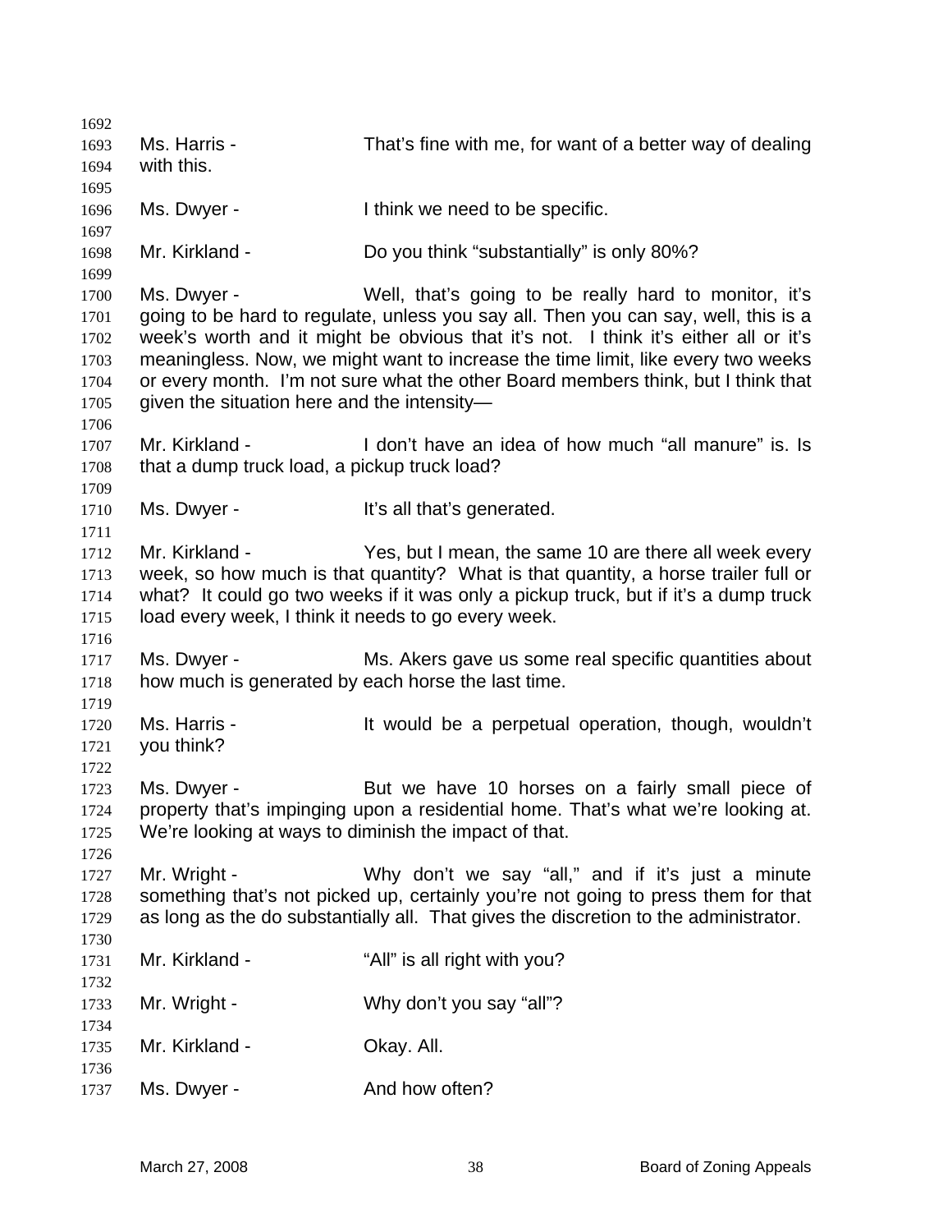Ms. Harris - That's fine with me, for want of a better way of dealing with this.

Ms. Dwyer - I think we need to be specific.

Mr. Kirkland - Do you think "substantially" is only 80%?

Ms. Dwyer - Well, that's going to be really hard to monitor, it's going to be hard to regulate, unless you say all. Then you can say, well, this is a week's worth and it might be obvious that it's not. I think it's either all or it's meaningless. Now, we might want to increase the time limit, like every two weeks or every month. I'm not sure what the other Board members think, but I think that given the situation here and the intensity—

Mr. Kirkland - I don't have an idea of how much "all manure" is. Is that a dump truck load, a pickup truck load?

Ms. Dwyer - It's all that's generated.

Mr. Kirkland - Yes, but I mean, the same 10 are there all week every week, so how much is that quantity? What is that quantity, a horse trailer full or what? It could go two weeks if it was only a pickup truck, but if it's a dump truck load every week, I think it needs to go every week.

Ms. Dwyer - Ms. Akers gave us some real specific quantities about how much is generated by each horse the last time.

Ms. Harris - It would be a perpetual operation, though, wouldn't you think?

Ms. Dwyer - But we have 10 horses on a fairly small piece of property that's impinging upon a residential home. That's what we're looking at. We're looking at ways to diminish the impact of that.

Mr. Wright - Why don't we say "all," and if it's just a minute something that's not picked up, certainly you're not going to press them for that as long as the do substantially all. That gives the discretion to the administrator.

Mr. Kirkland - "All" is all right with you?

Mr. Wright - Why don't you say "all"?

Mr. Kirkland - Okay. All.

Ms. Dwyer - And how often?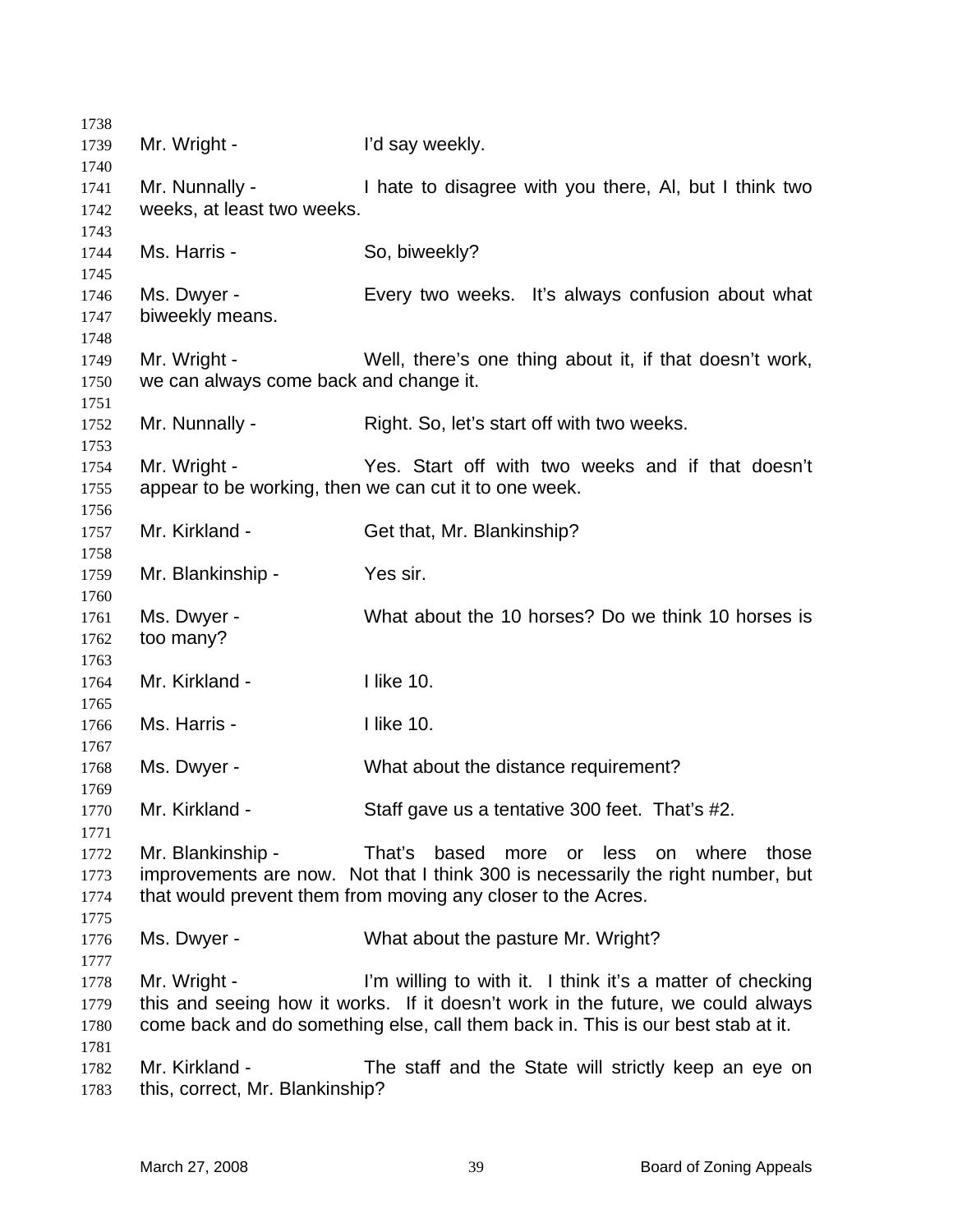Mr. Wright - I'd say weekly.

Mr. Nunnally - I hate to disagree with you there, Al, but I think two weeks, at least two weeks.

Ms. Harris - So, biweekly?

Ms. Dwyer - Every two weeks. It's always confusion about what biweekly means.

Mr. Wright - Well, there's one thing about it, if that doesn't work, we can always come back and change it.

Mr. Nunnally - Right. So, let's start off with two weeks.

Mr. Wright - Yes. Start off with two weeks and if that doesn't appear to be working, then we can cut it to one week.

Mr. Kirkland - Get that, Mr. Blankinship?

Mr. Blankinship - Yes sir.

Ms. Dwyer - What about the 10 horses? Do we think 10 horses is too many?

Mr. Kirkland - I like 10.

Ms. Harris - I like 10.

Ms. Dwyer - What about the distance requirement?

Mr. Kirkland - Staff gave us a tentative 300 feet. That's #2.

Mr. Blankinship - That's based more or less on where those improvements are now. Not that I think 300 is necessarily the right number, but that would prevent them from moving any closer to the Acres.

Ms. Dwyer - What about the pasture Mr. Wright?

Mr. Wright - I'm willing to with it. I think it's a matter of checking this and seeing how it works. If it doesn't work in the future, we could always come back and do something else, call them back in. This is our best stab at it.

Mr. Kirkland - The staff and the State will strictly keep an eye on this, correct, Mr. Blankinship?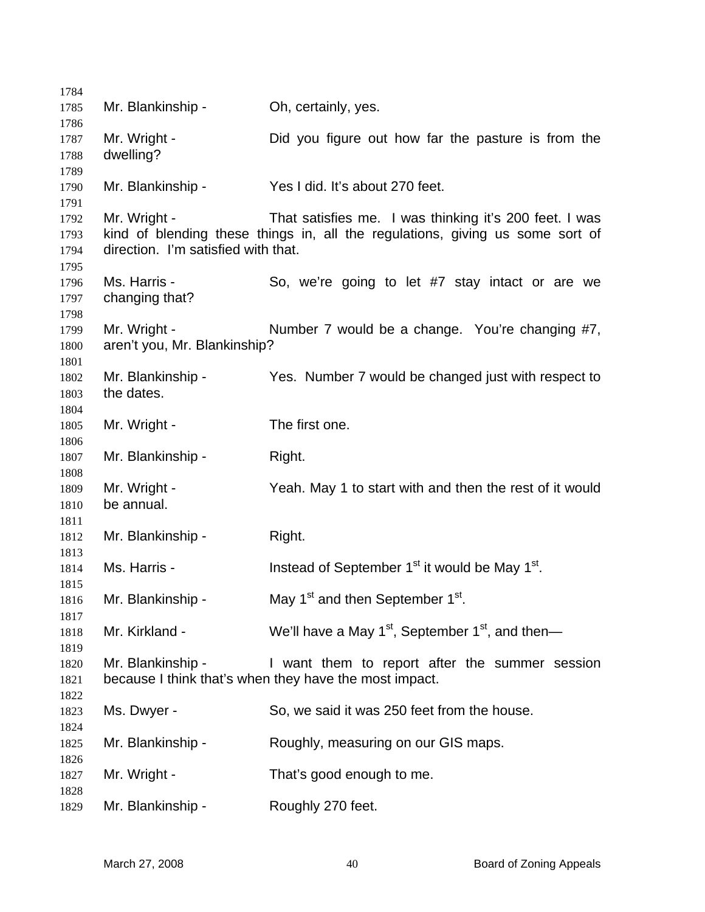Mr. Blankinship - Oh, certainly, yes.

Mr. Wright - Did you figure out how far the pasture is from the dwelling?

Mr. Blankinship - Yes I did. It's about 270 feet.

Mr. Wright - That satisfies me. I was thinking it's 200 feet. I was kind of blending these things in, all the regulations, giving us some sort of direction. I'm satisfied with that.

Ms. Harris - So, we're going to let #7 stay intact or are we changing that?

Mr. Wright - Number 7 would be a change. You're changing #7, aren't you, Mr. Blankinship?

Mr. Blankinship - Yes. Number 7 would be changed just with respect to the dates.

Mr. Wright - The first one.

Mr. Blankinship - Right.

Mr. Wright - Yeah. May 1 to start with and then the rest of it would be annual.

Mr. Blankinship - Right.

Ms. Harris - Instead of September 1st it would be May 1st.

Mr. Blankinship - May 1st and then September 1st.

Mr. Kirkland - We'll have a May 1st, September 1st, and then—

Mr. Blankinship - I want them to report after the summer session because I think that's when they have the most impact.

Ms. Dwyer - So, we said it was 250 feet from the house.

Mr. Blankinship - Roughly, measuring on our GIS maps.

Mr. Wright - That's good enough to me.

Mr. Blankinship - Roughly 270 feet.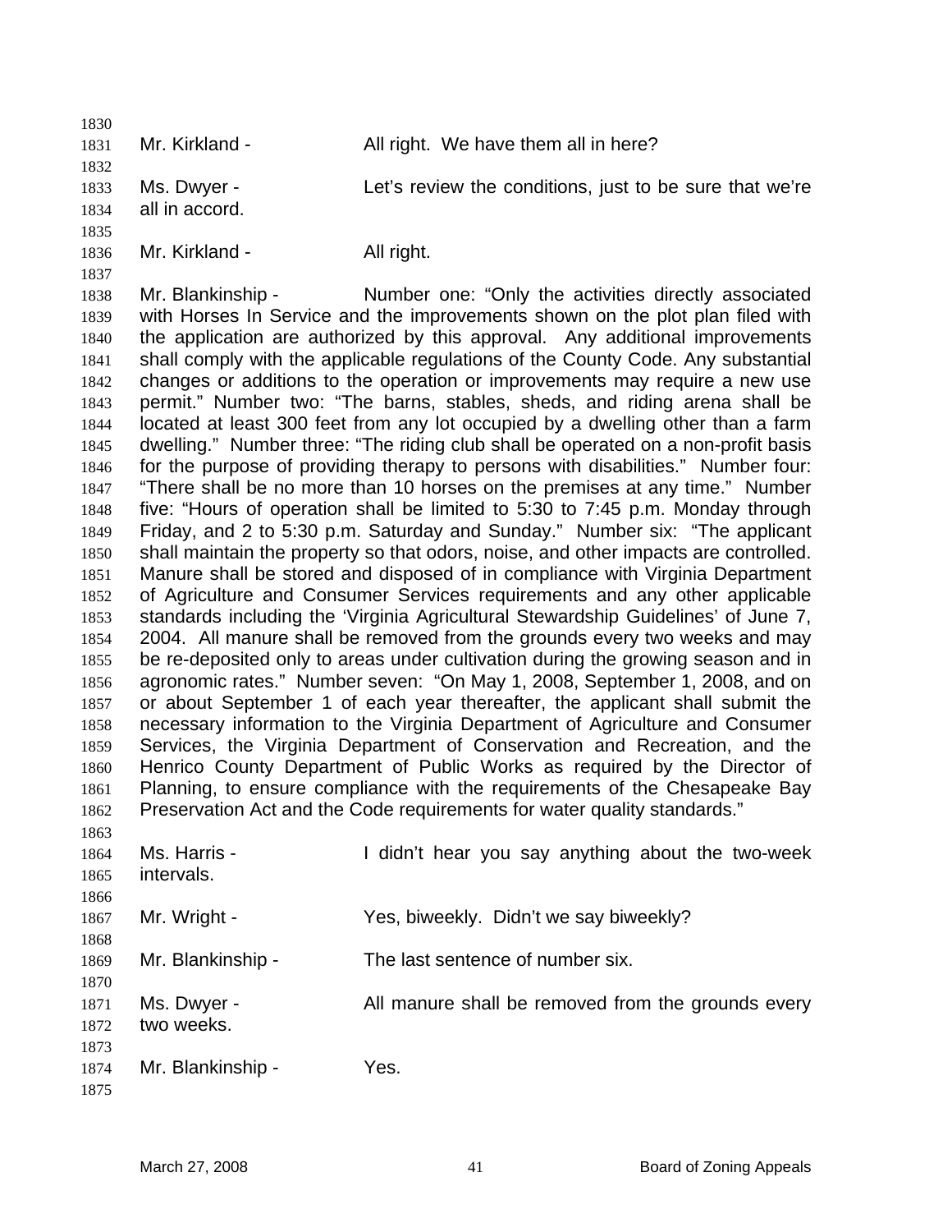Mr. Kirkland - All right. We have them all in here?

Ms. Dwyer - Let's review the conditions, just to be sure that we're all in accord.

Mr. Kirkland - All right.

Mr. Blankinship - Number one: "Only the activities directly associated with Horses In Service and the improvements shown on the plot plan filed with the application are authorized by this approval. Any additional improvements shall comply with the applicable regulations of the County Code. Any substantial changes or additions to the operation or improvements may require a new use permit." Number two: "The barns, stables, sheds, and riding arena shall be located at least 300 feet from any lot occupied by a dwelling other than a farm dwelling." Number three: "The riding club shall be operated on a non-profit basis for the purpose of providing therapy to persons with disabilities." Number four: "There shall be no more than 10 horses on the premises at any time." Number five: "Hours of operation shall be limited to 5:30 to 7:45 p.m. Monday through Friday, and 2 to 5:30 p.m. Saturday and Sunday." Number six: "The applicant shall maintain the property so that odors, noise, and other impacts are controlled. Manure shall be stored and disposed of in compliance with Virginia Department of Agriculture and Consumer Services requirements and any other applicable standards including the 'Virginia Agricultural Stewardship Guidelines' of June 7, 2004. All manure shall be removed from the grounds every two weeks and may be re-deposited only to areas under cultivation during the growing season and in agronomic rates." Number seven: "On May 1, 2008, September 1, 2008, and on or about September 1 of each year thereafter, the applicant shall submit the necessary information to the Virginia Department of Agriculture and Consumer Services, the Virginia Department of Conservation and Recreation, and the Henrico County Department of Public Works as required by the Director of Planning, to ensure compliance with the requirements of the Chesapeake Bay Preservation Act and the Code requirements for water quality standards."

Ms. Harris - I didn't hear you say anything about the two-week intervals.

Mr. Wright - Yes, biweekly. Didn't we say biweekly?

Mr. Blankinship - The last sentence of number six.

Ms. Dwyer - All manure shall be removed from the grounds every two weeks.

Mr. Blankinship - Yes.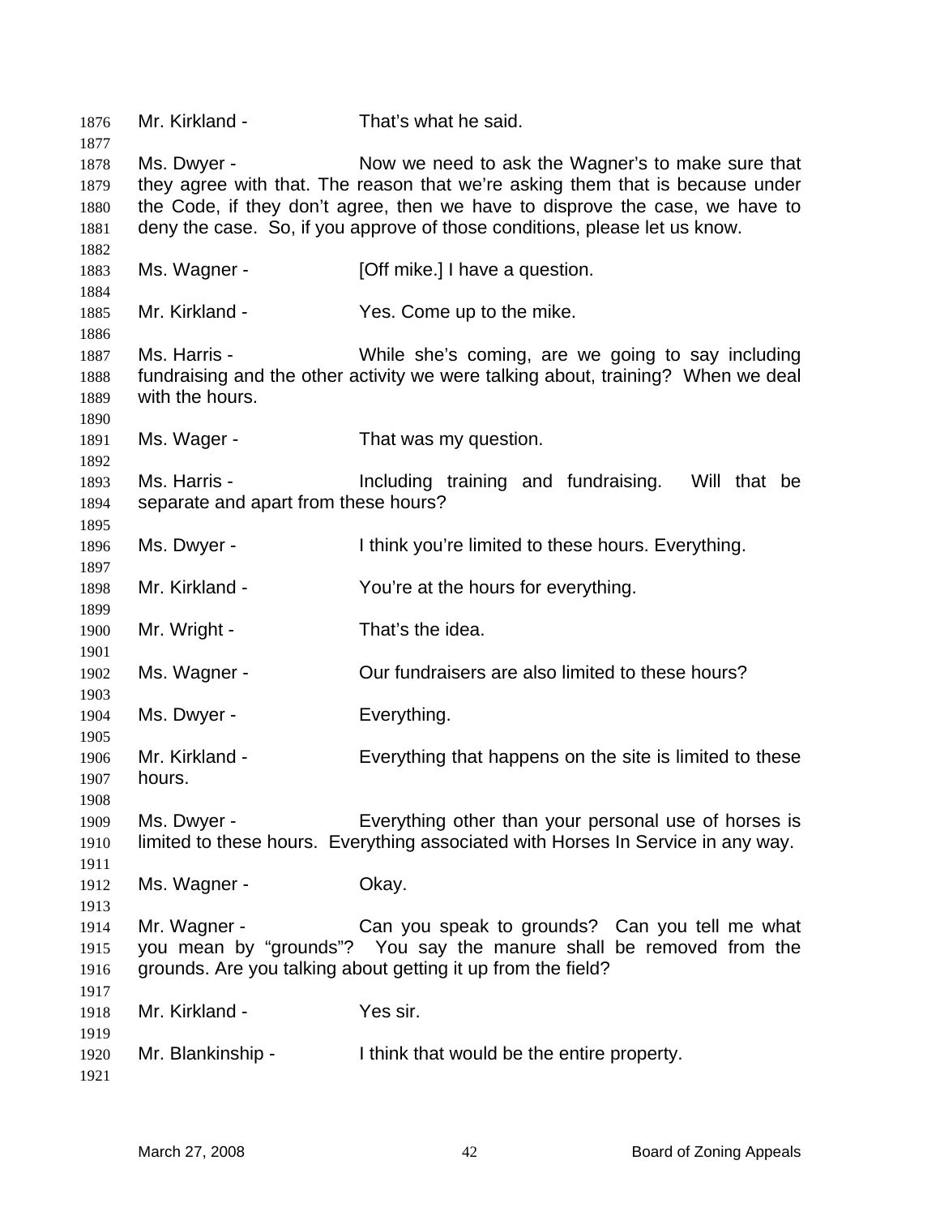1876 Mr. Kirkland - That's what he said.

1877

1878 Ms. Dwyer - Now we need to ask the Wagner's to make sure that
1879 they agree with that. The reason that we're asking them that is because under
1880 the Code, if they don't agree, then we have to disprove the case, we have to
1881 deny the case. So, if you approve of those conditions, please let us know.

1882

1883 Ms. Wagner - [Off mike.] I have a question.

1884

1885 Mr. Kirkland - Yes. Come up to the mike.

1886

1887 Ms. Harris - While she's coming, are we going to say including
1888 fundraising and the other activity we were talking about, training? When we deal
1889 with the hours.

1890

1891 Ms. Wager - That was my question.

1892

1893 Ms. Harris - Including training and fundraising. Will that be
1894 separate and apart from these hours?

1895

1896 Ms. Dwyer - I think you're limited to these hours. Everything.

1897

1898 Mr. Kirkland - You're at the hours for everything.

1899

1900 Mr. Wright - That's the idea.

1901

1902 Ms. Wagner - Our fundraisers are also limited to these hours?

1903

1904 Ms. Dwyer - Everything.

1905

1906 Mr. Kirkland - Everything that happens on the site is limited to these
1907 hours.

1908

1909 Ms. Dwyer - Everything other than your personal use of horses is
1910 limited to these hours. Everything associated with Horses In Service in any way.

1911

1912 Ms. Wagner - Okay.

1913

1914 Mr. Wagner - Can you speak to grounds? Can you tell me what
1915 you mean by "grounds"? You say the manure shall be removed from the
1916 grounds. Are you talking about getting it up from the field?

1917

1918 Mr. Kirkland - Yes sir.

1919

1920 Mr. Blankinship - I think that would be the entire property.

1921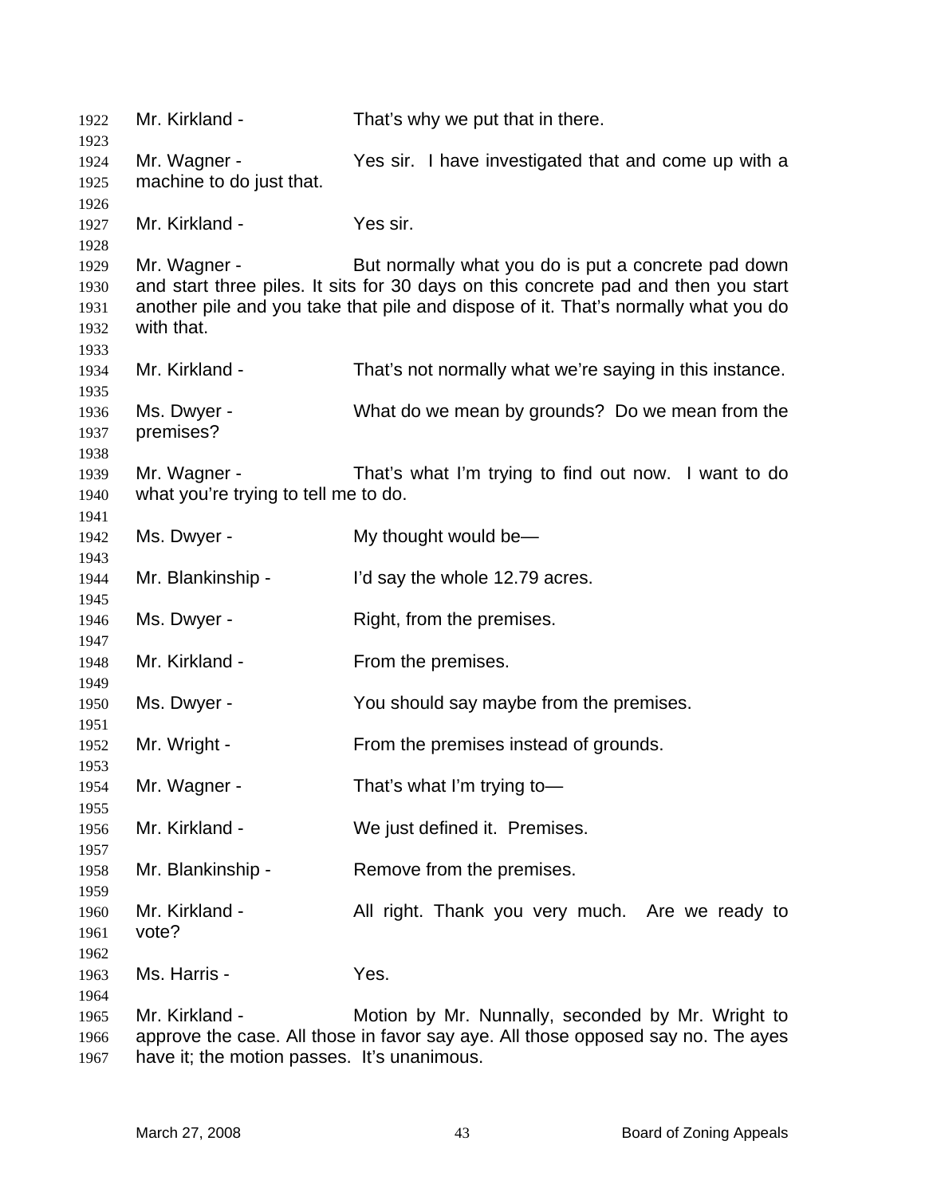Mr. Kirkland - That's why we put that in there.

Mr. Wagner - Yes sir. I have investigated that and come up with a machine to do just that.

Mr. Kirkland - Yes sir.

Mr. Wagner - But normally what you do is put a concrete pad down and start three piles. It sits for 30 days on this concrete pad and then you start another pile and you take that pile and dispose of it. That's normally what you do with that.

Mr. Kirkland - That's not normally what we're saying in this instance.

Ms. Dwyer - What do we mean by grounds? Do we mean from the premises?

Mr. Wagner - That's what I'm trying to find out now. I want to do what you're trying to tell me to do.

Ms. Dwyer - My thought would be—

Mr. Blankinship - I'd say the whole 12.79 acres.

Ms. Dwyer - Right, from the premises.

Mr. Kirkland - From the premises.

Ms. Dwyer - You should say maybe from the premises.

Mr. Wright - From the premises instead of grounds.

Mr. Wagner - That's what I'm trying to—

Mr. Kirkland - We just defined it. Premises.

Mr. Blankinship - Remove from the premises.

Mr. Kirkland - All right. Thank you very much. Are we ready to vote?

Ms. Harris - Yes.

Mr. Kirkland - Motion by Mr. Nunnally, seconded by Mr. Wright to approve the case. All those in favor say aye. All those opposed say no. The ayes have it; the motion passes. It's unanimous.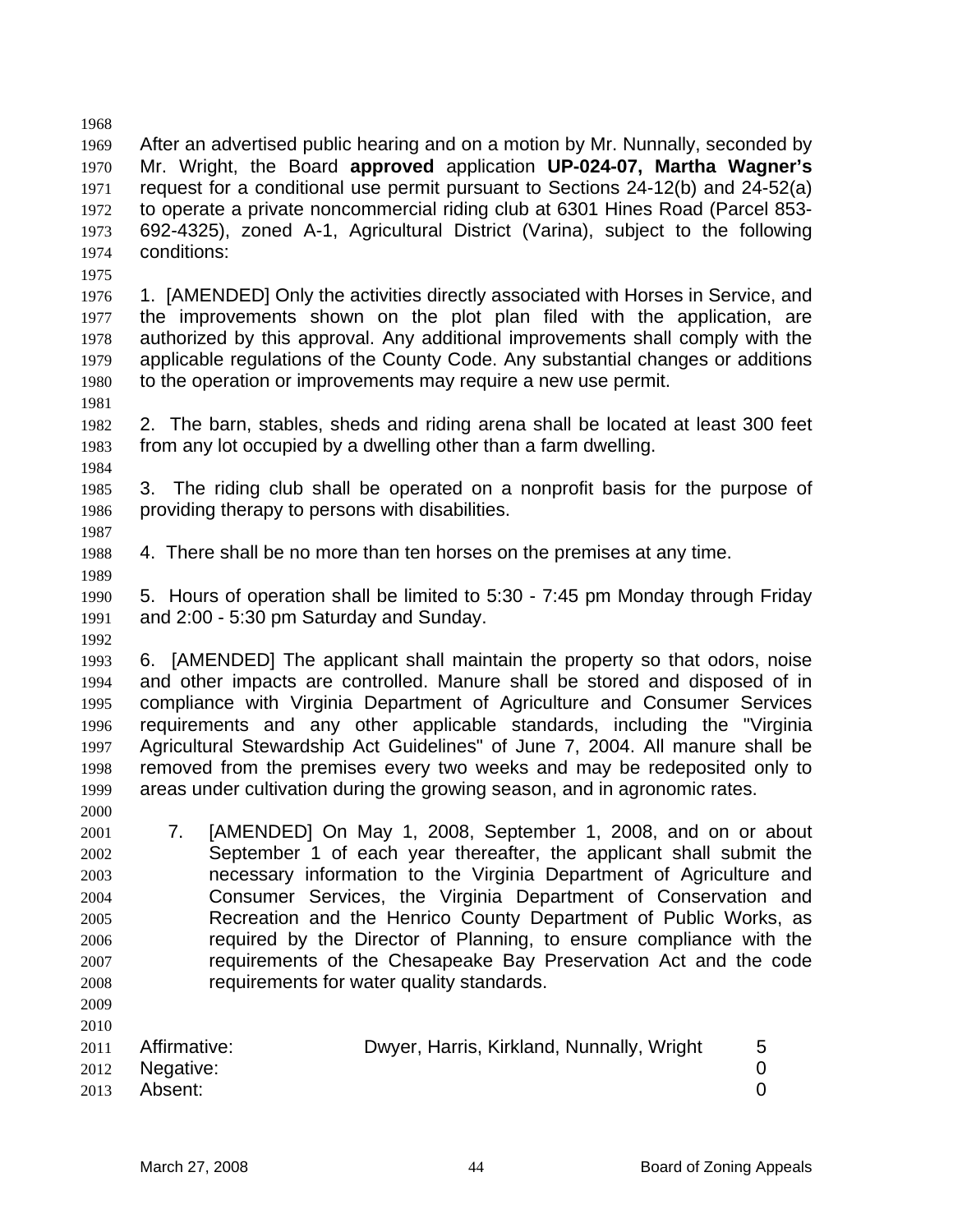After an advertised public hearing and on a motion by Mr. Nunnally, seconded by Mr. Wright, the Board **approved** application **UP-024-07, Martha Wagner's** request for a conditional use permit pursuant to Sections 24-12(b) and 24-52(a) to operate a private noncommercial riding club at 6301 Hines Road (Parcel 853-692-4325), zoned A-1, Agricultural District (Varina), subject to the following conditions:

1. [AMENDED] Only the activities directly associated with Horses in Service, and the improvements shown on the plot plan filed with the application, are authorized by this approval. Any additional improvements shall comply with the applicable regulations of the County Code. Any substantial changes or additions to the operation or improvements may require a new use permit.

2. The barn, stables, sheds and riding arena shall be located at least 300 feet from any lot occupied by a dwelling other than a farm dwelling.

3. The riding club shall be operated on a nonprofit basis for the purpose of providing therapy to persons with disabilities.

4. There shall be no more than ten horses on the premises at any time.

5. Hours of operation shall be limited to 5:30 - 7:45 pm Monday through Friday and 2:00 - 5:30 pm Saturday and Sunday.

6. [AMENDED] The applicant shall maintain the property so that odors, noise and other impacts are controlled. Manure shall be stored and disposed of in compliance with Virginia Department of Agriculture and Consumer Services requirements and any other applicable standards, including the "Virginia Agricultural Stewardship Act Guidelines" of June 7, 2004. All manure shall be removed from the premises every two weeks and may be redeposited only to areas under cultivation during the growing season, and in agronomic rates.

7. [AMENDED] On May 1, 2008, September 1, 2008, and on or about September 1 of each year thereafter, the applicant shall submit the necessary information to the Virginia Department of Agriculture and Consumer Services, the Virginia Department of Conservation and Recreation and the Henrico County Department of Public Works, as required by the Director of Planning, to ensure compliance with the requirements of the Chesapeake Bay Preservation Act and the code requirements for water quality standards.

| | | |
|---|---|---|
| Affirmative: | Dwyer, Harris, Kirkland, Nunnally, Wright | 5 |
| Negative: | | 0 |
| Absent: | | 0 |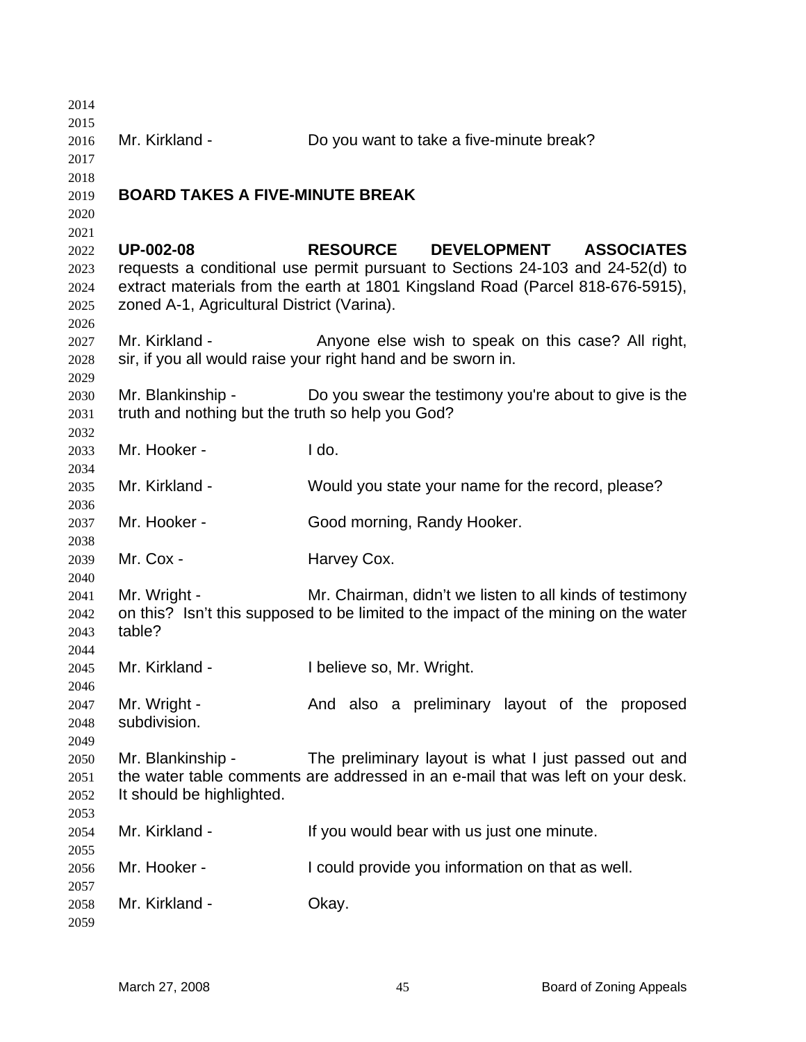Mr. Kirkland - Do you want to take a five-minute break?

**BOARD TAKES A FIVE-MINUTE BREAK**

**UP-002-08 RESOURCE DEVELOPMENT ASSOCIATES** requests a conditional use permit pursuant to Sections 24-103 and 24-52(d) to extract materials from the earth at 1801 Kingsland Road (Parcel 818-676-5915), zoned A-1, Agricultural District (Varina).

Mr. Kirkland - Anyone else wish to speak on this case? All right, sir, if you all would raise your right hand and be sworn in.

Mr. Blankinship - Do you swear the testimony you're about to give is the truth and nothing but the truth so help you God?

Mr. Hooker - I do.

Mr. Kirkland - Would you state your name for the record, please?

Mr. Hooker - Good morning, Randy Hooker.

Mr. Cox - Harvey Cox.

Mr. Wright - Mr. Chairman, didn't we listen to all kinds of testimony on this? Isn't this supposed to be limited to the impact of the mining on the water table?

Mr. Kirkland - I believe so, Mr. Wright.

Mr. Wright - And also a preliminary layout of the proposed subdivision.

Mr. Blankinship - The preliminary layout is what I just passed out and the water table comments are addressed in an e-mail that was left on your desk. It should be highlighted.

Mr. Kirkland - If you would bear with us just one minute.

Mr. Hooker - I could provide you information on that as well.

Mr. Kirkland - Okay.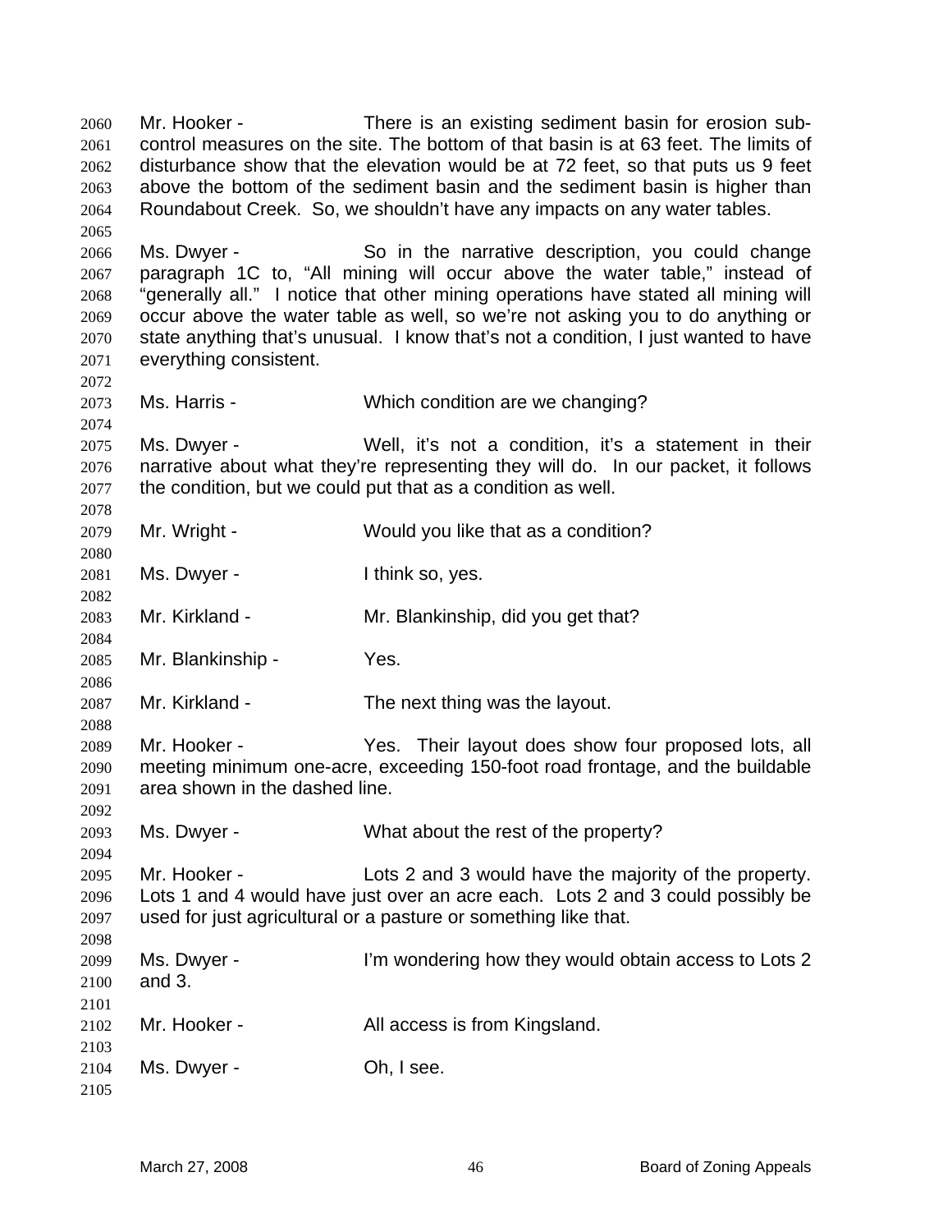Mr. Hooker - There is an existing sediment basin for erosion sub-control measures on the site. The bottom of that basin is at 63 feet. The limits of disturbance show that the elevation would be at 72 feet, so that puts us 9 feet above the bottom of the sediment basin and the sediment basin is higher than Roundabout Creek. So, we shouldn't have any impacts on any water tables.

Ms. Dwyer - So in the narrative description, you could change paragraph 1C to, "All mining will occur above the water table," instead of "generally all." I notice that other mining operations have stated all mining will occur above the water table as well, so we're not asking you to do anything or state anything that's unusual. I know that's not a condition, I just wanted to have everything consistent.

Ms. Harris - Which condition are we changing?

Ms. Dwyer - Well, it's not a condition, it's a statement in their narrative about what they're representing they will do. In our packet, it follows the condition, but we could put that as a condition as well.

Mr. Wright - Would you like that as a condition?

Ms. Dwyer - I think so, yes.

Mr. Kirkland - Mr. Blankinship, did you get that?

Mr. Blankinship - Yes.

Mr. Kirkland - The next thing was the layout.

Mr. Hooker - Yes. Their layout does show four proposed lots, all meeting minimum one-acre, exceeding 150-foot road frontage, and the buildable area shown in the dashed line.

Ms. Dwyer - What about the rest of the property?

Mr. Hooker - Lots 2 and 3 would have the majority of the property. Lots 1 and 4 would have just over an acre each. Lots 2 and 3 could possibly be used for just agricultural or a pasture or something like that.

Ms. Dwyer - I'm wondering how they would obtain access to Lots 2 and 3.

Mr. Hooker - All access is from Kingsland.

Ms. Dwyer - Oh, I see.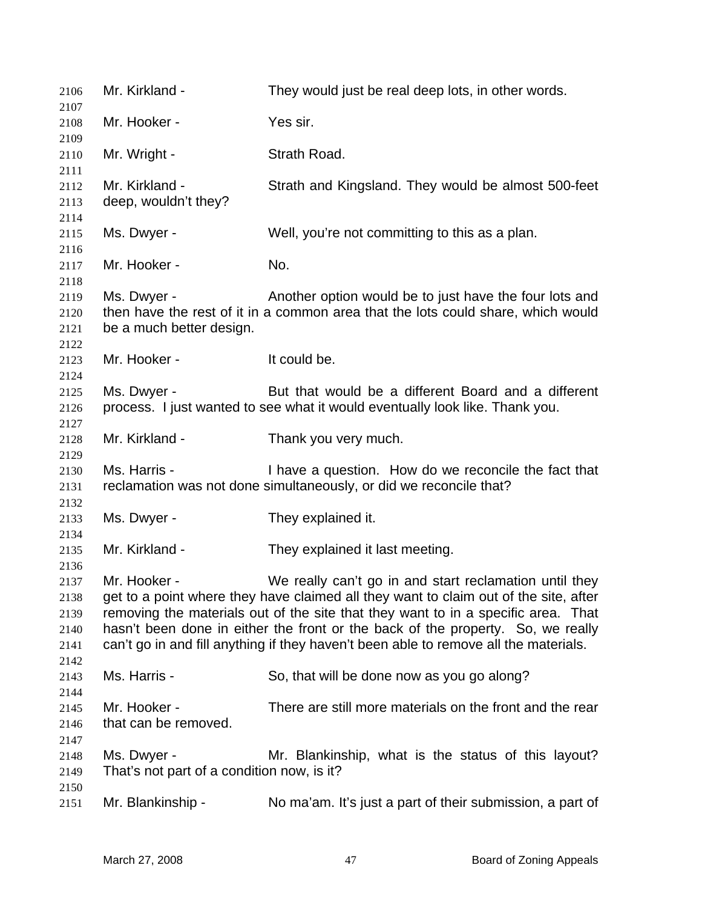2106 Mr. Kirkland - They would just be real deep lots, in other words.
2107
2108 Mr. Hooker - Yes sir.
2109
2110 Mr. Wright - Strath Road.
2111
2112 Mr. Kirkland - Strath and Kingsland. They would be almost 500-feet
2113 deep, wouldn't they?
2114
2115 Ms. Dwyer - Well, you're not committing to this as a plan.
2116
2117 Mr. Hooker - No.
2118
2119 Ms. Dwyer - Another option would be to just have the four lots and
2120 then have the rest of it in a common area that the lots could share, which would
2121 be a much better design.
2122
2123 Mr. Hooker - It could be.
2124
2125 Ms. Dwyer - But that would be a different Board and a different
2126 process. I just wanted to see what it would eventually look like. Thank you.
2127
2128 Mr. Kirkland - Thank you very much.
2129
2130 Ms. Harris - I have a question. How do we reconcile the fact that
2131 reclamation was not done simultaneously, or did we reconcile that?
2132
2133 Ms. Dwyer - They explained it.
2134
2135 Mr. Kirkland - They explained it last meeting.
2136
2137 Mr. Hooker - We really can't go in and start reclamation until they
2138 get to a point where they have claimed all they want to claim out of the site, after
2139 removing the materials out of the site that they want to in a specific area. That
2140 hasn't been done in either the front or the back of the property. So, we really
2141 can't go in and fill anything if they haven't been able to remove all the materials.
2142
2143 Ms. Harris - So, that will be done now as you go along?
2144
2145 Mr. Hooker - There are still more materials on the front and the rear
2146 that can be removed.
2147
2148 Ms. Dwyer - Mr. Blankinship, what is the status of this layout?
2149 That's not part of a condition now, is it?
2150
2151 Mr. Blankinship - No ma'am. It's just a part of their submission, a part of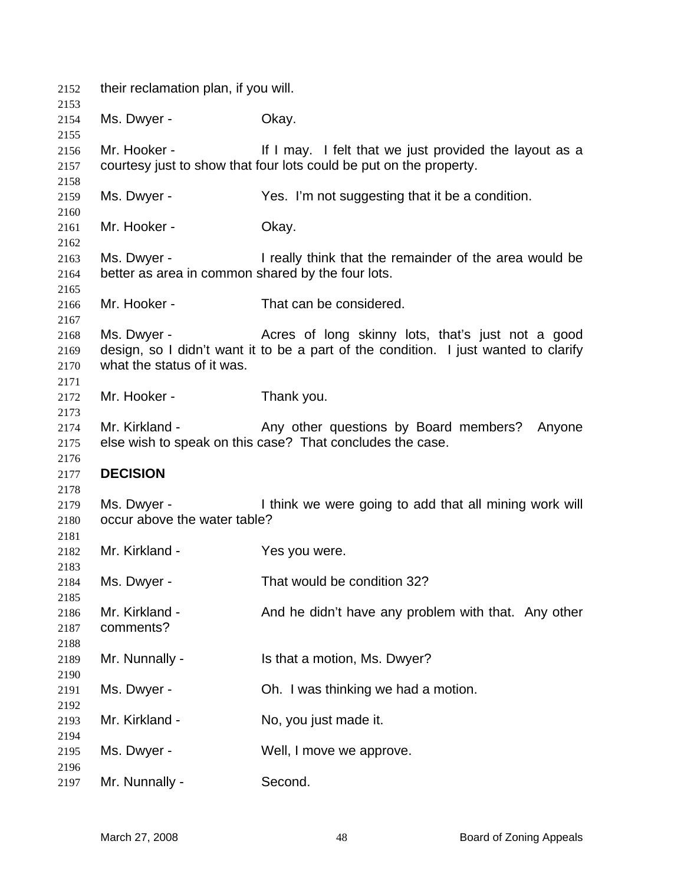their reclamation plan, if you will.

Ms. Dwyer - Okay.

Mr. Hooker - If I may. I felt that we just provided the layout as a courtesy just to show that four lots could be put on the property.

Ms. Dwyer - Yes. I'm not suggesting that it be a condition.

Mr. Hooker - Okay.

Ms. Dwyer - I really think that the remainder of the area would be better as area in common shared by the four lots.

Mr. Hooker - That can be considered.

Ms. Dwyer - Acres of long skinny lots, that's just not a good design, so I didn't want it to be a part of the condition. I just wanted to clarify what the status of it was.

Mr. Hooker - Thank you.

Mr. Kirkland - Any other questions by Board members? Anyone else wish to speak on this case? That concludes the case.

**DECISION**

Ms. Dwyer - I think we were going to add that all mining work will occur above the water table?

Mr. Kirkland - Yes you were.

Ms. Dwyer - That would be condition 32?

Mr. Kirkland - And he didn't have any problem with that. Any other comments?

Mr. Nunnally - Is that a motion, Ms. Dwyer?

Ms. Dwyer - Oh. I was thinking we had a motion.

Mr. Kirkland - No, you just made it.

Ms. Dwyer - Well, I move we approve.

Mr. Nunnally - Second.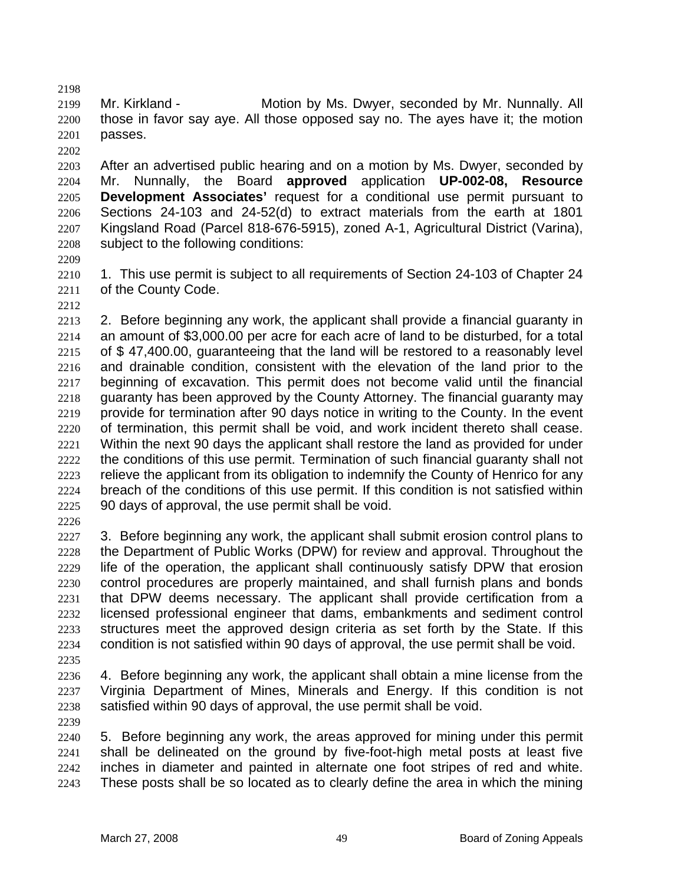Mr. Kirkland - Motion by Ms. Dwyer, seconded by Mr. Nunnally. All those in favor say aye. All those opposed say no. The ayes have it; the motion passes.

After an advertised public hearing and on a motion by Ms. Dwyer, seconded by Mr. Nunnally, the Board **approved** application **UP-002-08, Resource Development Associates'** request for a conditional use permit pursuant to Sections 24-103 and 24-52(d) to extract materials from the earth at 1801 Kingsland Road (Parcel 818-676-5915), zoned A-1, Agricultural District (Varina), subject to the following conditions:

1. This use permit is subject to all requirements of Section 24-103 of Chapter 24 of the County Code.

2. Before beginning any work, the applicant shall provide a financial guaranty in an amount of $3,000.00 per acre for each acre of land to be disturbed, for a total of $ 47,400.00, guaranteeing that the land will be restored to a reasonably level and drainable condition, consistent with the elevation of the land prior to the beginning of excavation. This permit does not become valid until the financial guaranty has been approved by the County Attorney. The financial guaranty may provide for termination after 90 days notice in writing to the County. In the event of termination, this permit shall be void, and work incident thereto shall cease. Within the next 90 days the applicant shall restore the land as provided for under the conditions of this use permit. Termination of such financial guaranty shall not relieve the applicant from its obligation to indemnify the County of Henrico for any breach of the conditions of this use permit. If this condition is not satisfied within 90 days of approval, the use permit shall be void.

3. Before beginning any work, the applicant shall submit erosion control plans to the Department of Public Works (DPW) for review and approval. Throughout the life of the operation, the applicant shall continuously satisfy DPW that erosion control procedures are properly maintained, and shall furnish plans and bonds that DPW deems necessary. The applicant shall provide certification from a licensed professional engineer that dams, embankments and sediment control structures meet the approved design criteria as set forth by the State. If this condition is not satisfied within 90 days of approval, the use permit shall be void.

4. Before beginning any work, the applicant shall obtain a mine license from the Virginia Department of Mines, Minerals and Energy. If this condition is not satisfied within 90 days of approval, the use permit shall be void.

5. Before beginning any work, the areas approved for mining under this permit shall be delineated on the ground by five-foot-high metal posts at least five inches in diameter and painted in alternate one foot stripes of red and white. These posts shall be so located as to clearly define the area in which the mining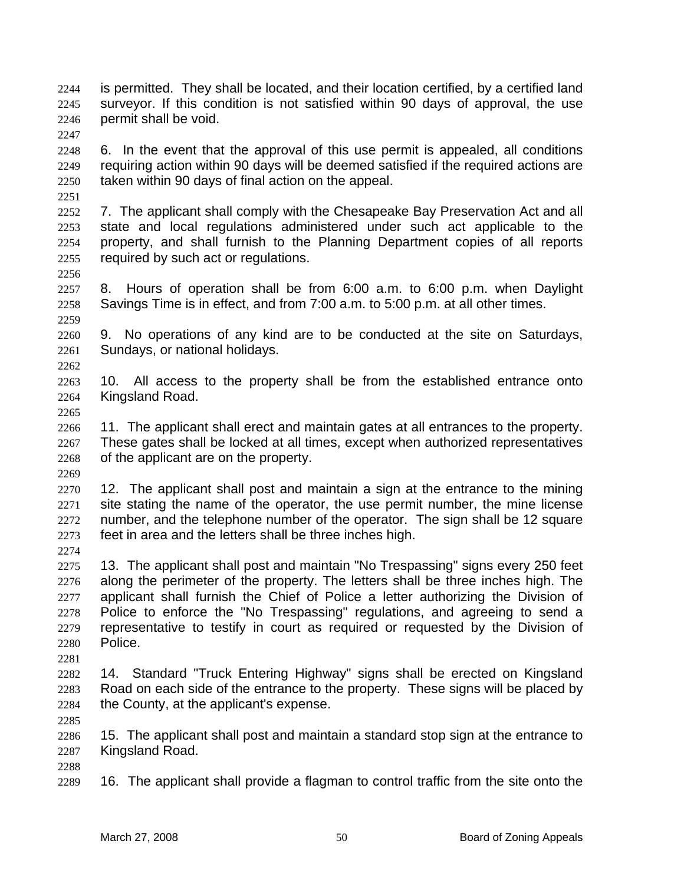is permitted. They shall be located, and their location certified, by a certified land surveyor. If this condition is not satisfied within 90 days of approval, the use permit shall be void.

6. In the event that the approval of this use permit is appealed, all conditions requiring action within 90 days will be deemed satisfied if the required actions are taken within 90 days of final action on the appeal.

7. The applicant shall comply with the Chesapeake Bay Preservation Act and all state and local regulations administered under such act applicable to the property, and shall furnish to the Planning Department copies of all reports required by such act or regulations.

8. Hours of operation shall be from 6:00 a.m. to 6:00 p.m. when Daylight Savings Time is in effect, and from 7:00 a.m. to 5:00 p.m. at all other times.

9. No operations of any kind are to be conducted at the site on Saturdays, Sundays, or national holidays.

10. All access to the property shall be from the established entrance onto Kingsland Road.

11. The applicant shall erect and maintain gates at all entrances to the property. These gates shall be locked at all times, except when authorized representatives of the applicant are on the property.

12. The applicant shall post and maintain a sign at the entrance to the mining site stating the name of the operator, the use permit number, the mine license number, and the telephone number of the operator. The sign shall be 12 square feet in area and the letters shall be three inches high.

13. The applicant shall post and maintain "No Trespassing" signs every 250 feet along the perimeter of the property. The letters shall be three inches high. The applicant shall furnish the Chief of Police a letter authorizing the Division of Police to enforce the "No Trespassing" regulations, and agreeing to send a representative to testify in court as required or requested by the Division of Police.

14. Standard "Truck Entering Highway" signs shall be erected on Kingsland Road on each side of the entrance to the property. These signs will be placed by the County, at the applicant's expense.

15. The applicant shall post and maintain a standard stop sign at the entrance to Kingsland Road.

16. The applicant shall provide a flagman to control traffic from the site onto the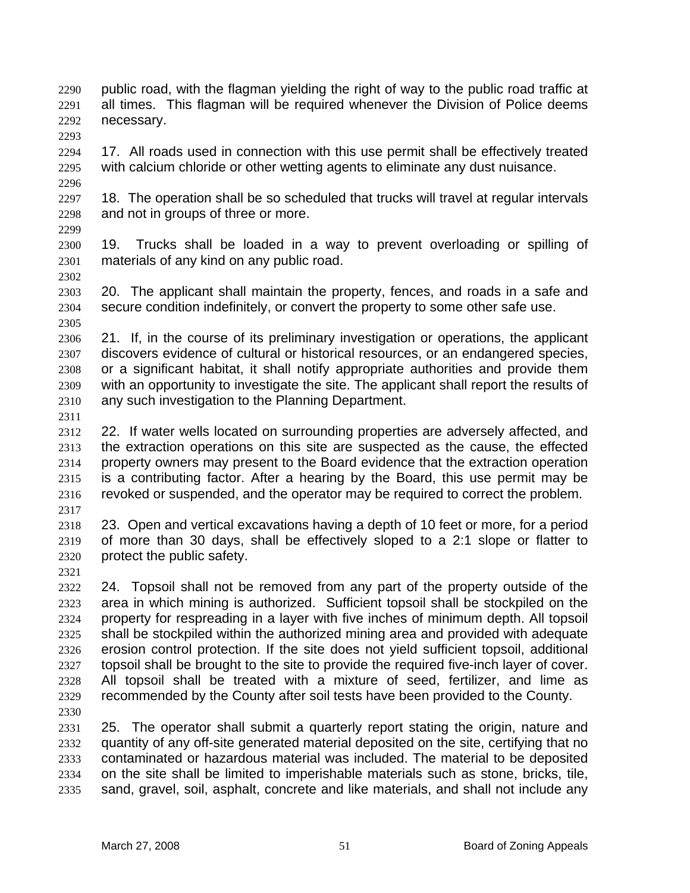public road, with the flagman yielding the right of way to the public road traffic at all times. This flagman will be required whenever the Division of Police deems necessary.

17. All roads used in connection with this use permit shall be effectively treated with calcium chloride or other wetting agents to eliminate any dust nuisance.

18. The operation shall be so scheduled that trucks will travel at regular intervals and not in groups of three or more.

19. Trucks shall be loaded in a way to prevent overloading or spilling of materials of any kind on any public road.

20. The applicant shall maintain the property, fences, and roads in a safe and secure condition indefinitely, or convert the property to some other safe use.

21. If, in the course of its preliminary investigation or operations, the applicant discovers evidence of cultural or historical resources, or an endangered species, or a significant habitat, it shall notify appropriate authorities and provide them with an opportunity to investigate the site. The applicant shall report the results of any such investigation to the Planning Department.

22. If water wells located on surrounding properties are adversely affected, and the extraction operations on this site are suspected as the cause, the effected property owners may present to the Board evidence that the extraction operation is a contributing factor. After a hearing by the Board, this use permit may be revoked or suspended, and the operator may be required to correct the problem.

23. Open and vertical excavations having a depth of 10 feet or more, for a period of more than 30 days, shall be effectively sloped to a 2:1 slope or flatter to protect the public safety.

24. Topsoil shall not be removed from any part of the property outside of the area in which mining is authorized. Sufficient topsoil shall be stockpiled on the property for respreading in a layer with five inches of minimum depth. All topsoil shall be stockpiled within the authorized mining area and provided with adequate erosion control protection. If the site does not yield sufficient topsoil, additional topsoil shall be brought to the site to provide the required five-inch layer of cover. All topsoil shall be treated with a mixture of seed, fertilizer, and lime as recommended by the County after soil tests have been provided to the County.

25. The operator shall submit a quarterly report stating the origin, nature and quantity of any off-site generated material deposited on the site, certifying that no contaminated or hazardous material was included. The material to be deposited on the site shall be limited to imperishable materials such as stone, bricks, tile, sand, gravel, soil, asphalt, concrete and like materials, and shall not include any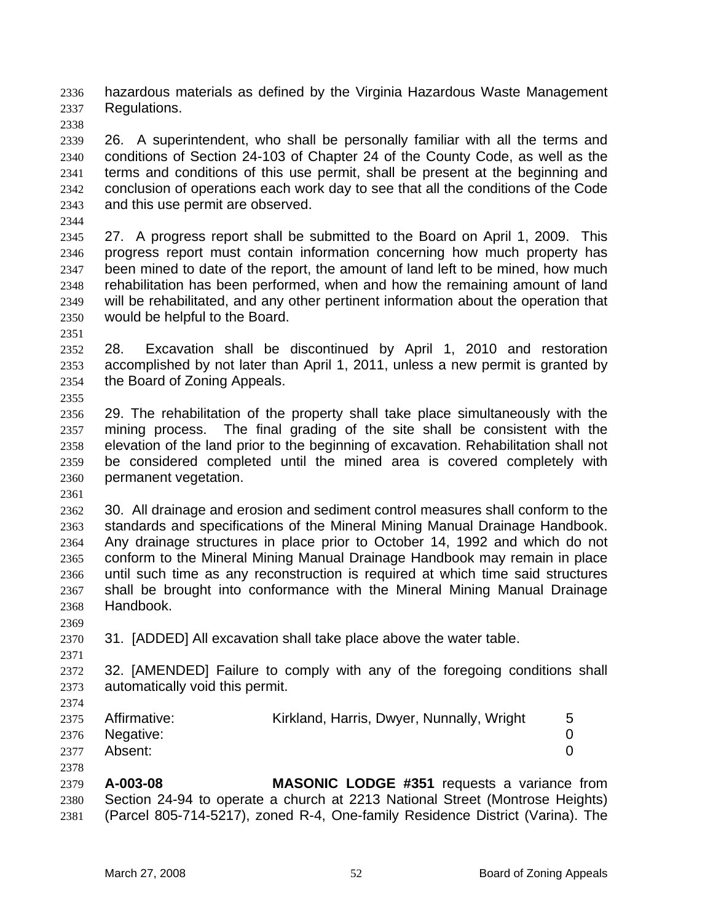hazardous materials as defined by the Virginia Hazardous Waste Management Regulations.

26. A superintendent, who shall be personally familiar with all the terms and conditions of Section 24-103 of Chapter 24 of the County Code, as well as the terms and conditions of this use permit, shall be present at the beginning and conclusion of operations each work day to see that all the conditions of the Code and this use permit are observed.

27. A progress report shall be submitted to the Board on April 1, 2009. This progress report must contain information concerning how much property has been mined to date of the report, the amount of land left to be mined, how much rehabilitation has been performed, when and how the remaining amount of land will be rehabilitated, and any other pertinent information about the operation that would be helpful to the Board.

28. Excavation shall be discontinued by April 1, 2010 and restoration accomplished by not later than April 1, 2011, unless a new permit is granted by the Board of Zoning Appeals.

29. The rehabilitation of the property shall take place simultaneously with the mining process. The final grading of the site shall be consistent with the elevation of the land prior to the beginning of excavation. Rehabilitation shall not be considered completed until the mined area is covered completely with permanent vegetation.

30. All drainage and erosion and sediment control measures shall conform to the standards and specifications of the Mineral Mining Manual Drainage Handbook. Any drainage structures in place prior to October 14, 1992 and which do not conform to the Mineral Mining Manual Drainage Handbook may remain in place until such time as any reconstruction is required at which time said structures shall be brought into conformance with the Mineral Mining Manual Drainage Handbook.

31. [ADDED] All excavation shall take place above the water table.

32. [AMENDED] Failure to comply with any of the foregoing conditions shall automatically void this permit.

| | | |
|---|---|---|
| Affirmative: | Kirkland, Harris, Dwyer, Nunnally, Wright | 5 |
| Negative: | | 0 |
| Absent: | | 0 |

**A-003-08** **MASONIC LODGE #351** requests a variance from Section 24-94 to operate a church at 2213 National Street (Montrose Heights) (Parcel 805-714-5217), zoned R-4, One-family Residence District (Varina). The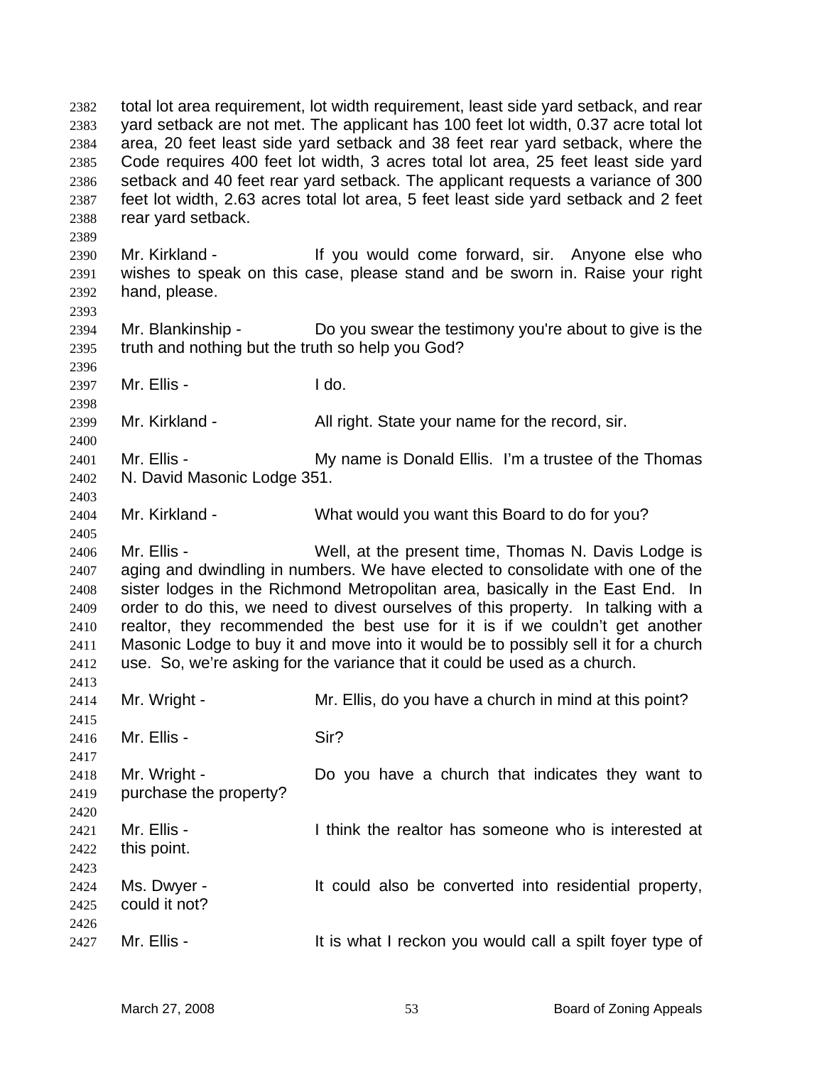total lot area requirement, lot width requirement, least side yard setback, and rear yard setback are not met. The applicant has 100 feet lot width, 0.37 acre total lot area, 20 feet least side yard setback and 38 feet rear yard setback, where the Code requires 400 feet lot width, 3 acres total lot area, 25 feet least side yard setback and 40 feet rear yard setback. The applicant requests a variance of 300 feet lot width, 2.63 acres total lot area, 5 feet least side yard setback and 2 feet rear yard setback.

Mr. Kirkland - If you would come forward, sir. Anyone else who wishes to speak on this case, please stand and be sworn in. Raise your right hand, please.

Mr. Blankinship - Do you swear the testimony you're about to give is the truth and nothing but the truth so help you God?

Mr. Ellis - I do.

Mr. Kirkland - All right. State your name for the record, sir.

Mr. Ellis - My name is Donald Ellis. I'm a trustee of the Thomas N. David Masonic Lodge 351.

Mr. Kirkland - What would you want this Board to do for you?

Mr. Ellis - Well, at the present time, Thomas N. Davis Lodge is aging and dwindling in numbers. We have elected to consolidate with one of the sister lodges in the Richmond Metropolitan area, basically in the East End. In order to do this, we need to divest ourselves of this property. In talking with a realtor, they recommended the best use for it is if we couldn't get another Masonic Lodge to buy it and move into it would be to possibly sell it for a church use. So, we're asking for the variance that it could be used as a church.

Mr. Wright - Mr. Ellis, do you have a church in mind at this point?

Mr. Ellis - Sir?

Mr. Wright - Do you have a church that indicates they want to purchase the property?

Mr. Ellis - I think the realtor has someone who is interested at this point.

Ms. Dwyer - It could also be converted into residential property, could it not?

Mr. Ellis - It is what I reckon you would call a spilt foyer type of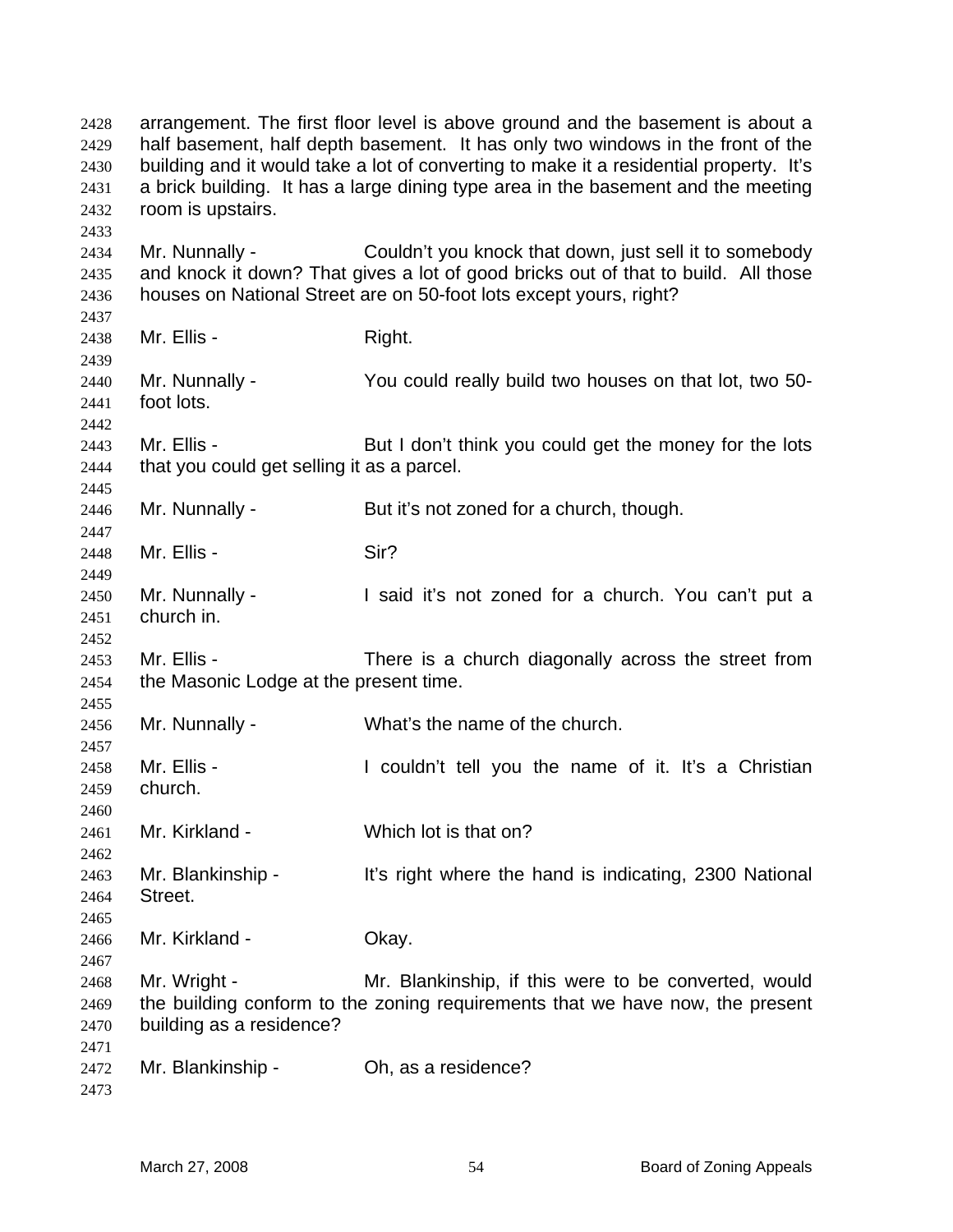arrangement. The first floor level is above ground and the basement is about a half basement, half depth basement. It has only two windows in the front of the building and it would take a lot of converting to make it a residential property. It's a brick building. It has a large dining type area in the basement and the meeting room is upstairs.

Mr. Nunnally - Couldn't you knock that down, just sell it to somebody and knock it down? That gives a lot of good bricks out of that to build. All those houses on National Street are on 50-foot lots except yours, right?

Mr. Ellis - Right.

Mr. Nunnally - You could really build two houses on that lot, two 50-foot lots.

Mr. Ellis - But I don't think you could get the money for the lots that you could get selling it as a parcel.

Mr. Nunnally - But it's not zoned for a church, though.

Mr. Ellis - Sir?

Mr. Nunnally - I said it's not zoned for a church. You can't put a church in.

Mr. Ellis - There is a church diagonally across the street from the Masonic Lodge at the present time.

Mr. Nunnally - What's the name of the church.

Mr. Ellis - I couldn't tell you the name of it. It's a Christian church.

Mr. Kirkland - Which lot is that on?

Mr. Blankinship - It's right where the hand is indicating, 2300 National Street.

Mr. Kirkland - Okay.

Mr. Wright - Mr. Blankinship, if this were to be converted, would the building conform to the zoning requirements that we have now, the present building as a residence?

Mr. Blankinship - Oh, as a residence?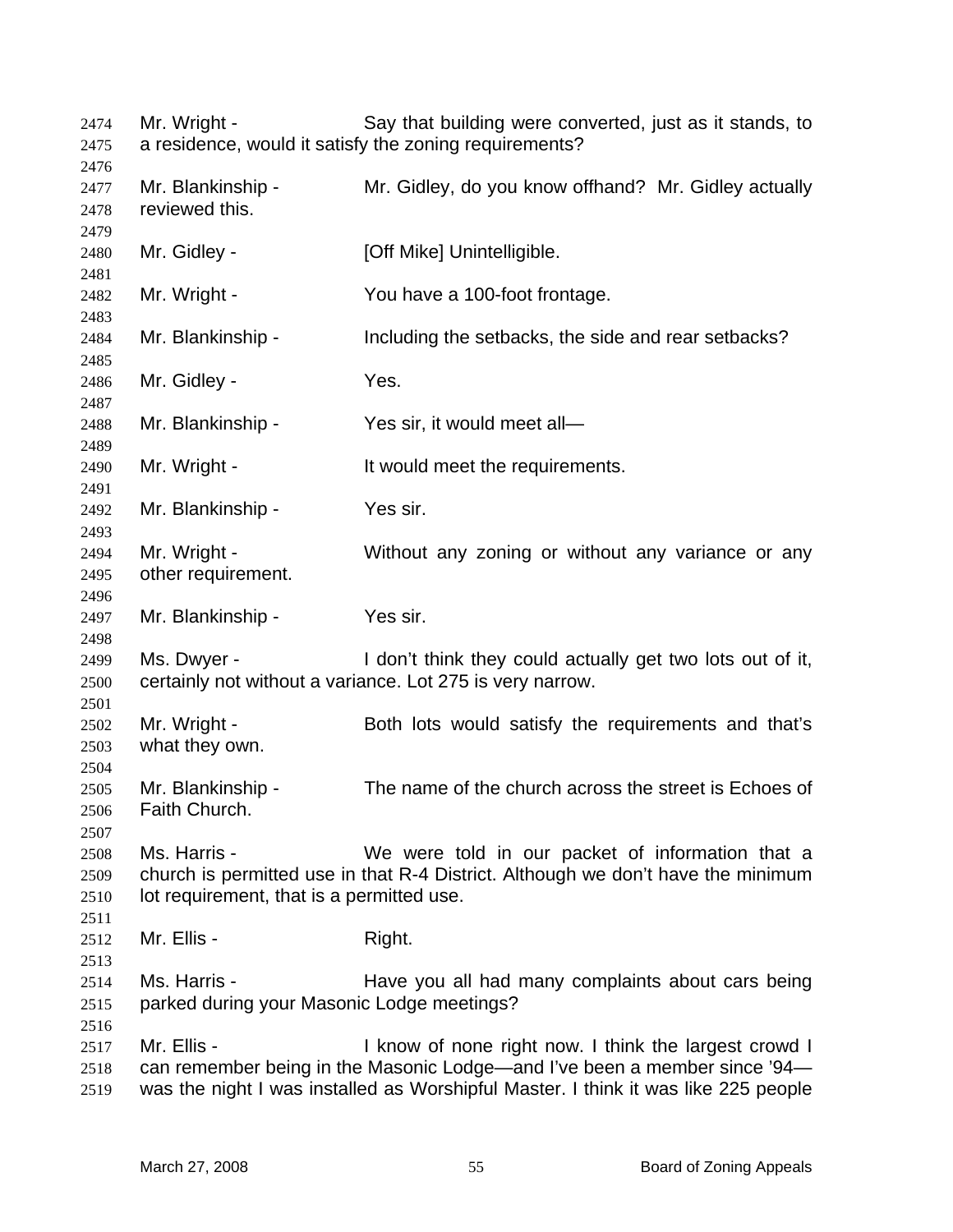Mr. Wright - Say that building were converted, just as it stands, to a residence, would it satisfy the zoning requirements?

Mr. Blankinship - Mr. Gidley, do you know offhand? Mr. Gidley actually reviewed this.

Mr. Gidley - [Off Mike] Unintelligible.

Mr. Wright - You have a 100-foot frontage.

Mr. Blankinship - Including the setbacks, the side and rear setbacks?

Mr. Gidley - Yes.

Mr. Blankinship - Yes sir, it would meet all—

Mr. Wright - It would meet the requirements.

Mr. Blankinship - Yes sir.

Mr. Wright - Without any zoning or without any variance or any other requirement.

Mr. Blankinship - Yes sir.

Ms. Dwyer - I don't think they could actually get two lots out of it, certainly not without a variance. Lot 275 is very narrow.

Mr. Wright - Both lots would satisfy the requirements and that's what they own.

Mr. Blankinship - The name of the church across the street is Echoes of Faith Church.

Ms. Harris - We were told in our packet of information that a church is permitted use in that R-4 District. Although we don't have the minimum lot requirement, that is a permitted use.

Mr. Ellis - Right.

Ms. Harris - Have you all had many complaints about cars being parked during your Masonic Lodge meetings?

Mr. Ellis - I know of none right now. I think the largest crowd I can remember being in the Masonic Lodge—and I've been a member since '94—was the night I was installed as Worshipful Master. I think it was like 225 people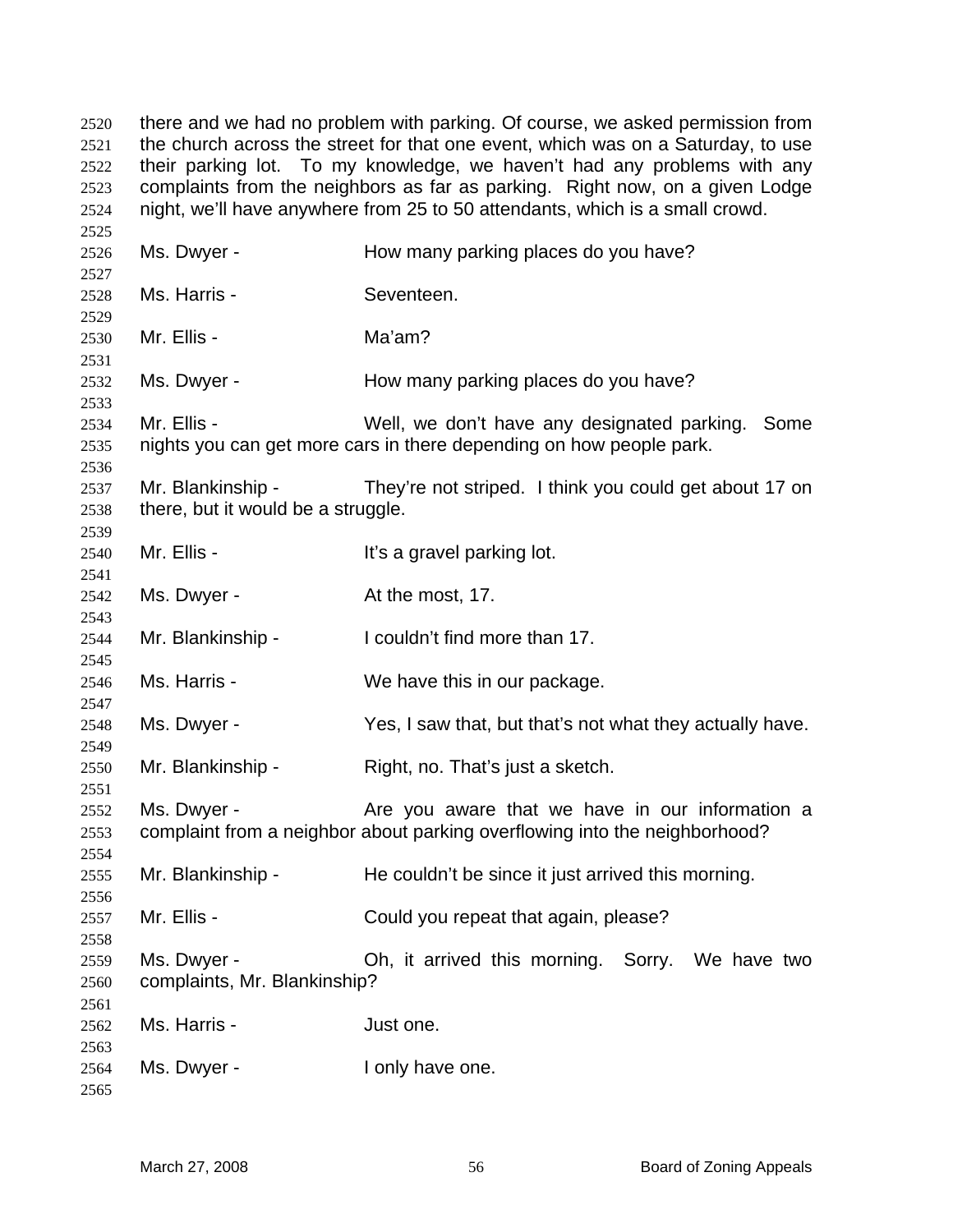there and we had no problem with parking. Of course, we asked permission from the church across the street for that one event, which was on a Saturday, to use their parking lot. To my knowledge, we haven't had any problems with any complaints from the neighbors as far as parking. Right now, on a given Lodge night, we'll have anywhere from 25 to 50 attendants, which is a small crowd.

Ms. Dwyer - How many parking places do you have?

Ms. Harris - Seventeen.

Mr. Ellis - Ma'am?

Ms. Dwyer - How many parking places do you have?

Mr. Ellis - Well, we don't have any designated parking. Some nights you can get more cars in there depending on how people park.

Mr. Blankinship - They're not striped. I think you could get about 17 on there, but it would be a struggle.

Mr. Ellis - It's a gravel parking lot.

Ms. Dwyer - At the most, 17.

Mr. Blankinship - I couldn't find more than 17.

Ms. Harris - We have this in our package.

Ms. Dwyer - Yes, I saw that, but that's not what they actually have.

Mr. Blankinship - Right, no. That's just a sketch.

Ms. Dwyer - Are you aware that we have in our information a complaint from a neighbor about parking overflowing into the neighborhood?

Mr. Blankinship - He couldn't be since it just arrived this morning.

Mr. Ellis - Could you repeat that again, please?

Ms. Dwyer - Oh, it arrived this morning. Sorry. We have two complaints, Mr. Blankinship?

Ms. Harris - Just one.

Ms. Dwyer - I only have one.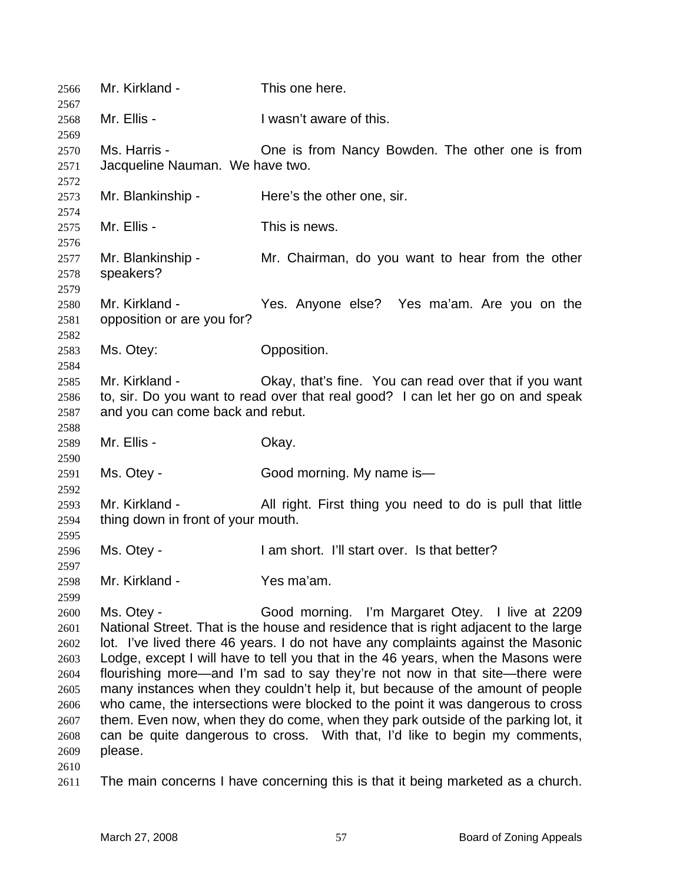2566 Mr. Kirkland - This one here.

2568 Mr. Ellis - I wasn't aware of this.

2570 Ms. Harris - One is from Nancy Bowden. The other one is from
2571 Jacqueline Nauman. We have two.

2573 Mr. Blankinship - Here's the other one, sir.

2575 Mr. Ellis - This is news.

2577 Mr. Blankinship - Mr. Chairman, do you want to hear from the other
2578 speakers?

2580 Mr. Kirkland - Yes. Anyone else? Yes ma'am. Are you on the
2581 opposition or are you for?

2583 Ms. Otey: Opposition.

2585 Mr. Kirkland - Okay, that's fine. You can read over that if you want
2586 to, sir. Do you want to read over that real good? I can let her go on and speak
2587 and you can come back and rebut.

2589 Mr. Ellis - Okay.

2591 Ms. Otey - Good morning. My name is—

2593 Mr. Kirkland - All right. First thing you need to do is pull that little
2594 thing down in front of your mouth.

2596 Ms. Otey - I am short. I'll start over. Is that better?

2598 Mr. Kirkland - Yes ma'am.

2600 Ms. Otey - Good morning. I'm Margaret Otey. I live at 2209
2601 National Street. That is the house and residence that is right adjacent to the large
2602 lot. I've lived there 46 years. I do not have any complaints against the Masonic
2603 Lodge, except I will have to tell you that in the 46 years, when the Masons were
2604 flourishing more—and I'm sad to say they're not now in that site—there were
2605 many instances when they couldn't help it, but because of the amount of people
2606 who came, the intersections were blocked to the point it was dangerous to cross
2607 them. Even now, when they do come, when they park outside of the parking lot, it
2608 can be quite dangerous to cross. With that, I'd like to begin my comments,
2609 please.

2611 The main concerns I have concerning this is that it being marketed as a church.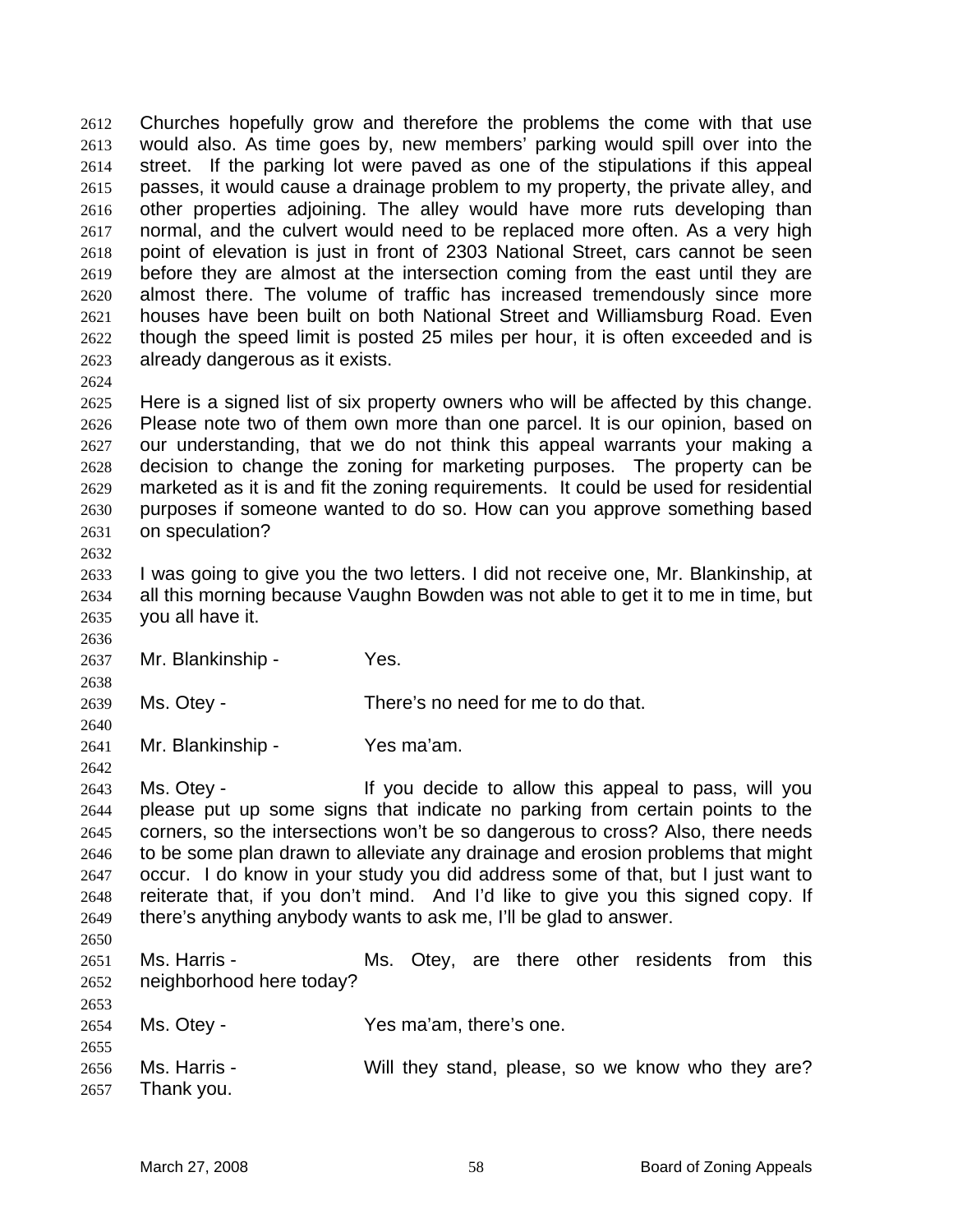Churches hopefully grow and therefore the problems the come with that use would also. As time goes by, new members' parking would spill over into the street. If the parking lot were paved as one of the stipulations if this appeal passes, it would cause a drainage problem to my property, the private alley, and other properties adjoining. The alley would have more ruts developing than normal, and the culvert would need to be replaced more often. As a very high point of elevation is just in front of 2303 National Street, cars cannot be seen before they are almost at the intersection coming from the east until they are almost there. The volume of traffic has increased tremendously since more houses have been built on both National Street and Williamsburg Road. Even though the speed limit is posted 25 miles per hour, it is often exceeded and is already dangerous as it exists.

Here is a signed list of six property owners who will be affected by this change. Please note two of them own more than one parcel. It is our opinion, based on our understanding, that we do not think this appeal warrants your making a decision to change the zoning for marketing purposes. The property can be marketed as it is and fit the zoning requirements. It could be used for residential purposes if someone wanted to do so. How can you approve something based on speculation?

I was going to give you the two letters. I did not receive one, Mr. Blankinship, at all this morning because Vaughn Bowden was not able to get it to me in time, but you all have it.

Mr. Blankinship - Yes.

Ms. Otey - There's no need for me to do that.

Mr. Blankinship - Yes ma'am.

Ms. Otey - If you decide to allow this appeal to pass, will you please put up some signs that indicate no parking from certain points to the corners, so the intersections won't be so dangerous to cross? Also, there needs to be some plan drawn to alleviate any drainage and erosion problems that might occur. I do know in your study you did address some of that, but I just want to reiterate that, if you don't mind. And I'd like to give you this signed copy. If there's anything anybody wants to ask me, I'll be glad to answer.

Ms. Harris - Ms. Otey, are there other residents from this neighborhood here today?

Ms. Otey - Yes ma'am, there's one.

Ms. Harris - Will they stand, please, so we know who they are? Thank you.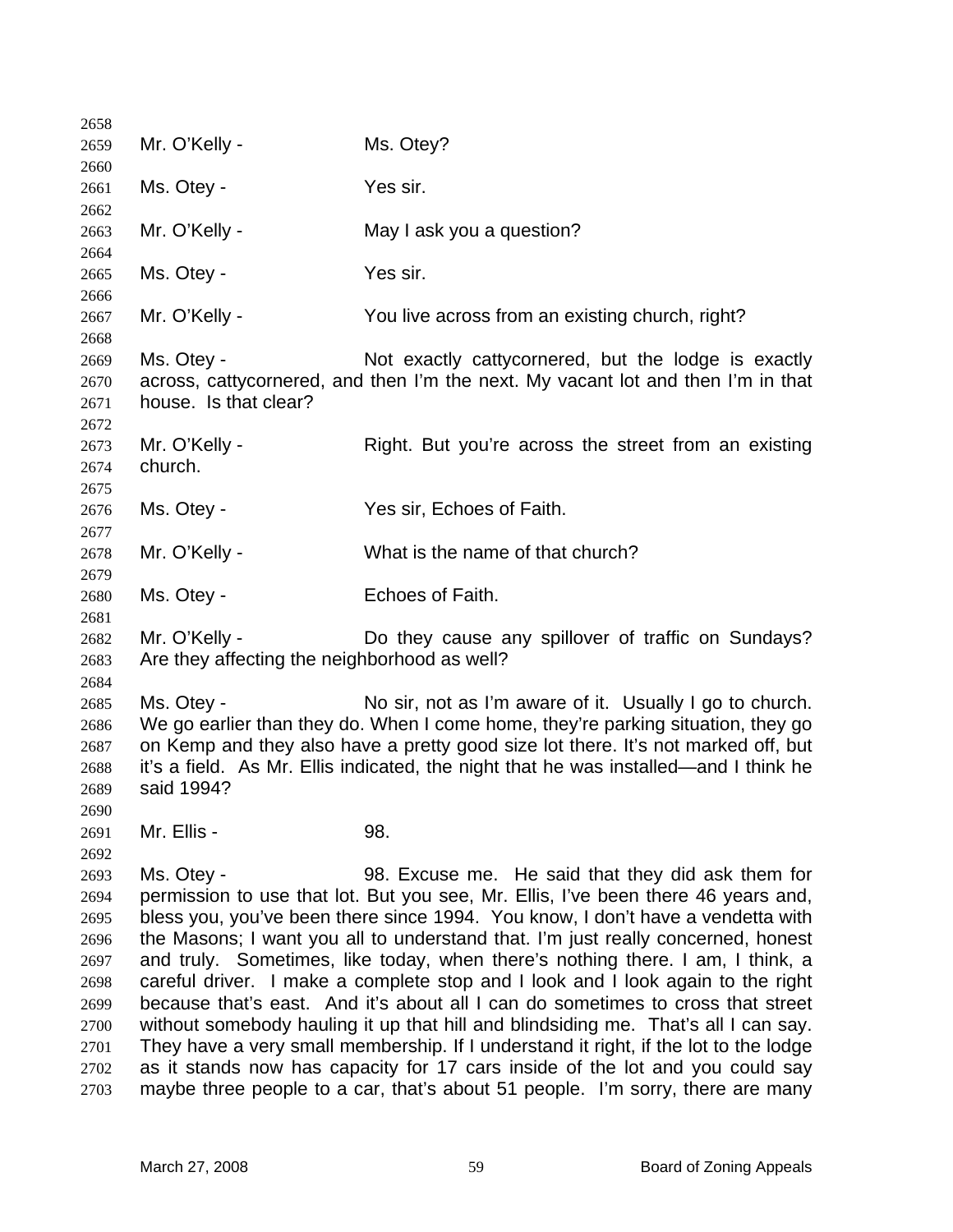Mr. O'Kelly - Ms. Otey?

Ms. Otey - Yes sir.

Mr. O'Kelly - May I ask you a question?

Ms. Otey - Yes sir.

Mr. O'Kelly - You live across from an existing church, right?

Ms. Otey - Not exactly cattycornered, but the lodge is exactly across, cattycornered, and then I'm the next. My vacant lot and then I'm in that house. Is that clear?

Mr. O'Kelly - Right. But you're across the street from an existing church.

Ms. Otey - Yes sir, Echoes of Faith.

Mr. O'Kelly - What is the name of that church?

Ms. Otey - Echoes of Faith.

Mr. O'Kelly - Do they cause any spillover of traffic on Sundays? Are they affecting the neighborhood as well?

Ms. Otey - No sir, not as I'm aware of it. Usually I go to church. We go earlier than they do. When I come home, they're parking situation, they go on Kemp and they also have a pretty good size lot there. It's not marked off, but it's a field. As Mr. Ellis indicated, the night that he was installed—and I think he said 1994?

Mr. Ellis - 98.

Ms. Otey - 98. Excuse me. He said that they did ask them for permission to use that lot. But you see, Mr. Ellis, I've been there 46 years and, bless you, you've been there since 1994. You know, I don't have a vendetta with the Masons; I want you all to understand that. I'm just really concerned, honest and truly. Sometimes, like today, when there's nothing there. I am, I think, a careful driver. I make a complete stop and I look and I look again to the right because that's east. And it's about all I can do sometimes to cross that street without somebody hauling it up that hill and blindsiding me. That's all I can say. They have a very small membership. If I understand it right, if the lot to the lodge as it stands now has capacity for 17 cars inside of the lot and you could say maybe three people to a car, that's about 51 people. I'm sorry, there are many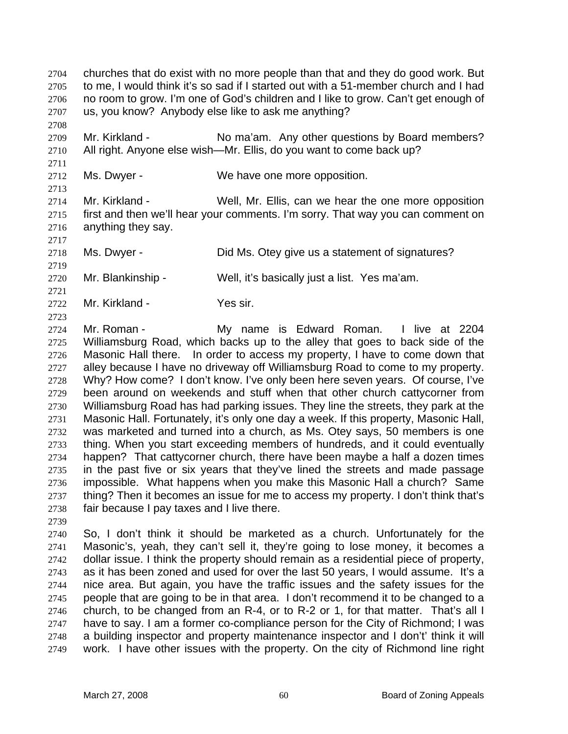churches that do exist with no more people than that and they do good work. But to me, I would think it's so sad if I started out with a 51-member church and I had no room to grow. I'm one of God's children and I like to grow. Can't get enough of us, you know? Anybody else like to ask me anything?

Mr. Kirkland - No ma'am. Any other questions by Board members? All right. Anyone else wish—Mr. Ellis, do you want to come back up?

Ms. Dwyer - We have one more opposition.

Mr. Kirkland - Well, Mr. Ellis, can we hear the one more opposition first and then we'll hear your comments. I'm sorry. That way you can comment on anything they say.

Ms. Dwyer - Did Ms. Otey give us a statement of signatures?

Mr. Blankinship - Well, it's basically just a list. Yes ma'am.

Mr. Kirkland - Yes sir.

Mr. Roman - My name is Edward Roman. I live at 2204 Williamsburg Road, which backs up to the alley that goes to back side of the Masonic Hall there. In order to access my property, I have to come down that alley because I have no driveway off Williamsburg Road to come to my property. Why? How come? I don't know. I've only been here seven years. Of course, I've been around on weekends and stuff when that other church cattycorner from Williamsburg Road has had parking issues. They line the streets, they park at the Masonic Hall. Fortunately, it's only one day a week. If this property, Masonic Hall, was marketed and turned into a church, as Ms. Otey says, 50 members is one thing. When you start exceeding members of hundreds, and it could eventually happen? That cattycorner church, there have been maybe a half a dozen times in the past five or six years that they've lined the streets and made passage impossible. What happens when you make this Masonic Hall a church? Same thing? Then it becomes an issue for me to access my property. I don't think that's fair because I pay taxes and I live there.

So, I don't think it should be marketed as a church. Unfortunately for the Masonic's, yeah, they can't sell it, they're going to lose money, it becomes a dollar issue. I think the property should remain as a residential piece of property, as it has been zoned and used for over the last 50 years, I would assume. It's a nice area. But again, you have the traffic issues and the safety issues for the people that are going to be in that area. I don't recommend it to be changed to a church, to be changed from an R-4, or to R-2 or 1, for that matter. That's all I have to say. I am a former co-compliance person for the City of Richmond; I was a building inspector and property maintenance inspector and I don't' think it will work. I have other issues with the property. On the city of Richmond line right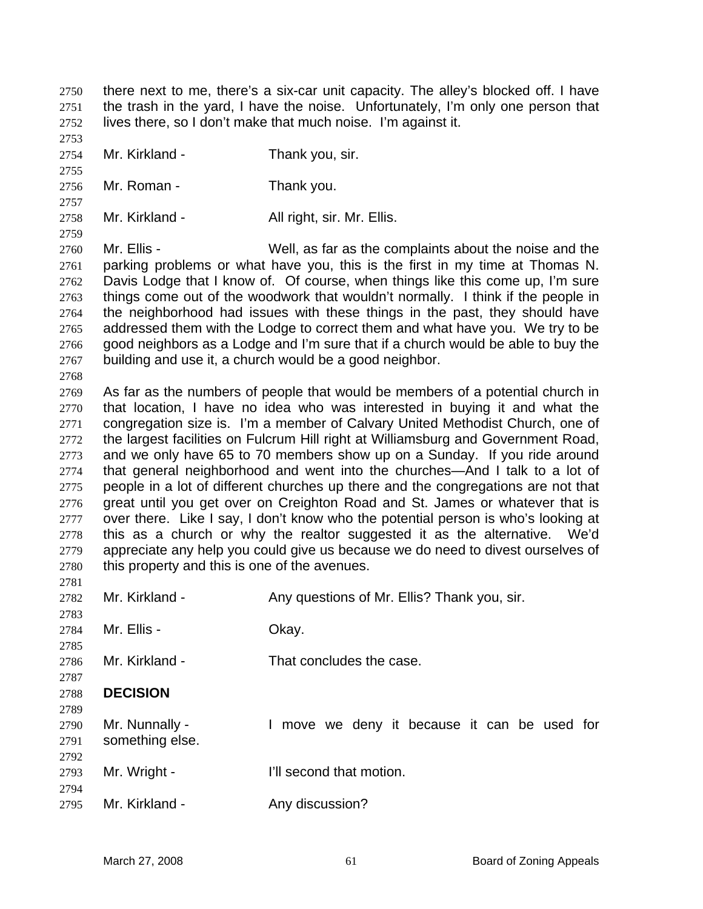there next to me, there's a six-car unit capacity. The alley's blocked off. I have the trash in the yard, I have the noise. Unfortunately, I'm only one person that lives there, so I don't make that much noise. I'm against it.

Mr. Kirkland - Thank you, sir.

Mr. Roman - Thank you.

Mr. Kirkland - All right, sir. Mr. Ellis.

Mr. Ellis - Well, as far as the complaints about the noise and the parking problems or what have you, this is the first in my time at Thomas N. Davis Lodge that I know of. Of course, when things like this come up, I'm sure things come out of the woodwork that wouldn't normally. I think if the people in the neighborhood had issues with these things in the past, they should have addressed them with the Lodge to correct them and what have you. We try to be good neighbors as a Lodge and I'm sure that if a church would be able to buy the building and use it, a church would be a good neighbor.

As far as the numbers of people that would be members of a potential church in that location, I have no idea who was interested in buying it and what the congregation size is. I'm a member of Calvary United Methodist Church, one of the largest facilities on Fulcrum Hill right at Williamsburg and Government Road, and we only have 65 to 70 members show up on a Sunday. If you ride around that general neighborhood and went into the churches—And I talk to a lot of people in a lot of different churches up there and the congregations are not that great until you get over on Creighton Road and St. James or whatever that is over there. Like I say, I don't know who the potential person is who's looking at this as a church or why the realtor suggested it as the alternative. We'd appreciate any help you could give us because we do need to divest ourselves of this property and this is one of the avenues.

Mr. Kirkland - Any questions of Mr. Ellis? Thank you, sir.

Mr. Ellis - Okay.

Mr. Kirkland - That concludes the case.

**DECISION**

Mr. Nunnally - I move we deny it because it can be used for something else.

Mr. Wright - I'll second that motion.

Mr. Kirkland - Any discussion?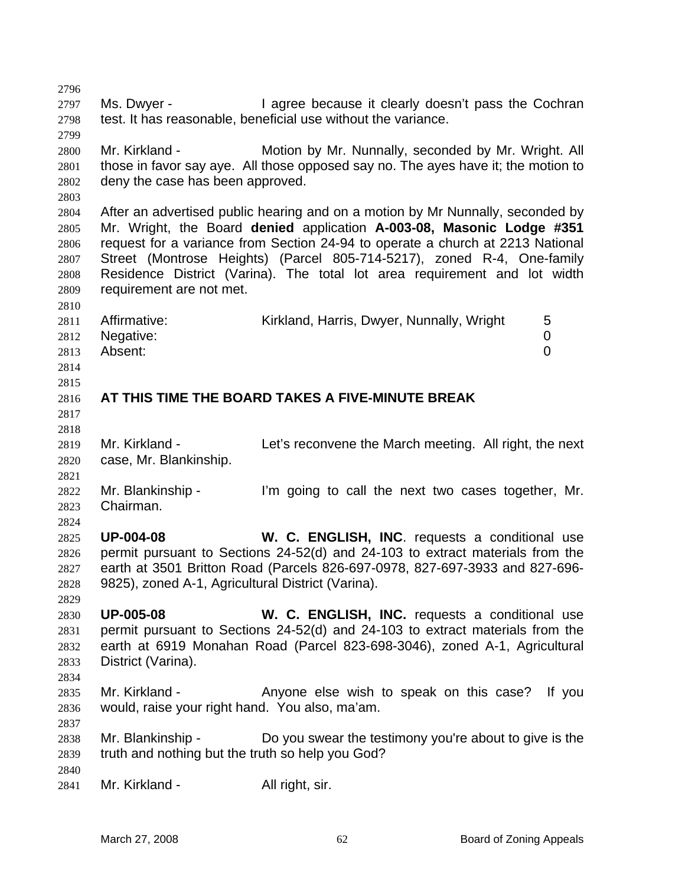Ms. Dwyer - I agree because it clearly doesn't pass the Cochran test. It has reasonable, beneficial use without the variance.

Mr. Kirkland - Motion by Mr. Nunnally, seconded by Mr. Wright. All those in favor say aye. All those opposed say no. The ayes have it; the motion to deny the case has been approved.

After an advertised public hearing and on a motion by Mr Nunnally, seconded by Mr. Wright, the Board **denied** application **A-003-08, Masonic Lodge #351** request for a variance from Section 24-94 to operate a church at 2213 National Street (Montrose Heights) (Parcel 805-714-5217), zoned R-4, One-family Residence District (Varina). The total lot area requirement and lot width requirement are not met.

| | | |
|---|---|---|
| Affirmative: | Kirkland, Harris, Dwyer, Nunnally, Wright | 5 |
| Negative: | | 0 |
| Absent: | | 0 |

**AT THIS TIME THE BOARD TAKES A FIVE-MINUTE BREAK**

Mr. Kirkland - Let's reconvene the March meeting. All right, the next case, Mr. Blankinship.

Mr. Blankinship - I'm going to call the next two cases together, Mr. Chairman.

**UP-004-08** **W. C. ENGLISH, INC**. requests a conditional use permit pursuant to Sections 24-52(d) and 24-103 to extract materials from the earth at 3501 Britton Road (Parcels 826-697-0978, 827-697-3933 and 827-696-9825), zoned A-1, Agricultural District (Varina).

**UP-005-08** **W. C. ENGLISH, INC.** requests a conditional use permit pursuant to Sections 24-52(d) and 24-103 to extract materials from the earth at 6919 Monahan Road (Parcel 823-698-3046), zoned A-1, Agricultural District (Varina).

Mr. Kirkland - Anyone else wish to speak on this case? If you would, raise your right hand. You also, ma'am.

Mr. Blankinship - Do you swear the testimony you're about to give is the truth and nothing but the truth so help you God?

Mr. Kirkland - All right, sir.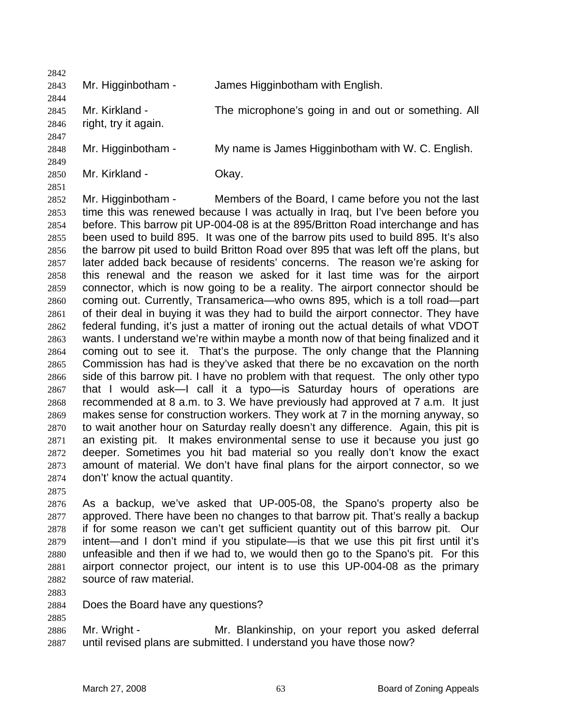Mr. Higginbotham - James Higginbotham with English.

Mr. Kirkland - The microphone's going in and out or something. All right, try it again.

Mr. Higginbotham - My name is James Higginbotham with W. C. English.

Mr. Kirkland - Okay.

Mr. Higginbotham - Members of the Board, I came before you not the last time this was renewed because I was actually in Iraq, but I've been before you before. This barrow pit UP-004-08 is at the 895/Britton Road interchange and has been used to build 895. It was one of the barrow pits used to build 895. It's also the barrow pit used to build Britton Road over 895 that was left off the plans, but later added back because of residents' concerns. The reason we're asking for this renewal and the reason we asked for it last time was for the airport connector, which is now going to be a reality. The airport connector should be coming out. Currently, Transamerica—who owns 895, which is a toll road—part of their deal in buying it was they had to build the airport connector. They have federal funding, it's just a matter of ironing out the actual details of what VDOT wants. I understand we're within maybe a month now of that being finalized and it coming out to see it. That's the purpose. The only change that the Planning Commission has had is they've asked that there be no excavation on the north side of this barrow pit. I have no problem with that request. The only other typo that I would ask—I call it a typo—is Saturday hours of operations are recommended at 8 a.m. to 3. We have previously had approved at 7 a.m. It just makes sense for construction workers. They work at 7 in the morning anyway, so to wait another hour on Saturday really doesn't any difference. Again, this pit is an existing pit. It makes environmental sense to use it because you just go deeper. Sometimes you hit bad material so you really don't know the exact amount of material. We don't have final plans for the airport connector, so we don't' know the actual quantity.

As a backup, we've asked that UP-005-08, the Spano's property also be approved. There have been no changes to that barrow pit. That's really a backup if for some reason we can't get sufficient quantity out of this barrow pit. Our intent—and I don't mind if you stipulate—is that we use this pit first until it's unfeasible and then if we had to, we would then go to the Spano's pit. For this airport connector project, our intent is to use this UP-004-08 as the primary source of raw material.

Does the Board have any questions?

Mr. Wright - Mr. Blankinship, on your report you asked deferral until revised plans are submitted. I understand you have those now?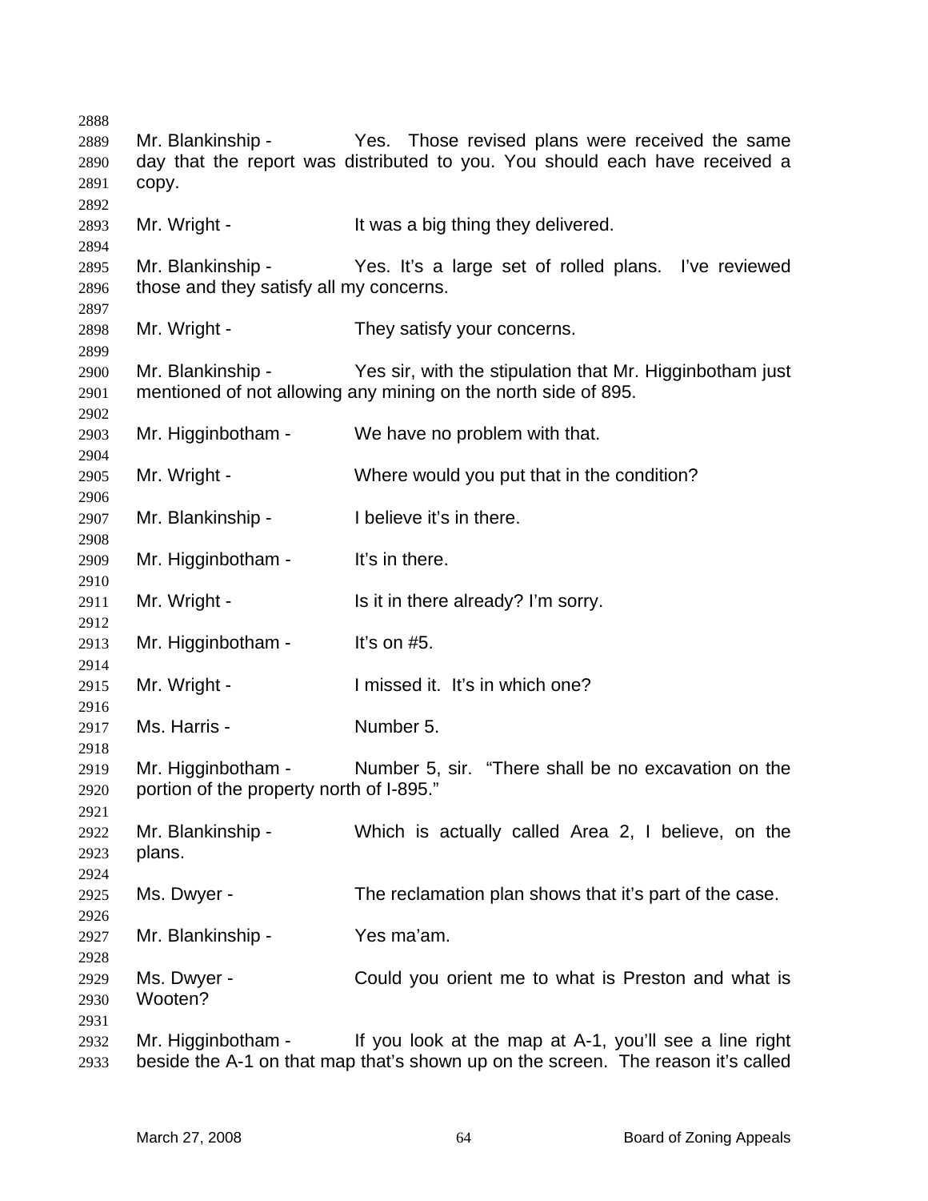Mr. Blankinship - Yes. Those revised plans were received the same day that the report was distributed to you. You should each have received a copy.

Mr. Wright - It was a big thing they delivered.

Mr. Blankinship - Yes. It's a large set of rolled plans. I've reviewed those and they satisfy all my concerns.

Mr. Wright - They satisfy your concerns.

Mr. Blankinship - Yes sir, with the stipulation that Mr. Higginbotham just mentioned of not allowing any mining on the north side of 895.

Mr. Higginbotham - We have no problem with that.

Mr. Wright - Where would you put that in the condition?

Mr. Blankinship - I believe it's in there.

Mr. Higginbotham - It's in there.

Mr. Wright - Is it in there already? I'm sorry.

Mr. Higginbotham - It's on #5.

Mr. Wright - I missed it. It's in which one?

Ms. Harris - Number 5.

Mr. Higginbotham - Number 5, sir. "There shall be no excavation on the portion of the property north of I-895."

Mr. Blankinship - Which is actually called Area 2, I believe, on the plans.

Ms. Dwyer - The reclamation plan shows that it's part of the case.

Mr. Blankinship - Yes ma'am.

Ms. Dwyer - Could you orient me to what is Preston and what is Wooten?

Mr. Higginbotham - If you look at the map at A-1, you'll see a line right beside the A-1 on that map that's shown up on the screen. The reason it's called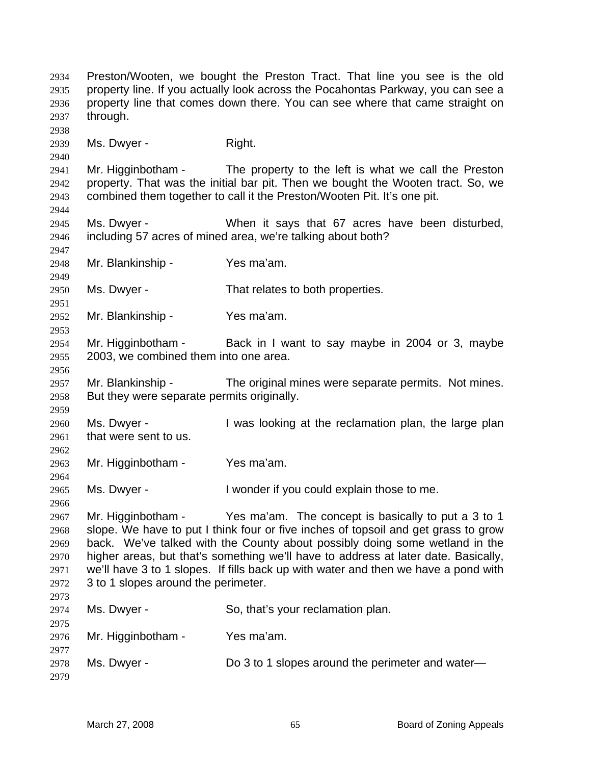Preston/Wooten, we bought the Preston Tract. That line you see is the old property line. If you actually look across the Pocahontas Parkway, you can see a property line that comes down there. You can see where that came straight on through.

Ms. Dwyer - Right.

Mr. Higginbotham - The property to the left is what we call the Preston property. That was the initial bar pit. Then we bought the Wooten tract. So, we combined them together to call it the Preston/Wooten Pit. It's one pit.

Ms. Dwyer - When it says that 67 acres have been disturbed, including 57 acres of mined area, we're talking about both?

Mr. Blankinship - Yes ma'am.

Ms. Dwyer - That relates to both properties.

Mr. Blankinship - Yes ma'am.

Mr. Higginbotham - Back in I want to say maybe in 2004 or 3, maybe 2003, we combined them into one area.

Mr. Blankinship - The original mines were separate permits. Not mines. But they were separate permits originally.

Ms. Dwyer - I was looking at the reclamation plan, the large plan that were sent to us.

Mr. Higginbotham - Yes ma'am.

Ms. Dwyer - I wonder if you could explain those to me.

Mr. Higginbotham - Yes ma'am. The concept is basically to put a 3 to 1 slope. We have to put I think four or five inches of topsoil and get grass to grow back. We've talked with the County about possibly doing some wetland in the higher areas, but that's something we'll have to address at later date. Basically, we'll have 3 to 1 slopes. If fills back up with water and then we have a pond with 3 to 1 slopes around the perimeter.

Ms. Dwyer - So, that's your reclamation plan.

Mr. Higginbotham - Yes ma'am.

Ms. Dwyer - Do 3 to 1 slopes around the perimeter and water—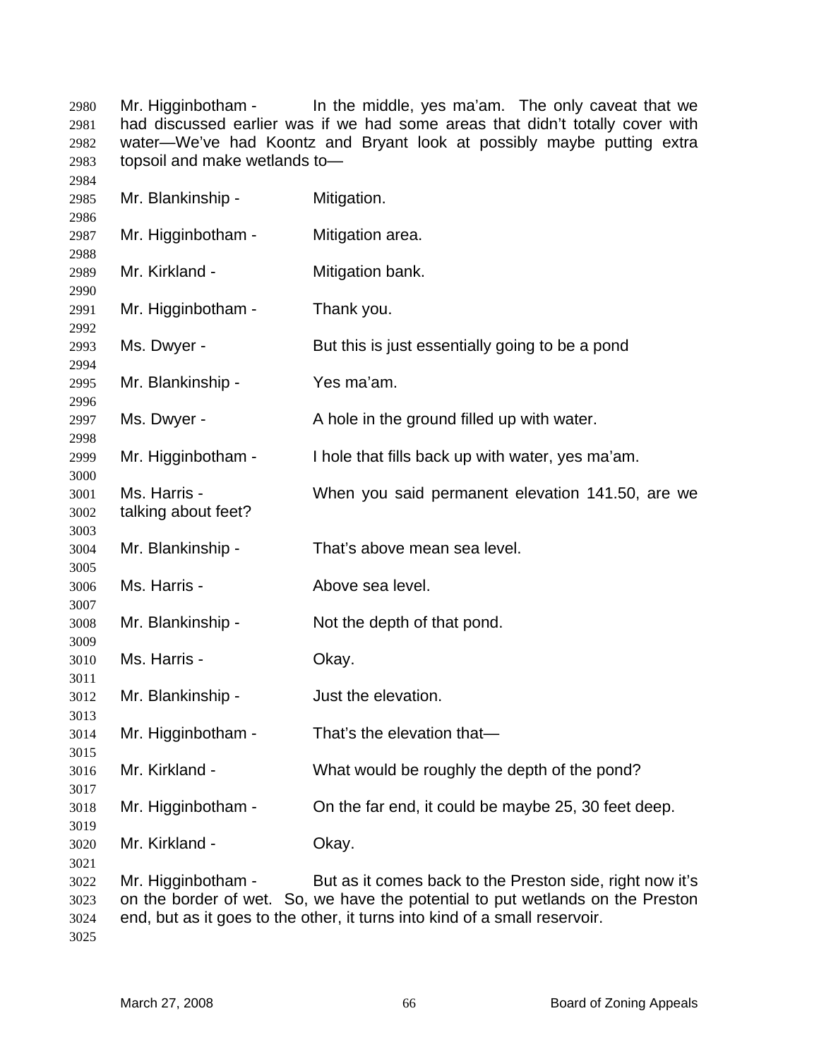Mr. Higginbotham - In the middle, yes ma'am. The only caveat that we had discussed earlier was if we had some areas that didn't totally cover with water—We've had Koontz and Bryant look at possibly maybe putting extra topsoil and make wetlands to—

Mr. Blankinship - Mitigation.

Mr. Higginbotham - Mitigation area.

Mr. Kirkland - Mitigation bank.

Mr. Higginbotham - Thank you.

Ms. Dwyer - But this is just essentially going to be a pond

Mr. Blankinship - Yes ma'am.

Ms. Dwyer - A hole in the ground filled up with water.

Mr. Higginbotham - I hole that fills back up with water, yes ma'am.

Ms. Harris - When you said permanent elevation 141.50, are we talking about feet?

Mr. Blankinship - That's above mean sea level.

Ms. Harris - Above sea level.

Mr. Blankinship - Not the depth of that pond.

Ms. Harris - Okay.

Mr. Blankinship - Just the elevation.

Mr. Higginbotham - That's the elevation that—

Mr. Kirkland - What would be roughly the depth of the pond?

Mr. Higginbotham - On the far end, it could be maybe 25, 30 feet deep.

Mr. Kirkland - Okay.

Mr. Higginbotham - But as it comes back to the Preston side, right now it's on the border of wet. So, we have the potential to put wetlands on the Preston end, but as it goes to the other, it turns into kind of a small reservoir.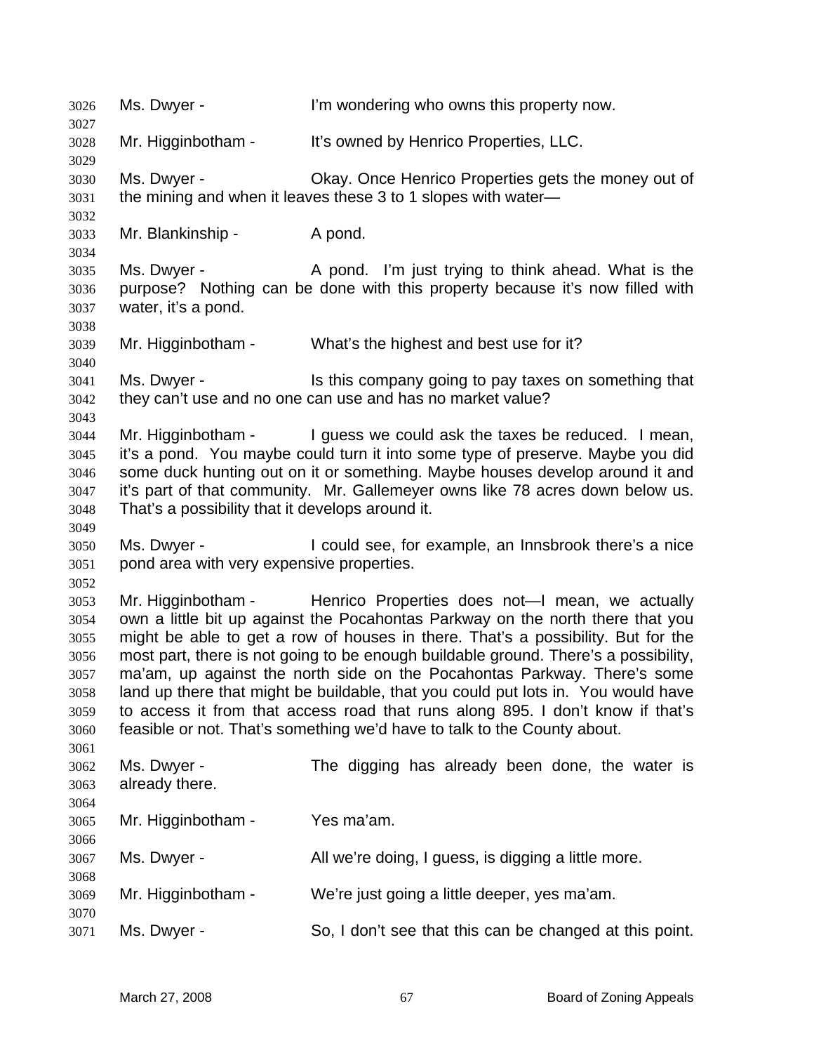Ms. Dwyer - I'm wondering who owns this property now.

Mr. Higginbotham - It's owned by Henrico Properties, LLC.

Ms. Dwyer - Okay. Once Henrico Properties gets the money out of the mining and when it leaves these 3 to 1 slopes with water—

Mr. Blankinship - A pond.

Ms. Dwyer - A pond. I'm just trying to think ahead. What is the purpose? Nothing can be done with this property because it's now filled with water, it's a pond.

Mr. Higginbotham - What's the highest and best use for it?

Ms. Dwyer - Is this company going to pay taxes on something that they can't use and no one can use and has no market value?

Mr. Higginbotham - I guess we could ask the taxes be reduced. I mean, it's a pond. You maybe could turn it into some type of preserve. Maybe you did some duck hunting out on it or something. Maybe houses develop around it and it's part of that community. Mr. Gallemeyer owns like 78 acres down below us. That's a possibility that it develops around it.

Ms. Dwyer - I could see, for example, an Innsbrook there's a nice pond area with very expensive properties.

Mr. Higginbotham - Henrico Properties does not—I mean, we actually own a little bit up against the Pocahontas Parkway on the north there that you might be able to get a row of houses in there. That's a possibility. But for the most part, there is not going to be enough buildable ground. There's a possibility, ma'am, up against the north side on the Pocahontas Parkway. There's some land up there that might be buildable, that you could put lots in. You would have to access it from that access road that runs along 895. I don't know if that's feasible or not. That's something we'd have to talk to the County about.

Ms. Dwyer - The digging has already been done, the water is already there.

Mr. Higginbotham - Yes ma'am.

Ms. Dwyer - All we're doing, I guess, is digging a little more.

Mr. Higginbotham - We're just going a little deeper, yes ma'am.

Ms. Dwyer - So, I don't see that this can be changed at this point.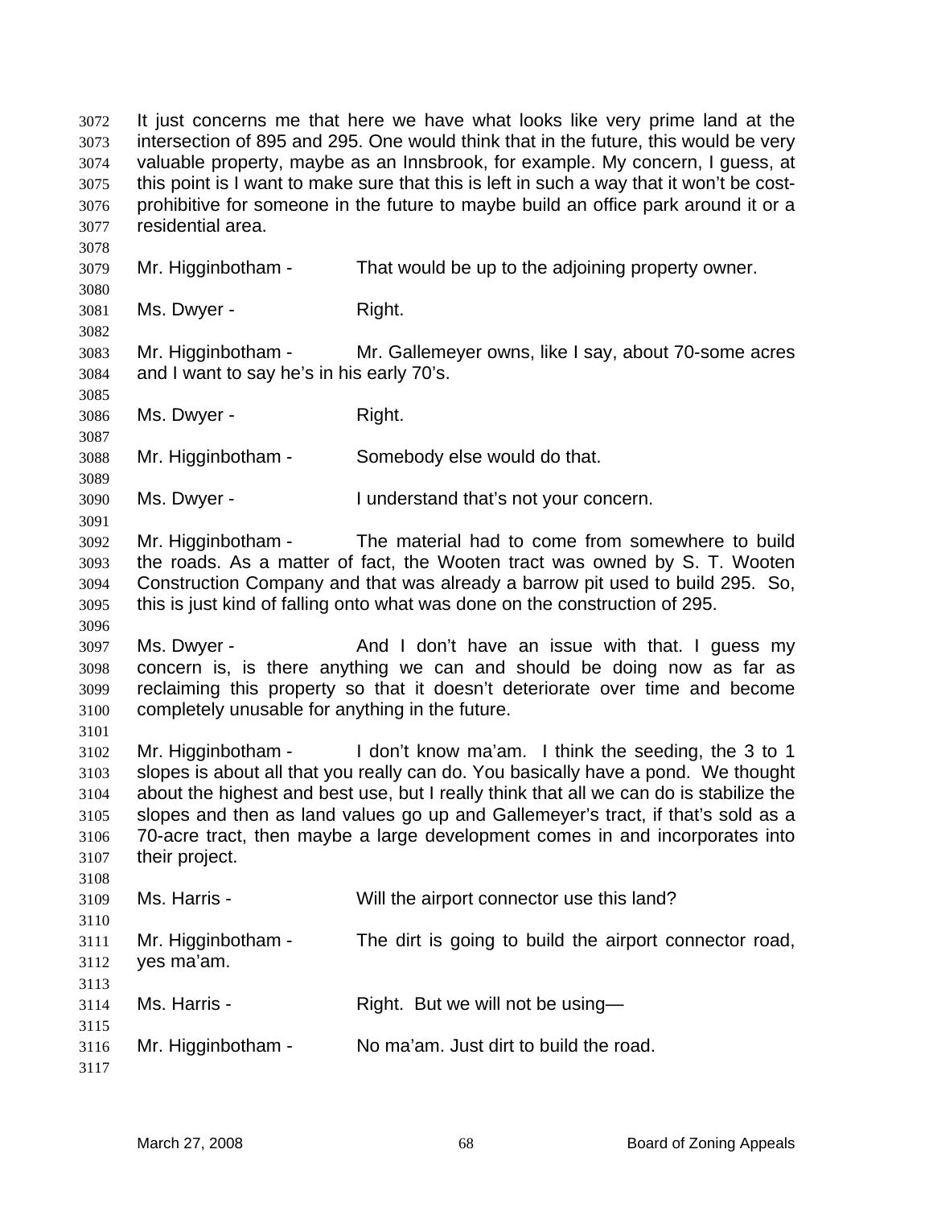It just concerns me that here we have what looks like very prime land at the intersection of 895 and 295. One would think that in the future, this would be very valuable property, maybe as an Innsbrook, for example. My concern, I guess, at this point is I want to make sure that this is left in such a way that it won't be cost-prohibitive for someone in the future to maybe build an office park around it or a residential area.

Mr. Higginbotham - That would be up to the adjoining property owner.

Ms. Dwyer - Right.

Mr. Higginbotham - Mr. Gallemeyer owns, like I say, about 70-some acres and I want to say he's in his early 70's.

Ms. Dwyer - Right.

Mr. Higginbotham - Somebody else would do that.

Ms. Dwyer - I understand that's not your concern.

Mr. Higginbotham - The material had to come from somewhere to build the roads. As a matter of fact, the Wooten tract was owned by S. T. Wooten Construction Company and that was already a barrow pit used to build 295. So, this is just kind of falling onto what was done on the construction of 295.

Ms. Dwyer - And I don't have an issue with that. I guess my concern is, is there anything we can and should be doing now as far as reclaiming this property so that it doesn't deteriorate over time and become completely unusable for anything in the future.

Mr. Higginbotham - I don't know ma'am. I think the seeding, the 3 to 1 slopes is about all that you really can do. You basically have a pond. We thought about the highest and best use, but I really think that all we can do is stabilize the slopes and then as land values go up and Gallemeyer's tract, if that's sold as a 70-acre tract, then maybe a large development comes in and incorporates into their project.

Ms. Harris - Will the airport connector use this land?

Mr. Higginbotham - The dirt is going to build the airport connector road, yes ma'am.

Ms. Harris - Right. But we will not be using—

Mr. Higginbotham - No ma'am. Just dirt to build the road.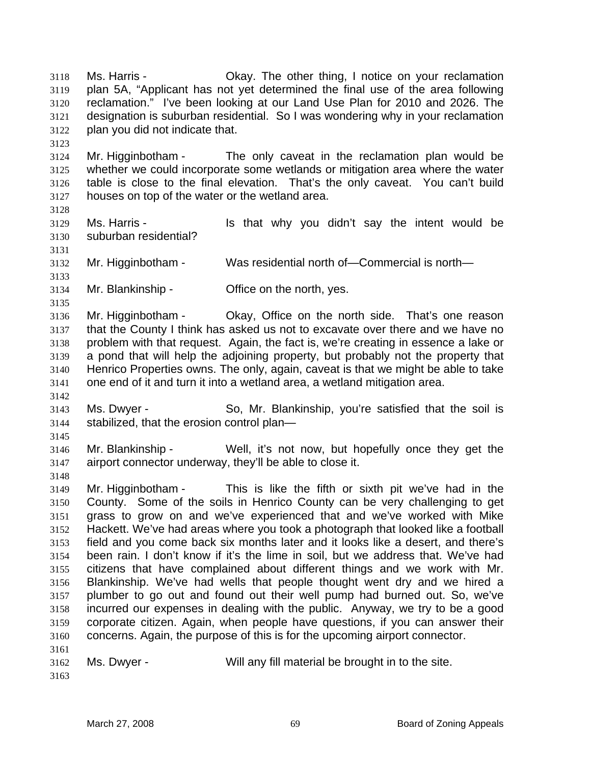Ms. Harris - Okay. The other thing, I notice on your reclamation plan 5A, "Applicant has not yet determined the final use of the area following reclamation." I've been looking at our Land Use Plan for 2010 and 2026. The designation is suburban residential. So I was wondering why in your reclamation plan you did not indicate that.

Mr. Higginbotham - The only caveat in the reclamation plan would be whether we could incorporate some wetlands or mitigation area where the water table is close to the final elevation. That's the only caveat. You can't build houses on top of the water or the wetland area.

Ms. Harris - Is that why you didn't say the intent would be suburban residential?

Mr. Higginbotham - Was residential north of—Commercial is north—

Mr. Blankinship - Office on the north, yes.

Mr. Higginbotham - Okay, Office on the north side. That's one reason that the County I think has asked us not to excavate over there and we have no problem with that request. Again, the fact is, we're creating in essence a lake or a pond that will help the adjoining property, but probably not the property that Henrico Properties owns. The only, again, caveat is that we might be able to take one end of it and turn it into a wetland area, a wetland mitigation area.

Ms. Dwyer - So, Mr. Blankinship, you're satisfied that the soil is stabilized, that the erosion control plan—

Mr. Blankinship - Well, it's not now, but hopefully once they get the airport connector underway, they'll be able to close it.

Mr. Higginbotham - This is like the fifth or sixth pit we've had in the County. Some of the soils in Henrico County can be very challenging to get grass to grow on and we've experienced that and we've worked with Mike Hackett. We've had areas where you took a photograph that looked like a football field and you come back six months later and it looks like a desert, and there's been rain. I don't know if it's the lime in soil, but we address that. We've had citizens that have complained about different things and we work with Mr. Blankinship. We've had wells that people thought went dry and we hired a plumber to go out and found out their well pump had burned out. So, we've incurred our expenses in dealing with the public. Anyway, we try to be a good corporate citizen. Again, when people have questions, if you can answer their concerns. Again, the purpose of this is for the upcoming airport connector.

Ms. Dwyer - Will any fill material be brought in to the site.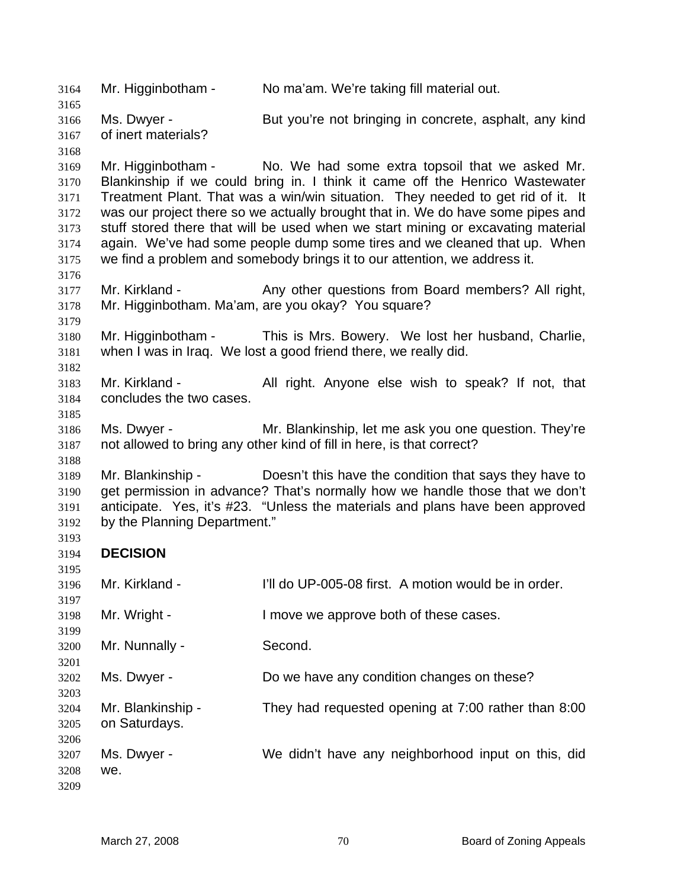Mr. Higginbotham - No ma'am. We're taking fill material out.

Ms. Dwyer - But you're not bringing in concrete, asphalt, any kind of inert materials?

Mr. Higginbotham - No. We had some extra topsoil that we asked Mr. Blankinship if we could bring in. I think it came off the Henrico Wastewater Treatment Plant. That was a win/win situation. They needed to get rid of it. It was our project there so we actually brought that in. We do have some pipes and stuff stored there that will be used when we start mining or excavating material again. We've had some people dump some tires and we cleaned that up. When we find a problem and somebody brings it to our attention, we address it.

Mr. Kirkland - Any other questions from Board members? All right, Mr. Higginbotham. Ma'am, are you okay? You square?

Mr. Higginbotham - This is Mrs. Bowery. We lost her husband, Charlie, when I was in Iraq. We lost a good friend there, we really did.

Mr. Kirkland - All right. Anyone else wish to speak? If not, that concludes the two cases.

Ms. Dwyer - Mr. Blankinship, let me ask you one question. They're not allowed to bring any other kind of fill in here, is that correct?

Mr. Blankinship - Doesn't this have the condition that says they have to get permission in advance? That's normally how we handle those that we don't anticipate. Yes, it's #23. "Unless the materials and plans have been approved by the Planning Department."

**DECISION**

Mr. Kirkland - I'll do UP-005-08 first. A motion would be in order.

Mr. Wright - I move we approve both of these cases.

Mr. Nunnally - Second.

Ms. Dwyer - Do we have any condition changes on these?

Mr. Blankinship - They had requested opening at 7:00 rather than 8:00 on Saturdays.

Ms. Dwyer - We didn't have any neighborhood input on this, did we.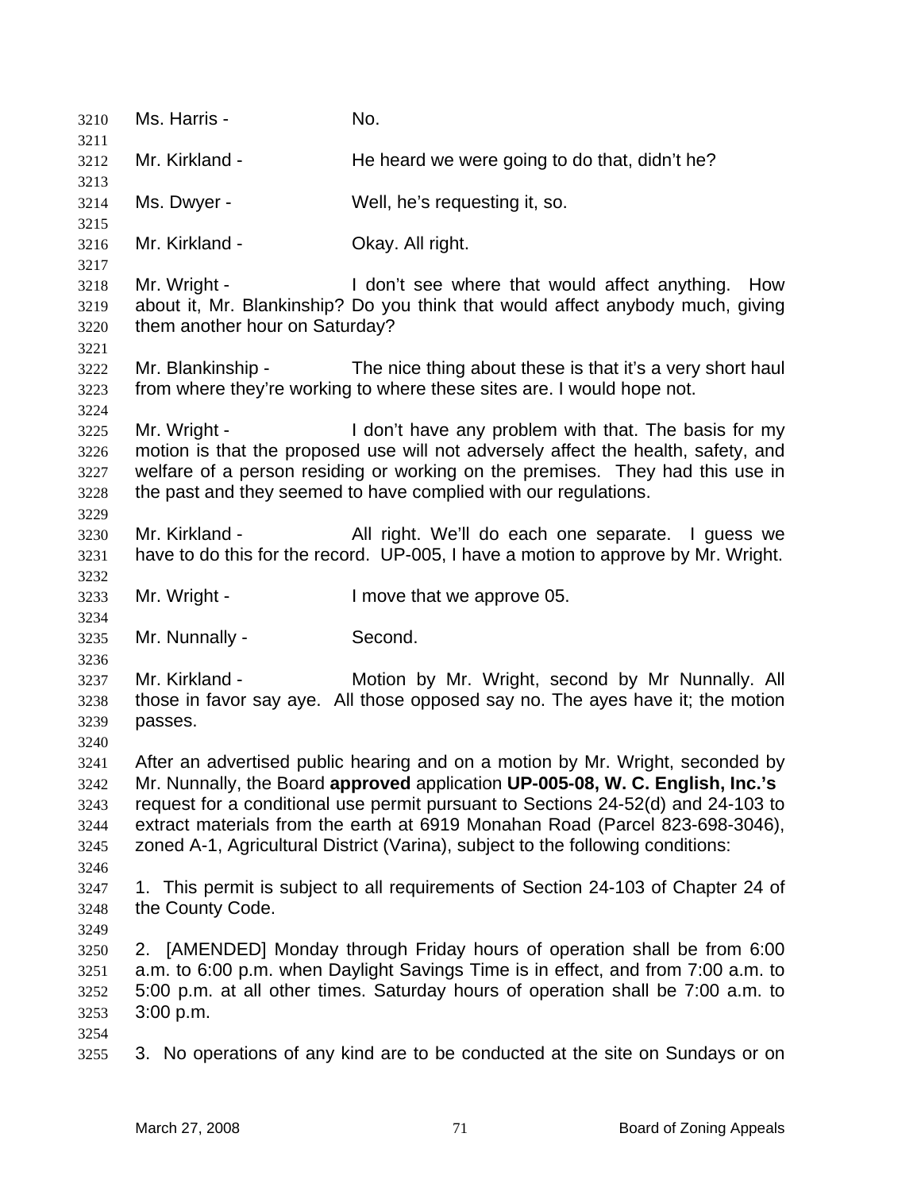Ms. Harris - No.

Mr. Kirkland - He heard we were going to do that, didn't he?

Ms. Dwyer - Well, he's requesting it, so.

Mr. Kirkland - Okay. All right.

Mr. Wright - I don't see where that would affect anything. How about it, Mr. Blankinship? Do you think that would affect anybody much, giving them another hour on Saturday?

Mr. Blankinship - The nice thing about these is that it's a very short haul from where they're working to where these sites are. I would hope not.

Mr. Wright - I don't have any problem with that. The basis for my motion is that the proposed use will not adversely affect the health, safety, and welfare of a person residing or working on the premises. They had this use in the past and they seemed to have complied with our regulations.

Mr. Kirkland - All right. We'll do each one separate. I guess we have to do this for the record. UP-005, I have a motion to approve by Mr. Wright.

Mr. Wright - I move that we approve 05.

Mr. Nunnally - Second.

Mr. Kirkland - Motion by Mr. Wright, second by Mr Nunnally. All those in favor say aye. All those opposed say no. The ayes have it; the motion passes.

After an advertised public hearing and on a motion by Mr. Wright, seconded by Mr. Nunnally, the Board **approved** application **UP-005-08, W. C. English, Inc.'s** request for a conditional use permit pursuant to Sections 24-52(d) and 24-103 to extract materials from the earth at 6919 Monahan Road (Parcel 823-698-3046), zoned A-1, Agricultural District (Varina), subject to the following conditions:

1. This permit is subject to all requirements of Section 24-103 of Chapter 24 of the County Code.

2. [AMENDED] Monday through Friday hours of operation shall be from 6:00 a.m. to 6:00 p.m. when Daylight Savings Time is in effect, and from 7:00 a.m. to 5:00 p.m. at all other times. Saturday hours of operation shall be 7:00 a.m. to 3:00 p.m.

3. No operations of any kind are to be conducted at the site on Sundays or on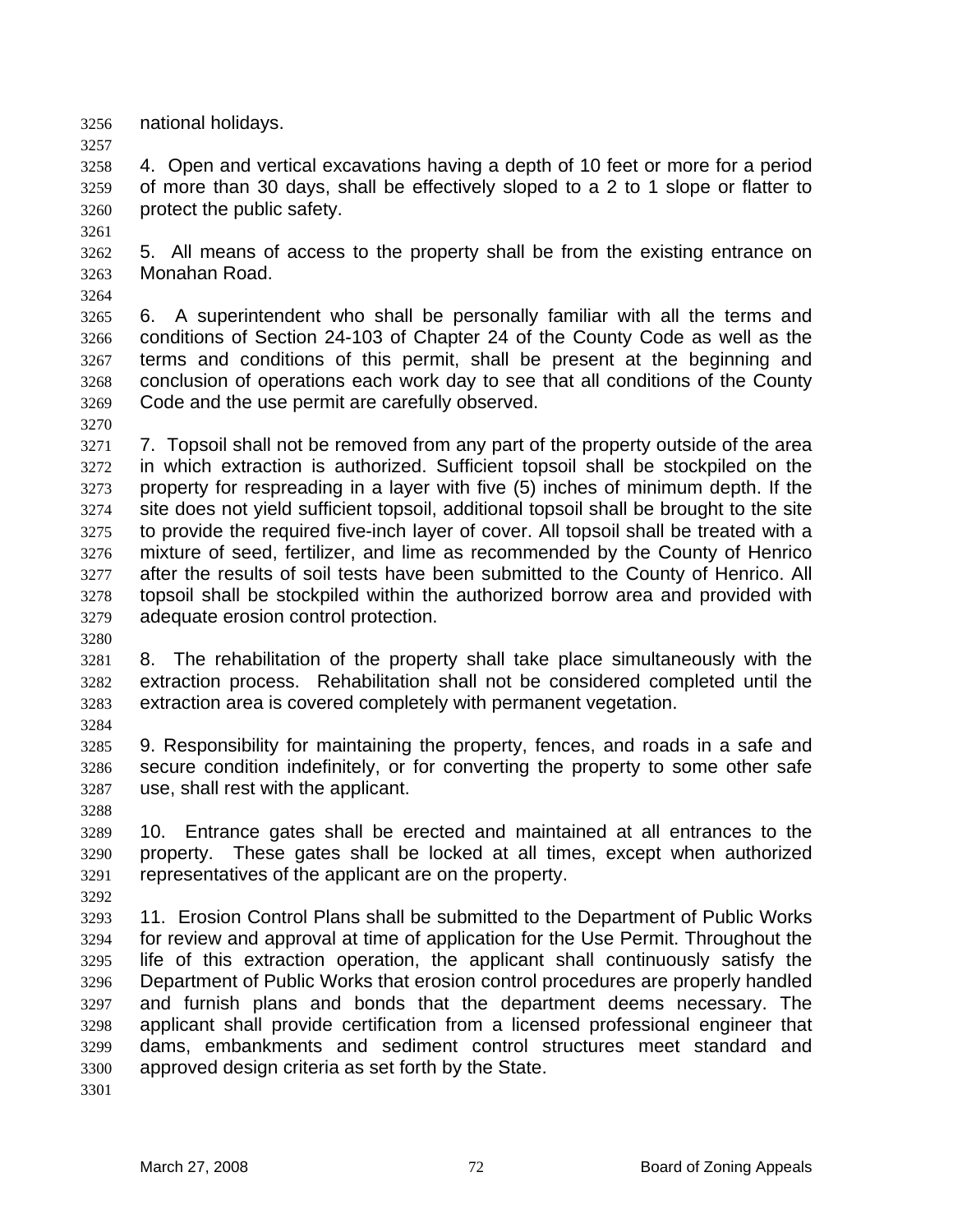national holidays.

4. Open and vertical excavations having a depth of 10 feet or more for a period of more than 30 days, shall be effectively sloped to a 2 to 1 slope or flatter to protect the public safety.

5. All means of access to the property shall be from the existing entrance on Monahan Road.

6. A superintendent who shall be personally familiar with all the terms and conditions of Section 24-103 of Chapter 24 of the County Code as well as the terms and conditions of this permit, shall be present at the beginning and conclusion of operations each work day to see that all conditions of the County Code and the use permit are carefully observed.

7. Topsoil shall not be removed from any part of the property outside of the area in which extraction is authorized. Sufficient topsoil shall be stockpiled on the property for respreading in a layer with five (5) inches of minimum depth. If the site does not yield sufficient topsoil, additional topsoil shall be brought to the site to provide the required five-inch layer of cover. All topsoil shall be treated with a mixture of seed, fertilizer, and lime as recommended by the County of Henrico after the results of soil tests have been submitted to the County of Henrico. All topsoil shall be stockpiled within the authorized borrow area and provided with adequate erosion control protection.

8. The rehabilitation of the property shall take place simultaneously with the extraction process. Rehabilitation shall not be considered completed until the extraction area is covered completely with permanent vegetation.

9. Responsibility for maintaining the property, fences, and roads in a safe and secure condition indefinitely, or for converting the property to some other safe use, shall rest with the applicant.

10. Entrance gates shall be erected and maintained at all entrances to the property. These gates shall be locked at all times, except when authorized representatives of the applicant are on the property.

11. Erosion Control Plans shall be submitted to the Department of Public Works for review and approval at time of application for the Use Permit. Throughout the life of this extraction operation, the applicant shall continuously satisfy the Department of Public Works that erosion control procedures are properly handled and furnish plans and bonds that the department deems necessary. The applicant shall provide certification from a licensed professional engineer that dams, embankments and sediment control structures meet standard and approved design criteria as set forth by the State.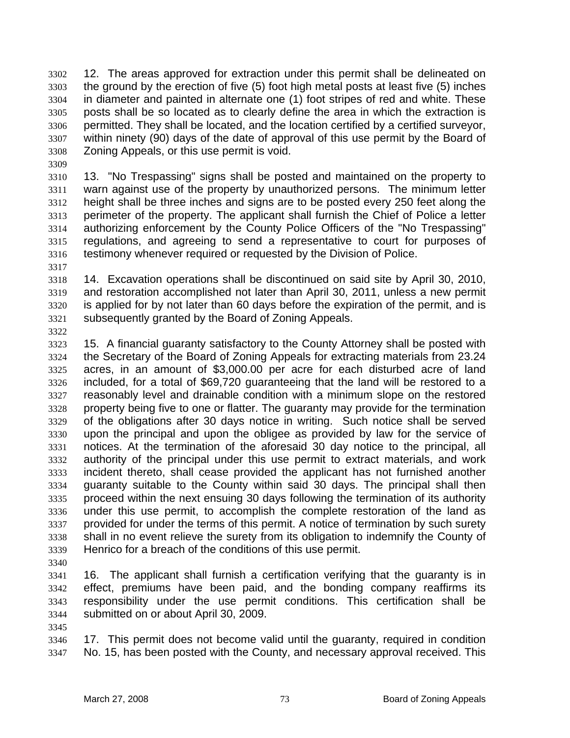12. The areas approved for extraction under this permit shall be delineated on the ground by the erection of five (5) foot high metal posts at least five (5) inches in diameter and painted in alternate one (1) foot stripes of red and white. These posts shall be so located as to clearly define the area in which the extraction is permitted. They shall be located, and the location certified by a certified surveyor, within ninety (90) days of the date of approval of this use permit by the Board of Zoning Appeals, or this use permit is void.

13. "No Trespassing" signs shall be posted and maintained on the property to warn against use of the property by unauthorized persons. The minimum letter height shall be three inches and signs are to be posted every 250 feet along the perimeter of the property. The applicant shall furnish the Chief of Police a letter authorizing enforcement by the County Police Officers of the "No Trespassing" regulations, and agreeing to send a representative to court for purposes of testimony whenever required or requested by the Division of Police.

14. Excavation operations shall be discontinued on said site by April 30, 2010, and restoration accomplished not later than April 30, 2011, unless a new permit is applied for by not later than 60 days before the expiration of the permit, and is subsequently granted by the Board of Zoning Appeals.

15. A financial guaranty satisfactory to the County Attorney shall be posted with the Secretary of the Board of Zoning Appeals for extracting materials from 23.24 acres, in an amount of $3,000.00 per acre for each disturbed acre of land included, for a total of $69,720 guaranteeing that the land will be restored to a reasonably level and drainable condition with a minimum slope on the restored property being five to one or flatter. The guaranty may provide for the termination of the obligations after 30 days notice in writing. Such notice shall be served upon the principal and upon the obligee as provided by law for the service of notices. At the termination of the aforesaid 30 day notice to the principal, all authority of the principal under this use permit to extract materials, and work incident thereto, shall cease provided the applicant has not furnished another guaranty suitable to the County within said 30 days. The principal shall then proceed within the next ensuing 30 days following the termination of its authority under this use permit, to accomplish the complete restoration of the land as provided for under the terms of this permit. A notice of termination by such surety shall in no event relieve the surety from its obligation to indemnify the County of Henrico for a breach of the conditions of this use permit.

16. The applicant shall furnish a certification verifying that the guaranty is in effect, premiums have been paid, and the bonding company reaffirms its responsibility under the use permit conditions. This certification shall be submitted on or about April 30, 2009.

17. This permit does not become valid until the guaranty, required in condition No. 15, has been posted with the County, and necessary approval received. This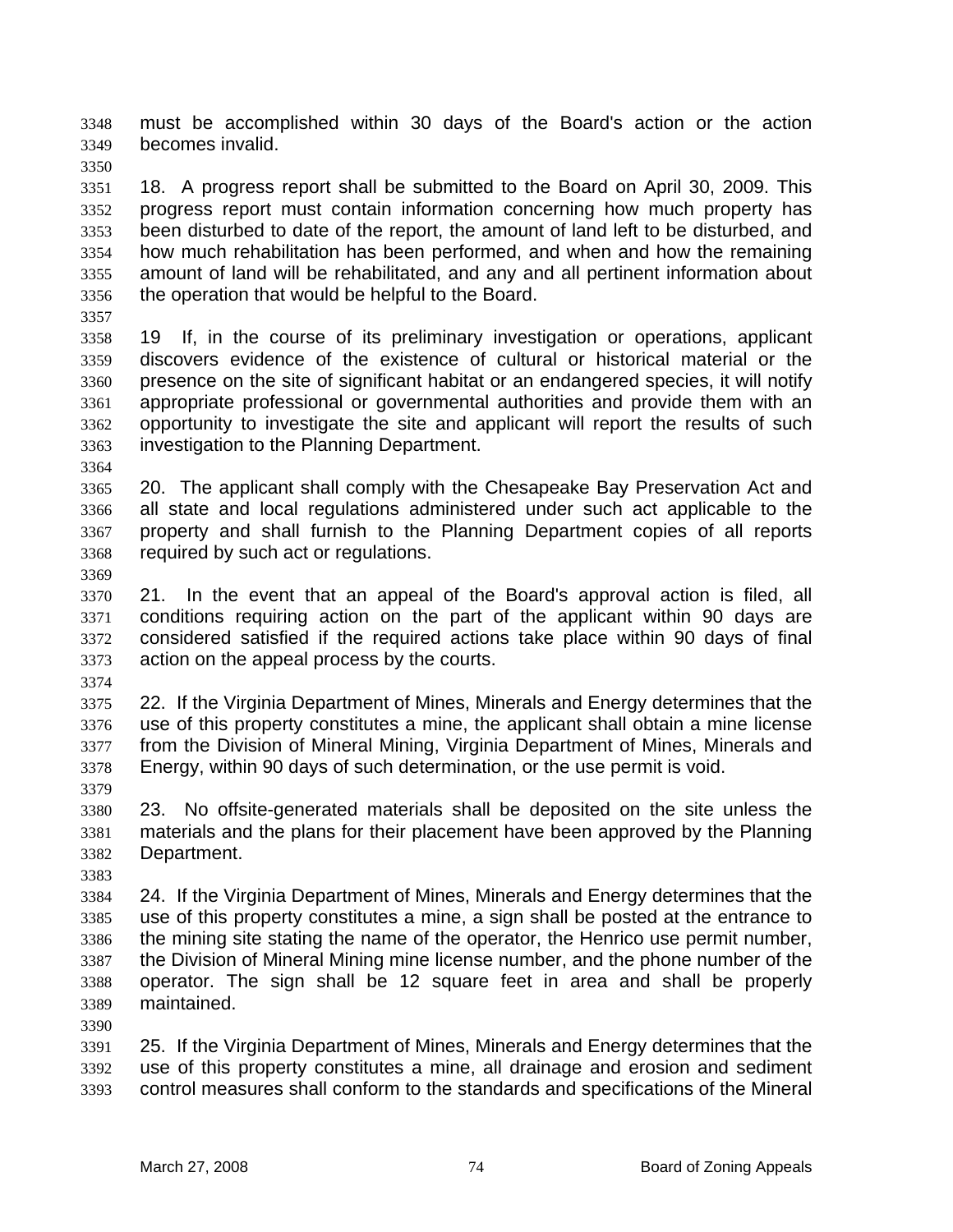must be accomplished within 30 days of the Board's action or the action becomes invalid.

18. A progress report shall be submitted to the Board on April 30, 2009. This progress report must contain information concerning how much property has been disturbed to date of the report, the amount of land left to be disturbed, and how much rehabilitation has been performed, and when and how the remaining amount of land will be rehabilitated, and any and all pertinent information about the operation that would be helpful to the Board.

19 If, in the course of its preliminary investigation or operations, applicant discovers evidence of the existence of cultural or historical material or the presence on the site of significant habitat or an endangered species, it will notify appropriate professional or governmental authorities and provide them with an opportunity to investigate the site and applicant will report the results of such investigation to the Planning Department.

20. The applicant shall comply with the Chesapeake Bay Preservation Act and all state and local regulations administered under such act applicable to the property and shall furnish to the Planning Department copies of all reports required by such act or regulations.

21. In the event that an appeal of the Board's approval action is filed, all conditions requiring action on the part of the applicant within 90 days are considered satisfied if the required actions take place within 90 days of final action on the appeal process by the courts.

22. If the Virginia Department of Mines, Minerals and Energy determines that the use of this property constitutes a mine, the applicant shall obtain a mine license from the Division of Mineral Mining, Virginia Department of Mines, Minerals and Energy, within 90 days of such determination, or the use permit is void.

23. No offsite-generated materials shall be deposited on the site unless the materials and the plans for their placement have been approved by the Planning Department.

24. If the Virginia Department of Mines, Minerals and Energy determines that the use of this property constitutes a mine, a sign shall be posted at the entrance to the mining site stating the name of the operator, the Henrico use permit number, the Division of Mineral Mining mine license number, and the phone number of the operator. The sign shall be 12 square feet in area and shall be properly maintained.

25. If the Virginia Department of Mines, Minerals and Energy determines that the use of this property constitutes a mine, all drainage and erosion and sediment control measures shall conform to the standards and specifications of the Mineral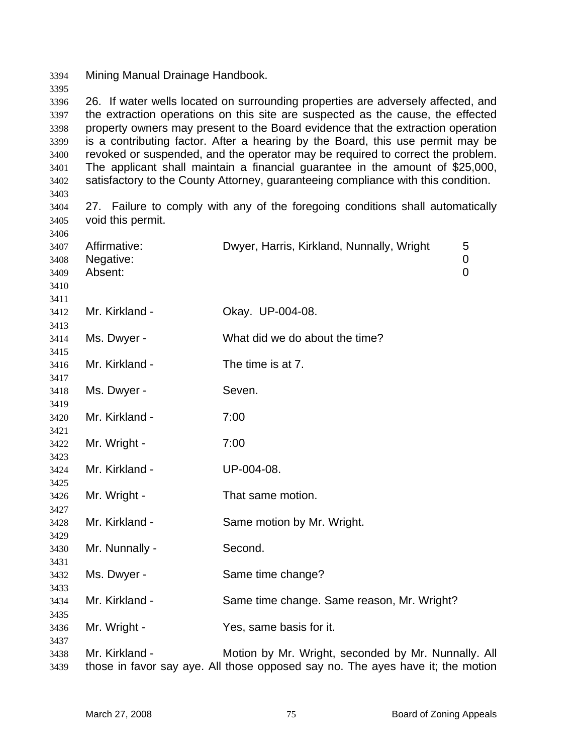Mining Manual Drainage Handbook.

26. If water wells located on surrounding properties are adversely affected, and the extraction operations on this site are suspected as the cause, the effected property owners may present to the Board evidence that the extraction operation is a contributing factor. After a hearing by the Board, this use permit may be revoked or suspended, and the operator may be required to correct the problem. The applicant shall maintain a financial guarantee in the amount of $25,000, satisfactory to the County Attorney, guaranteeing compliance with this condition.

27. Failure to comply with any of the foregoing conditions shall automatically void this permit.

| | | |
|---|---|---|
| Affirmative: | Dwyer, Harris, Kirkland, Nunnally, Wright | 5 |
| Negative: | | 0 |
| Absent: | | 0 |

Mr. Kirkland - Okay. UP-004-08.

Ms. Dwyer - What did we do about the time?

Mr. Kirkland - The time is at 7.

Ms. Dwyer - Seven.

Mr. Kirkland - 7:00

Mr. Wright - 7:00

Mr. Kirkland - UP-004-08.

Mr. Wright - That same motion.

Mr. Kirkland - Same motion by Mr. Wright.

Mr. Nunnally - Second.

Ms. Dwyer - Same time change?

Mr. Kirkland - Same time change. Same reason, Mr. Wright?

Mr. Wright - Yes, same basis for it.

Mr. Kirkland - Motion by Mr. Wright, seconded by Mr. Nunnally. All those in favor say aye. All those opposed say no. The ayes have it; the motion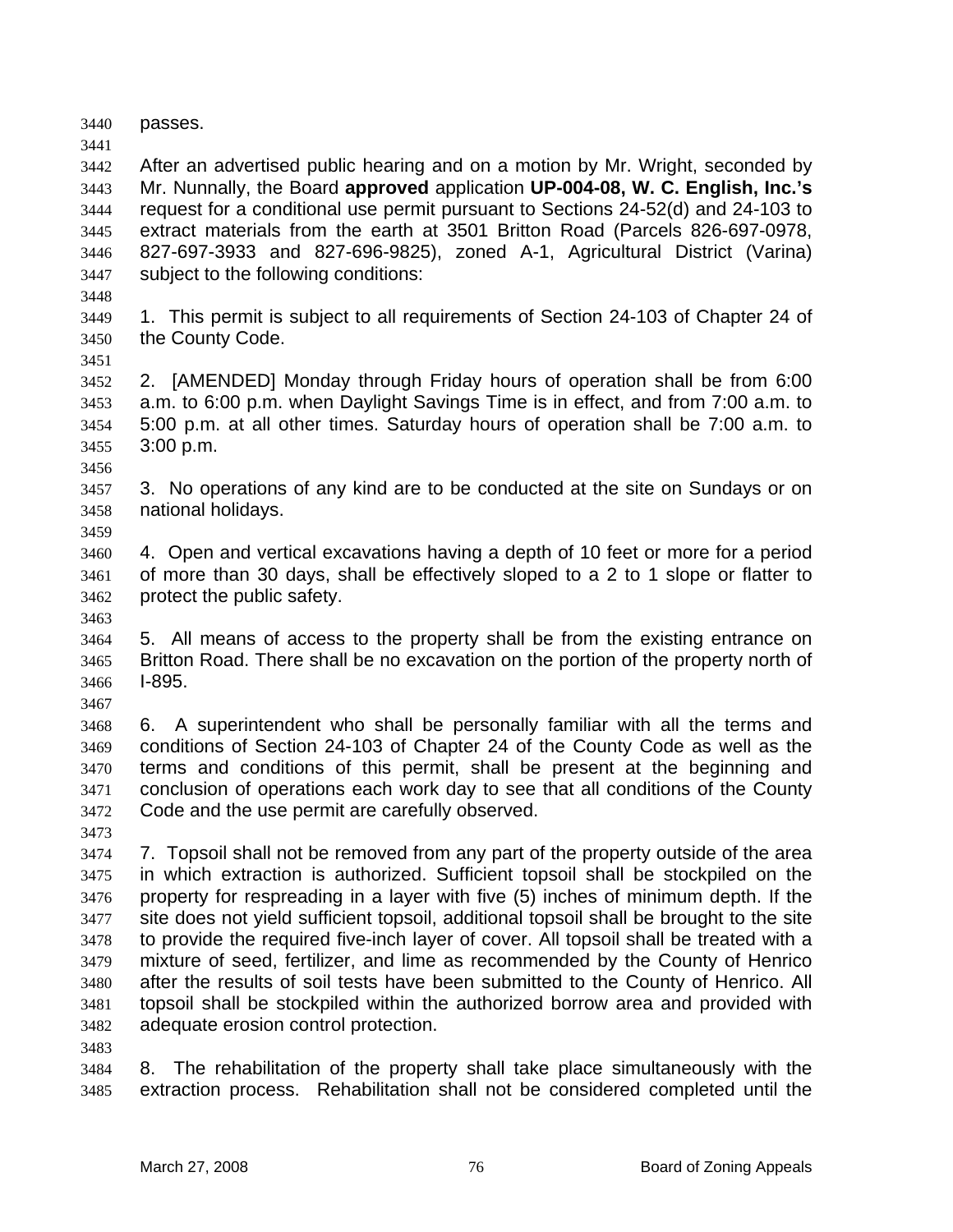passes.

After an advertised public hearing and on a motion by Mr. Wright, seconded by Mr. Nunnally, the Board **approved** application **UP-004-08, W. C. English, Inc.'s** request for a conditional use permit pursuant to Sections 24-52(d) and 24-103 to extract materials from the earth at 3501 Britton Road (Parcels 826-697-0978, 827-697-3933 and 827-696-9825), zoned A-1, Agricultural District (Varina) subject to the following conditions:

1. This permit is subject to all requirements of Section 24-103 of Chapter 24 of the County Code.

2. [AMENDED] Monday through Friday hours of operation shall be from 6:00 a.m. to 6:00 p.m. when Daylight Savings Time is in effect, and from 7:00 a.m. to 5:00 p.m. at all other times. Saturday hours of operation shall be 7:00 a.m. to 3:00 p.m.

3. No operations of any kind are to be conducted at the site on Sundays or on national holidays.

4. Open and vertical excavations having a depth of 10 feet or more for a period of more than 30 days, shall be effectively sloped to a 2 to 1 slope or flatter to protect the public safety.

5. All means of access to the property shall be from the existing entrance on Britton Road. There shall be no excavation on the portion of the property north of I-895.

6. A superintendent who shall be personally familiar with all the terms and conditions of Section 24-103 of Chapter 24 of the County Code as well as the terms and conditions of this permit, shall be present at the beginning and conclusion of operations each work day to see that all conditions of the County Code and the use permit are carefully observed.

7. Topsoil shall not be removed from any part of the property outside of the area in which extraction is authorized. Sufficient topsoil shall be stockpiled on the property for respreading in a layer with five (5) inches of minimum depth. If the site does not yield sufficient topsoil, additional topsoil shall be brought to the site to provide the required five-inch layer of cover. All topsoil shall be treated with a mixture of seed, fertilizer, and lime as recommended by the County of Henrico after the results of soil tests have been submitted to the County of Henrico. All topsoil shall be stockpiled within the authorized borrow area and provided with adequate erosion control protection.

8. The rehabilitation of the property shall take place simultaneously with the extraction process. Rehabilitation shall not be considered completed until the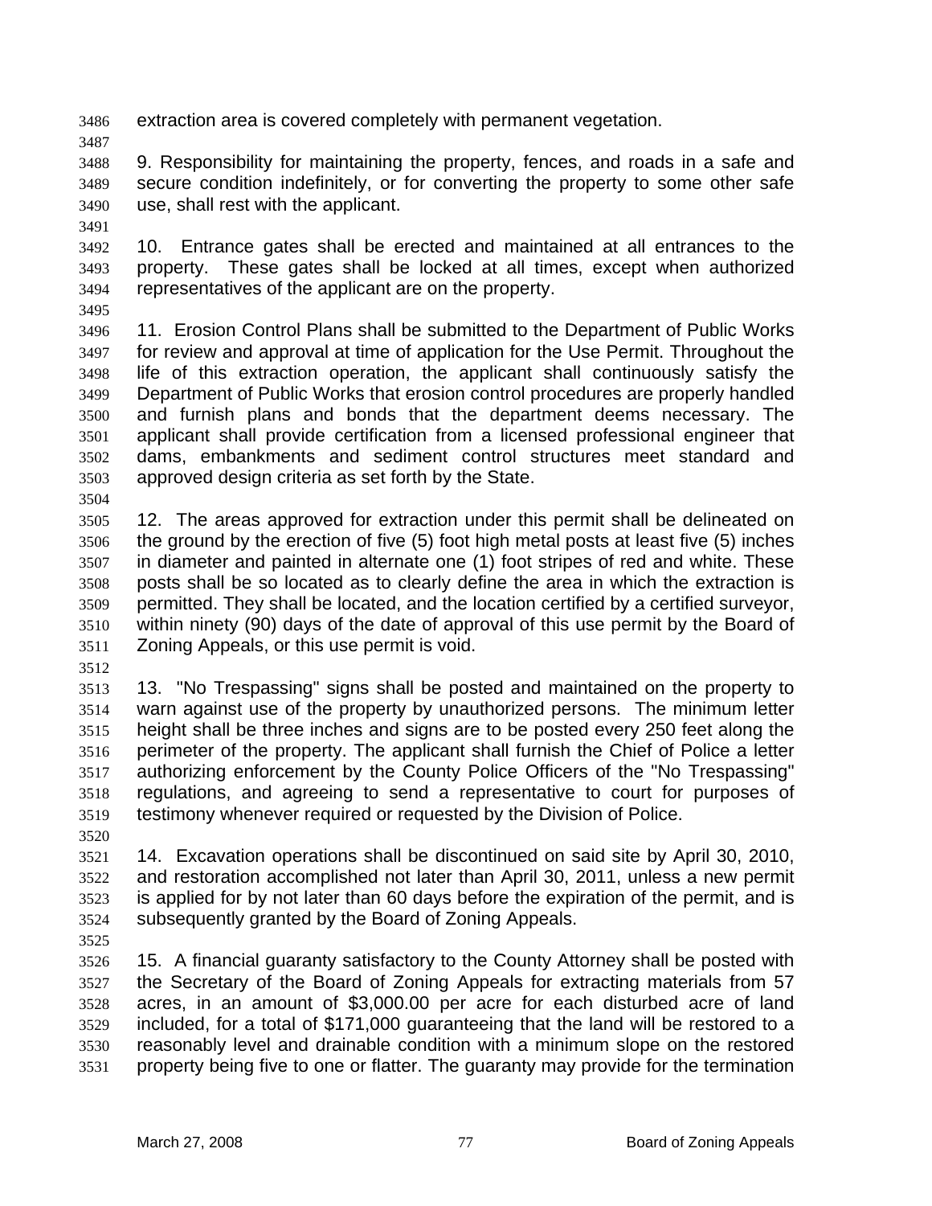extraction area is covered completely with permanent vegetation.

9. Responsibility for maintaining the property, fences, and roads in a safe and secure condition indefinitely, or for converting the property to some other safe use, shall rest with the applicant.

10. Entrance gates shall be erected and maintained at all entrances to the property. These gates shall be locked at all times, except when authorized representatives of the applicant are on the property.

11. Erosion Control Plans shall be submitted to the Department of Public Works for review and approval at time of application for the Use Permit. Throughout the life of this extraction operation, the applicant shall continuously satisfy the Department of Public Works that erosion control procedures are properly handled and furnish plans and bonds that the department deems necessary. The applicant shall provide certification from a licensed professional engineer that dams, embankments and sediment control structures meet standard and approved design criteria as set forth by the State.

12. The areas approved for extraction under this permit shall be delineated on the ground by the erection of five (5) foot high metal posts at least five (5) inches in diameter and painted in alternate one (1) foot stripes of red and white. These posts shall be so located as to clearly define the area in which the extraction is permitted. They shall be located, and the location certified by a certified surveyor, within ninety (90) days of the date of approval of this use permit by the Board of Zoning Appeals, or this use permit is void.

13. "No Trespassing" signs shall be posted and maintained on the property to warn against use of the property by unauthorized persons. The minimum letter height shall be three inches and signs are to be posted every 250 feet along the perimeter of the property. The applicant shall furnish the Chief of Police a letter authorizing enforcement by the County Police Officers of the "No Trespassing" regulations, and agreeing to send a representative to court for purposes of testimony whenever required or requested by the Division of Police.

14. Excavation operations shall be discontinued on said site by April 30, 2010, and restoration accomplished not later than April 30, 2011, unless a new permit is applied for by not later than 60 days before the expiration of the permit, and is subsequently granted by the Board of Zoning Appeals.

15. A financial guaranty satisfactory to the County Attorney shall be posted with the Secretary of the Board of Zoning Appeals for extracting materials from 57 acres, in an amount of $3,000.00 per acre for each disturbed acre of land included, for a total of $171,000 guaranteeing that the land will be restored to a reasonably level and drainable condition with a minimum slope on the restored property being five to one or flatter. The guaranty may provide for the termination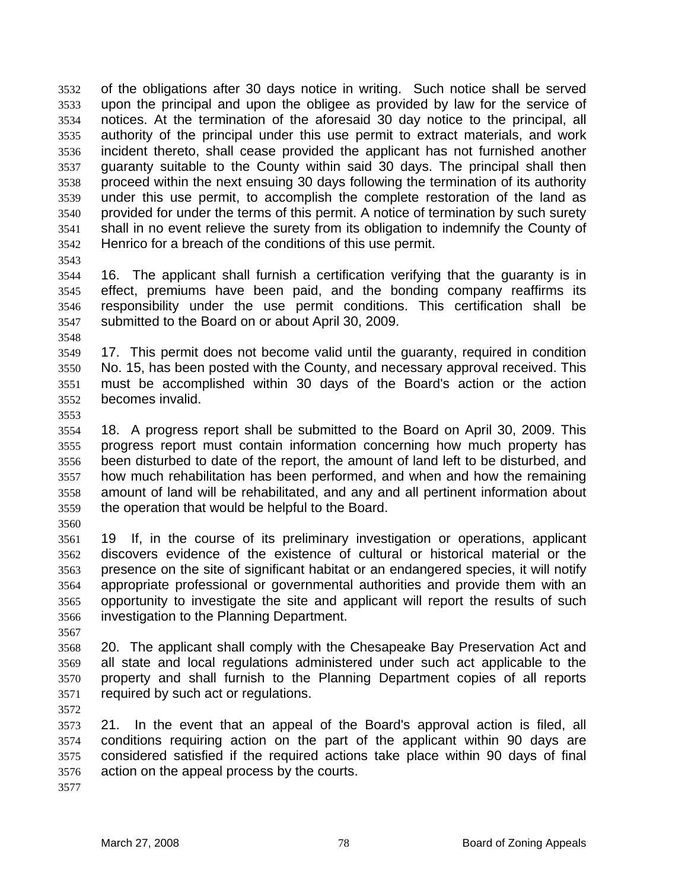of the obligations after 30 days notice in writing. Such notice shall be served upon the principal and upon the obligee as provided by law for the service of notices. At the termination of the aforesaid 30 day notice to the principal, all authority of the principal under this use permit to extract materials, and work incident thereto, shall cease provided the applicant has not furnished another guaranty suitable to the County within said 30 days. The principal shall then proceed within the next ensuing 30 days following the termination of its authority under this use permit, to accomplish the complete restoration of the land as provided for under the terms of this permit. A notice of termination by such surety shall in no event relieve the surety from its obligation to indemnify the County of Henrico for a breach of the conditions of this use permit.

16. The applicant shall furnish a certification verifying that the guaranty is in effect, premiums have been paid, and the bonding company reaffirms its responsibility under the use permit conditions. This certification shall be submitted to the Board on or about April 30, 2009.

17. This permit does not become valid until the guaranty, required in condition No. 15, has been posted with the County, and necessary approval received. This must be accomplished within 30 days of the Board's action or the action becomes invalid.

18. A progress report shall be submitted to the Board on April 30, 2009. This progress report must contain information concerning how much property has been disturbed to date of the report, the amount of land left to be disturbed, and how much rehabilitation has been performed, and when and how the remaining amount of land will be rehabilitated, and any and all pertinent information about the operation that would be helpful to the Board.

19 If, in the course of its preliminary investigation or operations, applicant discovers evidence of the existence of cultural or historical material or the presence on the site of significant habitat or an endangered species, it will notify appropriate professional or governmental authorities and provide them with an opportunity to investigate the site and applicant will report the results of such investigation to the Planning Department.

20. The applicant shall comply with the Chesapeake Bay Preservation Act and all state and local regulations administered under such act applicable to the property and shall furnish to the Planning Department copies of all reports required by such act or regulations.

21. In the event that an appeal of the Board's approval action is filed, all conditions requiring action on the part of the applicant within 90 days are considered satisfied if the required actions take place within 90 days of final action on the appeal process by the courts.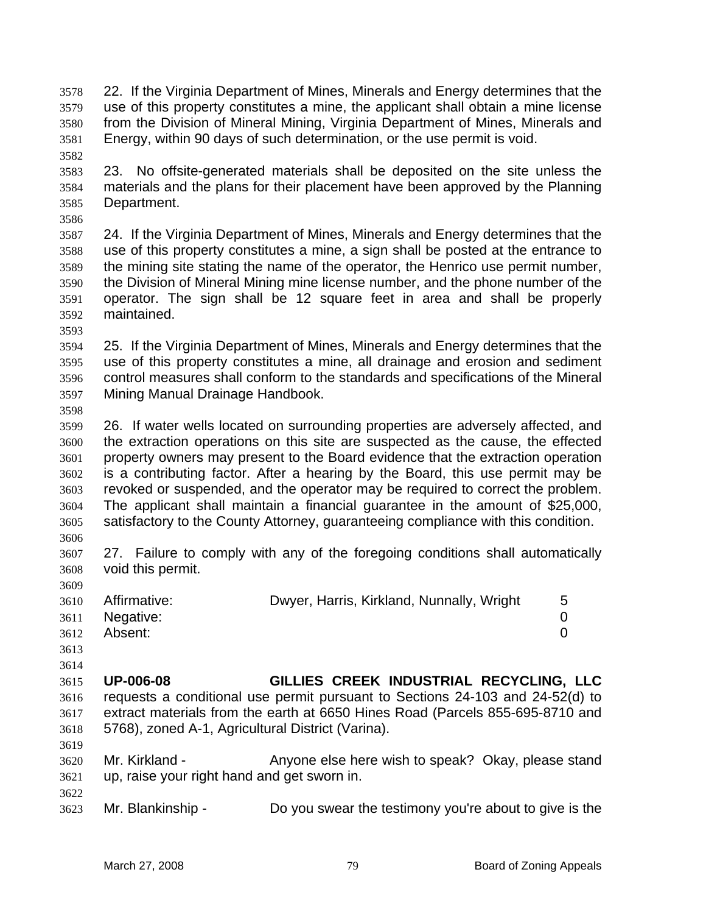22. If the Virginia Department of Mines, Minerals and Energy determines that the use of this property constitutes a mine, the applicant shall obtain a mine license from the Division of Mineral Mining, Virginia Department of Mines, Minerals and Energy, within 90 days of such determination, or the use permit is void.

23. No offsite-generated materials shall be deposited on the site unless the materials and the plans for their placement have been approved by the Planning Department.

24. If the Virginia Department of Mines, Minerals and Energy determines that the use of this property constitutes a mine, a sign shall be posted at the entrance to the mining site stating the name of the operator, the Henrico use permit number, the Division of Mineral Mining mine license number, and the phone number of the operator. The sign shall be 12 square feet in area and shall be properly maintained.

25. If the Virginia Department of Mines, Minerals and Energy determines that the use of this property constitutes a mine, all drainage and erosion and sediment control measures shall conform to the standards and specifications of the Mineral Mining Manual Drainage Handbook.

26. If water wells located on surrounding properties are adversely affected, and the extraction operations on this site are suspected as the cause, the effected property owners may present to the Board evidence that the extraction operation is a contributing factor. After a hearing by the Board, this use permit may be revoked or suspended, and the operator may be required to correct the problem. The applicant shall maintain a financial guarantee in the amount of $25,000, satisfactory to the County Attorney, guaranteeing compliance with this condition.

27. Failure to comply with any of the foregoing conditions shall automatically void this permit.

| | | |
|---|---|---|
| Affirmative: | Dwyer, Harris, Kirkland, Nunnally, Wright | 5 |
| Negative: | | 0 |
| Absent: | | 0 |

**UP-006-08 GILLIES CREEK INDUSTRIAL RECYCLING, LLC** requests a conditional use permit pursuant to Sections 24-103 and 24-52(d) to extract materials from the earth at 6650 Hines Road (Parcels 855-695-8710 and 5768), zoned A-1, Agricultural District (Varina).

Mr. Kirkland - Anyone else here wish to speak? Okay, please stand up, raise your right hand and get sworn in.

Mr. Blankinship - Do you swear the testimony you're about to give is the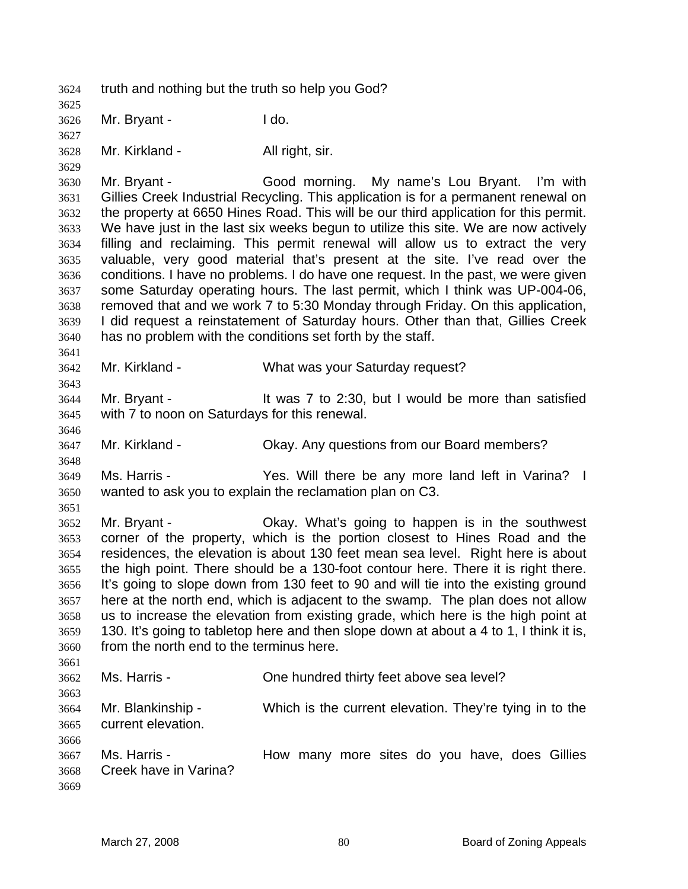truth and nothing but the truth so help you God?

Mr. Bryant - I do.

Mr. Kirkland - All right, sir.

Mr. Bryant - Good morning. My name's Lou Bryant. I'm with Gillies Creek Industrial Recycling. This application is for a permanent renewal on the property at 6650 Hines Road. This will be our third application for this permit. We have just in the last six weeks begun to utilize this site. We are now actively filling and reclaiming. This permit renewal will allow us to extract the very valuable, very good material that's present at the site. I've read over the conditions. I have no problems. I do have one request. In the past, we were given some Saturday operating hours. The last permit, which I think was UP-004-06, removed that and we work 7 to 5:30 Monday through Friday. On this application, I did request a reinstatement of Saturday hours. Other than that, Gillies Creek has no problem with the conditions set forth by the staff.

Mr. Kirkland - What was your Saturday request?

Mr. Bryant - It was 7 to 2:30, but I would be more than satisfied with 7 to noon on Saturdays for this renewal.

Mr. Kirkland - Okay. Any questions from our Board members?

Ms. Harris - Yes. Will there be any more land left in Varina? I wanted to ask you to explain the reclamation plan on C3.

Mr. Bryant - Okay. What's going to happen is in the southwest corner of the property, which is the portion closest to Hines Road and the residences, the elevation is about 130 feet mean sea level. Right here is about the high point. There should be a 130-foot contour here. There it is right there. It's going to slope down from 130 feet to 90 and will tie into the existing ground here at the north end, which is adjacent to the swamp. The plan does not allow us to increase the elevation from existing grade, which here is the high point at 130. It's going to tabletop here and then slope down at about a 4 to 1, I think it is, from the north end to the terminus here.

Ms. Harris - One hundred thirty feet above sea level?

Mr. Blankinship - Which is the current elevation. They're tying in to the current elevation.

Ms. Harris - How many more sites do you have, does Gillies Creek have in Varina?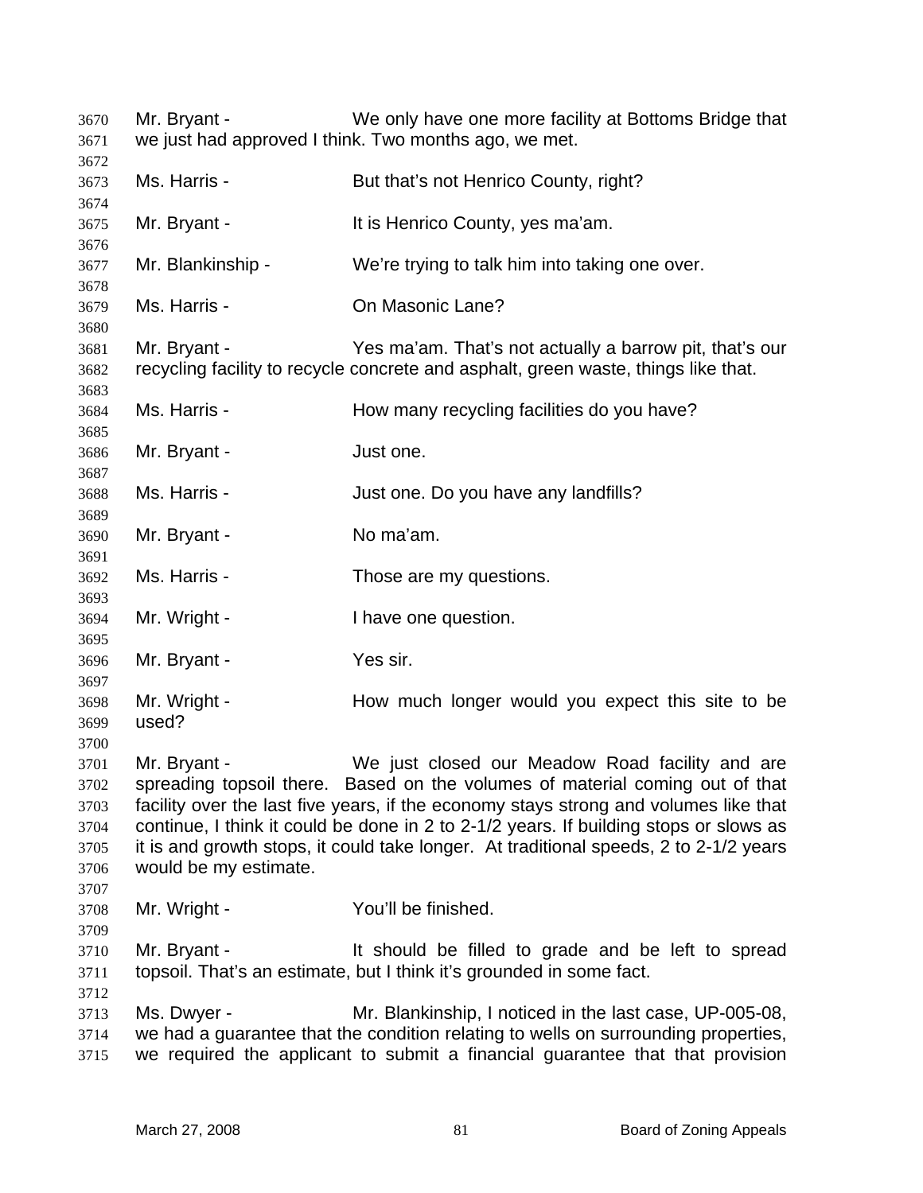Mr. Bryant - We only have one more facility at Bottoms Bridge that we just had approved I think. Two months ago, we met.

Ms. Harris - But that's not Henrico County, right?

Mr. Bryant - It is Henrico County, yes ma'am.

Mr. Blankinship - We're trying to talk him into taking one over.

Ms. Harris - On Masonic Lane?

Mr. Bryant - Yes ma'am. That's not actually a barrow pit, that's our recycling facility to recycle concrete and asphalt, green waste, things like that.

Ms. Harris - How many recycling facilities do you have?

Mr. Bryant - Just one.

Ms. Harris - Just one. Do you have any landfills?

Mr. Bryant - No ma'am.

Ms. Harris - Those are my questions.

Mr. Wright - I have one question.

Mr. Bryant - Yes sir.

Mr. Wright - How much longer would you expect this site to be used?

Mr. Bryant - We just closed our Meadow Road facility and are spreading topsoil there. Based on the volumes of material coming out of that facility over the last five years, if the economy stays strong and volumes like that continue, I think it could be done in 2 to 2-1/2 years. If building stops or slows as it is and growth stops, it could take longer. At traditional speeds, 2 to 2-1/2 years would be my estimate.

Mr. Wright - You'll be finished.

Mr. Bryant - It should be filled to grade and be left to spread topsoil. That's an estimate, but I think it's grounded in some fact.

Ms. Dwyer - Mr. Blankinship, I noticed in the last case, UP-005-08, we had a guarantee that the condition relating to wells on surrounding properties, we required the applicant to submit a financial guarantee that that provision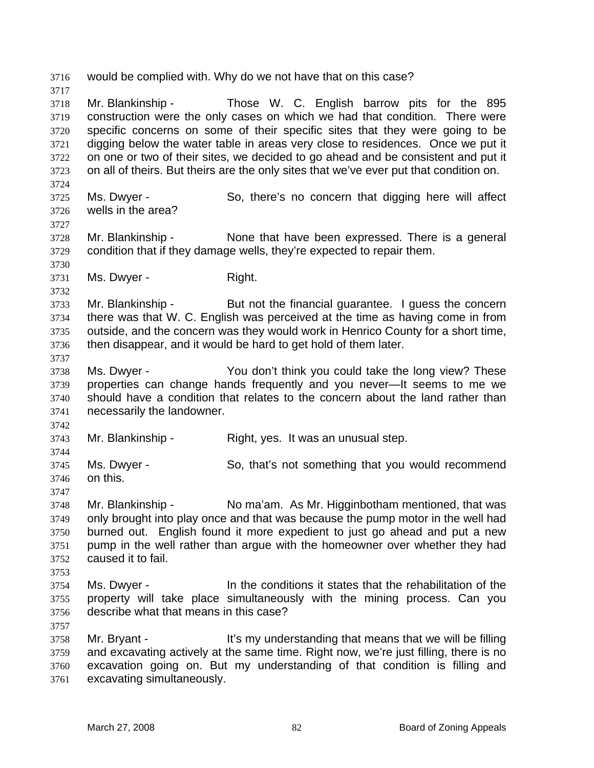would be complied with. Why do we not have that on this case?

Mr. Blankinship - Those W. C. English barrow pits for the 895 construction were the only cases on which we had that condition. There were specific concerns on some of their specific sites that they were going to be digging below the water table in areas very close to residences. Once we put it on one or two of their sites, we decided to go ahead and be consistent and put it on all of theirs. But theirs are the only sites that we've ever put that condition on.

Ms. Dwyer - So, there's no concern that digging here will affect wells in the area?

Mr. Blankinship - None that have been expressed. There is a general condition that if they damage wells, they're expected to repair them.

Ms. Dwyer - Right.

Mr. Blankinship - But not the financial guarantee. I guess the concern there was that W. C. English was perceived at the time as having come in from outside, and the concern was they would work in Henrico County for a short time, then disappear, and it would be hard to get hold of them later.

Ms. Dwyer - You don't think you could take the long view? These properties can change hands frequently and you never—It seems to me we should have a condition that relates to the concern about the land rather than necessarily the landowner.

Mr. Blankinship - Right, yes. It was an unusual step.

Ms. Dwyer - So, that's not something that you would recommend on this.

Mr. Blankinship - No ma'am. As Mr. Higginbotham mentioned, that was only brought into play once and that was because the pump motor in the well had burned out. English found it more expedient to just go ahead and put a new pump in the well rather than argue with the homeowner over whether they had caused it to fail.

Ms. Dwyer - In the conditions it states that the rehabilitation of the property will take place simultaneously with the mining process. Can you describe what that means in this case?

Mr. Bryant - It's my understanding that means that we will be filling and excavating actively at the same time. Right now, we're just filling, there is no excavation going on. But my understanding of that condition is filling and excavating simultaneously.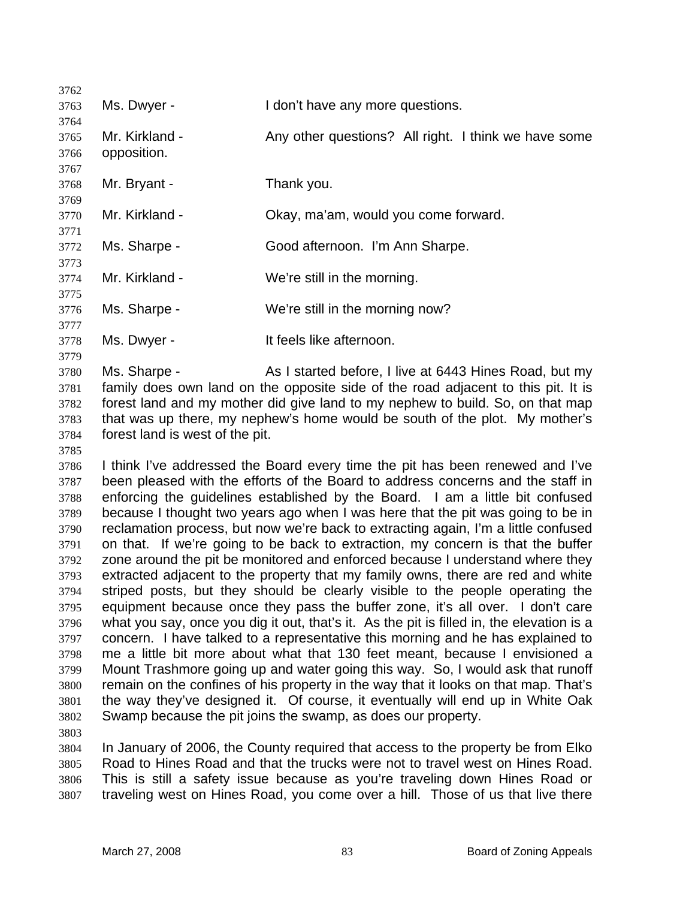Ms. Dwyer - I don't have any more questions.

Mr. Kirkland - Any other questions? All right. I think we have some opposition.

Mr. Bryant - Thank you.

Mr. Kirkland - Okay, ma'am, would you come forward.

Ms. Sharpe - Good afternoon. I'm Ann Sharpe.

Mr. Kirkland - We're still in the morning.

Ms. Sharpe - We're still in the morning now?

Ms. Dwyer - It feels like afternoon.

Ms. Sharpe - As I started before, I live at 6443 Hines Road, but my family does own land on the opposite side of the road adjacent to this pit. It is forest land and my mother did give land to my nephew to build. So, on that map that was up there, my nephew's home would be south of the plot. My mother's forest land is west of the pit.

I think I've addressed the Board every time the pit has been renewed and I've been pleased with the efforts of the Board to address concerns and the staff in enforcing the guidelines established by the Board. I am a little bit confused because I thought two years ago when I was here that the pit was going to be in reclamation process, but now we're back to extracting again, I'm a little confused on that. If we're going to be back to extraction, my concern is that the buffer zone around the pit be monitored and enforced because I understand where they extracted adjacent to the property that my family owns, there are red and white striped posts, but they should be clearly visible to the people operating the equipment because once they pass the buffer zone, it's all over. I don't care what you say, once you dig it out, that's it. As the pit is filled in, the elevation is a concern. I have talked to a representative this morning and he has explained to me a little bit more about what that 130 feet meant, because I envisioned a Mount Trashmore going up and water going this way. So, I would ask that runoff remain on the confines of his property in the way that it looks on that map. That's the way they've designed it. Of course, it eventually will end up in White Oak Swamp because the pit joins the swamp, as does our property.

In January of 2006, the County required that access to the property be from Elko Road to Hines Road and that the trucks were not to travel west on Hines Road. This is still a safety issue because as you're traveling down Hines Road or traveling west on Hines Road, you come over a hill. Those of us that live there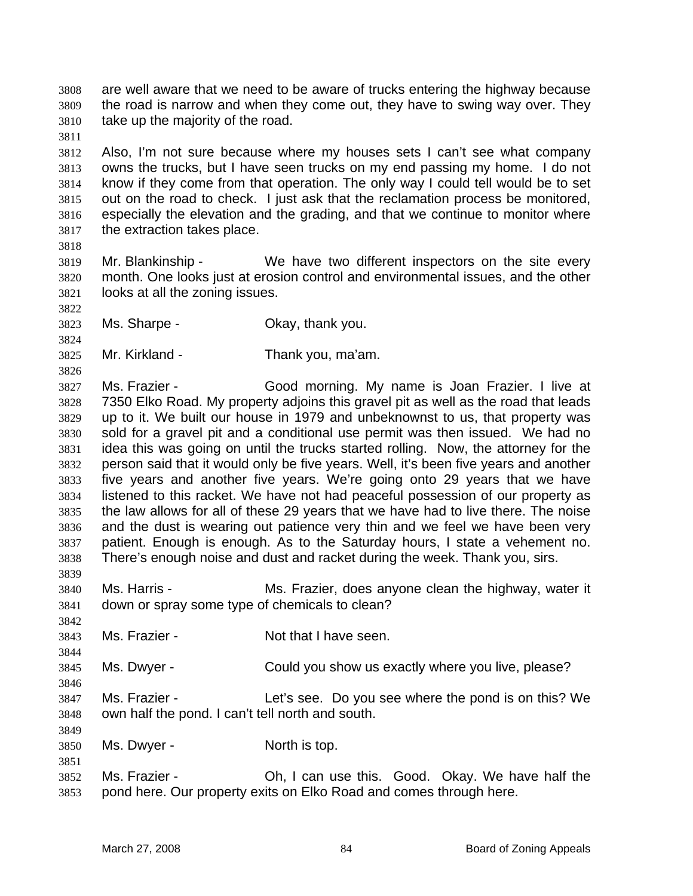are well aware that we need to be aware of trucks entering the highway because the road is narrow and when they come out, they have to swing way over. They take up the majority of the road.

Also, I'm not sure because where my houses sets I can't see what company owns the trucks, but I have seen trucks on my end passing my home. I do not know if they come from that operation. The only way I could tell would be to set out on the road to check. I just ask that the reclamation process be monitored, especially the elevation and the grading, and that we continue to monitor where the extraction takes place.

Mr. Blankinship - We have two different inspectors on the site every month. One looks just at erosion control and environmental issues, and the other looks at all the zoning issues.

Ms. Sharpe - Okay, thank you.

Mr. Kirkland - Thank you, ma'am.

Ms. Frazier - Good morning. My name is Joan Frazier. I live at 7350 Elko Road. My property adjoins this gravel pit as well as the road that leads up to it. We built our house in 1979 and unbeknownst to us, that property was sold for a gravel pit and a conditional use permit was then issued. We had no idea this was going on until the trucks started rolling. Now, the attorney for the person said that it would only be five years. Well, it's been five years and another five years and another five years. We're going onto 29 years that we have listened to this racket. We have not had peaceful possession of our property as the law allows for all of these 29 years that we have had to live there. The noise and the dust is wearing out patience very thin and we feel we have been very patient. Enough is enough. As to the Saturday hours, I state a vehement no. There's enough noise and dust and racket during the week. Thank you, sirs.

Ms. Harris - Ms. Frazier, does anyone clean the highway, water it down or spray some type of chemicals to clean?

Ms. Frazier - Not that I have seen.

Ms. Dwyer - Could you show us exactly where you live, please?

Ms. Frazier - Let's see. Do you see where the pond is on this? We own half the pond. I can't tell north and south.

Ms. Dwyer - North is top.

Ms. Frazier - Oh, I can use this. Good. Okay. We have half the pond here. Our property exits on Elko Road and comes through here.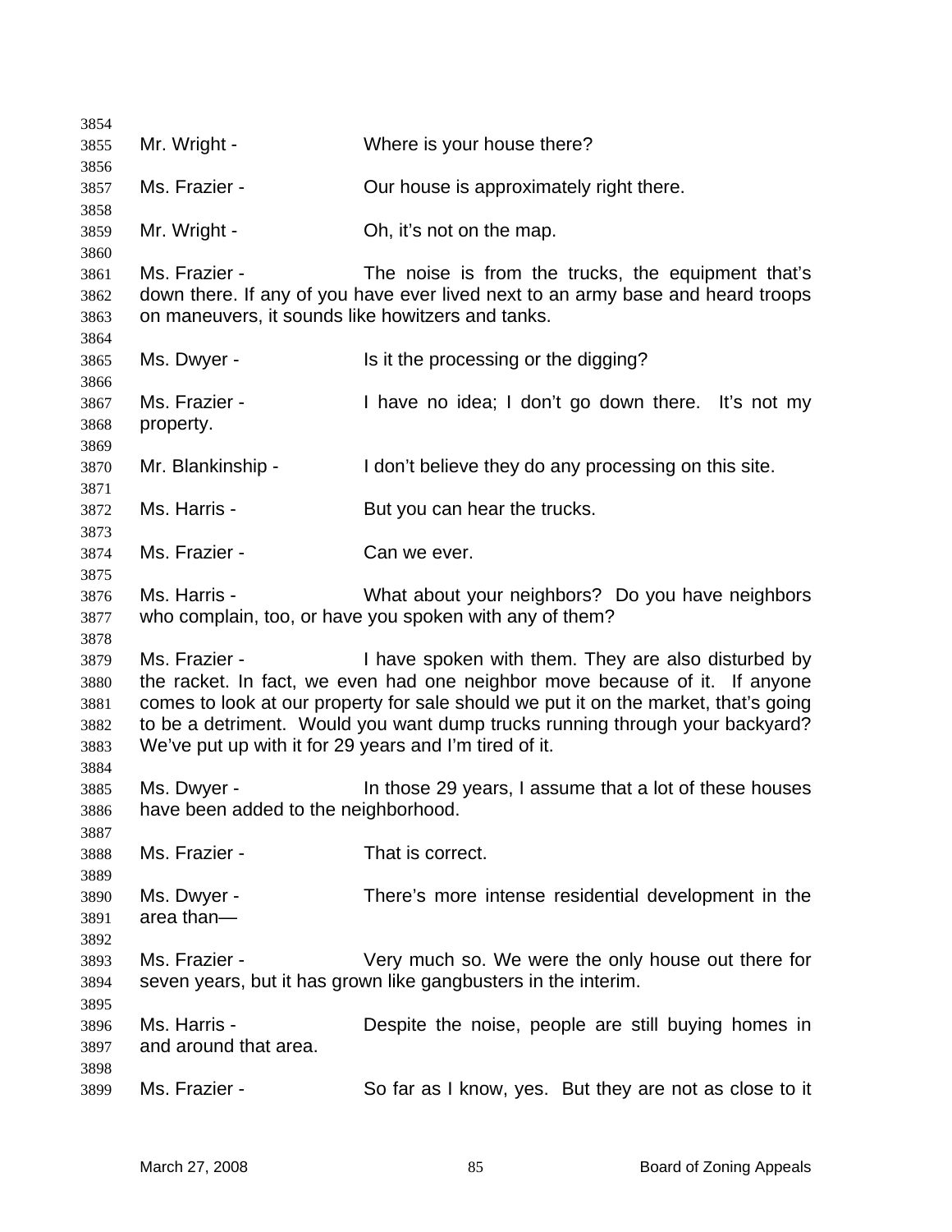Mr. Wright - Where is your house there?

Ms. Frazier - Our house is approximately right there.

Mr. Wright - Oh, it's not on the map.

Ms. Frazier - The noise is from the trucks, the equipment that's down there. If any of you have ever lived next to an army base and heard troops on maneuvers, it sounds like howitzers and tanks.

Ms. Dwyer - Is it the processing or the digging?

Ms. Frazier - I have no idea; I don't go down there. It's not my property.

Mr. Blankinship - I don't believe they do any processing on this site.

Ms. Harris - But you can hear the trucks.

Ms. Frazier - Can we ever.

Ms. Harris - What about your neighbors? Do you have neighbors who complain, too, or have you spoken with any of them?

Ms. Frazier - I have spoken with them. They are also disturbed by the racket. In fact, we even had one neighbor move because of it. If anyone comes to look at our property for sale should we put it on the market, that's going to be a detriment. Would you want dump trucks running through your backyard? We've put up with it for 29 years and I'm tired of it.

Ms. Dwyer - In those 29 years, I assume that a lot of these houses have been added to the neighborhood.

Ms. Frazier - That is correct.

Ms. Dwyer - There's more intense residential development in the area than—

Ms. Frazier - Very much so. We were the only house out there for seven years, but it has grown like gangbusters in the interim.

Ms. Harris - Despite the noise, people are still buying homes in and around that area.

Ms. Frazier - So far as I know, yes. But they are not as close to it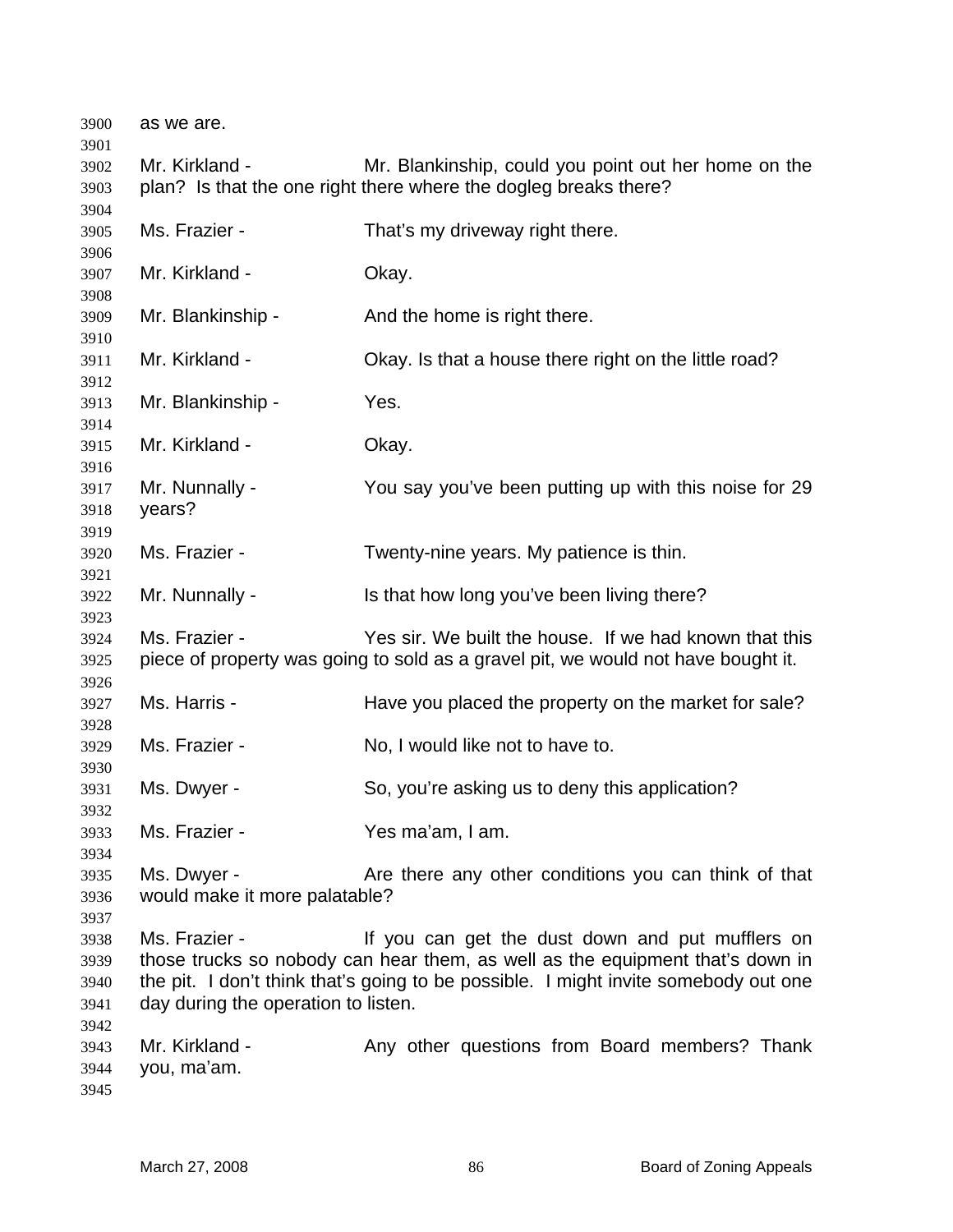as we are.

Mr. Kirkland - Mr. Blankinship, could you point out her home on the plan? Is that the one right there where the dogleg breaks there?

Ms. Frazier - That's my driveway right there.

Mr. Kirkland - Okay.

Mr. Blankinship - And the home is right there.

Mr. Kirkland - Okay. Is that a house there right on the little road?

Mr. Blankinship - Yes.

Mr. Kirkland - Okay.

Mr. Nunnally - You say you've been putting up with this noise for 29 years?

Ms. Frazier - Twenty-nine years. My patience is thin.

Mr. Nunnally - Is that how long you've been living there?

Ms. Frazier - Yes sir. We built the house. If we had known that this piece of property was going to sold as a gravel pit, we would not have bought it.

Ms. Harris - Have you placed the property on the market for sale?

Ms. Frazier - No, I would like not to have to.

Ms. Dwyer - So, you're asking us to deny this application?

Ms. Frazier - Yes ma'am, I am.

Ms. Dwyer - Are there any other conditions you can think of that would make it more palatable?

Ms. Frazier - If you can get the dust down and put mufflers on those trucks so nobody can hear them, as well as the equipment that's down in the pit. I don't think that's going to be possible. I might invite somebody out one day during the operation to listen.

Mr. Kirkland - Any other questions from Board members? Thank you, ma'am.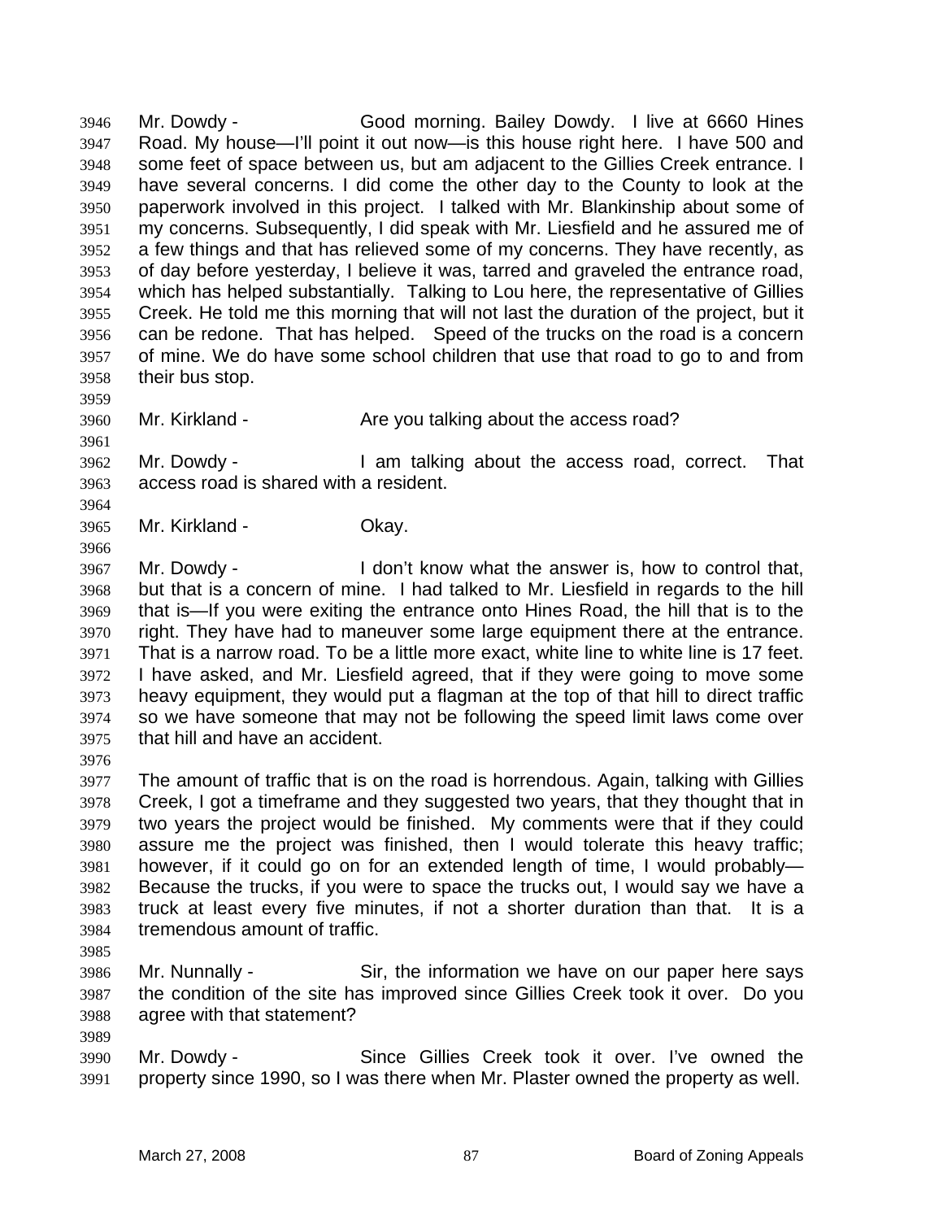Mr. Dowdy - Good morning. Bailey Dowdy. I live at 6660 Hines Road. My house—I'll point it out now—is this house right here. I have 500 and some feet of space between us, but am adjacent to the Gillies Creek entrance. I have several concerns. I did come the other day to the County to look at the paperwork involved in this project. I talked with Mr. Blankinship about some of my concerns. Subsequently, I did speak with Mr. Liesfield and he assured me of a few things and that has relieved some of my concerns. They have recently, as of day before yesterday, I believe it was, tarred and graveled the entrance road, which has helped substantially. Talking to Lou here, the representative of Gillies Creek. He told me this morning that will not last the duration of the project, but it can be redone. That has helped. Speed of the trucks on the road is a concern of mine. We do have some school children that use that road to go to and from their bus stop.

Mr. Kirkland - Are you talking about the access road?

Mr. Dowdy - I am talking about the access road, correct. That access road is shared with a resident.

Mr. Kirkland - Okay.

Mr. Dowdy - I don't know what the answer is, how to control that, but that is a concern of mine. I had talked to Mr. Liesfield in regards to the hill that is—If you were exiting the entrance onto Hines Road, the hill that is to the right. They have had to maneuver some large equipment there at the entrance. That is a narrow road. To be a little more exact, white line to white line is 17 feet. I have asked, and Mr. Liesfield agreed, that if they were going to move some heavy equipment, they would put a flagman at the top of that hill to direct traffic so we have someone that may not be following the speed limit laws come over that hill and have an accident.

The amount of traffic that is on the road is horrendous. Again, talking with Gillies Creek, I got a timeframe and they suggested two years, that they thought that in two years the project would be finished. My comments were that if they could assure me the project was finished, then I would tolerate this heavy traffic; however, if it could go on for an extended length of time, I would probably—Because the trucks, if you were to space the trucks out, I would say we have a truck at least every five minutes, if not a shorter duration than that. It is a tremendous amount of traffic.

Mr. Nunnally - Sir, the information we have on our paper here says the condition of the site has improved since Gillies Creek took it over. Do you agree with that statement?

Mr. Dowdy - Since Gillies Creek took it over. I've owned the property since 1990, so I was there when Mr. Plaster owned the property as well.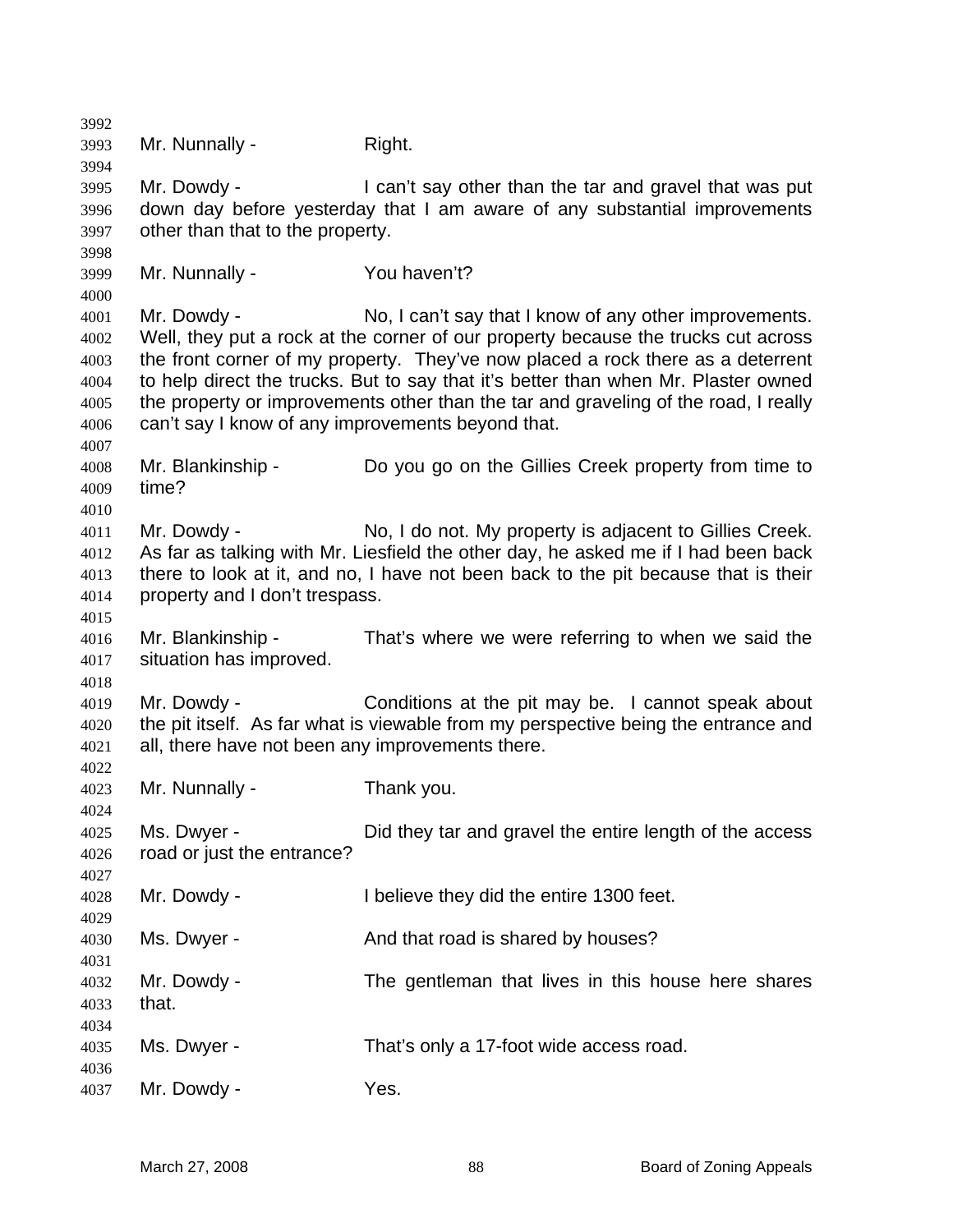Mr. Nunnally - Right.

Mr. Dowdy - I can't say other than the tar and gravel that was put down day before yesterday that I am aware of any substantial improvements other than that to the property.

Mr. Nunnally - You haven't?

Mr. Dowdy - No, I can't say that I know of any other improvements. Well, they put a rock at the corner of our property because the trucks cut across the front corner of my property. They've now placed a rock there as a deterrent to help direct the trucks. But to say that it's better than when Mr. Plaster owned the property or improvements other than the tar and graveling of the road, I really can't say I know of any improvements beyond that.

Mr. Blankinship - Do you go on the Gillies Creek property from time to time?

Mr. Dowdy - No, I do not. My property is adjacent to Gillies Creek. As far as talking with Mr. Liesfield the other day, he asked me if I had been back there to look at it, and no, I have not been back to the pit because that is their property and I don't trespass.

Mr. Blankinship - That's where we were referring to when we said the situation has improved.

Mr. Dowdy - Conditions at the pit may be. I cannot speak about the pit itself. As far what is viewable from my perspective being the entrance and all, there have not been any improvements there.

Mr. Nunnally - Thank you.

Ms. Dwyer - Did they tar and gravel the entire length of the access road or just the entrance?

Mr. Dowdy - I believe they did the entire 1300 feet.

Ms. Dwyer - And that road is shared by houses?

Mr. Dowdy - The gentleman that lives in this house here shares that.

Ms. Dwyer - That's only a 17-foot wide access road.

Mr. Dowdy - Yes.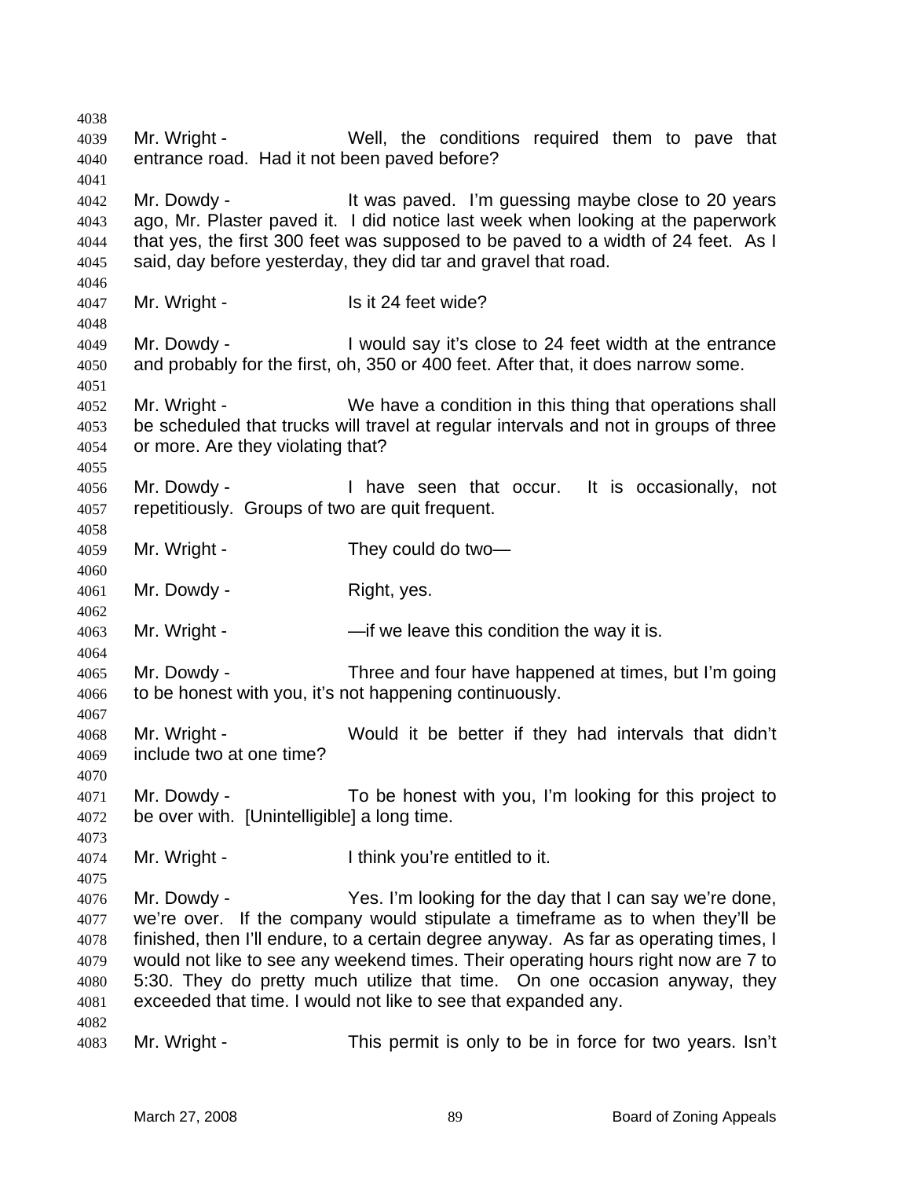Mr. Wright - Well, the conditions required them to pave that entrance road. Had it not been paved before?

Mr. Dowdy - It was paved. I'm guessing maybe close to 20 years ago, Mr. Plaster paved it. I did notice last week when looking at the paperwork that yes, the first 300 feet was supposed to be paved to a width of 24 feet. As I said, day before yesterday, they did tar and gravel that road.

Mr. Wright - Is it 24 feet wide?

Mr. Dowdy - I would say it's close to 24 feet width at the entrance and probably for the first, oh, 350 or 400 feet. After that, it does narrow some.

Mr. Wright - We have a condition in this thing that operations shall be scheduled that trucks will travel at regular intervals and not in groups of three or more. Are they violating that?

Mr. Dowdy - I have seen that occur. It is occasionally, not repetitiously. Groups of two are quit frequent.

Mr. Wright - They could do two—

Mr. Dowdy - Right, yes.

Mr. Wright - —if we leave this condition the way it is.

Mr. Dowdy - Three and four have happened at times, but I'm going to be honest with you, it's not happening continuously.

Mr. Wright - Would it be better if they had intervals that didn't include two at one time?

Mr. Dowdy - To be honest with you, I'm looking for this project to be over with. [Unintelligible] a long time.

Mr. Wright - I think you're entitled to it.

Mr. Dowdy - Yes. I'm looking for the day that I can say we're done, we're over. If the company would stipulate a timeframe as to when they'll be finished, then I'll endure, to a certain degree anyway. As far as operating times, I would not like to see any weekend times. Their operating hours right now are 7 to 5:30. They do pretty much utilize that time. On one occasion anyway, they exceeded that time. I would not like to see that expanded any.

Mr. Wright - This permit is only to be in force for two years. Isn't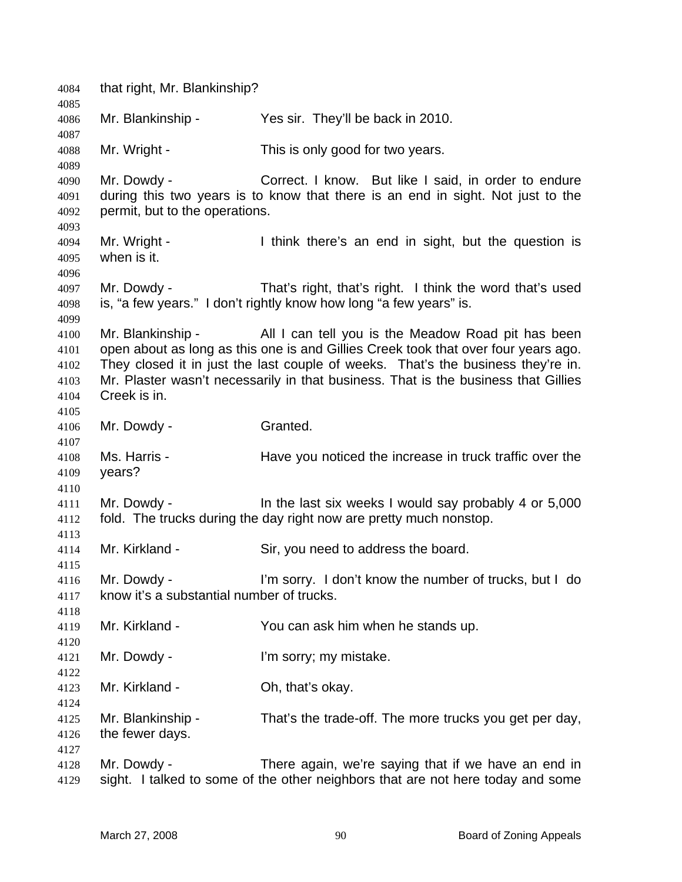that right, Mr. Blankinship?

Mr. Blankinship - Yes sir. They'll be back in 2010.

Mr. Wright - This is only good for two years.

Mr. Dowdy - Correct. I know. But like I said, in order to endure during this two years is to know that there is an end in sight. Not just to the permit, but to the operations.

Mr. Wright - I think there's an end in sight, but the question is when is it.

Mr. Dowdy - That's right, that's right. I think the word that's used is, "a few years." I don't rightly know how long "a few years" is.

Mr. Blankinship - All I can tell you is the Meadow Road pit has been open about as long as this one is and Gillies Creek took that over four years ago. They closed it in just the last couple of weeks. That's the business they're in. Mr. Plaster wasn't necessarily in that business. That is the business that Gillies Creek is in.

Mr. Dowdy - Granted.

Ms. Harris - Have you noticed the increase in truck traffic over the years?

Mr. Dowdy - In the last six weeks I would say probably 4 or 5,000 fold. The trucks during the day right now are pretty much nonstop.

Mr. Kirkland - Sir, you need to address the board.

Mr. Dowdy - I'm sorry. I don't know the number of trucks, but I do know it's a substantial number of trucks.

Mr. Kirkland - You can ask him when he stands up.

Mr. Dowdy - I'm sorry; my mistake.

Mr. Kirkland - Oh, that's okay.

Mr. Blankinship - That's the trade-off. The more trucks you get per day, the fewer days.

Mr. Dowdy - There again, we're saying that if we have an end in sight. I talked to some of the other neighbors that are not here today and some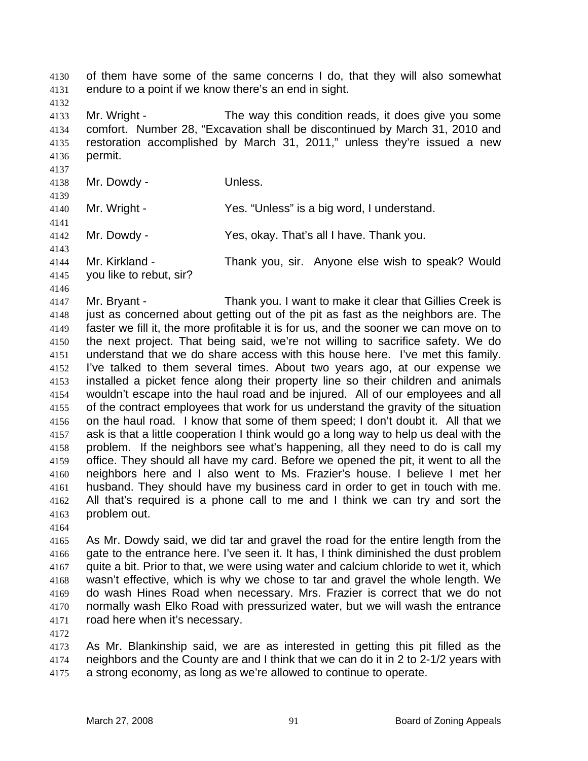of them have some of the same concerns I do, that they will also somewhat endure to a point if we know there's an end in sight.

Mr. Wright - The way this condition reads, it does give you some comfort. Number 28, "Excavation shall be discontinued by March 31, 2010 and restoration accomplished by March 31, 2011," unless they're issued a new permit.

Mr. Dowdy - Unless.

Mr. Wright - Yes. "Unless" is a big word, I understand.

Mr. Dowdy - Yes, okay. That's all I have. Thank you.

Mr. Kirkland - Thank you, sir. Anyone else wish to speak? Would you like to rebut, sir?

Mr. Bryant - Thank you. I want to make it clear that Gillies Creek is just as concerned about getting out of the pit as fast as the neighbors are. The faster we fill it, the more profitable it is for us, and the sooner we can move on to the next project. That being said, we're not willing to sacrifice safety. We do understand that we do share access with this house here. I've met this family. I've talked to them several times. About two years ago, at our expense we installed a picket fence along their property line so their children and animals wouldn't escape into the haul road and be injured. All of our employees and all of the contract employees that work for us understand the gravity of the situation on the haul road. I know that some of them speed; I don't doubt it. All that we ask is that a little cooperation I think would go a long way to help us deal with the problem. If the neighbors see what's happening, all they need to do is call my office. They should all have my card. Before we opened the pit, it went to all the neighbors here and I also went to Ms. Frazier's house. I believe I met her husband. They should have my business card in order to get in touch with me. All that's required is a phone call to me and I think we can try and sort the problem out.

As Mr. Dowdy said, we did tar and gravel the road for the entire length from the gate to the entrance here. I've seen it. It has, I think diminished the dust problem quite a bit. Prior to that, we were using water and calcium chloride to wet it, which wasn't effective, which is why we chose to tar and gravel the whole length. We do wash Hines Road when necessary. Mrs. Frazier is correct that we do not normally wash Elko Road with pressurized water, but we will wash the entrance road here when it's necessary.

As Mr. Blankinship said, we are as interested in getting this pit filled as the neighbors and the County are and I think that we can do it in 2 to 2-1/2 years with a strong economy, as long as we're allowed to continue to operate.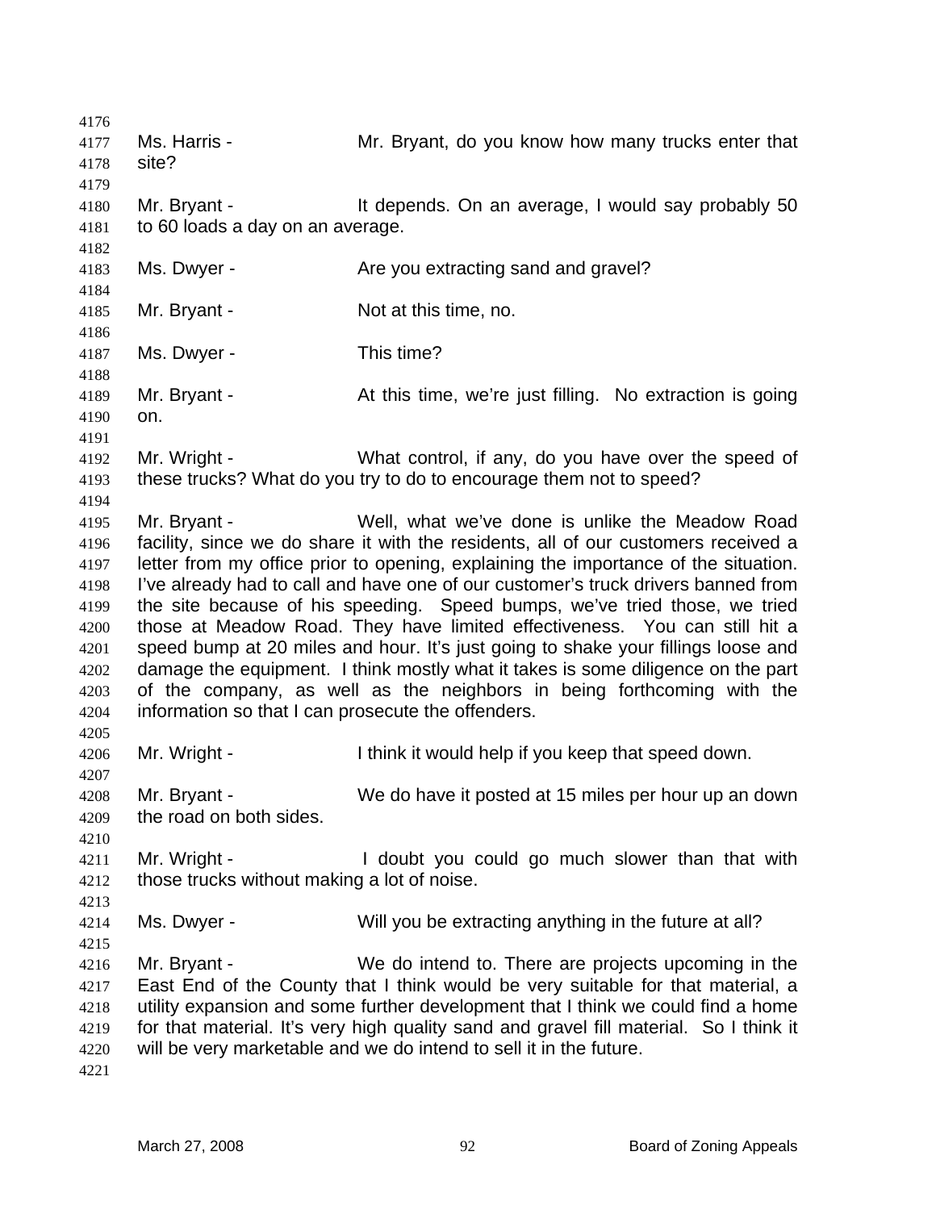Ms. Harris - Mr. Bryant, do you know how many trucks enter that site?

Mr. Bryant - It depends. On an average, I would say probably 50 to 60 loads a day on an average.

Ms. Dwyer - Are you extracting sand and gravel?

Mr. Bryant - Not at this time, no.

Ms. Dwyer - This time?

Mr. Bryant - At this time, we're just filling. No extraction is going on.

Mr. Wright - What control, if any, do you have over the speed of these trucks? What do you try to do to encourage them not to speed?

Mr. Bryant - Well, what we've done is unlike the Meadow Road facility, since we do share it with the residents, all of our customers received a letter from my office prior to opening, explaining the importance of the situation. I've already had to call and have one of our customer's truck drivers banned from the site because of his speeding. Speed bumps, we've tried those, we tried those at Meadow Road. They have limited effectiveness. You can still hit a speed bump at 20 miles and hour. It's just going to shake your fillings loose and damage the equipment. I think mostly what it takes is some diligence on the part of the company, as well as the neighbors in being forthcoming with the information so that I can prosecute the offenders.

Mr. Wright - I think it would help if you keep that speed down.

Mr. Bryant - We do have it posted at 15 miles per hour up an down the road on both sides.

Mr. Wright - I doubt you could go much slower than that with those trucks without making a lot of noise.

Ms. Dwyer - Will you be extracting anything in the future at all?

Mr. Bryant - We do intend to. There are projects upcoming in the East End of the County that I think would be very suitable for that material, a utility expansion and some further development that I think we could find a home for that material. It's very high quality sand and gravel fill material. So I think it will be very marketable and we do intend to sell it in the future.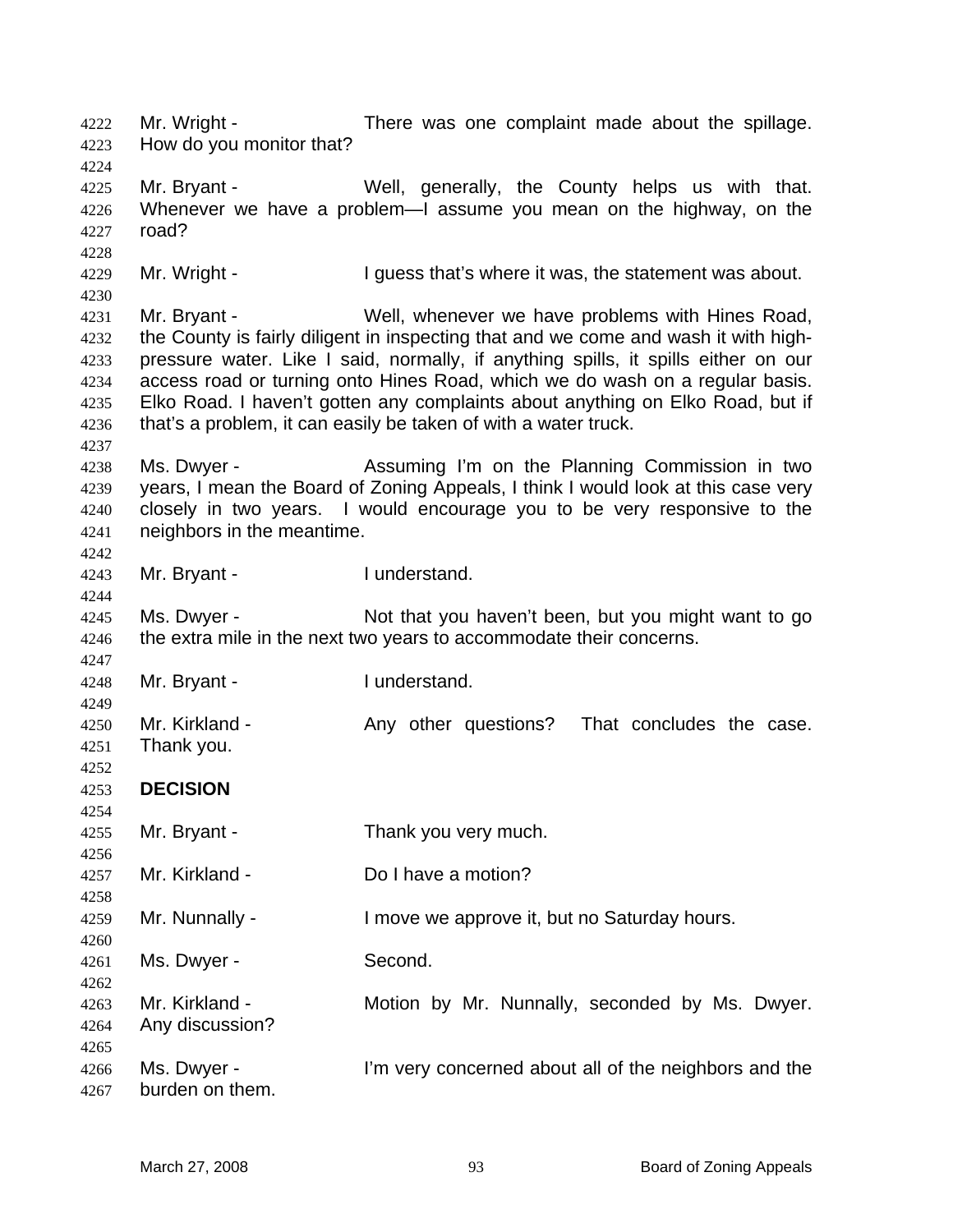Mr. Wright - There was one complaint made about the spillage. How do you monitor that?

Mr. Bryant - Well, generally, the County helps us with that. Whenever we have a problem—I assume you mean on the highway, on the road?

Mr. Wright - I guess that's where it was, the statement was about.

Mr. Bryant - Well, whenever we have problems with Hines Road, the County is fairly diligent in inspecting that and we come and wash it with high-pressure water. Like I said, normally, if anything spills, it spills either on our access road or turning onto Hines Road, which we do wash on a regular basis. Elko Road. I haven't gotten any complaints about anything on Elko Road, but if that's a problem, it can easily be taken of with a water truck.

Ms. Dwyer - Assuming I'm on the Planning Commission in two years, I mean the Board of Zoning Appeals, I think I would look at this case very closely in two years. I would encourage you to be very responsive to the neighbors in the meantime.

Mr. Bryant - I understand.

Ms. Dwyer - Not that you haven't been, but you might want to go the extra mile in the next two years to accommodate their concerns.

Mr. Bryant - I understand.

Mr. Kirkland - Any other questions? That concludes the case. Thank you.

**DECISION**

Mr. Bryant - Thank you very much.

Mr. Kirkland - Do I have a motion?

Mr. Nunnally - I move we approve it, but no Saturday hours.

Ms. Dwyer - Second.

Mr. Kirkland - Motion by Mr. Nunnally, seconded by Ms. Dwyer. Any discussion?

Ms. Dwyer - I'm very concerned about all of the neighbors and the burden on them.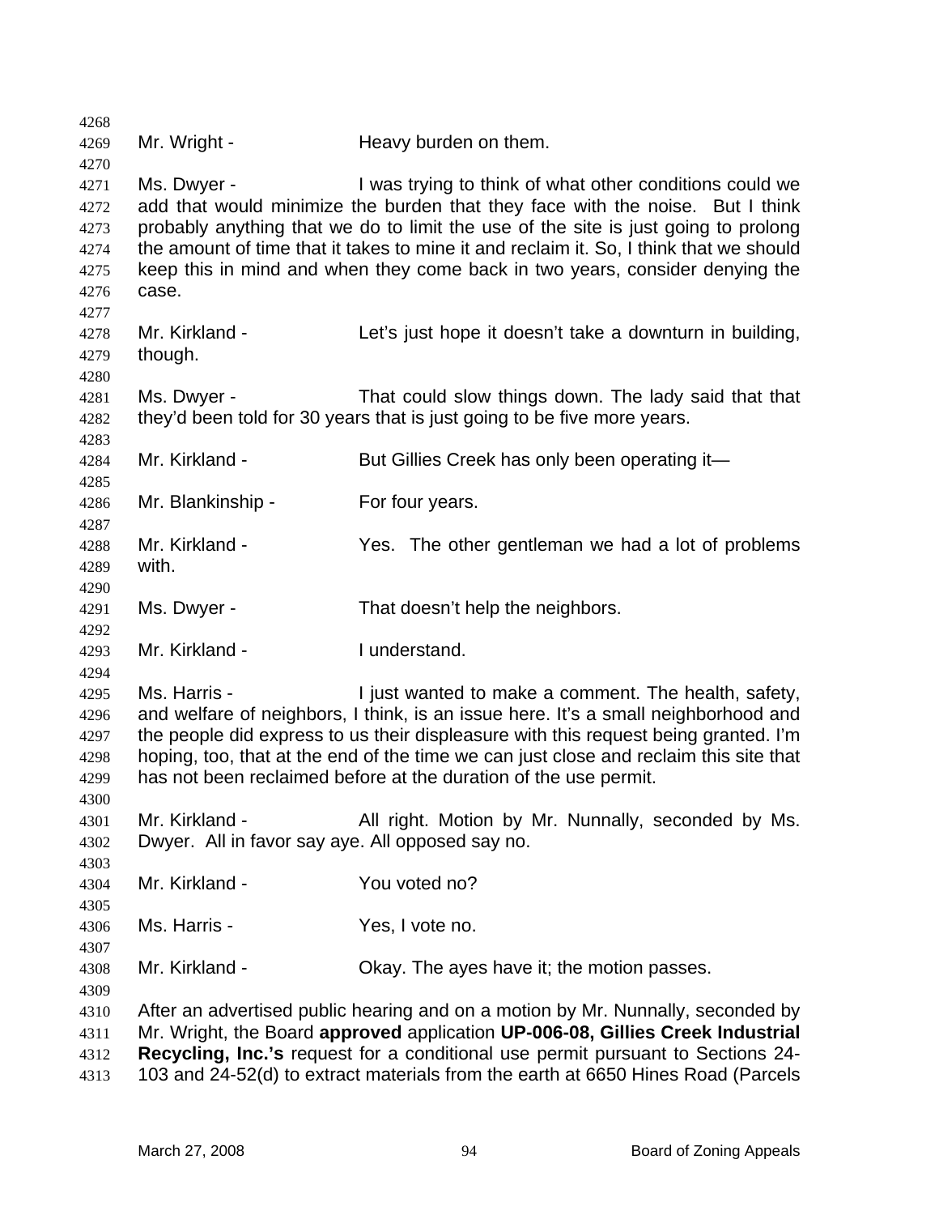Mr. Wright - Heavy burden on them.

Ms. Dwyer - I was trying to think of what other conditions could we add that would minimize the burden that they face with the noise. But I think probably anything that we do to limit the use of the site is just going to prolong the amount of time that it takes to mine it and reclaim it. So, I think that we should keep this in mind and when they come back in two years, consider denying the case.

Mr. Kirkland - Let's just hope it doesn't take a downturn in building, though.

Ms. Dwyer - That could slow things down. The lady said that that they'd been told for 30 years that is just going to be five more years.

Mr. Kirkland - But Gillies Creek has only been operating it—

Mr. Blankinship - For four years.

Mr. Kirkland - Yes. The other gentleman we had a lot of problems with.

Ms. Dwyer - That doesn't help the neighbors.

Mr. Kirkland - I understand.

Ms. Harris - I just wanted to make a comment. The health, safety, and welfare of neighbors, I think, is an issue here. It's a small neighborhood and the people did express to us their displeasure with this request being granted. I'm hoping, too, that at the end of the time we can just close and reclaim this site that has not been reclaimed before at the duration of the use permit.

Mr. Kirkland - All right. Motion by Mr. Nunnally, seconded by Ms. Dwyer. All in favor say aye. All opposed say no.

Mr. Kirkland - You voted no?

Ms. Harris - Yes, I vote no.

Mr. Kirkland - Okay. The ayes have it; the motion passes.

After an advertised public hearing and on a motion by Mr. Nunnally, seconded by Mr. Wright, the Board **approved** application **UP-006-08, Gillies Creek Industrial Recycling, Inc.'s** request for a conditional use permit pursuant to Sections 24-103 and 24-52(d) to extract materials from the earth at 6650 Hines Road (Parcels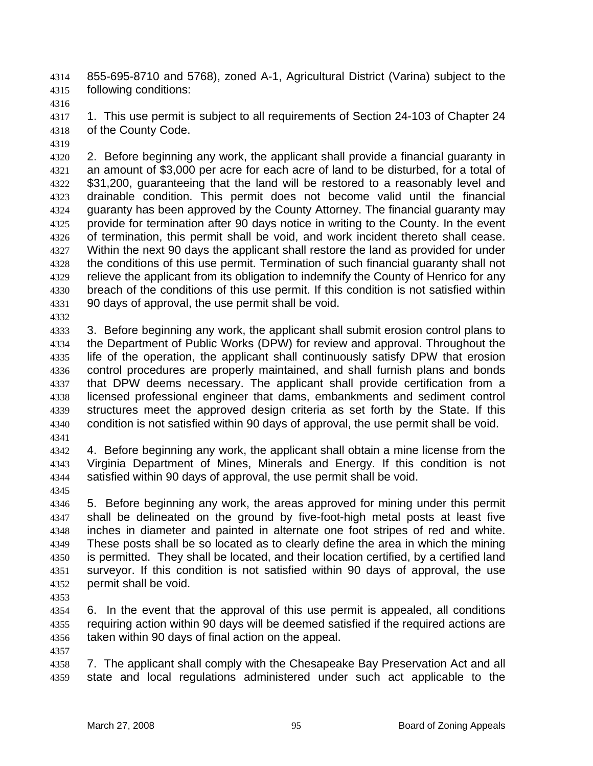855-695-8710 and 5768), zoned A-1, Agricultural District (Varina) subject to the following conditions:

1. This use permit is subject to all requirements of Section 24-103 of Chapter 24 of the County Code.

2. Before beginning any work, the applicant shall provide a financial guaranty in an amount of $3,000 per acre for each acre of land to be disturbed, for a total of $31,200, guaranteeing that the land will be restored to a reasonably level and drainable condition. This permit does not become valid until the financial guaranty has been approved by the County Attorney. The financial guaranty may provide for termination after 90 days notice in writing to the County. In the event of termination, this permit shall be void, and work incident thereto shall cease. Within the next 90 days the applicant shall restore the land as provided for under the conditions of this use permit. Termination of such financial guaranty shall not relieve the applicant from its obligation to indemnify the County of Henrico for any breach of the conditions of this use permit. If this condition is not satisfied within 90 days of approval, the use permit shall be void.

3. Before beginning any work, the applicant shall submit erosion control plans to the Department of Public Works (DPW) for review and approval. Throughout the life of the operation, the applicant shall continuously satisfy DPW that erosion control procedures are properly maintained, and shall furnish plans and bonds that DPW deems necessary. The applicant shall provide certification from a licensed professional engineer that dams, embankments and sediment control structures meet the approved design criteria as set forth by the State. If this condition is not satisfied within 90 days of approval, the use permit shall be void.

4. Before beginning any work, the applicant shall obtain a mine license from the Virginia Department of Mines, Minerals and Energy. If this condition is not satisfied within 90 days of approval, the use permit shall be void.

5. Before beginning any work, the areas approved for mining under this permit shall be delineated on the ground by five-foot-high metal posts at least five inches in diameter and painted in alternate one foot stripes of red and white. These posts shall be so located as to clearly define the area in which the mining is permitted. They shall be located, and their location certified, by a certified land surveyor. If this condition is not satisfied within 90 days of approval, the use permit shall be void.

6. In the event that the approval of this use permit is appealed, all conditions requiring action within 90 days will be deemed satisfied if the required actions are taken within 90 days of final action on the appeal.

7. The applicant shall comply with the Chesapeake Bay Preservation Act and all state and local regulations administered under such act applicable to the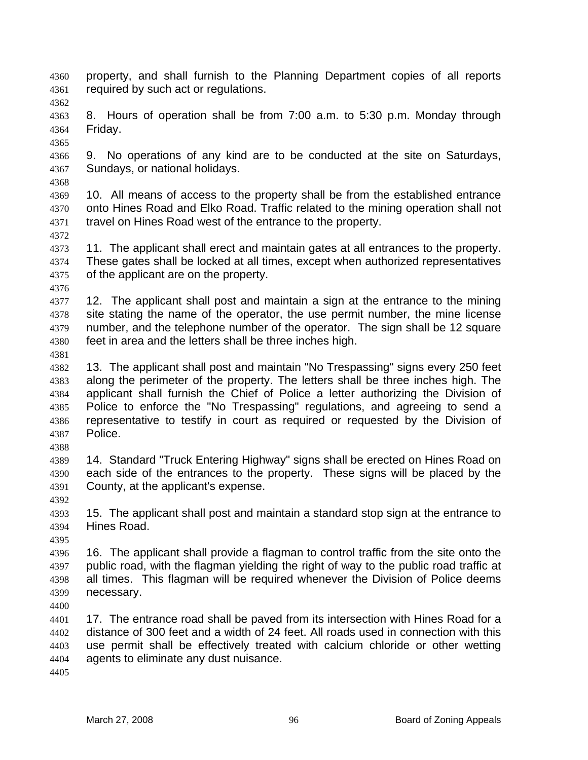property, and shall furnish to the Planning Department copies of all reports required by such act or regulations.

8. Hours of operation shall be from 7:00 a.m. to 5:30 p.m. Monday through Friday.

9. No operations of any kind are to be conducted at the site on Saturdays, Sundays, or national holidays.

10. All means of access to the property shall be from the established entrance onto Hines Road and Elko Road. Traffic related to the mining operation shall not travel on Hines Road west of the entrance to the property.

11. The applicant shall erect and maintain gates at all entrances to the property. These gates shall be locked at all times, except when authorized representatives of the applicant are on the property.

12. The applicant shall post and maintain a sign at the entrance to the mining site stating the name of the operator, the use permit number, the mine license number, and the telephone number of the operator. The sign shall be 12 square feet in area and the letters shall be three inches high.

13. The applicant shall post and maintain "No Trespassing" signs every 250 feet along the perimeter of the property. The letters shall be three inches high. The applicant shall furnish the Chief of Police a letter authorizing the Division of Police to enforce the "No Trespassing" regulations, and agreeing to send a representative to testify in court as required or requested by the Division of Police.

14. Standard "Truck Entering Highway" signs shall be erected on Hines Road on each side of the entrances to the property. These signs will be placed by the County, at the applicant's expense.

15. The applicant shall post and maintain a standard stop sign at the entrance to Hines Road.

16. The applicant shall provide a flagman to control traffic from the site onto the public road, with the flagman yielding the right of way to the public road traffic at all times. This flagman will be required whenever the Division of Police deems necessary.

17. The entrance road shall be paved from its intersection with Hines Road for a distance of 300 feet and a width of 24 feet. All roads used in connection with this use permit shall be effectively treated with calcium chloride or other wetting agents to eliminate any dust nuisance.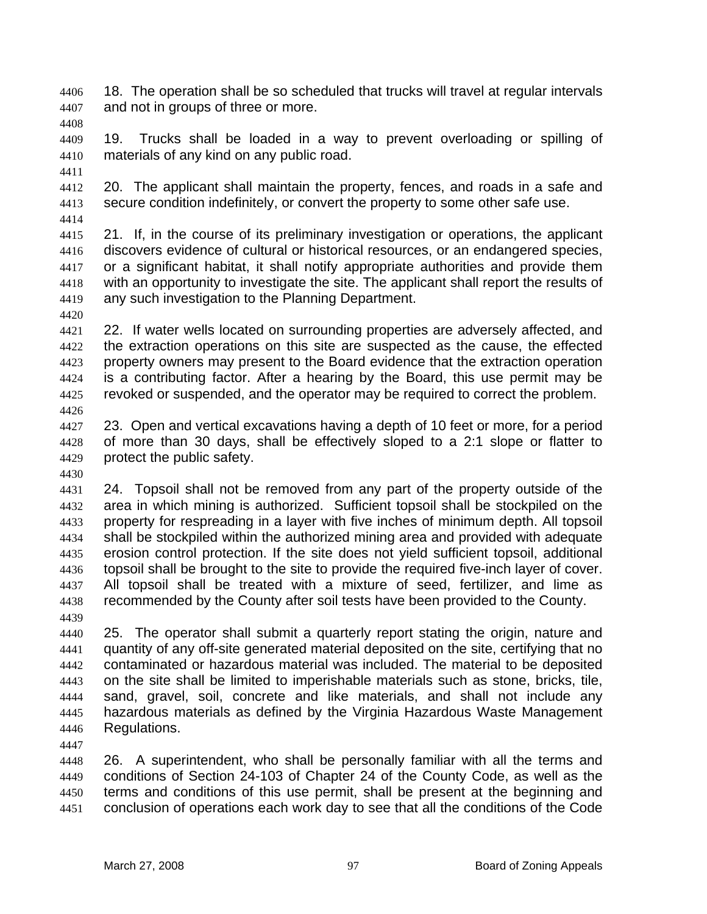18. The operation shall be so scheduled that trucks will travel at regular intervals and not in groups of three or more.

19. Trucks shall be loaded in a way to prevent overloading or spilling of materials of any kind on any public road.

20. The applicant shall maintain the property, fences, and roads in a safe and secure condition indefinitely, or convert the property to some other safe use.

21. If, in the course of its preliminary investigation or operations, the applicant discovers evidence of cultural or historical resources, or an endangered species, or a significant habitat, it shall notify appropriate authorities and provide them with an opportunity to investigate the site. The applicant shall report the results of any such investigation to the Planning Department.

22. If water wells located on surrounding properties are adversely affected, and the extraction operations on this site are suspected as the cause, the effected property owners may present to the Board evidence that the extraction operation is a contributing factor. After a hearing by the Board, this use permit may be revoked or suspended, and the operator may be required to correct the problem.

23. Open and vertical excavations having a depth of 10 feet or more, for a period of more than 30 days, shall be effectively sloped to a 2:1 slope or flatter to protect the public safety.

24. Topsoil shall not be removed from any part of the property outside of the area in which mining is authorized. Sufficient topsoil shall be stockpiled on the property for respreading in a layer with five inches of minimum depth. All topsoil shall be stockpiled within the authorized mining area and provided with adequate erosion control protection. If the site does not yield sufficient topsoil, additional topsoil shall be brought to the site to provide the required five-inch layer of cover. All topsoil shall be treated with a mixture of seed, fertilizer, and lime as recommended by the County after soil tests have been provided to the County.

25. The operator shall submit a quarterly report stating the origin, nature and quantity of any off-site generated material deposited on the site, certifying that no contaminated or hazardous material was included. The material to be deposited on the site shall be limited to imperishable materials such as stone, bricks, tile, sand, gravel, soil, concrete and like materials, and shall not include any hazardous materials as defined by the Virginia Hazardous Waste Management Regulations.

26. A superintendent, who shall be personally familiar with all the terms and conditions of Section 24-103 of Chapter 24 of the County Code, as well as the terms and conditions of this use permit, shall be present at the beginning and conclusion of operations each work day to see that all the conditions of the Code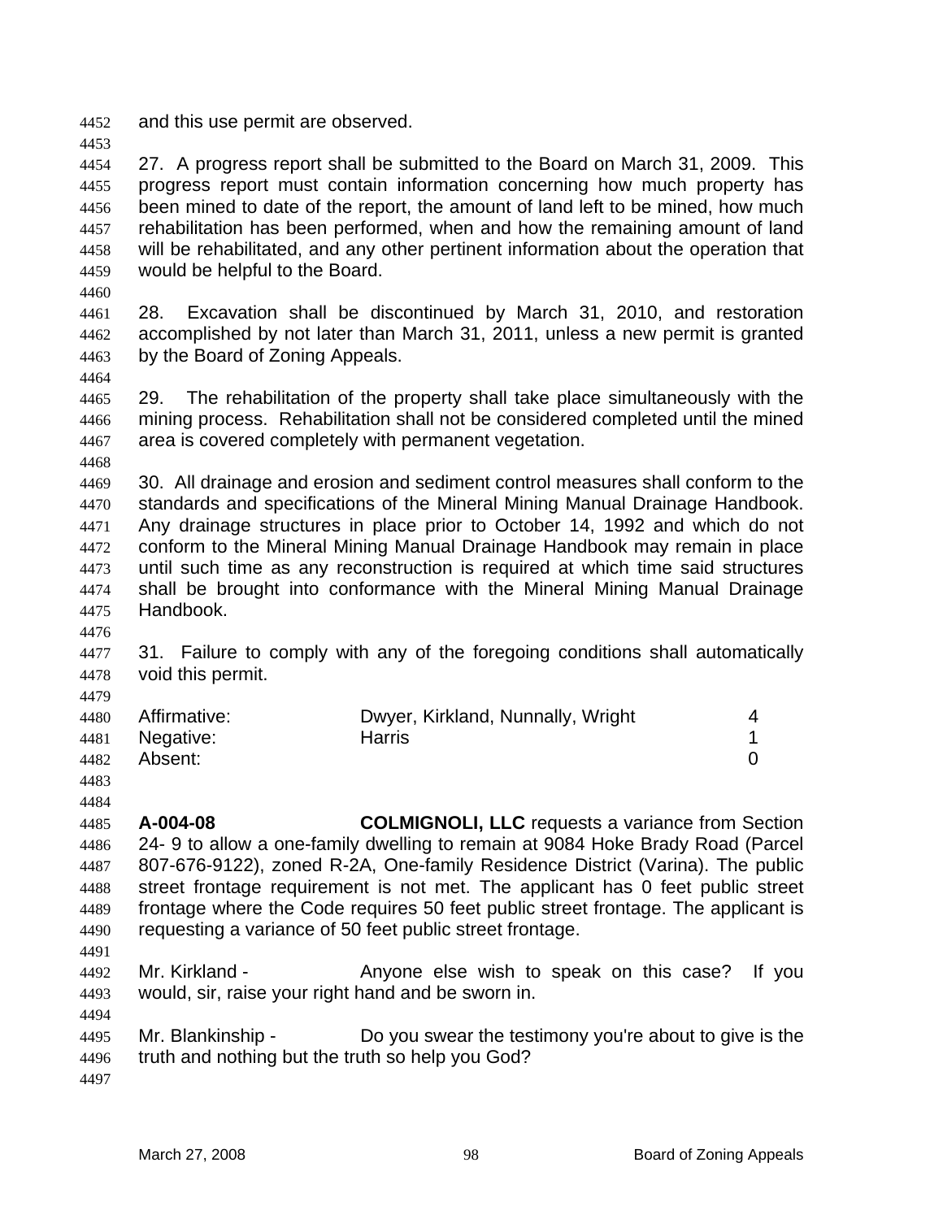and this use permit are observed.

27. A progress report shall be submitted to the Board on March 31, 2009. This progress report must contain information concerning how much property has been mined to date of the report, the amount of land left to be mined, how much rehabilitation has been performed, when and how the remaining amount of land will be rehabilitated, and any other pertinent information about the operation that would be helpful to the Board.

28. Excavation shall be discontinued by March 31, 2010, and restoration accomplished by not later than March 31, 2011, unless a new permit is granted by the Board of Zoning Appeals.

29. The rehabilitation of the property shall take place simultaneously with the mining process. Rehabilitation shall not be considered completed until the mined area is covered completely with permanent vegetation.

30. All drainage and erosion and sediment control measures shall conform to the standards and specifications of the Mineral Mining Manual Drainage Handbook. Any drainage structures in place prior to October 14, 1992 and which do not conform to the Mineral Mining Manual Drainage Handbook may remain in place until such time as any reconstruction is required at which time said structures shall be brought into conformance with the Mineral Mining Manual Drainage Handbook.

31. Failure to comply with any of the foregoing conditions shall automatically void this permit.

| | | |
|---|---|---|
| Affirmative: | Dwyer, Kirkland, Nunnally, Wright | 4 |
| Negative: | Harris | 1 |
| Absent: | | 0 |

**A-004-08** **COLMIGNOLI, LLC** requests a variance from Section 24- 9 to allow a one-family dwelling to remain at 9084 Hoke Brady Road (Parcel 807-676-9122), zoned R-2A, One-family Residence District (Varina). The public street frontage requirement is not met. The applicant has 0 feet public street frontage where the Code requires 50 feet public street frontage. The applicant is requesting a variance of 50 feet public street frontage.

Mr. Kirkland - Anyone else wish to speak on this case? If you would, sir, raise your right hand and be sworn in.

Mr. Blankinship - Do you swear the testimony you're about to give is the truth and nothing but the truth so help you God?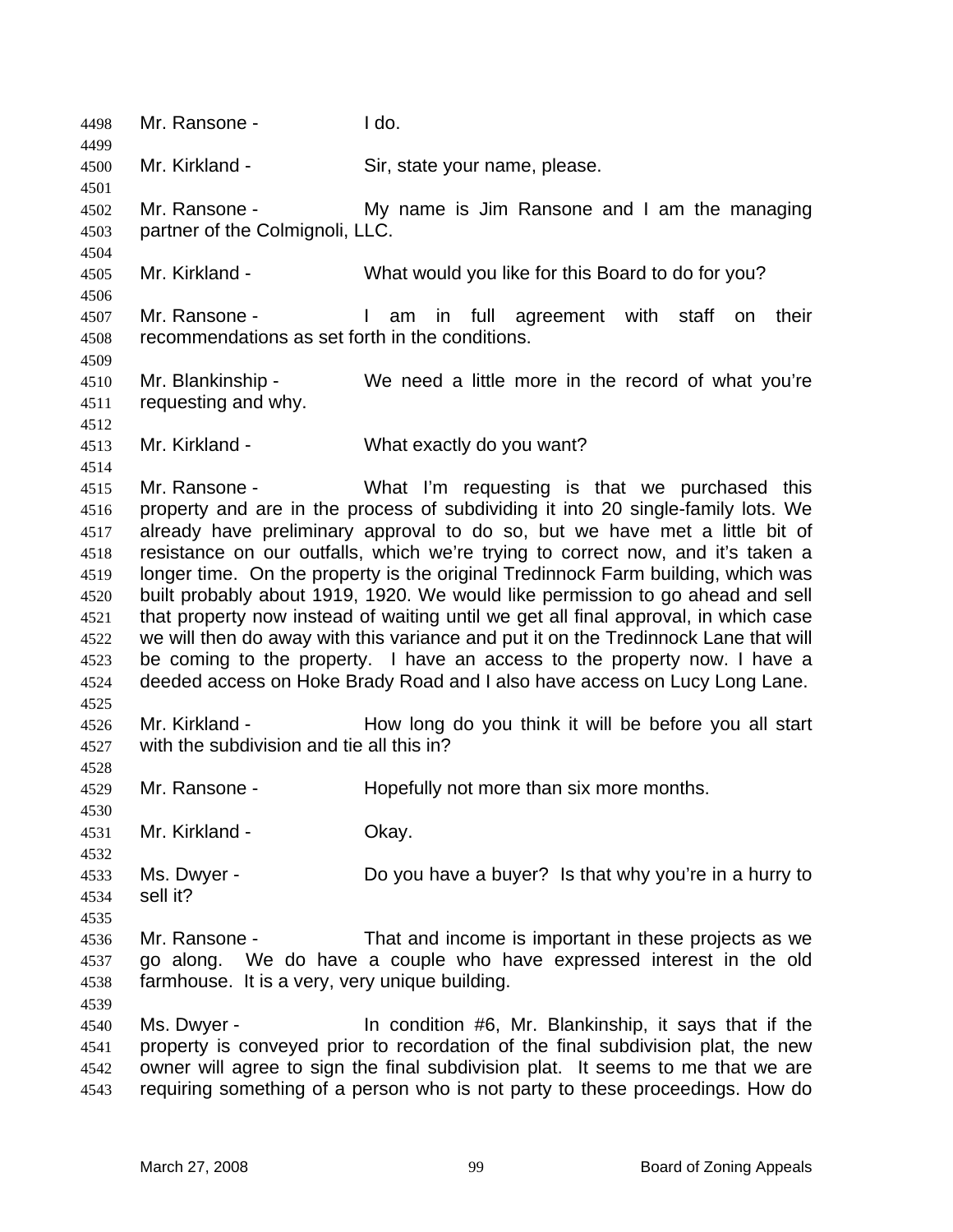Mr. Ransone - I do.

Mr. Kirkland - Sir, state your name, please.

Mr. Ransone - My name is Jim Ransone and I am the managing partner of the Colmignoli, LLC.

Mr. Kirkland - What would you like for this Board to do for you?

Mr. Ransone - I am in full agreement with staff on their recommendations as set forth in the conditions.

Mr. Blankinship - We need a little more in the record of what you're requesting and why.

Mr. Kirkland - What exactly do you want?

Mr. Ransone - What I'm requesting is that we purchased this property and are in the process of subdividing it into 20 single-family lots. We already have preliminary approval to do so, but we have met a little bit of resistance on our outfalls, which we're trying to correct now, and it's taken a longer time. On the property is the original Tredinnock Farm building, which was built probably about 1919, 1920. We would like permission to go ahead and sell that property now instead of waiting until we get all final approval, in which case we will then do away with this variance and put it on the Tredinnock Lane that will be coming to the property. I have an access to the property now. I have a deeded access on Hoke Brady Road and I also have access on Lucy Long Lane.

Mr. Kirkland - How long do you think it will be before you all start with the subdivision and tie all this in?

Mr. Ransone - Hopefully not more than six more months.

Mr. Kirkland - Okay.

Ms. Dwyer - Do you have a buyer? Is that why you're in a hurry to sell it?

Mr. Ransone - That and income is important in these projects as we go along. We do have a couple who have expressed interest in the old farmhouse. It is a very, very unique building.

Ms. Dwyer - In condition #6, Mr. Blankinship, it says that if the property is conveyed prior to recordation of the final subdivision plat, the new owner will agree to sign the final subdivision plat. It seems to me that we are requiring something of a person who is not party to these proceedings. How do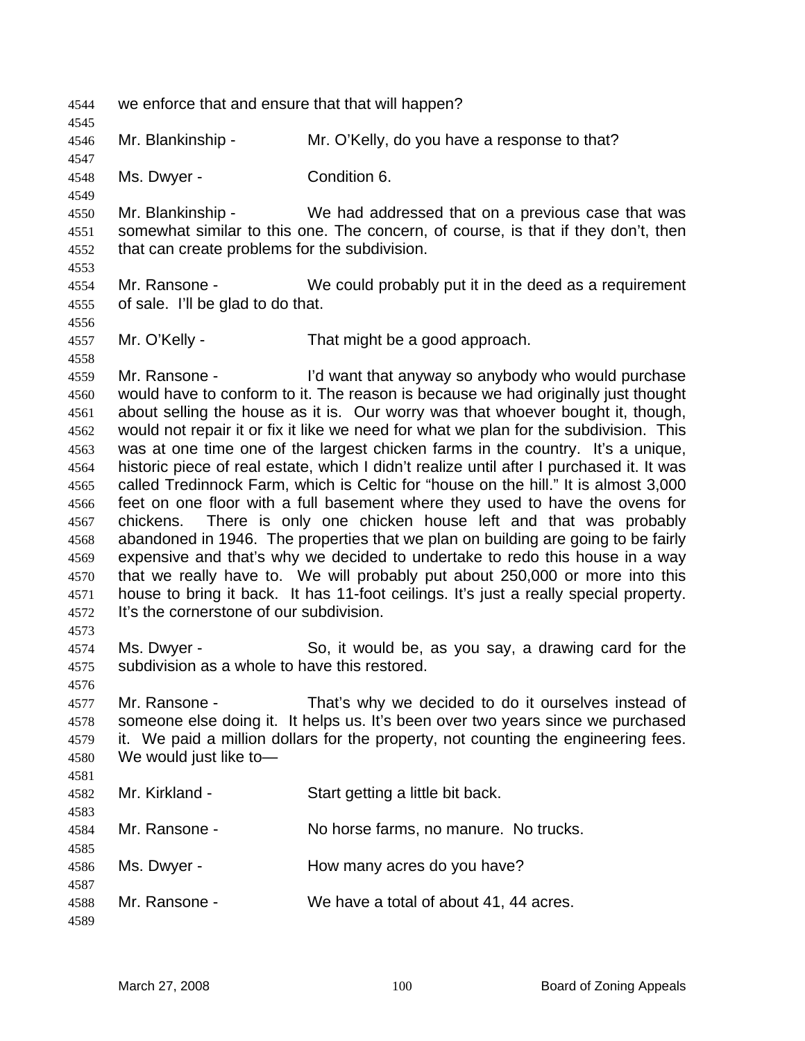we enforce that and ensure that that will happen?

Mr. Blankinship - Mr. O'Kelly, do you have a response to that?

Ms. Dwyer - Condition 6.

Mr. Blankinship - We had addressed that on a previous case that was somewhat similar to this one. The concern, of course, is that if they don't, then that can create problems for the subdivision.

Mr. Ransone - We could probably put it in the deed as a requirement of sale. I'll be glad to do that.

Mr. O'Kelly - That might be a good approach.

Mr. Ransone - I'd want that anyway so anybody who would purchase would have to conform to it. The reason is because we had originally just thought about selling the house as it is. Our worry was that whoever bought it, though, would not repair it or fix it like we need for what we plan for the subdivision. This was at one time one of the largest chicken farms in the country. It's a unique, historic piece of real estate, which I didn't realize until after I purchased it. It was called Tredinnock Farm, which is Celtic for "house on the hill." It is almost 3,000 feet on one floor with a full basement where they used to have the ovens for chickens. There is only one chicken house left and that was probably abandoned in 1946. The properties that we plan on building are going to be fairly expensive and that's why we decided to undertake to redo this house in a way that we really have to. We will probably put about 250,000 or more into this house to bring it back. It has 11-foot ceilings. It's just a really special property. It's the cornerstone of our subdivision.

Ms. Dwyer - So, it would be, as you say, a drawing card for the subdivision as a whole to have this restored.

Mr. Ransone - That's why we decided to do it ourselves instead of someone else doing it. It helps us. It's been over two years since we purchased it. We paid a million dollars for the property, not counting the engineering fees. We would just like to—

Mr. Kirkland - Start getting a little bit back.

Mr. Ransone - No horse farms, no manure. No trucks.

Ms. Dwyer - How many acres do you have?

Mr. Ransone - We have a total of about 41, 44 acres.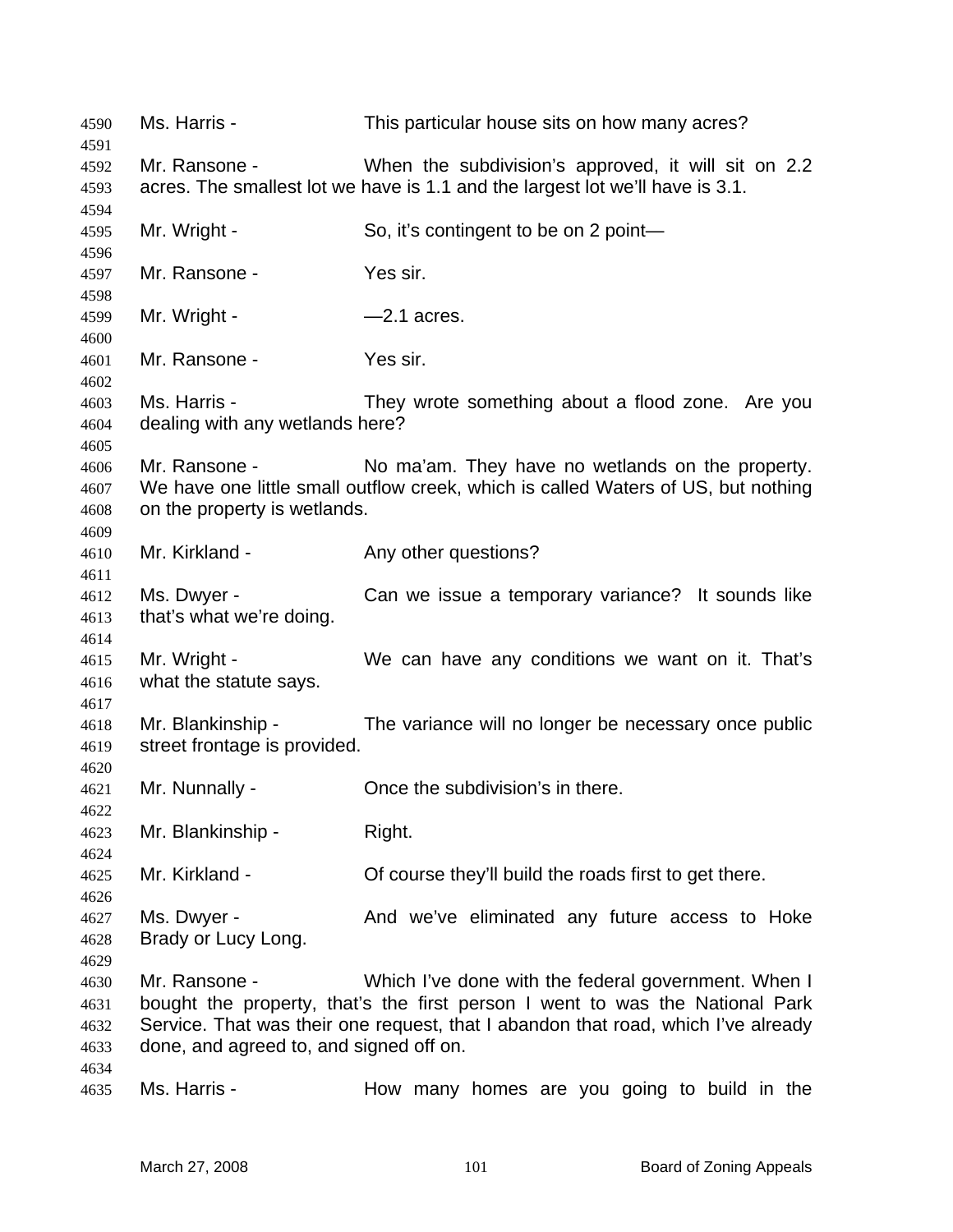Ms. Harris - This particular house sits on how many acres?

Mr. Ransone - When the subdivision's approved, it will sit on 2.2 acres. The smallest lot we have is 1.1 and the largest lot we'll have is 3.1.

Mr. Wright - So, it's contingent to be on 2 point—

Mr. Ransone - Yes sir.

Mr. Wright - —2.1 acres.

Mr. Ransone - Yes sir.

Ms. Harris - They wrote something about a flood zone. Are you dealing with any wetlands here?

Mr. Ransone - No ma'am. They have no wetlands on the property. We have one little small outflow creek, which is called Waters of US, but nothing on the property is wetlands.

Mr. Kirkland - Any other questions?

Ms. Dwyer - Can we issue a temporary variance? It sounds like that's what we're doing.

Mr. Wright - We can have any conditions we want on it. That's what the statute says.

Mr. Blankinship - The variance will no longer be necessary once public street frontage is provided.

Mr. Nunnally - Once the subdivision's in there.

Mr. Blankinship - Right.

Mr. Kirkland - Of course they'll build the roads first to get there.

Ms. Dwyer - And we've eliminated any future access to Hoke Brady or Lucy Long.

Mr. Ransone - Which I've done with the federal government. When I bought the property, that's the first person I went to was the National Park Service. That was their one request, that I abandon that road, which I've already done, and agreed to, and signed off on.

Ms. Harris - How many homes are you going to build in the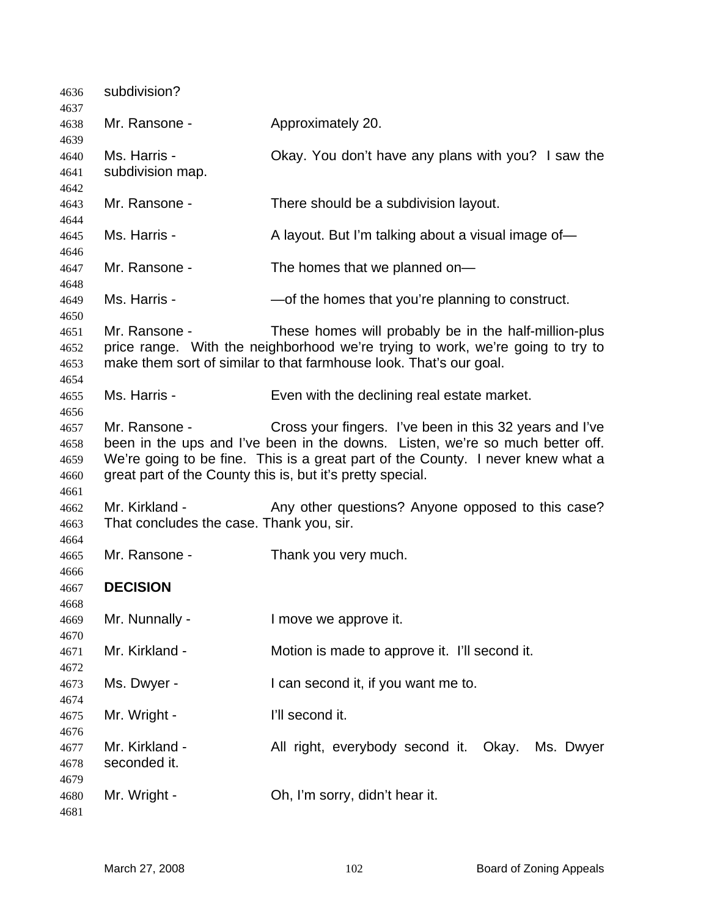subdivision?

Mr. Ransone - Approximately 20.

Ms. Harris - Okay. You don't have any plans with you? I saw the subdivision map.

Mr. Ransone - There should be a subdivision layout.

Ms. Harris - A layout. But I'm talking about a visual image of—

Mr. Ransone - The homes that we planned on—

Ms. Harris - —of the homes that you're planning to construct.

Mr. Ransone - These homes will probably be in the half-million-plus price range. With the neighborhood we're trying to work, we're going to try to make them sort of similar to that farmhouse look. That's our goal.

Ms. Harris - Even with the declining real estate market.

Mr. Ransone - Cross your fingers. I've been in this 32 years and I've been in the ups and I've been in the downs. Listen, we're so much better off. We're going to be fine. This is a great part of the County. I never knew what a great part of the County this is, but it's pretty special.

Mr. Kirkland - Any other questions? Anyone opposed to this case? That concludes the case. Thank you, sir.

Mr. Ransone - Thank you very much.

**DECISION**

Mr. Nunnally - I move we approve it.

Mr. Kirkland - Motion is made to approve it. I'll second it.

Ms. Dwyer - I can second it, if you want me to.

Mr. Wright - I'll second it.

Mr. Kirkland - All right, everybody second it. Okay. Ms. Dwyer seconded it.

Mr. Wright - Oh, I'm sorry, didn't hear it.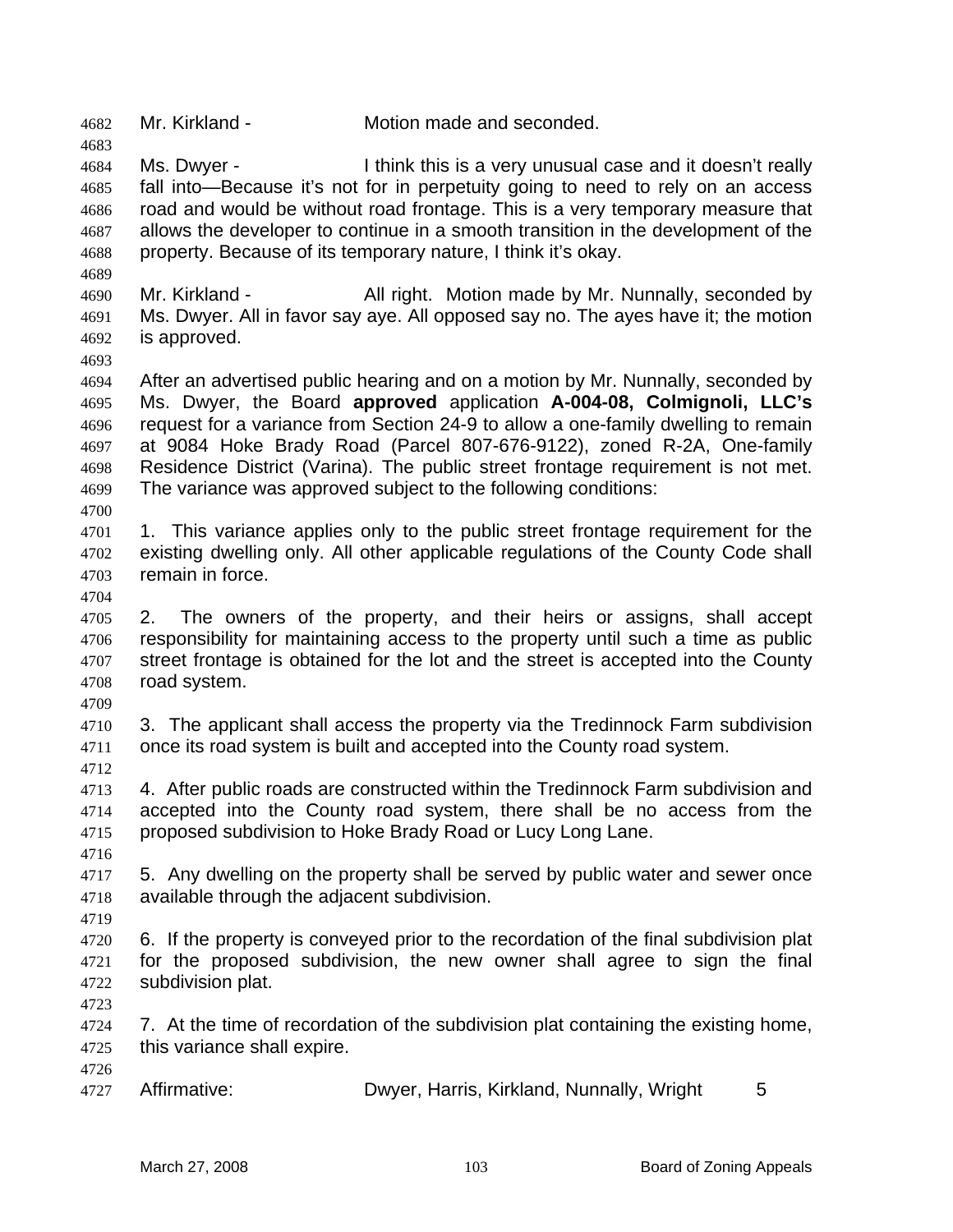Mr. Kirkland - Motion made and seconded.

Ms. Dwyer - I think this is a very unusual case and it doesn't really fall into—Because it's not for in perpetuity going to need to rely on an access road and would be without road frontage. This is a very temporary measure that allows the developer to continue in a smooth transition in the development of the property. Because of its temporary nature, I think it's okay.

Mr. Kirkland - All right. Motion made by Mr. Nunnally, seconded by Ms. Dwyer. All in favor say aye. All opposed say no. The ayes have it; the motion is approved.

After an advertised public hearing and on a motion by Mr. Nunnally, seconded by Ms. Dwyer, the Board **approved** application **A-004-08, Colmignoli, LLC's** request for a variance from Section 24-9 to allow a one-family dwelling to remain at 9084 Hoke Brady Road (Parcel 807-676-9122), zoned R-2A, One-family Residence District (Varina). The public street frontage requirement is not met. The variance was approved subject to the following conditions:

1. This variance applies only to the public street frontage requirement for the existing dwelling only. All other applicable regulations of the County Code shall remain in force.

2. The owners of the property, and their heirs or assigns, shall accept responsibility for maintaining access to the property until such a time as public street frontage is obtained for the lot and the street is accepted into the County road system.

3. The applicant shall access the property via the Tredinnock Farm subdivision once its road system is built and accepted into the County road system.

4. After public roads are constructed within the Tredinnock Farm subdivision and accepted into the County road system, there shall be no access from the proposed subdivision to Hoke Brady Road or Lucy Long Lane.

5. Any dwelling on the property shall be served by public water and sewer once available through the adjacent subdivision.

6. If the property is conveyed prior to the recordation of the final subdivision plat for the proposed subdivision, the new owner shall agree to sign the final subdivision plat.

7. At the time of recordation of the subdivision plat containing the existing home, this variance shall expire.

Affirmative: Dwyer, Harris, Kirkland, Nunnally, Wright 5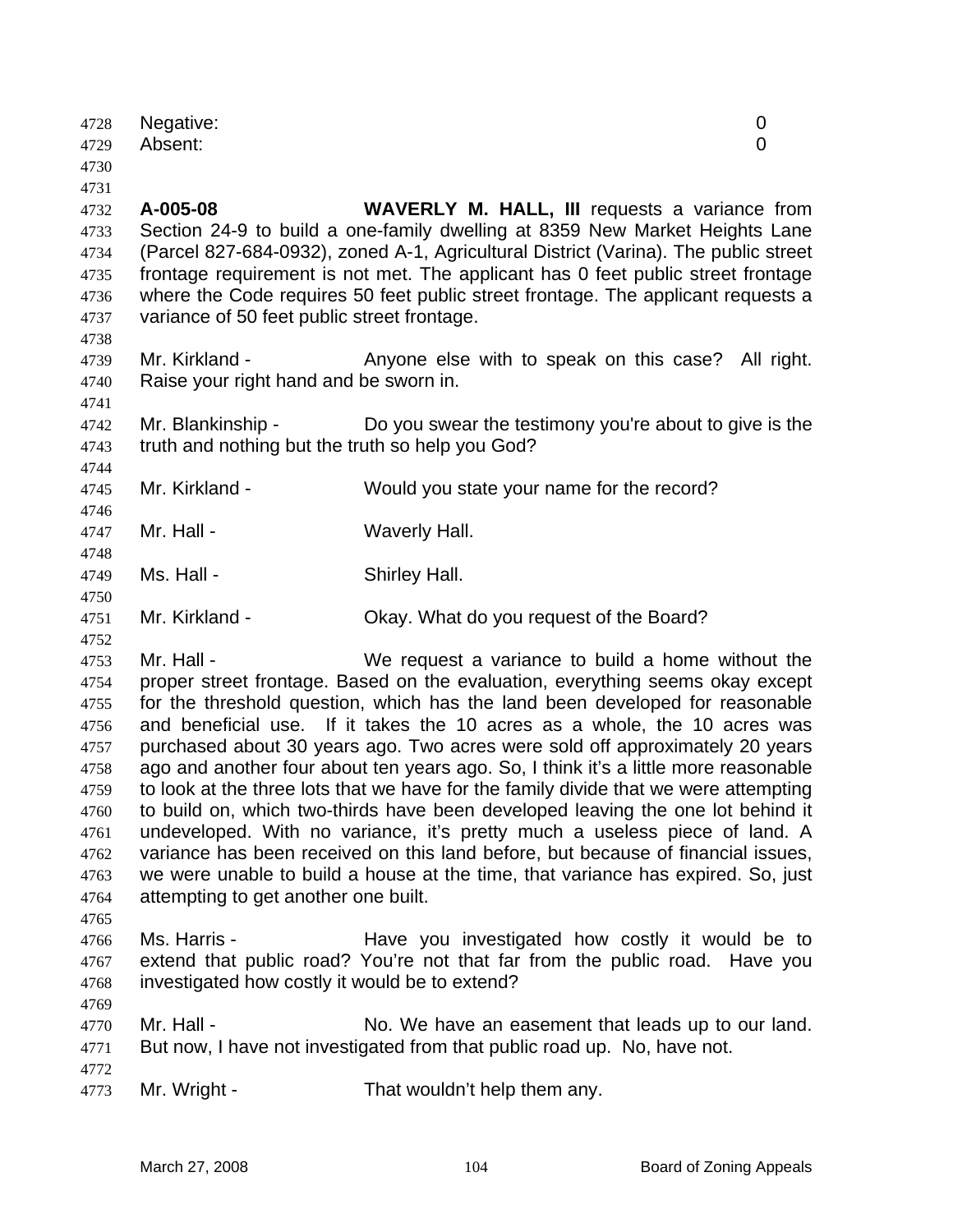Negative: 0
Absent: 0

**A-005-08** **WAVERLY M. HALL, III** requests a variance from Section 24-9 to build a one-family dwelling at 8359 New Market Heights Lane (Parcel 827-684-0932), zoned A-1, Agricultural District (Varina). The public street frontage requirement is not met. The applicant has 0 feet public street frontage where the Code requires 50 feet public street frontage. The applicant requests a variance of 50 feet public street frontage.

Mr. Kirkland - Anyone else with to speak on this case? All right. Raise your right hand and be sworn in.

Mr. Blankinship - Do you swear the testimony you're about to give is the truth and nothing but the truth so help you God?

Mr. Kirkland - Would you state your name for the record?

Mr. Hall - Waverly Hall.

Ms. Hall - Shirley Hall.

Mr. Kirkland - Okay. What do you request of the Board?

Mr. Hall - We request a variance to build a home without the proper street frontage. Based on the evaluation, everything seems okay except for the threshold question, which has the land been developed for reasonable and beneficial use. If it takes the 10 acres as a whole, the 10 acres was purchased about 30 years ago. Two acres were sold off approximately 20 years ago and another four about ten years ago. So, I think it's a little more reasonable to look at the three lots that we have for the family divide that we were attempting to build on, which two-thirds have been developed leaving the one lot behind it undeveloped. With no variance, it's pretty much a useless piece of land. A variance has been received on this land before, but because of financial issues, we were unable to build a house at the time, that variance has expired. So, just attempting to get another one built.

Ms. Harris - Have you investigated how costly it would be to extend that public road? You're not that far from the public road. Have you investigated how costly it would be to extend?

Mr. Hall - No. We have an easement that leads up to our land. But now, I have not investigated from that public road up. No, have not.

Mr. Wright - That wouldn't help them any.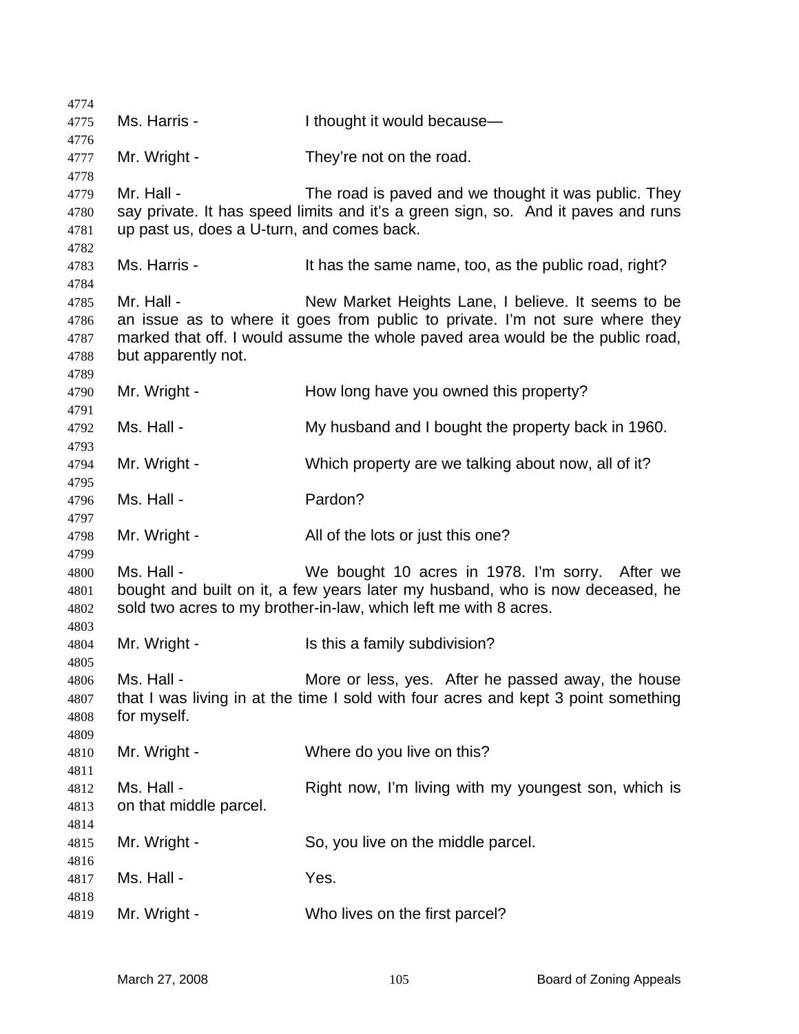Ms. Harris - I thought it would because—

Mr. Wright - They're not on the road.

Mr. Hall - The road is paved and we thought it was public. They say private. It has speed limits and it's a green sign, so. And it paves and runs up past us, does a U-turn, and comes back.

Ms. Harris - It has the same name, too, as the public road, right?

Mr. Hall - New Market Heights Lane, I believe. It seems to be an issue as to where it goes from public to private. I'm not sure where they marked that off. I would assume the whole paved area would be the public road, but apparently not.

Mr. Wright - How long have you owned this property?

Ms. Hall - My husband and I bought the property back in 1960.

Mr. Wright - Which property are we talking about now, all of it?

Ms. Hall - Pardon?

Mr. Wright - All of the lots or just this one?

Ms. Hall - We bought 10 acres in 1978. I'm sorry. After we bought and built on it, a few years later my husband, who is now deceased, he sold two acres to my brother-in-law, which left me with 8 acres.

Mr. Wright - Is this a family subdivision?

Ms. Hall - More or less, yes. After he passed away, the house that I was living in at the time I sold with four acres and kept 3 point something for myself.

Mr. Wright - Where do you live on this?

Ms. Hall - Right now, I'm living with my youngest son, which is on that middle parcel.

Mr. Wright - So, you live on the middle parcel.

Ms. Hall - Yes.

Mr. Wright - Who lives on the first parcel?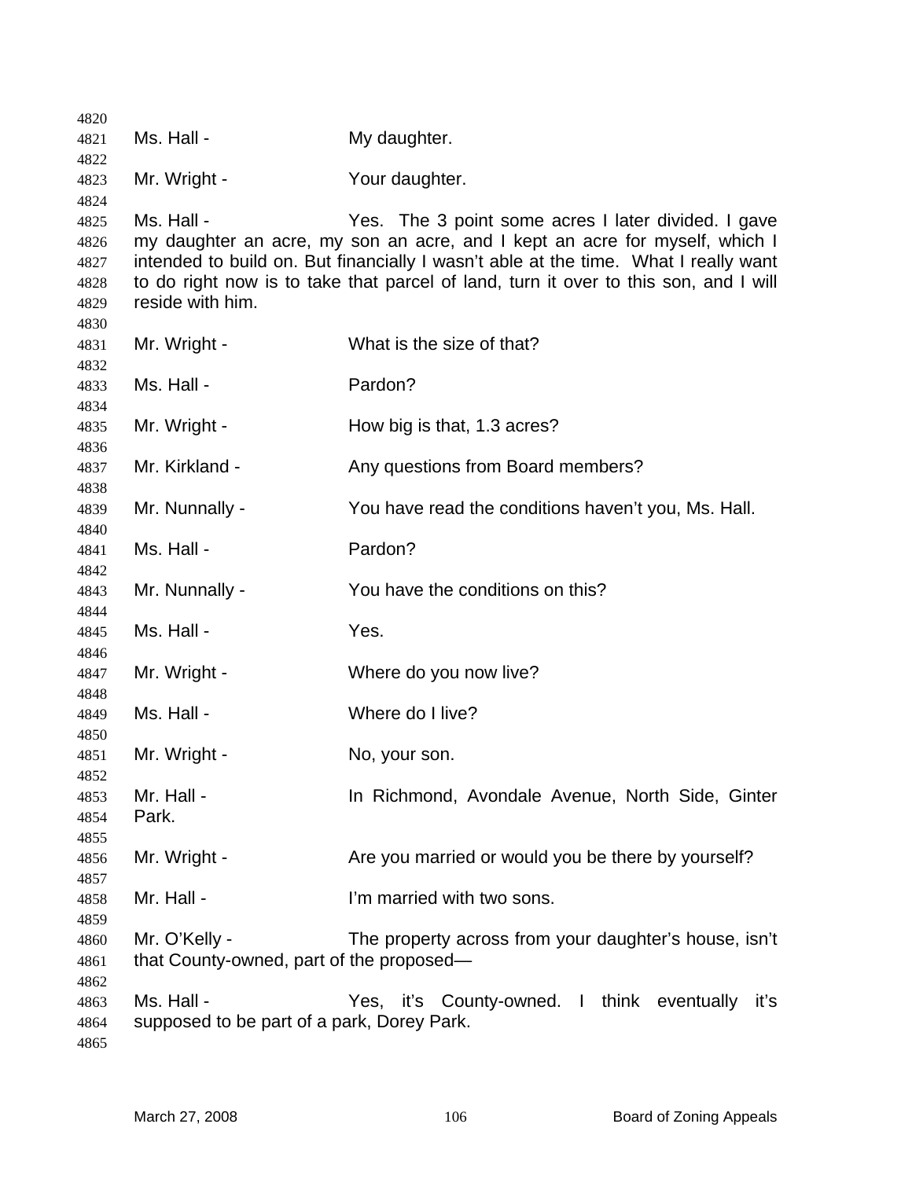Ms. Hall - My daughter.

Mr. Wright - Your daughter.

Ms. Hall - Yes. The 3 point some acres I later divided. I gave my daughter an acre, my son an acre, and I kept an acre for myself, which I intended to build on. But financially I wasn't able at the time. What I really want to do right now is to take that parcel of land, turn it over to this son, and I will reside with him.

Mr. Wright - What is the size of that?

Ms. Hall - Pardon?

Mr. Wright - How big is that, 1.3 acres?

Mr. Kirkland - Any questions from Board members?

Mr. Nunnally - You have read the conditions haven't you, Ms. Hall.

Ms. Hall - Pardon?

Mr. Nunnally - You have the conditions on this?

Ms. Hall - Yes.

Mr. Wright - Where do you now live?

Ms. Hall - Where do I live?

Mr. Wright - No, your son.

Mr. Hall - In Richmond, Avondale Avenue, North Side, Ginter Park.

Mr. Wright - Are you married or would you be there by yourself?

Mr. Hall - I'm married with two sons.

Mr. O'Kelly - The property across from your daughter's house, isn't that County-owned, part of the proposed—

Ms. Hall - Yes, it's County-owned. I think eventually it's supposed to be part of a park, Dorey Park.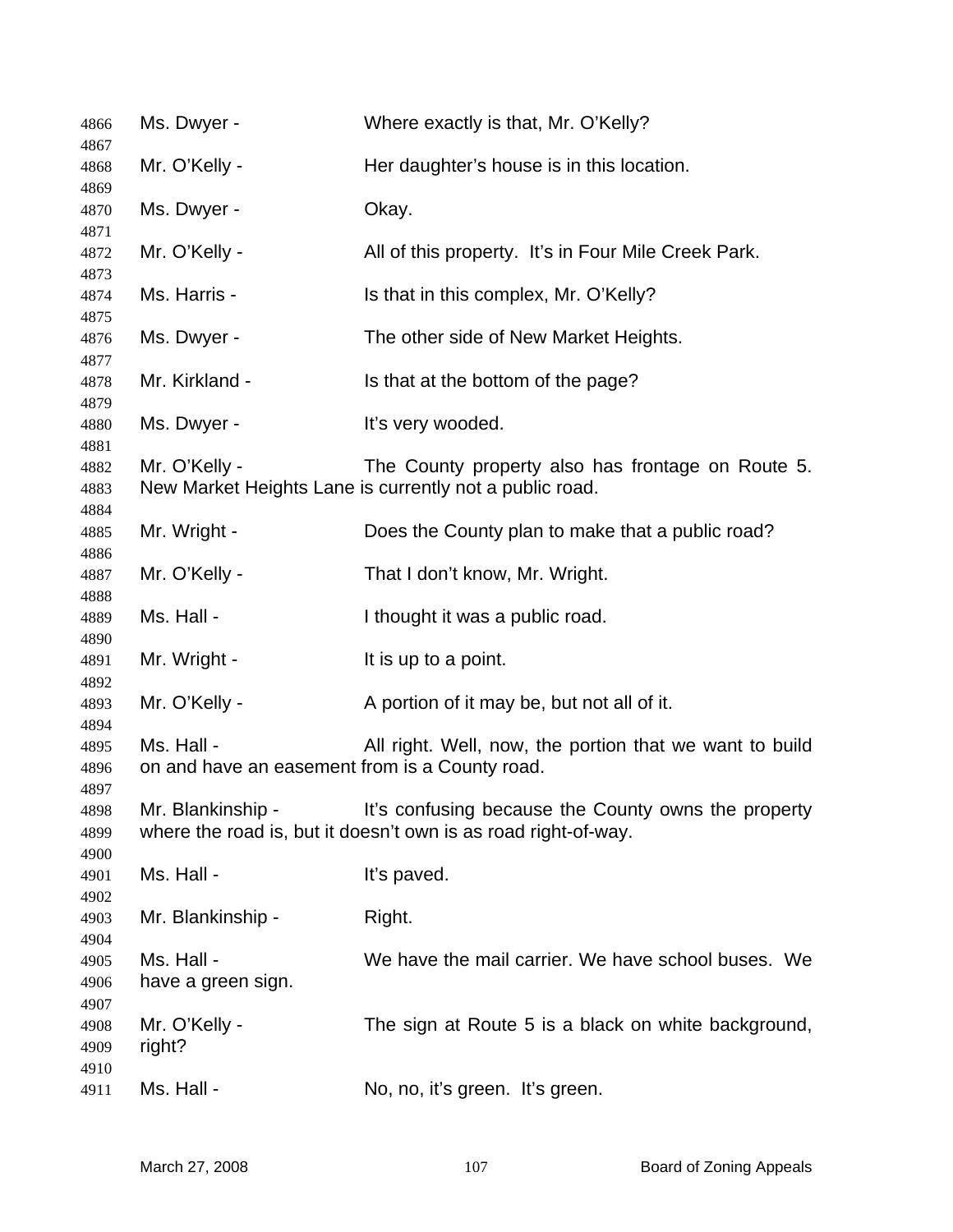Ms. Dwyer - Where exactly is that, Mr. O'Kelly?

Mr. O'Kelly - Her daughter's house is in this location.

Ms. Dwyer - Okay.

Mr. O'Kelly - All of this property. It's in Four Mile Creek Park.

Ms. Harris - Is that in this complex, Mr. O'Kelly?

Ms. Dwyer - The other side of New Market Heights.

Mr. Kirkland - Is that at the bottom of the page?

Ms. Dwyer - It's very wooded.

Mr. O'Kelly - The County property also has frontage on Route 5. New Market Heights Lane is currently not a public road.

Mr. Wright - Does the County plan to make that a public road?

Mr. O'Kelly - That I don't know, Mr. Wright.

Ms. Hall - I thought it was a public road.

Mr. Wright - It is up to a point.

Mr. O'Kelly - A portion of it may be, but not all of it.

Ms. Hall - All right. Well, now, the portion that we want to build on and have an easement from is a County road.

Mr. Blankinship - It's confusing because the County owns the property where the road is, but it doesn't own is as road right-of-way.

Ms. Hall - It's paved.

Mr. Blankinship - Right.

Ms. Hall - We have the mail carrier. We have school buses. We have a green sign.

Mr. O'Kelly - The sign at Route 5 is a black on white background, right?

Ms. Hall - No, no, it's green. It's green.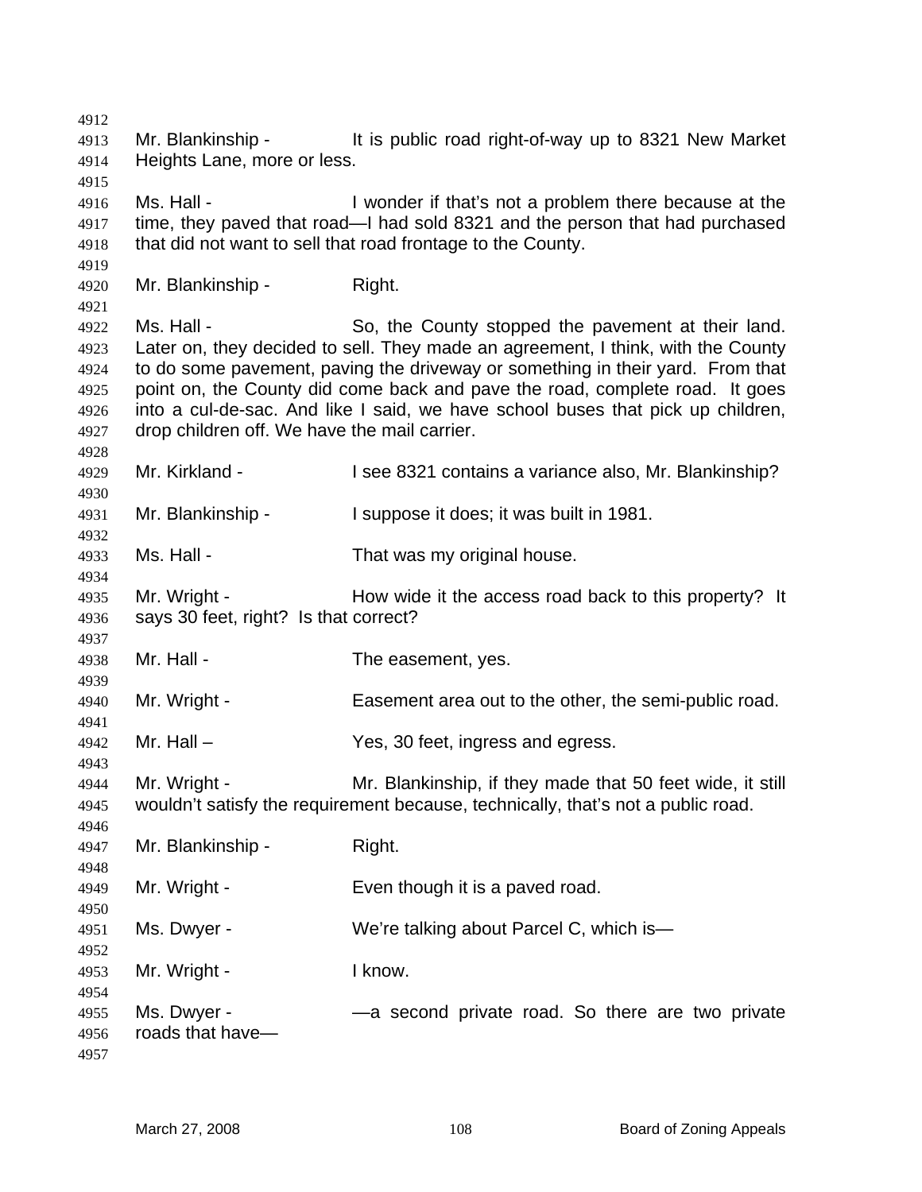Mr. Blankinship - It is public road right-of-way up to 8321 New Market Heights Lane, more or less.

Ms. Hall - I wonder if that's not a problem there because at the time, they paved that road—I had sold 8321 and the person that had purchased that did not want to sell that road frontage to the County.

Mr. Blankinship - Right.

Ms. Hall - So, the County stopped the pavement at their land. Later on, they decided to sell. They made an agreement, I think, with the County to do some pavement, paving the driveway or something in their yard. From that point on, the County did come back and pave the road, complete road. It goes into a cul-de-sac. And like I said, we have school buses that pick up children, drop children off. We have the mail carrier.

Mr. Kirkland - I see 8321 contains a variance also, Mr. Blankinship?

Mr. Blankinship - I suppose it does; it was built in 1981.

Ms. Hall - That was my original house.

Mr. Wright - How wide it the access road back to this property? It says 30 feet, right? Is that correct?

Mr. Hall - The easement, yes.

Mr. Wright - Easement area out to the other, the semi-public road.

Mr. Hall – Yes, 30 feet, ingress and egress.

Mr. Wright - Mr. Blankinship, if they made that 50 feet wide, it still wouldn't satisfy the requirement because, technically, that's not a public road.

Mr. Blankinship - Right.

Mr. Wright - Even though it is a paved road.

Ms. Dwyer - We're talking about Parcel C, which is—

Mr. Wright - I know.

Ms. Dwyer - —a second private road. So there are two private roads that have—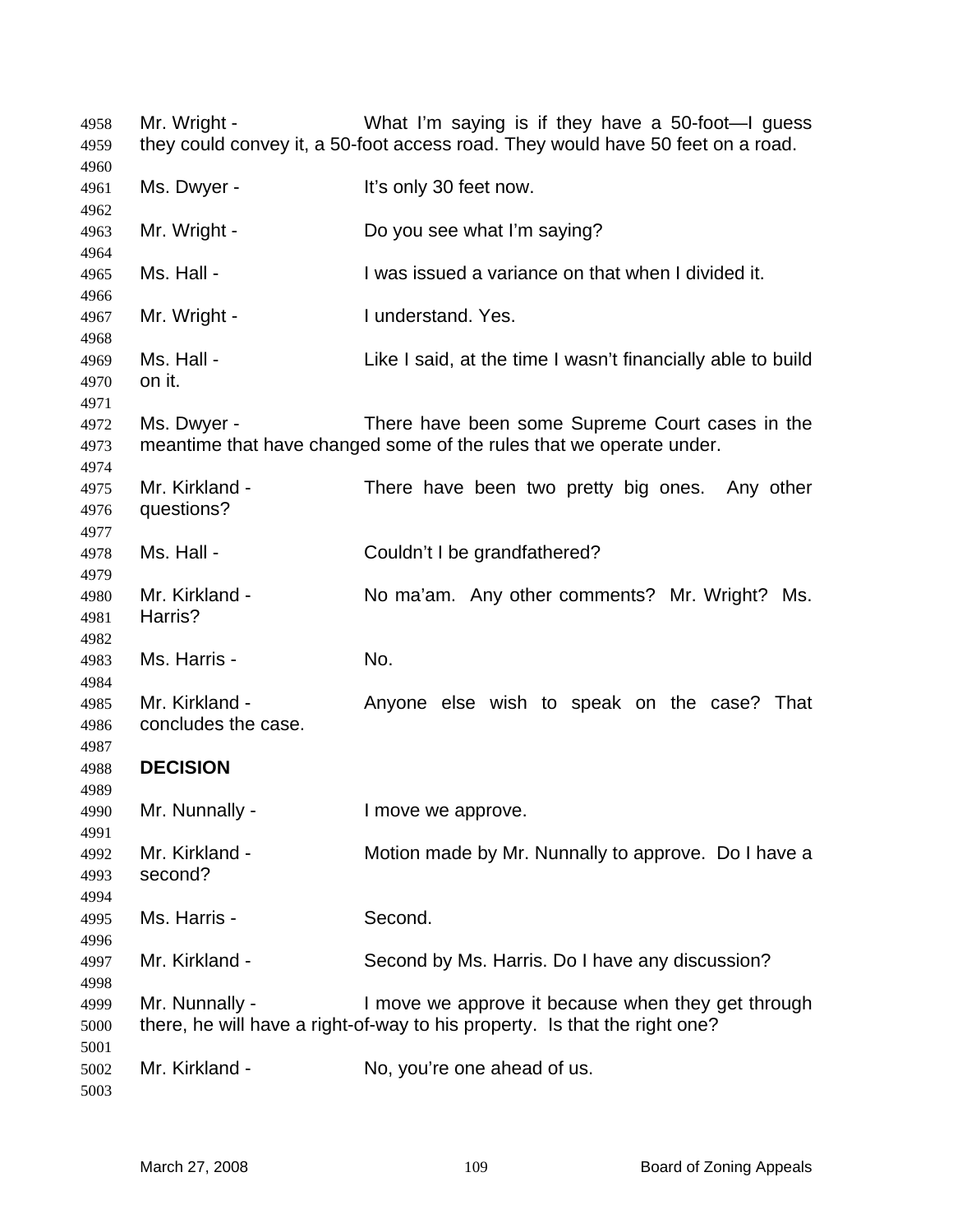Mr. Wright - What I'm saying is if they have a 50-foot—I guess they could convey it, a 50-foot access road. They would have 50 feet on a road.

Ms. Dwyer - It's only 30 feet now.

Mr. Wright - Do you see what I'm saying?

Ms. Hall - I was issued a variance on that when I divided it.

Mr. Wright - I understand. Yes.

Ms. Hall - Like I said, at the time I wasn't financially able to build on it.

Ms. Dwyer - There have been some Supreme Court cases in the meantime that have changed some of the rules that we operate under.

Mr. Kirkland - There have been two pretty big ones. Any other questions?

Ms. Hall - Couldn't I be grandfathered?

Mr. Kirkland - No ma'am. Any other comments? Mr. Wright? Ms. Harris?

Ms. Harris - No.

Mr. Kirkland - Anyone else wish to speak on the case? That concludes the case.

**DECISION**

Mr. Nunnally - I move we approve.

Mr. Kirkland - Motion made by Mr. Nunnally to approve. Do I have a second?

Ms. Harris - Second.

Mr. Kirkland - Second by Ms. Harris. Do I have any discussion?

Mr. Nunnally - I move we approve it because when they get through there, he will have a right-of-way to his property. Is that the right one?

Mr. Kirkland - No, you're one ahead of us.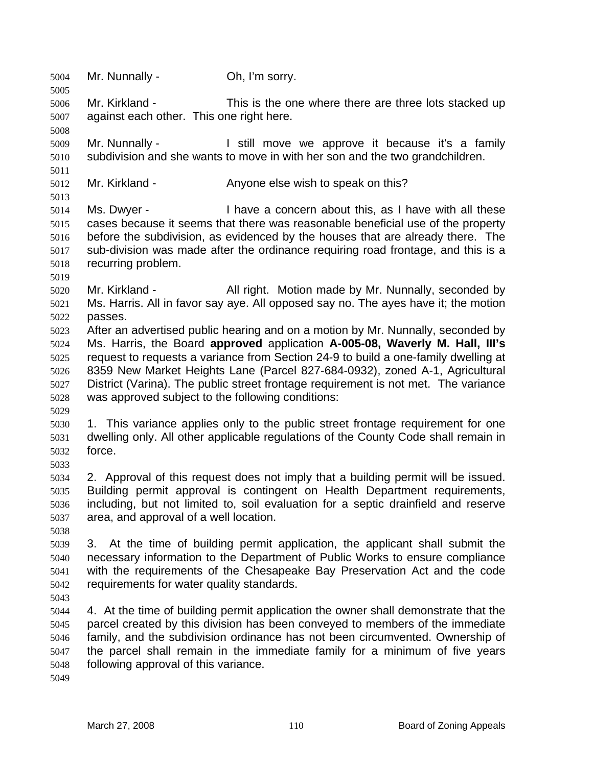Mr. Nunnally - Oh, I'm sorry.

Mr. Kirkland - This is the one where there are three lots stacked up against each other. This one right here.

Mr. Nunnally - I still move we approve it because it's a family subdivision and she wants to move in with her son and the two grandchildren.

Mr. Kirkland - Anyone else wish to speak on this?

Ms. Dwyer - I have a concern about this, as I have with all these cases because it seems that there was reasonable beneficial use of the property before the subdivision, as evidenced by the houses that are already there. The sub-division was made after the ordinance requiring road frontage, and this is a recurring problem.

Mr. Kirkland - All right. Motion made by Mr. Nunnally, seconded by Ms. Harris. All in favor say aye. All opposed say no. The ayes have it; the motion passes.

After an advertised public hearing and on a motion by Mr. Nunnally, seconded by Ms. Harris, the Board **approved** application **A-005-08, Waverly M. Hall, III's** request to requests a variance from Section 24-9 to build a one-family dwelling at 8359 New Market Heights Lane (Parcel 827-684-0932), zoned A-1, Agricultural District (Varina). The public street frontage requirement is not met. The variance was approved subject to the following conditions:

1. This variance applies only to the public street frontage requirement for one dwelling only. All other applicable regulations of the County Code shall remain in force.

2. Approval of this request does not imply that a building permit will be issued. Building permit approval is contingent on Health Department requirements, including, but not limited to, soil evaluation for a septic drainfield and reserve area, and approval of a well location.

3. At the time of building permit application, the applicant shall submit the necessary information to the Department of Public Works to ensure compliance with the requirements of the Chesapeake Bay Preservation Act and the code requirements for water quality standards.

4. At the time of building permit application the owner shall demonstrate that the parcel created by this division has been conveyed to members of the immediate family, and the subdivision ordinance has not been circumvented. Ownership of the parcel shall remain in the immediate family for a minimum of five years following approval of this variance.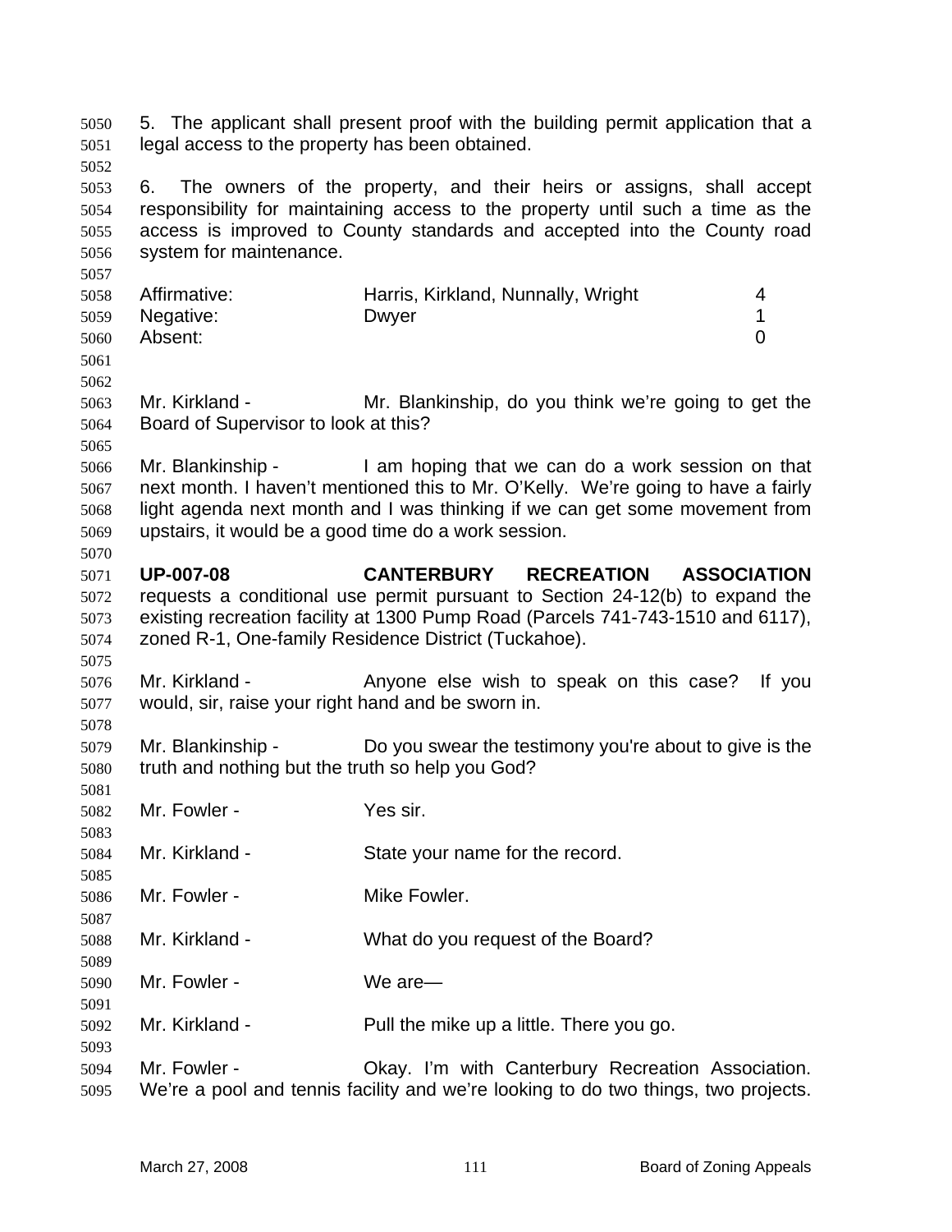5. The applicant shall present proof with the building permit application that a legal access to the property has been obtained.

6. The owners of the property, and their heirs or assigns, shall accept responsibility for maintaining access to the property until such a time as the access is improved to County standards and accepted into the County road system for maintenance.

| | | |
|---|---|---|
| Affirmative: | Harris, Kirkland, Nunnally, Wright | 4 |
| Negative: | Dwyer | 1 |
| Absent: | | 0 |

Mr. Kirkland - Mr. Blankinship, do you think we're going to get the Board of Supervisor to look at this?

Mr. Blankinship - I am hoping that we can do a work session on that next month. I haven't mentioned this to Mr. O'Kelly. We're going to have a fairly light agenda next month and I was thinking if we can get some movement from upstairs, it would be a good time do a work session.

**UP-007-08 CANTERBURY RECREATION ASSOCIATION** requests a conditional use permit pursuant to Section 24-12(b) to expand the existing recreation facility at 1300 Pump Road (Parcels 741-743-1510 and 6117), zoned R-1, One-family Residence District (Tuckahoe).

Mr. Kirkland - Anyone else wish to speak on this case? If you would, sir, raise your right hand and be sworn in.

Mr. Blankinship - Do you swear the testimony you're about to give is the truth and nothing but the truth so help you God?

Mr. Fowler - Yes sir.

Mr. Kirkland - State your name for the record.

Mr. Fowler - Mike Fowler.

Mr. Kirkland - What do you request of the Board?

Mr. Fowler - We are—

Mr. Kirkland - Pull the mike up a little. There you go.

Mr. Fowler - Okay. I'm with Canterbury Recreation Association. We're a pool and tennis facility and we're looking to do two things, two projects.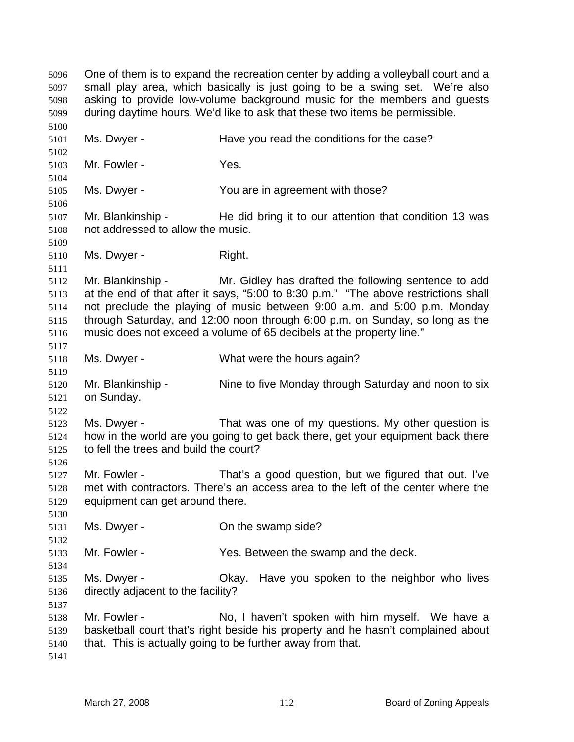One of them is to expand the recreation center by adding a volleyball court and a small play area, which basically is just going to be a swing set. We're also asking to provide low-volume background music for the members and guests during daytime hours. We'd like to ask that these two items be permissible.

Ms. Dwyer - Have you read the conditions for the case?

Mr. Fowler - Yes.

Ms. Dwyer - You are in agreement with those?

Mr. Blankinship - He did bring it to our attention that condition 13 was not addressed to allow the music.

Ms. Dwyer - Right.

Mr. Blankinship - Mr. Gidley has drafted the following sentence to add at the end of that after it says, "5:00 to 8:30 p.m." "The above restrictions shall not preclude the playing of music between 9:00 a.m. and 5:00 p.m. Monday through Saturday, and 12:00 noon through 6:00 p.m. on Sunday, so long as the music does not exceed a volume of 65 decibels at the property line."

Ms. Dwyer - What were the hours again?

Mr. Blankinship - Nine to five Monday through Saturday and noon to six on Sunday.

Ms. Dwyer - That was one of my questions. My other question is how in the world are you going to get back there, get your equipment back there to fell the trees and build the court?

Mr. Fowler - That's a good question, but we figured that out. I've met with contractors. There's an access area to the left of the center where the equipment can get around there.

Ms. Dwyer - On the swamp side?

Mr. Fowler - Yes. Between the swamp and the deck.

Ms. Dwyer - Okay. Have you spoken to the neighbor who lives directly adjacent to the facility?

Mr. Fowler - No, I haven't spoken with him myself. We have a basketball court that's right beside his property and he hasn't complained about that. This is actually going to be further away from that.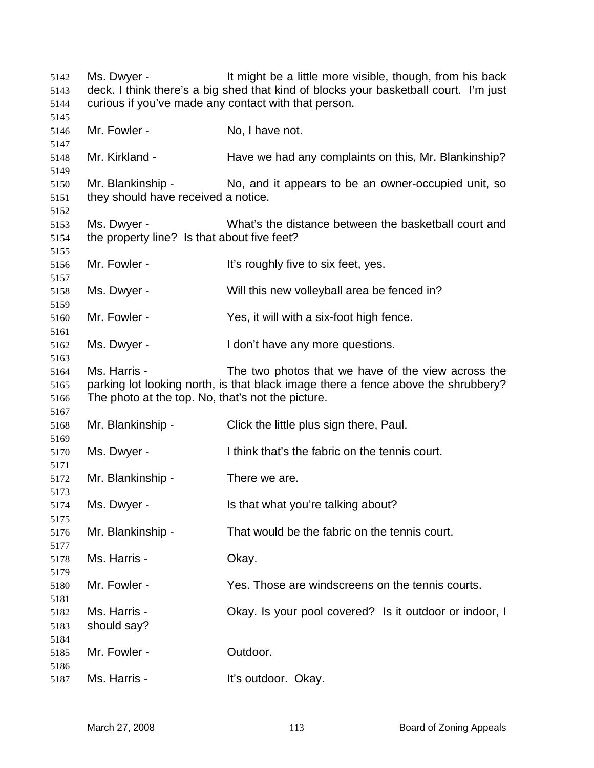Ms. Dwyer - It might be a little more visible, though, from his back deck. I think there's a big shed that kind of blocks your basketball court. I'm just curious if you've made any contact with that person.

Mr. Fowler - No, I have not.

Mr. Kirkland - Have we had any complaints on this, Mr. Blankinship?

Mr. Blankinship - No, and it appears to be an owner-occupied unit, so they should have received a notice.

Ms. Dwyer - What's the distance between the basketball court and the property line? Is that about five feet?

Mr. Fowler - It's roughly five to six feet, yes.

Ms. Dwyer - Will this new volleyball area be fenced in?

Mr. Fowler - Yes, it will with a six-foot high fence.

Ms. Dwyer - I don't have any more questions.

Ms. Harris - The two photos that we have of the view across the parking lot looking north, is that black image there a fence above the shrubbery? The photo at the top. No, that's not the picture.

Mr. Blankinship - Click the little plus sign there, Paul.

Ms. Dwyer - I think that's the fabric on the tennis court.

Mr. Blankinship - There we are.

Ms. Dwyer - Is that what you're talking about?

Mr. Blankinship - That would be the fabric on the tennis court.

Ms. Harris - Okay.

Mr. Fowler - Yes. Those are windscreens on the tennis courts.

Ms. Harris - Okay. Is your pool covered? Is it outdoor or indoor, I should say?

Mr. Fowler - Outdoor.

Ms. Harris - It's outdoor. Okay.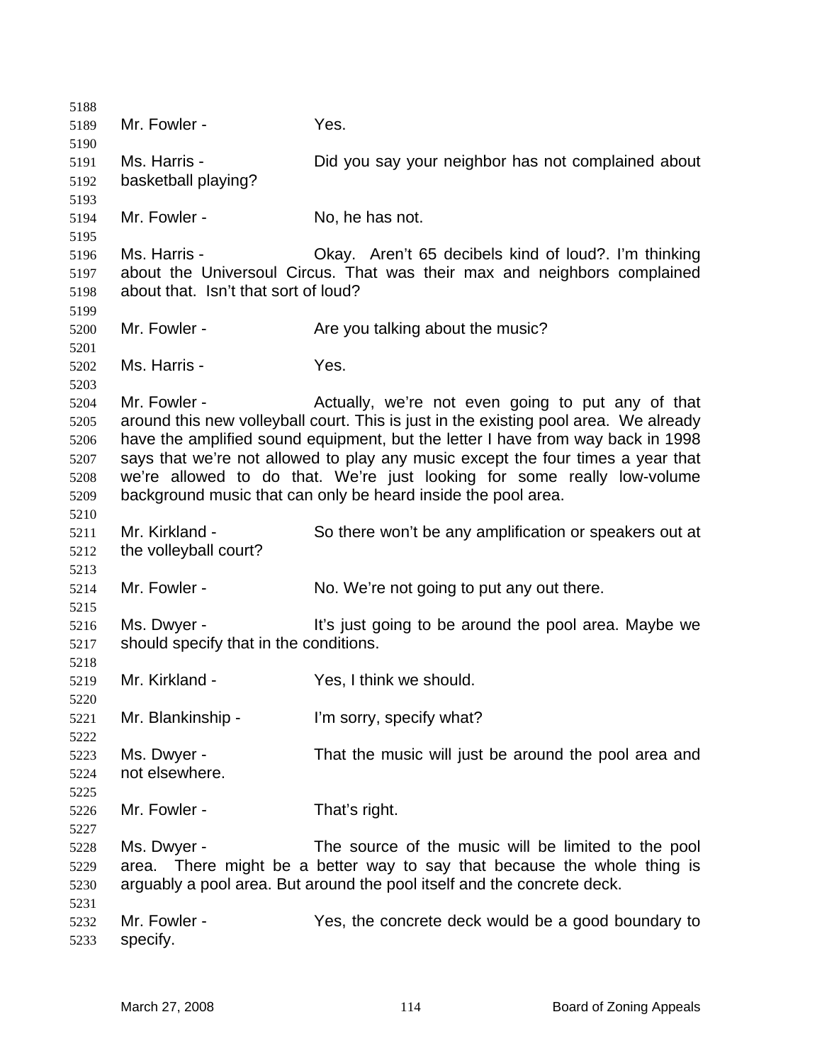Mr. Fowler - Yes.

Ms. Harris - Did you say your neighbor has not complained about basketball playing?

Mr. Fowler - No, he has not.

Ms. Harris - Okay. Aren't 65 decibels kind of loud?. I'm thinking about the Universoul Circus. That was their max and neighbors complained about that. Isn't that sort of loud?

Mr. Fowler - Are you talking about the music?

Ms. Harris - Yes.

Mr. Fowler - Actually, we're not even going to put any of that around this new volleyball court. This is just in the existing pool area. We already have the amplified sound equipment, but the letter I have from way back in 1998 says that we're not allowed to play any music except the four times a year that we're allowed to do that. We're just looking for some really low-volume background music that can only be heard inside the pool area.

Mr. Kirkland - So there won't be any amplification or speakers out at the volleyball court?

Mr. Fowler - No. We're not going to put any out there.

Ms. Dwyer - It's just going to be around the pool area. Maybe we should specify that in the conditions.

Mr. Kirkland - Yes, I think we should.

Mr. Blankinship - I'm sorry, specify what?

Ms. Dwyer - That the music will just be around the pool area and not elsewhere.

Mr. Fowler - That's right.

Ms. Dwyer - The source of the music will be limited to the pool area. There might be a better way to say that because the whole thing is arguably a pool area. But around the pool itself and the concrete deck.

Mr. Fowler - Yes, the concrete deck would be a good boundary to specify.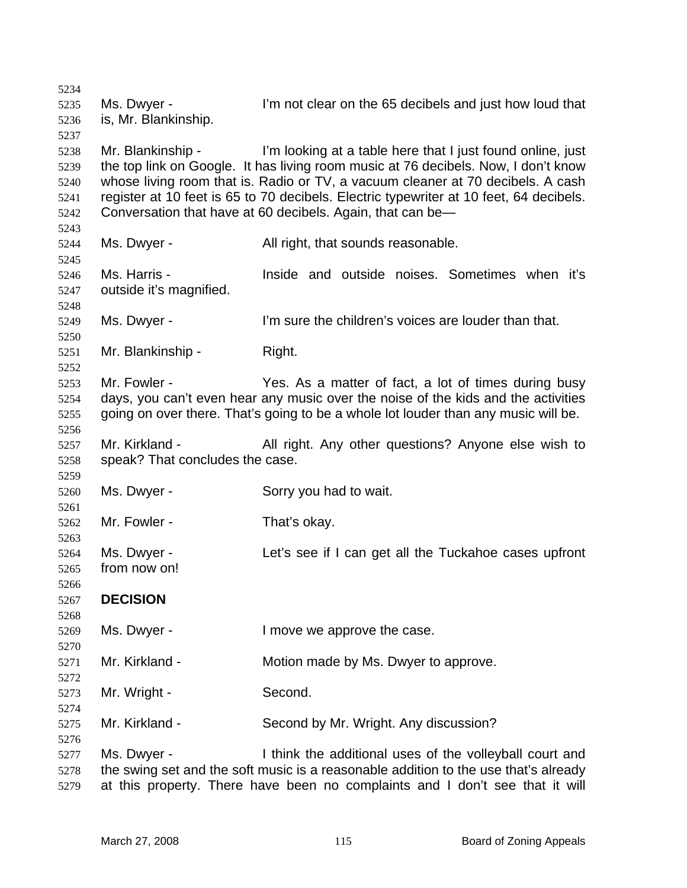Ms. Dwyer - I'm not clear on the 65 decibels and just how loud that is, Mr. Blankinship.

Mr. Blankinship - I'm looking at a table here that I just found online, just the top link on Google. It has living room music at 76 decibels. Now, I don't know whose living room that is. Radio or TV, a vacuum cleaner at 70 decibels. A cash register at 10 feet is 65 to 70 decibels. Electric typewriter at 10 feet, 64 decibels. Conversation that have at 60 decibels. Again, that can be—

Ms. Dwyer - All right, that sounds reasonable.

Ms. Harris - Inside and outside noises. Sometimes when it's outside it's magnified.

Ms. Dwyer - I'm sure the children's voices are louder than that.

Mr. Blankinship - Right.

Mr. Fowler - Yes. As a matter of fact, a lot of times during busy days, you can't even hear any music over the noise of the kids and the activities going on over there. That's going to be a whole lot louder than any music will be.

Mr. Kirkland - All right. Any other questions? Anyone else wish to speak? That concludes the case.

Ms. Dwyer - Sorry you had to wait.

Mr. Fowler - That's okay.

Ms. Dwyer - Let's see if I can get all the Tuckahoe cases upfront from now on!

**DECISION**

Ms. Dwyer - I move we approve the case.

Mr. Kirkland - Motion made by Ms. Dwyer to approve.

Mr. Wright - Second.

Mr. Kirkland - Second by Mr. Wright. Any discussion?

Ms. Dwyer - I think the additional uses of the volleyball court and the swing set and the soft music is a reasonable addition to the use that's already at this property. There have been no complaints and I don't see that it will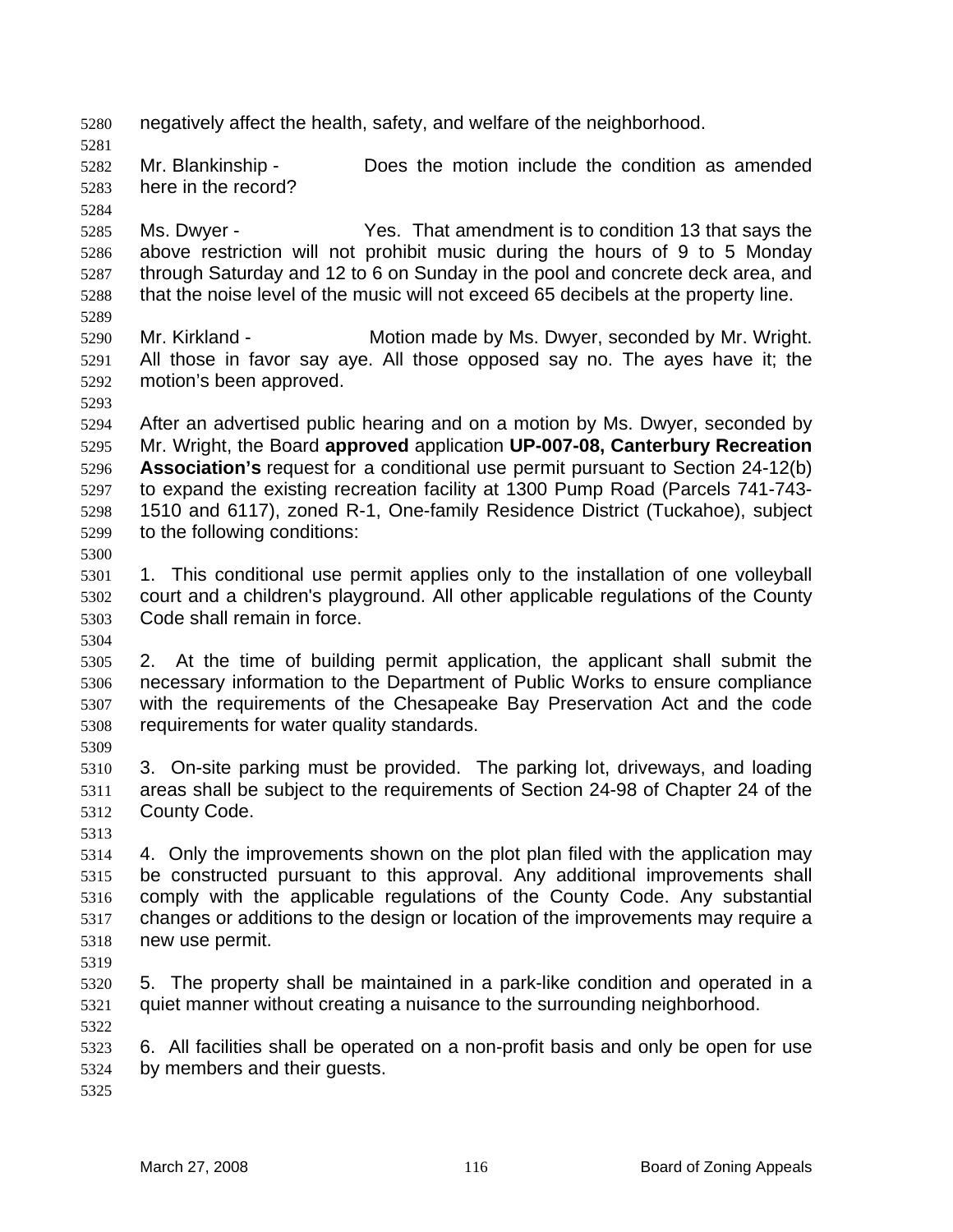negatively affect the health, safety, and welfare of the neighborhood.

Mr. Blankinship - Does the motion include the condition as amended here in the record?

Ms. Dwyer - Yes. That amendment is to condition 13 that says the above restriction will not prohibit music during the hours of 9 to 5 Monday through Saturday and 12 to 6 on Sunday in the pool and concrete deck area, and that the noise level of the music will not exceed 65 decibels at the property line.

Mr. Kirkland - Motion made by Ms. Dwyer, seconded by Mr. Wright. All those in favor say aye. All those opposed say no. The ayes have it; the motion's been approved.

After an advertised public hearing and on a motion by Ms. Dwyer, seconded by Mr. Wright, the Board **approved** application **UP-007-08, Canterbury Recreation Association's** request for a conditional use permit pursuant to Section 24-12(b) to expand the existing recreation facility at 1300 Pump Road (Parcels 741-743-1510 and 6117), zoned R-1, One-family Residence District (Tuckahoe), subject to the following conditions:

1. This conditional use permit applies only to the installation of one volleyball court and a children's playground. All other applicable regulations of the County Code shall remain in force.

2. At the time of building permit application, the applicant shall submit the necessary information to the Department of Public Works to ensure compliance with the requirements of the Chesapeake Bay Preservation Act and the code requirements for water quality standards.

3. On-site parking must be provided. The parking lot, driveways, and loading areas shall be subject to the requirements of Section 24-98 of Chapter 24 of the County Code.

4. Only the improvements shown on the plot plan filed with the application may be constructed pursuant to this approval. Any additional improvements shall comply with the applicable regulations of the County Code. Any substantial changes or additions to the design or location of the improvements may require a new use permit.

5. The property shall be maintained in a park-like condition and operated in a quiet manner without creating a nuisance to the surrounding neighborhood.

6. All facilities shall be operated on a non-profit basis and only be open for use by members and their guests.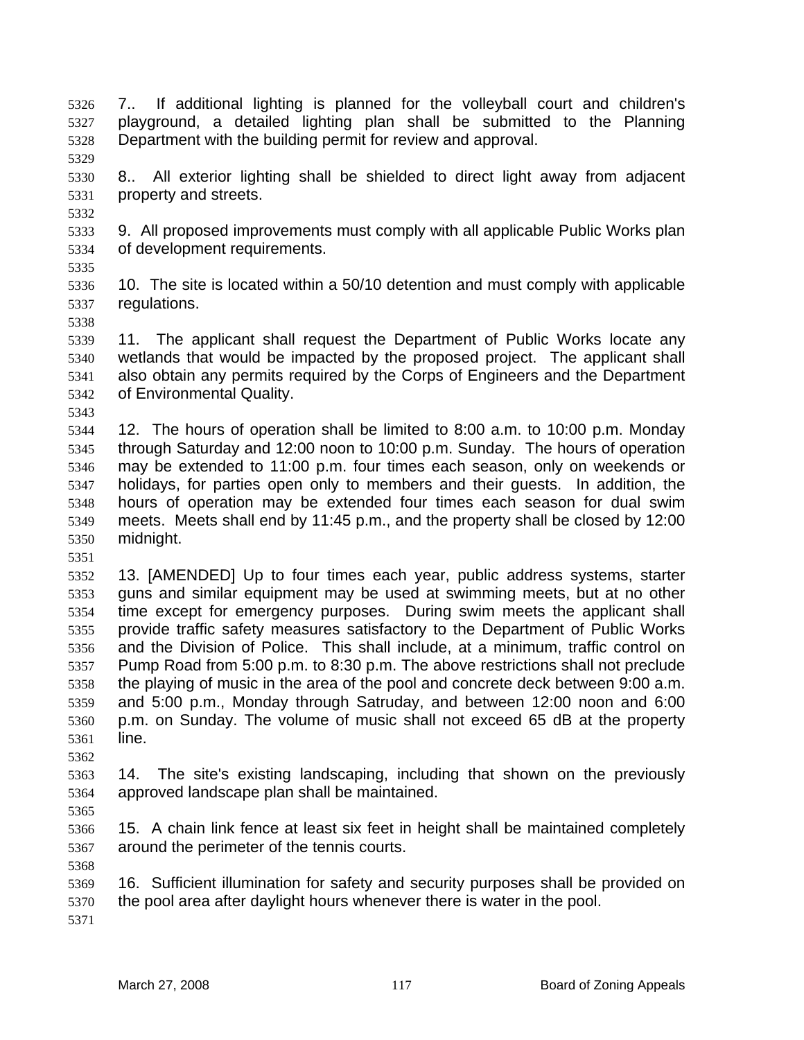7.. If additional lighting is planned for the volleyball court and children's playground, a detailed lighting plan shall be submitted to the Planning Department with the building permit for review and approval.

8.. All exterior lighting shall be shielded to direct light away from adjacent property and streets.

9. All proposed improvements must comply with all applicable Public Works plan of development requirements.

10. The site is located within a 50/10 detention and must comply with applicable regulations.

11. The applicant shall request the Department of Public Works locate any wetlands that would be impacted by the proposed project. The applicant shall also obtain any permits required by the Corps of Engineers and the Department of Environmental Quality.

12. The hours of operation shall be limited to 8:00 a.m. to 10:00 p.m. Monday through Saturday and 12:00 noon to 10:00 p.m. Sunday. The hours of operation may be extended to 11:00 p.m. four times each season, only on weekends or holidays, for parties open only to members and their guests. In addition, the hours of operation may be extended four times each season for dual swim meets. Meets shall end by 11:45 p.m., and the property shall be closed by 12:00 midnight.

13. [AMENDED] Up to four times each year, public address systems, starter guns and similar equipment may be used at swimming meets, but at no other time except for emergency purposes. During swim meets the applicant shall provide traffic safety measures satisfactory to the Department of Public Works and the Division of Police. This shall include, at a minimum, traffic control on Pump Road from 5:00 p.m. to 8:30 p.m. The above restrictions shall not preclude the playing of music in the area of the pool and concrete deck between 9:00 a.m. and 5:00 p.m., Monday through Satruday, and between 12:00 noon and 6:00 p.m. on Sunday. The volume of music shall not exceed 65 dB at the property line.

14. The site's existing landscaping, including that shown on the previously approved landscape plan shall be maintained.

15. A chain link fence at least six feet in height shall be maintained completely around the perimeter of the tennis courts.

16. Sufficient illumination for safety and security purposes shall be provided on the pool area after daylight hours whenever there is water in the pool.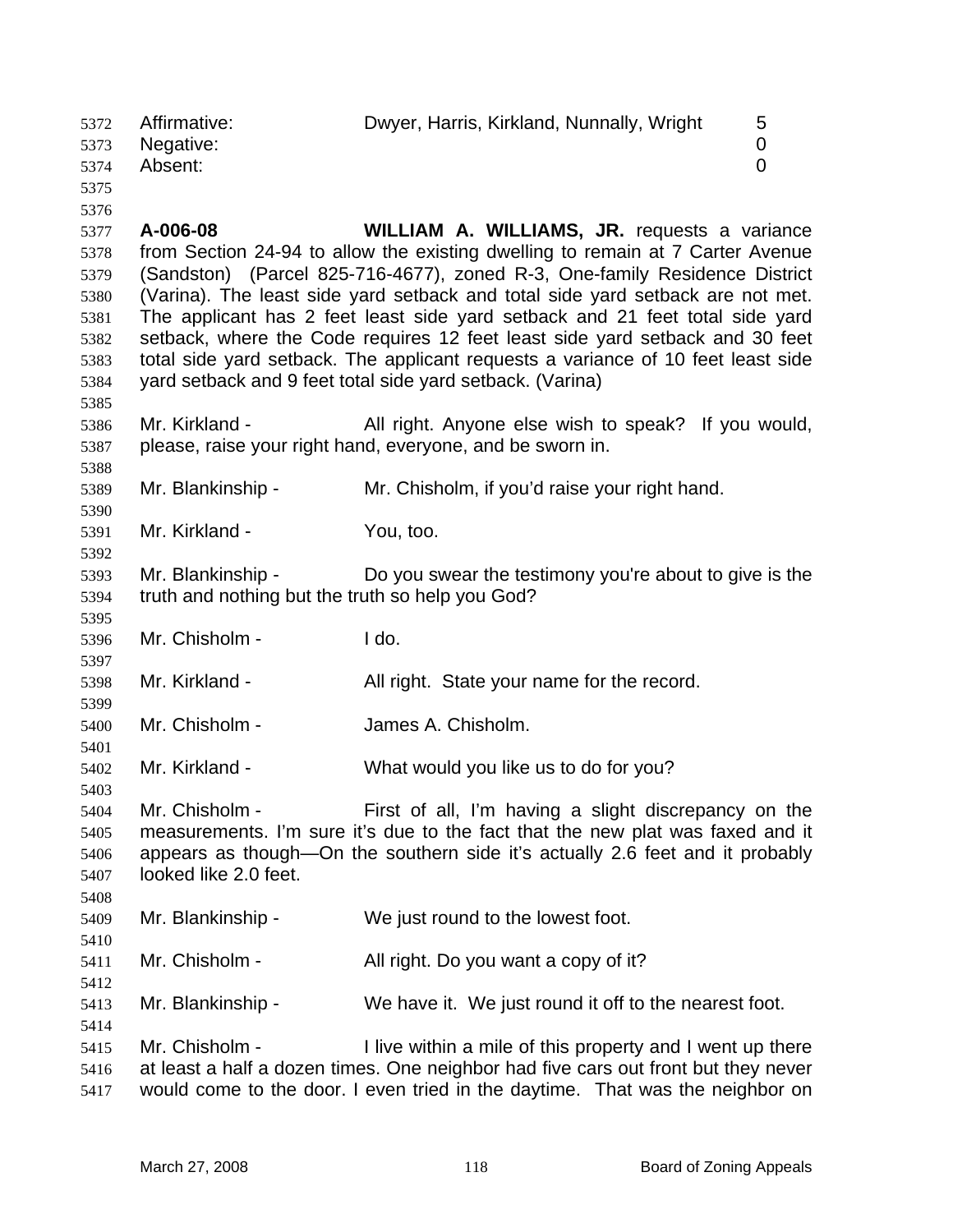| | | |
|---|---|---|
| Affirmative: | Dwyer, Harris, Kirkland, Nunnally, Wright | 5 |
| Negative: | | 0 |
| Absent: | | 0 |

**A-006-08** **WILLIAM A. WILLIAMS, JR.** requests a variance from Section 24-94 to allow the existing dwelling to remain at 7 Carter Avenue (Sandston) (Parcel 825-716-4677), zoned R-3, One-family Residence District (Varina). The least side yard setback and total side yard setback are not met. The applicant has 2 feet least side yard setback and 21 feet total side yard setback, where the Code requires 12 feet least side yard setback and 30 feet total side yard setback. The applicant requests a variance of 10 feet least side yard setback and 9 feet total side yard setback. (Varina)

Mr. Kirkland - All right. Anyone else wish to speak? If you would, please, raise your right hand, everyone, and be sworn in.

Mr. Blankinship - Mr. Chisholm, if you'd raise your right hand.

Mr. Kirkland - You, too.

Mr. Blankinship - Do you swear the testimony you're about to give is the truth and nothing but the truth so help you God?

Mr. Chisholm - I do.

Mr. Kirkland - All right. State your name for the record.

Mr. Chisholm - James A. Chisholm.

Mr. Kirkland - What would you like us to do for you?

Mr. Chisholm - First of all, I'm having a slight discrepancy on the measurements. I'm sure it's due to the fact that the new plat was faxed and it appears as though—On the southern side it's actually 2.6 feet and it probably looked like 2.0 feet.

Mr. Blankinship - We just round to the lowest foot.

Mr. Chisholm - All right. Do you want a copy of it?

Mr. Blankinship - We have it. We just round it off to the nearest foot.

Mr. Chisholm - I live within a mile of this property and I went up there at least a half a dozen times. One neighbor had five cars out front but they never would come to the door. I even tried in the daytime. That was the neighbor on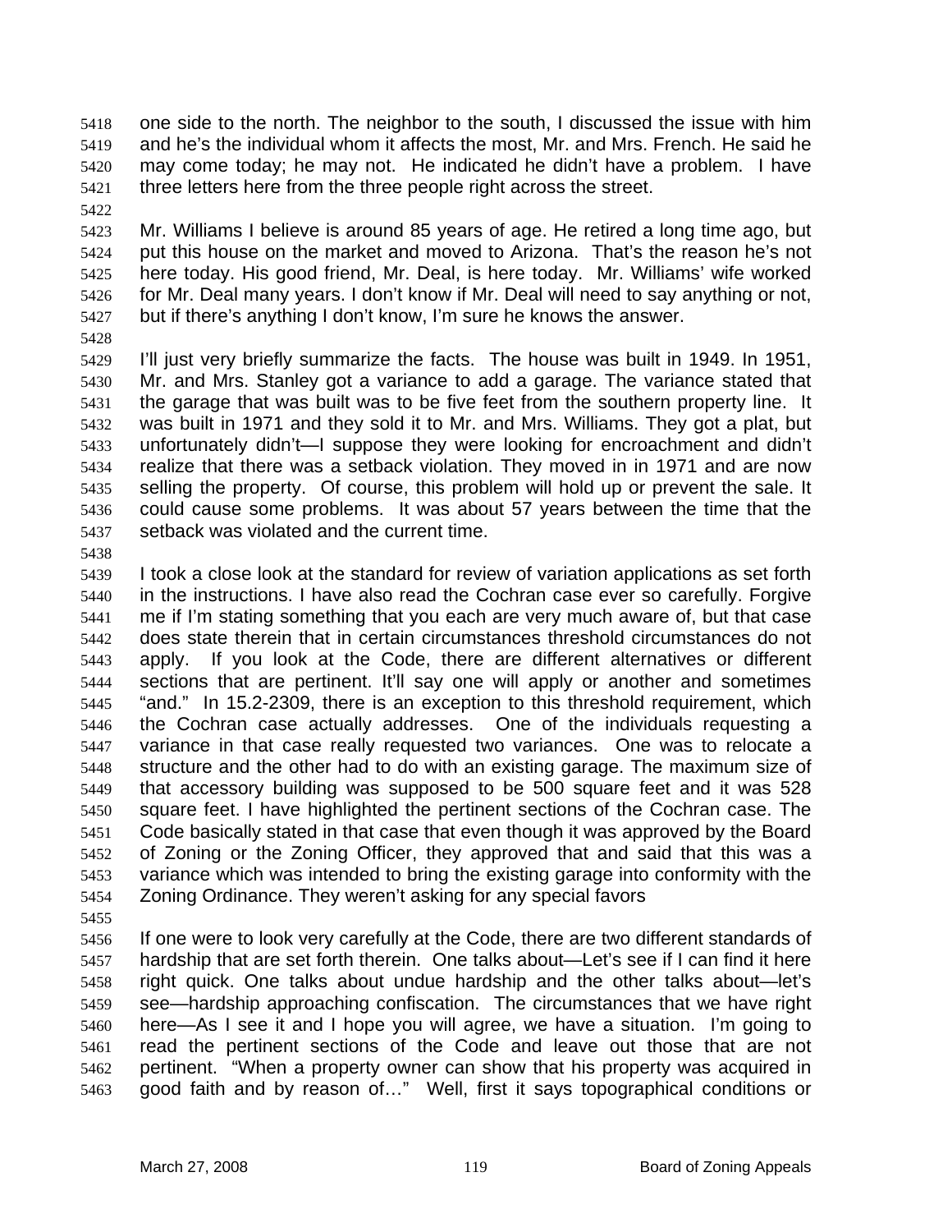5418 one side to the north. The neighbor to the south, I discussed the issue with him
5419 and he's the individual whom it affects the most, Mr. and Mrs. French. He said he
5420 may come today; he may not. He indicated he didn't have a problem. I have
5421 three letters here from the three people right across the street.
5422
5423 Mr. Williams I believe is around 85 years of age. He retired a long time ago, but
5424 put this house on the market and moved to Arizona. That's the reason he's not
5425 here today. His good friend, Mr. Deal, is here today. Mr. Williams' wife worked
5426 for Mr. Deal many years. I don't know if Mr. Deal will need to say anything or not,
5427 but if there's anything I don't know, I'm sure he knows the answer.
5428
5429 I'll just very briefly summarize the facts. The house was built in 1949. In 1951,
5430 Mr. and Mrs. Stanley got a variance to add a garage. The variance stated that
5431 the garage that was built was to be five feet from the southern property line. It
5432 was built in 1971 and they sold it to Mr. and Mrs. Williams. They got a plat, but
5433 unfortunately didn't—I suppose they were looking for encroachment and didn't
5434 realize that there was a setback violation. They moved in in 1971 and are now
5435 selling the property. Of course, this problem will hold up or prevent the sale. It
5436 could cause some problems. It was about 57 years between the time that the
5437 setback was violated and the current time.
5438
5439 I took a close look at the standard for review of variation applications as set forth
5440 in the instructions. I have also read the Cochran case ever so carefully. Forgive
5441 me if I'm stating something that you each are very much aware of, but that case
5442 does state therein that in certain circumstances threshold circumstances do not
5443 apply. If you look at the Code, there are different alternatives or different
5444 sections that are pertinent. It'll say one will apply or another and sometimes
5445 "and." In 15.2-2309, there is an exception to this threshold requirement, which
5446 the Cochran case actually addresses. One of the individuals requesting a
5447 variance in that case really requested two variances. One was to relocate a
5448 structure and the other had to do with an existing garage. The maximum size of
5449 that accessory building was supposed to be 500 square feet and it was 528
5450 square feet. I have highlighted the pertinent sections of the Cochran case. The
5451 Code basically stated in that case that even though it was approved by the Board
5452 of Zoning or the Zoning Officer, they approved that and said that this was a
5453 variance which was intended to bring the existing garage into conformity with the
5454 Zoning Ordinance. They weren't asking for any special favors
5455
5456 If one were to look very carefully at the Code, there are two different standards of
5457 hardship that are set forth therein. One talks about—Let's see if I can find it here
5458 right quick. One talks about undue hardship and the other talks about—let's
5459 see—hardship approaching confiscation. The circumstances that we have right
5460 here—As I see it and I hope you will agree, we have a situation. I'm going to
5461 read the pertinent sections of the Code and leave out those that are not
5462 pertinent. "When a property owner can show that his property was acquired in
5463 good faith and by reason of…" Well, first it says topographical conditions or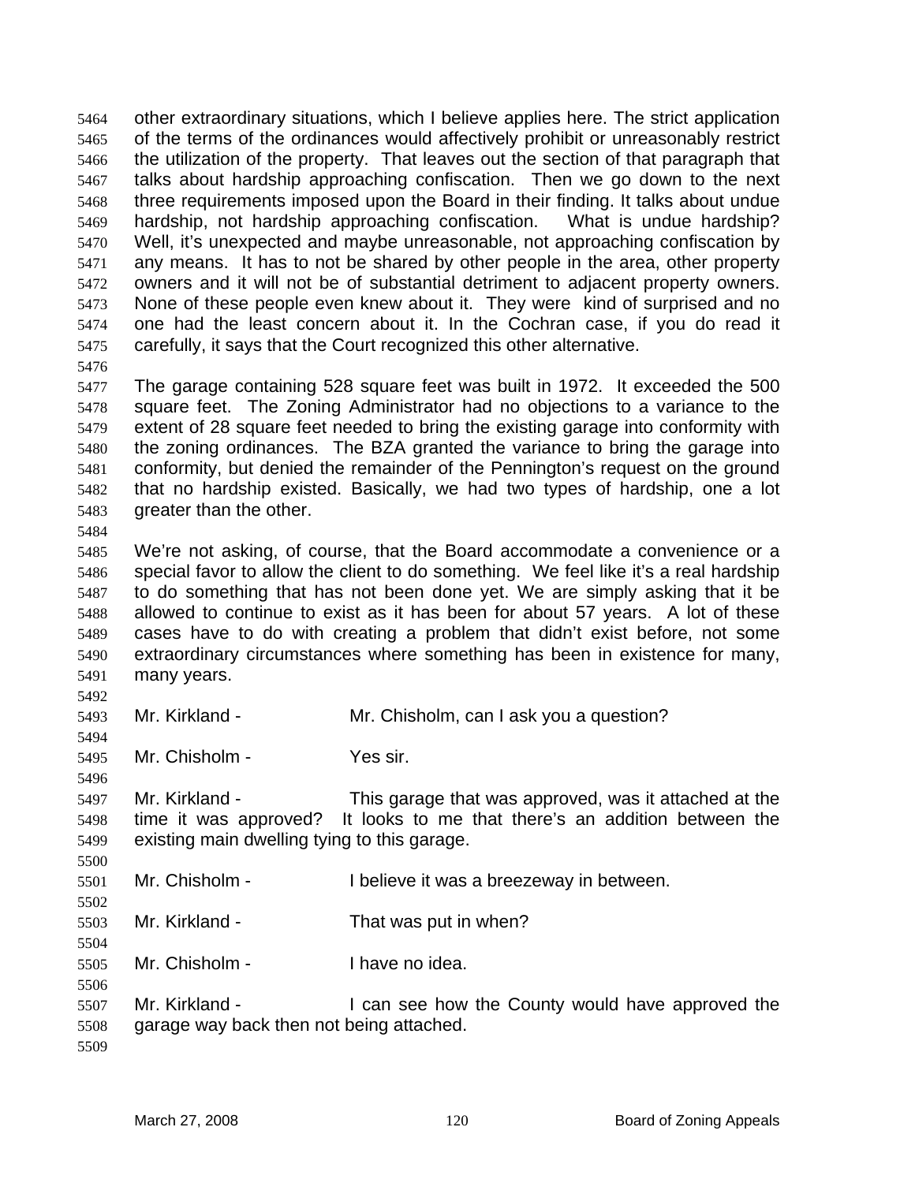other extraordinary situations, which I believe applies here. The strict application of the terms of the ordinances would affectively prohibit or unreasonably restrict the utilization of the property. That leaves out the section of that paragraph that talks about hardship approaching confiscation. Then we go down to the next three requirements imposed upon the Board in their finding. It talks about undue hardship, not hardship approaching confiscation. What is undue hardship? Well, it's unexpected and maybe unreasonable, not approaching confiscation by any means. It has to not be shared by other people in the area, other property owners and it will not be of substantial detriment to adjacent property owners. None of these people even knew about it. They were kind of surprised and no one had the least concern about it. In the Cochran case, if you do read it carefully, it says that the Court recognized this other alternative.

The garage containing 528 square feet was built in 1972. It exceeded the 500 square feet. The Zoning Administrator had no objections to a variance to the extent of 28 square feet needed to bring the existing garage into conformity with the zoning ordinances. The BZA granted the variance to bring the garage into conformity, but denied the remainder of the Pennington's request on the ground that no hardship existed. Basically, we had two types of hardship, one a lot greater than the other.

We're not asking, of course, that the Board accommodate a convenience or a special favor to allow the client to do something. We feel like it's a real hardship to do something that has not been done yet. We are simply asking that it be allowed to continue to exist as it has been for about 57 years. A lot of these cases have to do with creating a problem that didn't exist before, not some extraordinary circumstances where something has been in existence for many, many years.

Mr. Kirkland - Mr. Chisholm, can I ask you a question?

Mr. Chisholm - Yes sir.

Mr. Kirkland - This garage that was approved, was it attached at the time it was approved? It looks to me that there's an addition between the existing main dwelling tying to this garage.

Mr. Chisholm - I believe it was a breezeway in between.

Mr. Kirkland - That was put in when?

Mr. Chisholm - I have no idea.

Mr. Kirkland - I can see how the County would have approved the garage way back then not being attached.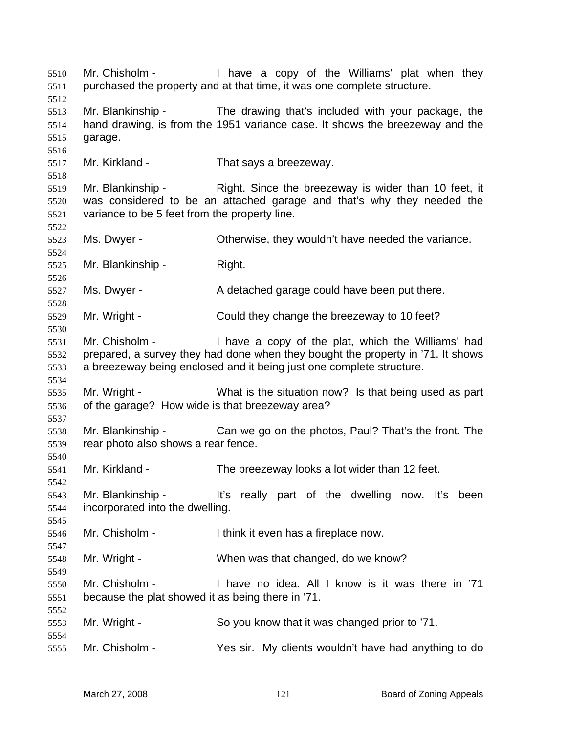Mr. Chisholm - I have a copy of the Williams' plat when they purchased the property and at that time, it was one complete structure.

Mr. Blankinship - The drawing that's included with your package, the hand drawing, is from the 1951 variance case. It shows the breezeway and the garage.

Mr. Kirkland - That says a breezeway.

Mr. Blankinship - Right. Since the breezeway is wider than 10 feet, it was considered to be an attached garage and that's why they needed the variance to be 5 feet from the property line.

Ms. Dwyer - Otherwise, they wouldn't have needed the variance.

Mr. Blankinship - Right.

Ms. Dwyer - A detached garage could have been put there.

Mr. Wright - Could they change the breezeway to 10 feet?

Mr. Chisholm - I have a copy of the plat, which the Williams' had prepared, a survey they had done when they bought the property in '71. It shows a breezeway being enclosed and it being just one complete structure.

Mr. Wright - What is the situation now? Is that being used as part of the garage? How wide is that breezeway area?

Mr. Blankinship - Can we go on the photos, Paul? That's the front. The rear photo also shows a rear fence.

Mr. Kirkland - The breezeway looks a lot wider than 12 feet.

Mr. Blankinship - It's really part of the dwelling now. It's been incorporated into the dwelling.

Mr. Chisholm - I think it even has a fireplace now.

Mr. Wright - When was that changed, do we know?

Mr. Chisholm - I have no idea. All I know is it was there in '71 because the plat showed it as being there in '71.

Mr. Wright - So you know that it was changed prior to '71.

Mr. Chisholm - Yes sir. My clients wouldn't have had anything to do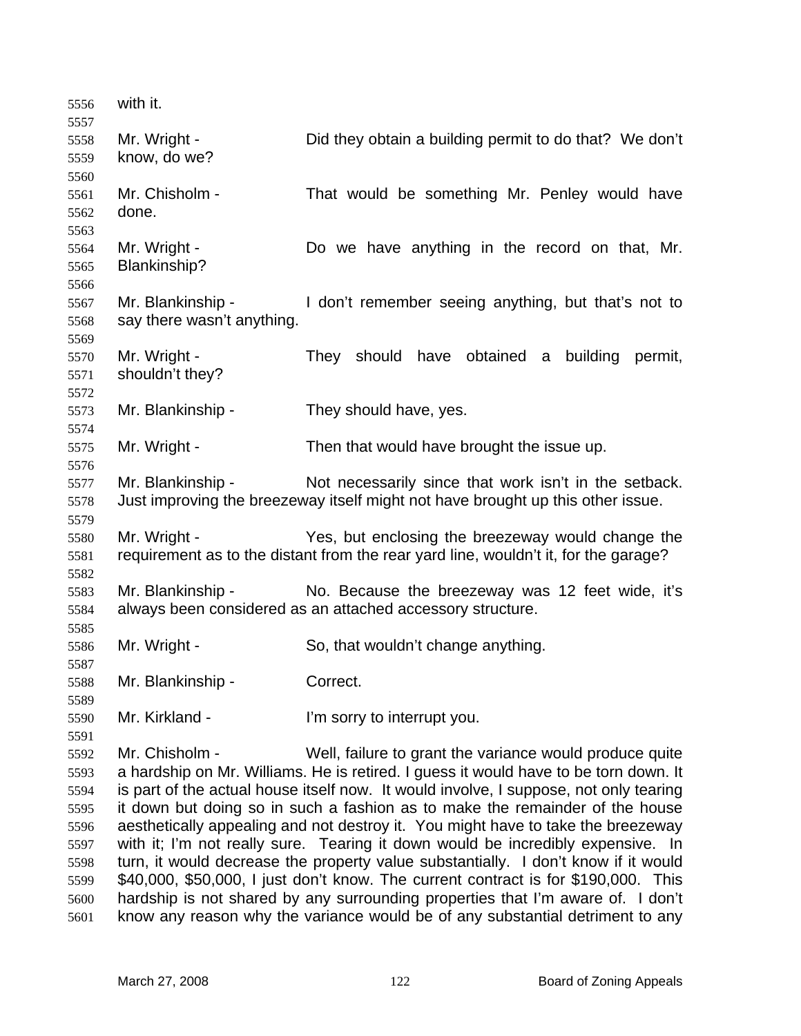with it.

Mr. Wright - Did they obtain a building permit to do that? We don't know, do we?

Mr. Chisholm - That would be something Mr. Penley would have done.

Mr. Wright - Do we have anything in the record on that, Mr. Blankinship?

Mr. Blankinship - I don't remember seeing anything, but that's not to say there wasn't anything.

Mr. Wright - They should have obtained a building permit, shouldn't they?

Mr. Blankinship - They should have, yes.

Mr. Wright - Then that would have brought the issue up.

Mr. Blankinship - Not necessarily since that work isn't in the setback. Just improving the breezeway itself might not have brought up this other issue.

Mr. Wright - Yes, but enclosing the breezeway would change the requirement as to the distant from the rear yard line, wouldn't it, for the garage?

Mr. Blankinship - No. Because the breezeway was 12 feet wide, it's always been considered as an attached accessory structure.

Mr. Wright - So, that wouldn't change anything.

Mr. Blankinship - Correct.

Mr. Kirkland - I'm sorry to interrupt you.

Mr. Chisholm - Well, failure to grant the variance would produce quite a hardship on Mr. Williams. He is retired. I guess it would have to be torn down. It is part of the actual house itself now. It would involve, I suppose, not only tearing it down but doing so in such a fashion as to make the remainder of the house aesthetically appealing and not destroy it. You might have to take the breezeway with it; I'm not really sure. Tearing it down would be incredibly expensive. In turn, it would decrease the property value substantially. I don't know if it would $40,000, $50,000, I just don't know. The current contract is for $190,000. This hardship is not shared by any surrounding properties that I'm aware of. I don't know any reason why the variance would be of any substantial detriment to any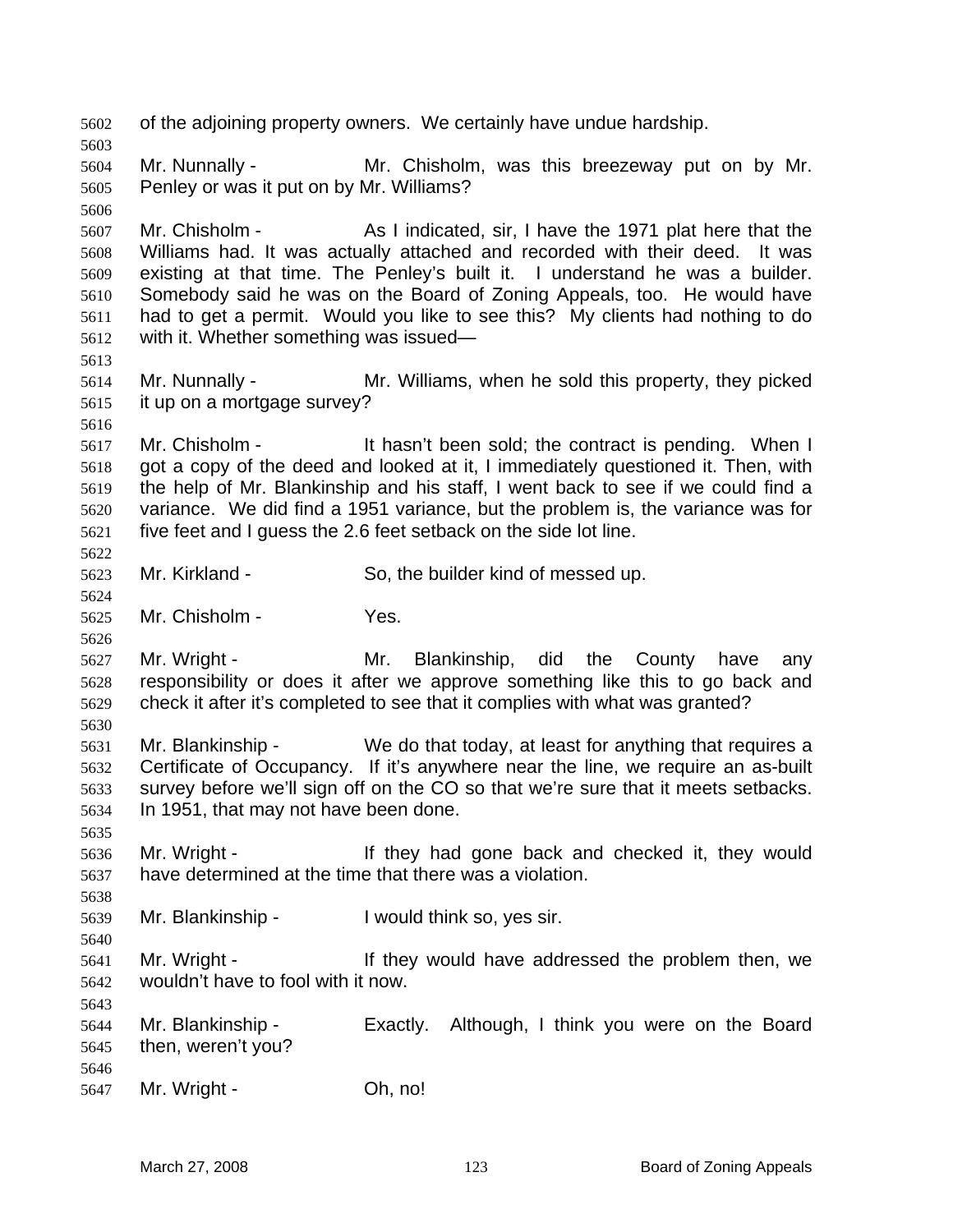of the adjoining property owners. We certainly have undue hardship.

Mr. Nunnally - Mr. Chisholm, was this breezeway put on by Mr. Penley or was it put on by Mr. Williams?

Mr. Chisholm - As I indicated, sir, I have the 1971 plat here that the Williams had. It was actually attached and recorded with their deed. It was existing at that time. The Penley's built it. I understand he was a builder. Somebody said he was on the Board of Zoning Appeals, too. He would have had to get a permit. Would you like to see this? My clients had nothing to do with it. Whether something was issued—

Mr. Nunnally - Mr. Williams, when he sold this property, they picked it up on a mortgage survey?

Mr. Chisholm - It hasn't been sold; the contract is pending. When I got a copy of the deed and looked at it, I immediately questioned it. Then, with the help of Mr. Blankinship and his staff, I went back to see if we could find a variance. We did find a 1951 variance, but the problem is, the variance was for five feet and I guess the 2.6 feet setback on the side lot line.

Mr. Kirkland - So, the builder kind of messed up.

Mr. Chisholm - Yes.

Mr. Wright - Mr. Blankinship, did the County have any responsibility or does it after we approve something like this to go back and check it after it's completed to see that it complies with what was granted?

Mr. Blankinship - We do that today, at least for anything that requires a Certificate of Occupancy. If it's anywhere near the line, we require an as-built survey before we'll sign off on the CO so that we're sure that it meets setbacks. In 1951, that may not have been done.

Mr. Wright - If they had gone back and checked it, they would have determined at the time that there was a violation.

Mr. Blankinship - I would think so, yes sir.

Mr. Wright - If they would have addressed the problem then, we wouldn't have to fool with it now.

Mr. Blankinship - Exactly. Although, I think you were on the Board then, weren't you?

Mr. Wright - Oh, no!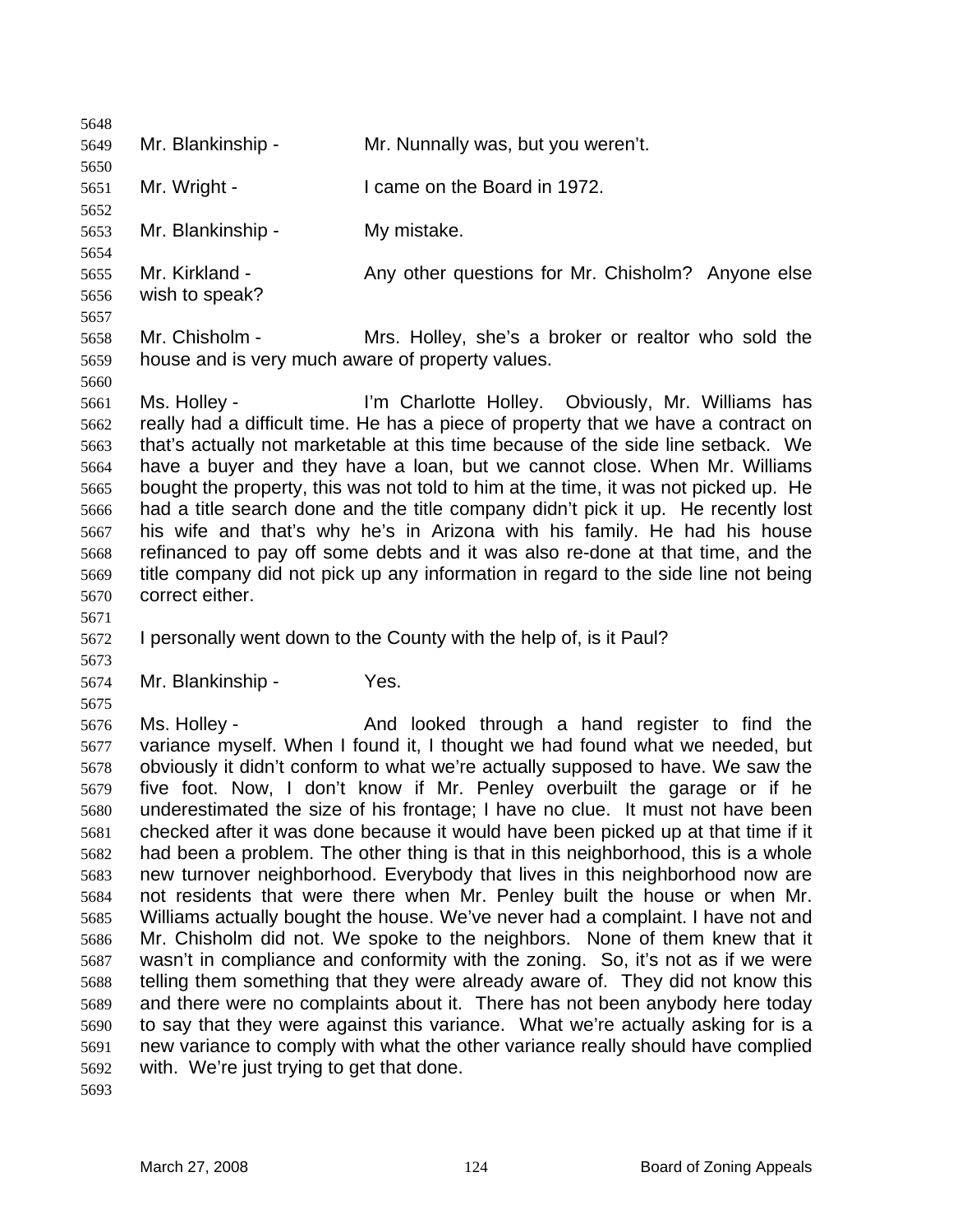Mr. Blankinship - Mr. Nunnally was, but you weren't.

Mr. Wright - I came on the Board in 1972.

Mr. Blankinship - My mistake.

Mr. Kirkland - Any other questions for Mr. Chisholm? Anyone else wish to speak?

Mr. Chisholm - Mrs. Holley, she's a broker or realtor who sold the house and is very much aware of property values.

Ms. Holley - I'm Charlotte Holley. Obviously, Mr. Williams has really had a difficult time. He has a piece of property that we have a contract on that's actually not marketable at this time because of the side line setback. We have a buyer and they have a loan, but we cannot close. When Mr. Williams bought the property, this was not told to him at the time, it was not picked up. He had a title search done and the title company didn't pick it up. He recently lost his wife and that's why he's in Arizona with his family. He had his house refinanced to pay off some debts and it was also re-done at that time, and the title company did not pick up any information in regard to the side line not being correct either.

I personally went down to the County with the help of, is it Paul?

Mr. Blankinship - Yes.

Ms. Holley - And looked through a hand register to find the variance myself. When I found it, I thought we had found what we needed, but obviously it didn't conform to what we're actually supposed to have. We saw the five foot. Now, I don't know if Mr. Penley overbuilt the garage or if he underestimated the size of his frontage; I have no clue. It must not have been checked after it was done because it would have been picked up at that time if it had been a problem. The other thing is that in this neighborhood, this is a whole new turnover neighborhood. Everybody that lives in this neighborhood now are not residents that were there when Mr. Penley built the house or when Mr. Williams actually bought the house. We've never had a complaint. I have not and Mr. Chisholm did not. We spoke to the neighbors. None of them knew that it wasn't in compliance and conformity with the zoning. So, it's not as if we were telling them something that they were already aware of. They did not know this and there were no complaints about it. There has not been anybody here today to say that they were against this variance. What we're actually asking for is a new variance to comply with what the other variance really should have complied with. We're just trying to get that done.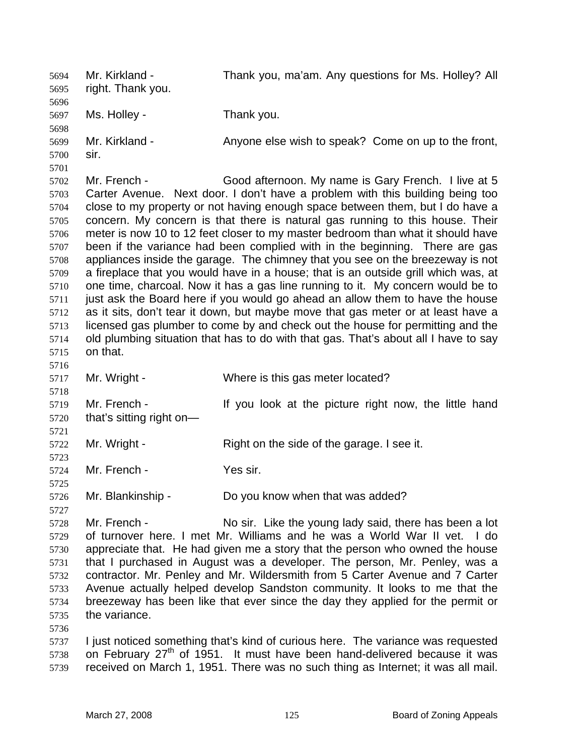Mr. Kirkland - Thank you, ma'am. Any questions for Ms. Holley? All right. Thank you.

Ms. Holley - Thank you.

Mr. Kirkland - Anyone else wish to speak? Come on up to the front, sir.

Mr. French - Good afternoon. My name is Gary French. I live at 5 Carter Avenue. Next door. I don't have a problem with this building being too close to my property or not having enough space between them, but I do have a concern. My concern is that there is natural gas running to this house. Their meter is now 10 to 12 feet closer to my master bedroom than what it should have been if the variance had been complied with in the beginning. There are gas appliances inside the garage. The chimney that you see on the breezeway is not a fireplace that you would have in a house; that is an outside grill which was, at one time, charcoal. Now it has a gas line running to it. My concern would be to just ask the Board here if you would go ahead an allow them to have the house as it sits, don't tear it down, but maybe move that gas meter or at least have a licensed gas plumber to come by and check out the house for permitting and the old plumbing situation that has to do with that gas. That's about all I have to say on that.

Mr. Wright - Where is this gas meter located?

Mr. French - If you look at the picture right now, the little hand that's sitting right on—

Mr. Wright - Right on the side of the garage. I see it.

Mr. French - Yes sir.

Mr. Blankinship - Do you know when that was added?

Mr. French - No sir. Like the young lady said, there has been a lot of turnover here. I met Mr. Williams and he was a World War II vet. I do appreciate that. He had given me a story that the person who owned the house that I purchased in August was a developer. The person, Mr. Penley, was a contractor. Mr. Penley and Mr. Wildersmith from 5 Carter Avenue and 7 Carter Avenue actually helped develop Sandston community. It looks to me that the breezeway has been like that ever since the day they applied for the permit or the variance.

I just noticed something that's kind of curious here. The variance was requested on February 27th of 1951. It must have been hand-delivered because it was received on March 1, 1951. There was no such thing as Internet; it was all mail.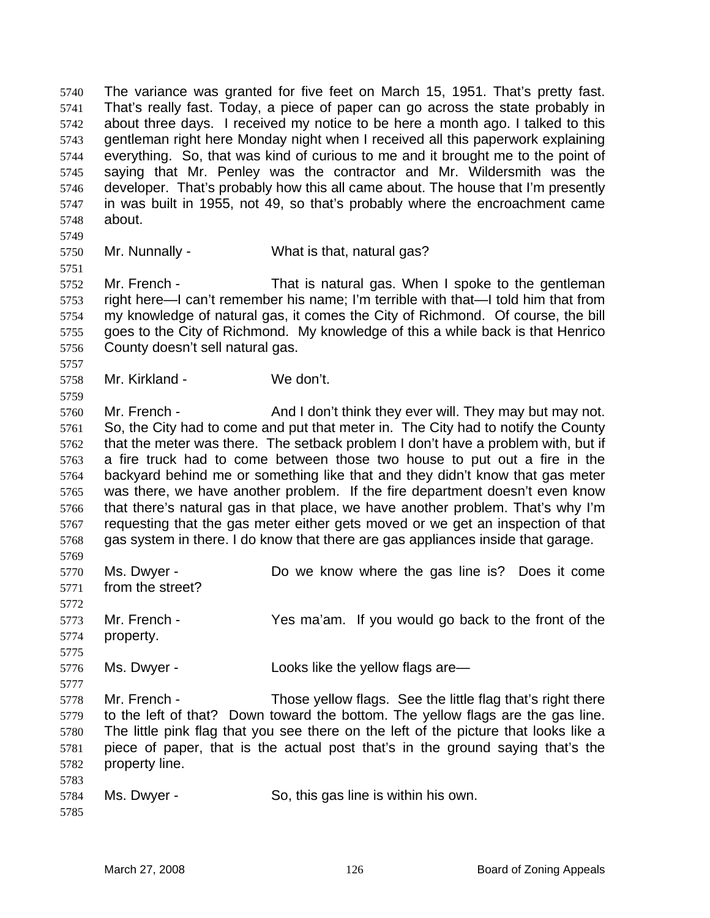The variance was granted for five feet on March 15, 1951. That's pretty fast. That's really fast. Today, a piece of paper can go across the state probably in about three days. I received my notice to be here a month ago. I talked to this gentleman right here Monday night when I received all this paperwork explaining everything. So, that was kind of curious to me and it brought me to the point of saying that Mr. Penley was the contractor and Mr. Wildersmith was the developer. That's probably how this all came about. The house that I'm presently in was built in 1955, not 49, so that's probably where the encroachment came about.

Mr. Nunnally - What is that, natural gas?

Mr. French - That is natural gas. When I spoke to the gentleman right here—I can't remember his name; I'm terrible with that—I told him that from my knowledge of natural gas, it comes the City of Richmond. Of course, the bill goes to the City of Richmond. My knowledge of this a while back is that Henrico County doesn't sell natural gas.

Mr. Kirkland - We don't.

Mr. French - And I don't think they ever will. They may but may not. So, the City had to come and put that meter in. The City had to notify the County that the meter was there. The setback problem I don't have a problem with, but if a fire truck had to come between those two house to put out a fire in the backyard behind me or something like that and they didn't know that gas meter was there, we have another problem. If the fire department doesn't even know that there's natural gas in that place, we have another problem. That's why I'm requesting that the gas meter either gets moved or we get an inspection of that gas system in there. I do know that there are gas appliances inside that garage.

Ms. Dwyer - Do we know where the gas line is? Does it come from the street?

Mr. French - Yes ma'am. If you would go back to the front of the property.

Ms. Dwyer - Looks like the yellow flags are—

Mr. French - Those yellow flags. See the little flag that's right there to the left of that? Down toward the bottom. The yellow flags are the gas line. The little pink flag that you see there on the left of the picture that looks like a piece of paper, that is the actual post that's in the ground saying that's the property line.

Ms. Dwyer - So, this gas line is within his own.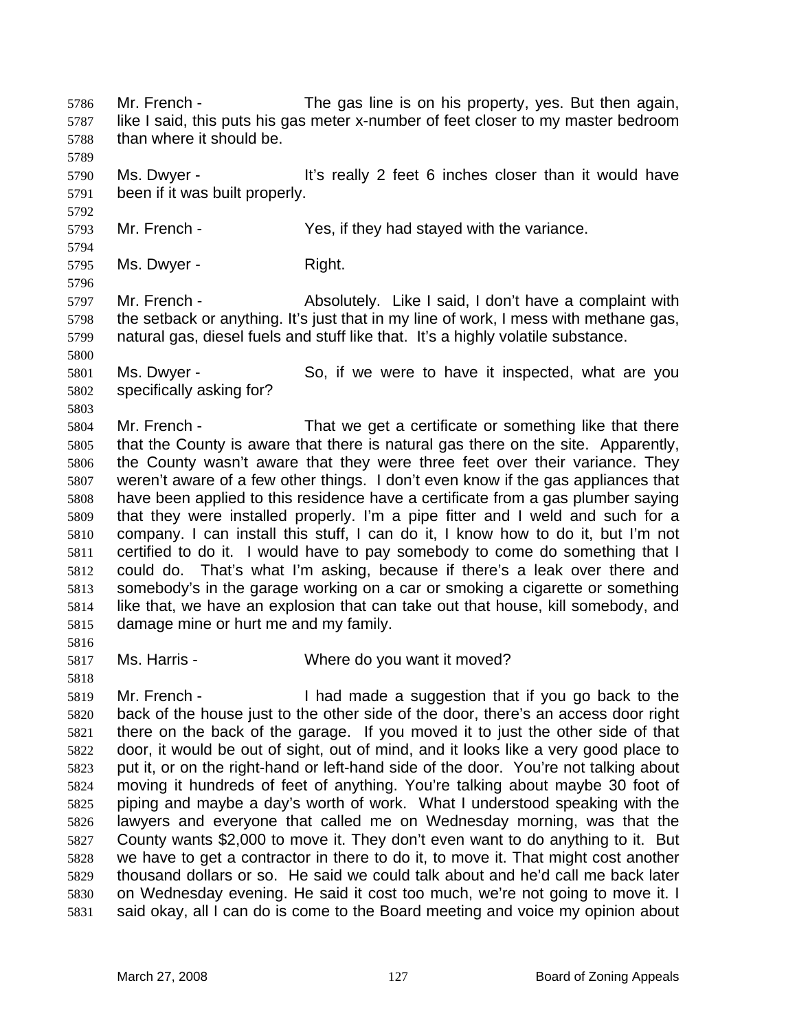Mr. French - The gas line is on his property, yes. But then again, like I said, this puts his gas meter x-number of feet closer to my master bedroom than where it should be.

Ms. Dwyer - It's really 2 feet 6 inches closer than it would have been if it was built properly.

Mr. French - Yes, if they had stayed with the variance.

Ms. Dwyer - Right.

Mr. French - Absolutely. Like I said, I don't have a complaint with the setback or anything. It's just that in my line of work, I mess with methane gas, natural gas, diesel fuels and stuff like that. It's a highly volatile substance.

Ms. Dwyer - So, if we were to have it inspected, what are you specifically asking for?

Mr. French - That we get a certificate or something like that there that the County is aware that there is natural gas there on the site. Apparently, the County wasn't aware that they were three feet over their variance. They weren't aware of a few other things. I don't even know if the gas appliances that have been applied to this residence have a certificate from a gas plumber saying that they were installed properly. I'm a pipe fitter and I weld and such for a company. I can install this stuff, I can do it, I know how to do it, but I'm not certified to do it. I would have to pay somebody to come do something that I could do. That's what I'm asking, because if there's a leak over there and somebody's in the garage working on a car or smoking a cigarette or something like that, we have an explosion that can take out that house, kill somebody, and damage mine or hurt me and my family.

Ms. Harris - Where do you want it moved?

Mr. French - I had made a suggestion that if you go back to the back of the house just to the other side of the door, there's an access door right there on the back of the garage. If you moved it to just the other side of that door, it would be out of sight, out of mind, and it looks like a very good place to put it, or on the right-hand or left-hand side of the door. You're not talking about moving it hundreds of feet of anything. You're talking about maybe 30 foot of piping and maybe a day's worth of work. What I understood speaking with the lawyers and everyone that called me on Wednesday morning, was that the County wants $2,000 to move it. They don't even want to do anything to it. But we have to get a contractor in there to do it, to move it. That might cost another thousand dollars or so. He said we could talk about and he'd call me back later on Wednesday evening. He said it cost too much, we're not going to move it. I said okay, all I can do is come to the Board meeting and voice my opinion about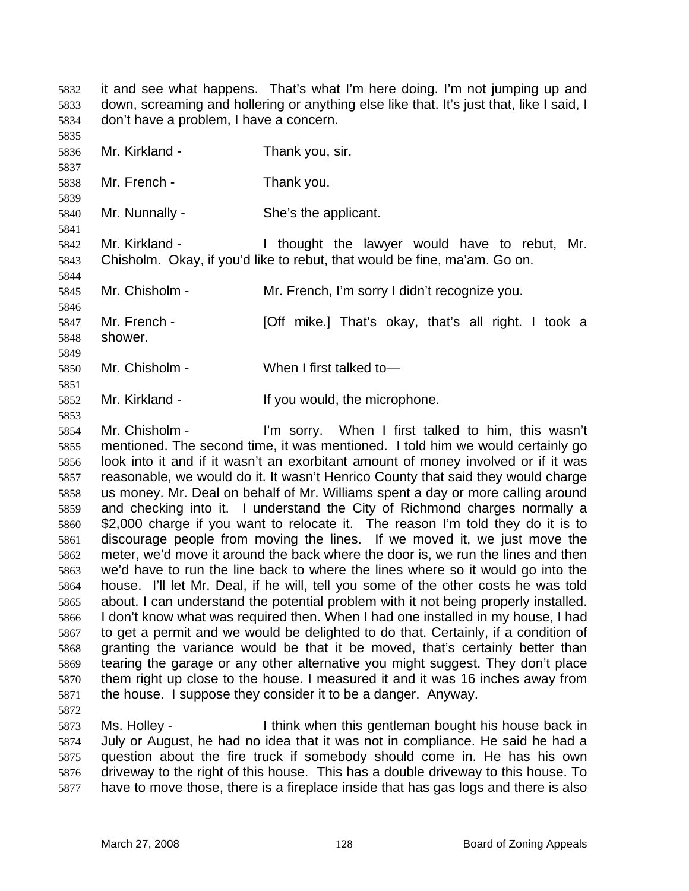it and see what happens. That's what I'm here doing. I'm not jumping up and down, screaming and hollering or anything else like that. It's just that, like I said, I don't have a problem, I have a concern.

Mr. Kirkland - Thank you, sir.

Mr. French - Thank you.

Mr. Nunnally - She's the applicant.

Mr. Kirkland - I thought the lawyer would have to rebut, Mr. Chisholm. Okay, if you'd like to rebut, that would be fine, ma'am. Go on.

Mr. Chisholm - Mr. French, I'm sorry I didn't recognize you.

Mr. French - [Off mike.] That's okay, that's all right. I took a shower.

Mr. Chisholm - When I first talked to—

Mr. Kirkland - If you would, the microphone.

Mr. Chisholm - I'm sorry. When I first talked to him, this wasn't mentioned. The second time, it was mentioned. I told him we would certainly go look into it and if it wasn't an exorbitant amount of money involved or if it was reasonable, we would do it. It wasn't Henrico County that said they would charge us money. Mr. Deal on behalf of Mr. Williams spent a day or more calling around and checking into it. I understand the City of Richmond charges normally a $2,000 charge if you want to relocate it. The reason I'm told they do it is to discourage people from moving the lines. If we moved it, we just move the meter, we'd move it around the back where the door is, we run the lines and then we'd have to run the line back to where the lines where so it would go into the house. I'll let Mr. Deal, if he will, tell you some of the other costs he was told about. I can understand the potential problem with it not being properly installed. I don't know what was required then. When I had one installed in my house, I had to get a permit and we would be delighted to do that. Certainly, if a condition of granting the variance would be that it be moved, that's certainly better than tearing the garage or any other alternative you might suggest. They don't place them right up close to the house. I measured it and it was 16 inches away from the house. I suppose they consider it to be a danger. Anyway.

Ms. Holley - I think when this gentleman bought his house back in July or August, he had no idea that it was not in compliance. He said he had a question about the fire truck if somebody should come in. He has his own driveway to the right of this house. This has a double driveway to this house. To have to move those, there is a fireplace inside that has gas logs and there is also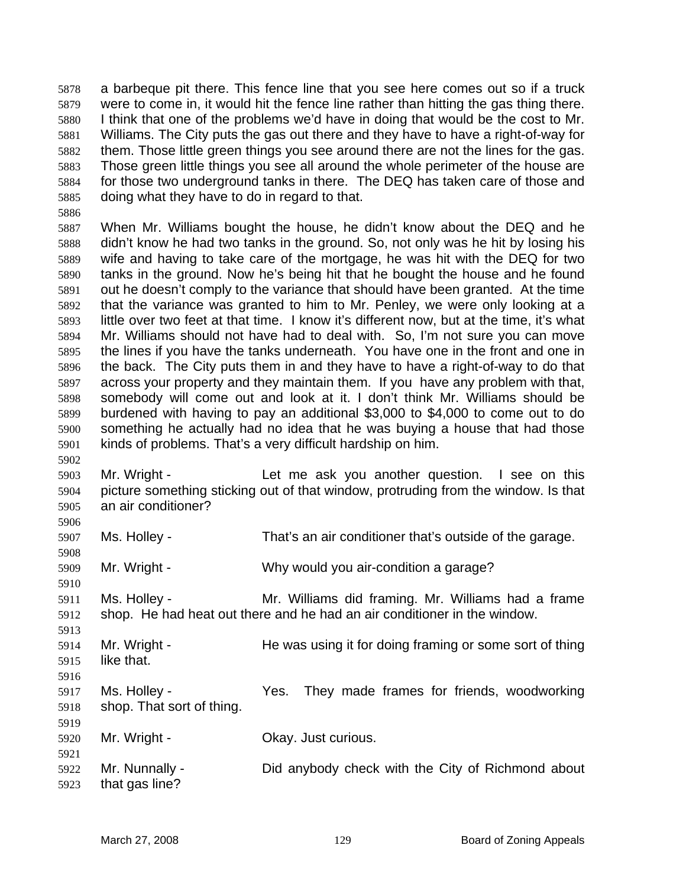a barbeque pit there. This fence line that you see here comes out so if a truck were to come in, it would hit the fence line rather than hitting the gas thing there. I think that one of the problems we'd have in doing that would be the cost to Mr. Williams. The City puts the gas out there and they have to have a right-of-way for them. Those little green things you see around there are not the lines for the gas. Those green little things you see all around the whole perimeter of the house are for those two underground tanks in there. The DEQ has taken care of those and doing what they have to do in regard to that.

When Mr. Williams bought the house, he didn't know about the DEQ and he didn't know he had two tanks in the ground. So, not only was he hit by losing his wife and having to take care of the mortgage, he was hit with the DEQ for two tanks in the ground. Now he's being hit that he bought the house and he found out he doesn't comply to the variance that should have been granted. At the time that the variance was granted to him to Mr. Penley, we were only looking at a little over two feet at that time. I know it's different now, but at the time, it's what Mr. Williams should not have had to deal with. So, I'm not sure you can move the lines if you have the tanks underneath. You have one in the front and one in the back. The City puts them in and they have to have a right-of-way to do that across your property and they maintain them. If you have any problem with that, somebody will come out and look at it. I don't think Mr. Williams should be burdened with having to pay an additional $3,000 to $4,000 to come out to do something he actually had no idea that he was buying a house that had those kinds of problems. That's a very difficult hardship on him.

Mr. Wright - Let me ask you another question. I see on this picture something sticking out of that window, protruding from the window. Is that an air conditioner?

Ms. Holley - That's an air conditioner that's outside of the garage.

Mr. Wright - Why would you air-condition a garage?

Ms. Holley - Mr. Williams did framing. Mr. Williams had a frame shop. He had heat out there and he had an air conditioner in the window.

Mr. Wright - He was using it for doing framing or some sort of thing like that.

Ms. Holley - Yes. They made frames for friends, woodworking shop. That sort of thing.

Mr. Wright - Okay. Just curious.

Mr. Nunnally - Did anybody check with the City of Richmond about that gas line?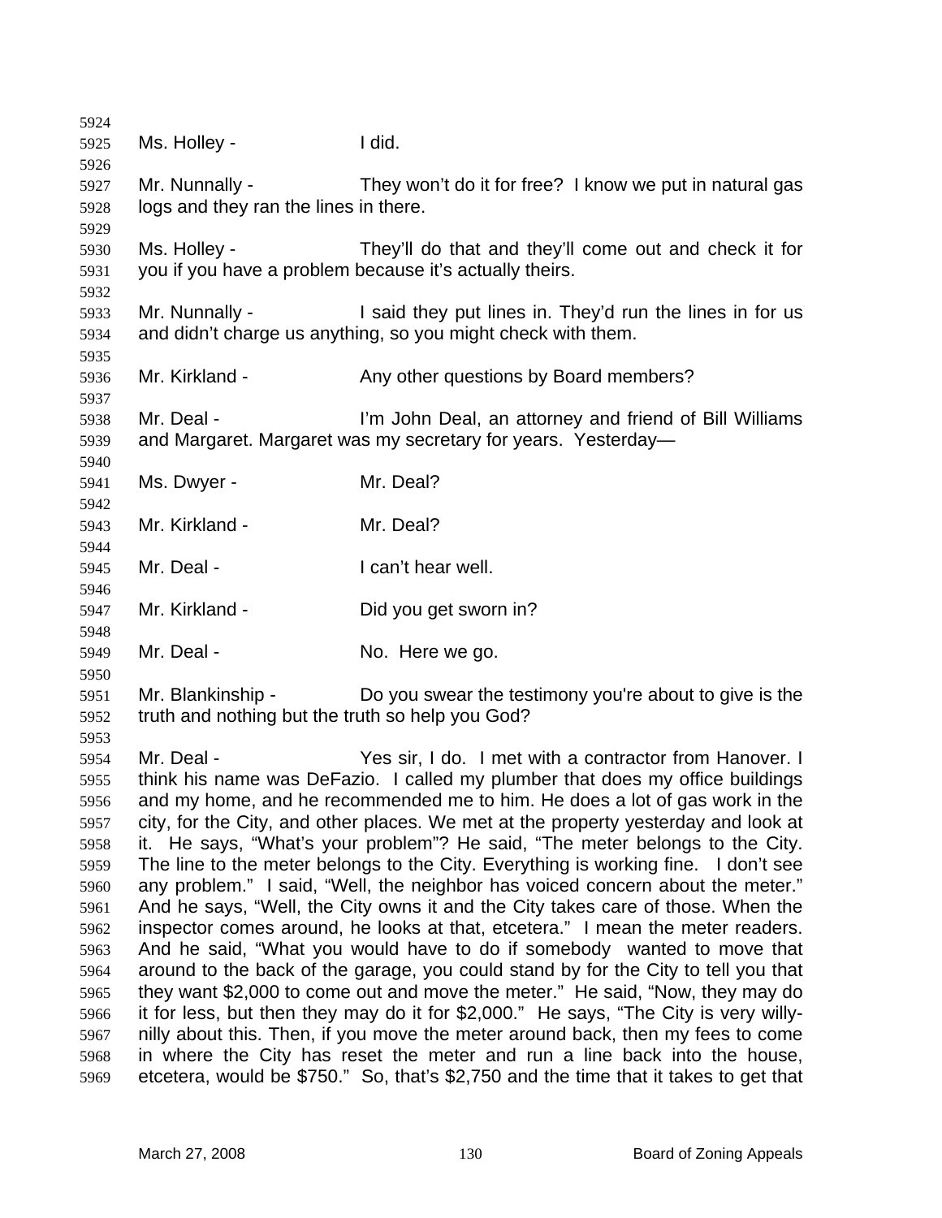Ms. Holley - I did.

Mr. Nunnally - They won't do it for free? I know we put in natural gas logs and they ran the lines in there.

Ms. Holley - They'll do that and they'll come out and check it for you if you have a problem because it's actually theirs.

Mr. Nunnally - I said they put lines in. They'd run the lines in for us and didn't charge us anything, so you might check with them.

Mr. Kirkland - Any other questions by Board members?

Mr. Deal - I'm John Deal, an attorney and friend of Bill Williams and Margaret. Margaret was my secretary for years. Yesterday—

Ms. Dwyer - Mr. Deal?

Mr. Kirkland - Mr. Deal?

Mr. Deal - I can't hear well.

Mr. Kirkland - Did you get sworn in?

Mr. Deal - No. Here we go.

Mr. Blankinship - Do you swear the testimony you're about to give is the truth and nothing but the truth so help you God?

Mr. Deal - Yes sir, I do. I met with a contractor from Hanover. I think his name was DeFazio. I called my plumber that does my office buildings and my home, and he recommended me to him. He does a lot of gas work in the city, for the City, and other places. We met at the property yesterday and look at it. He says, "What's your problem"? He said, "The meter belongs to the City. The line to the meter belongs to the City. Everything is working fine. I don't see any problem." I said, "Well, the neighbor has voiced concern about the meter." And he says, "Well, the City owns it and the City takes care of those. When the inspector comes around, he looks at that, etcetera." I mean the meter readers. And he said, "What you would have to do if somebody wanted to move that around to the back of the garage, you could stand by for the City to tell you that they want $2,000 to come out and move the meter." He said, "Now, they may do it for less, but then they may do it for $2,000." He says, "The City is very willy-nilly about this. Then, if you move the meter around back, then my fees to come in where the City has reset the meter and run a line back into the house, etcetera, would be $750." So, that's $2,750 and the time that it takes to get that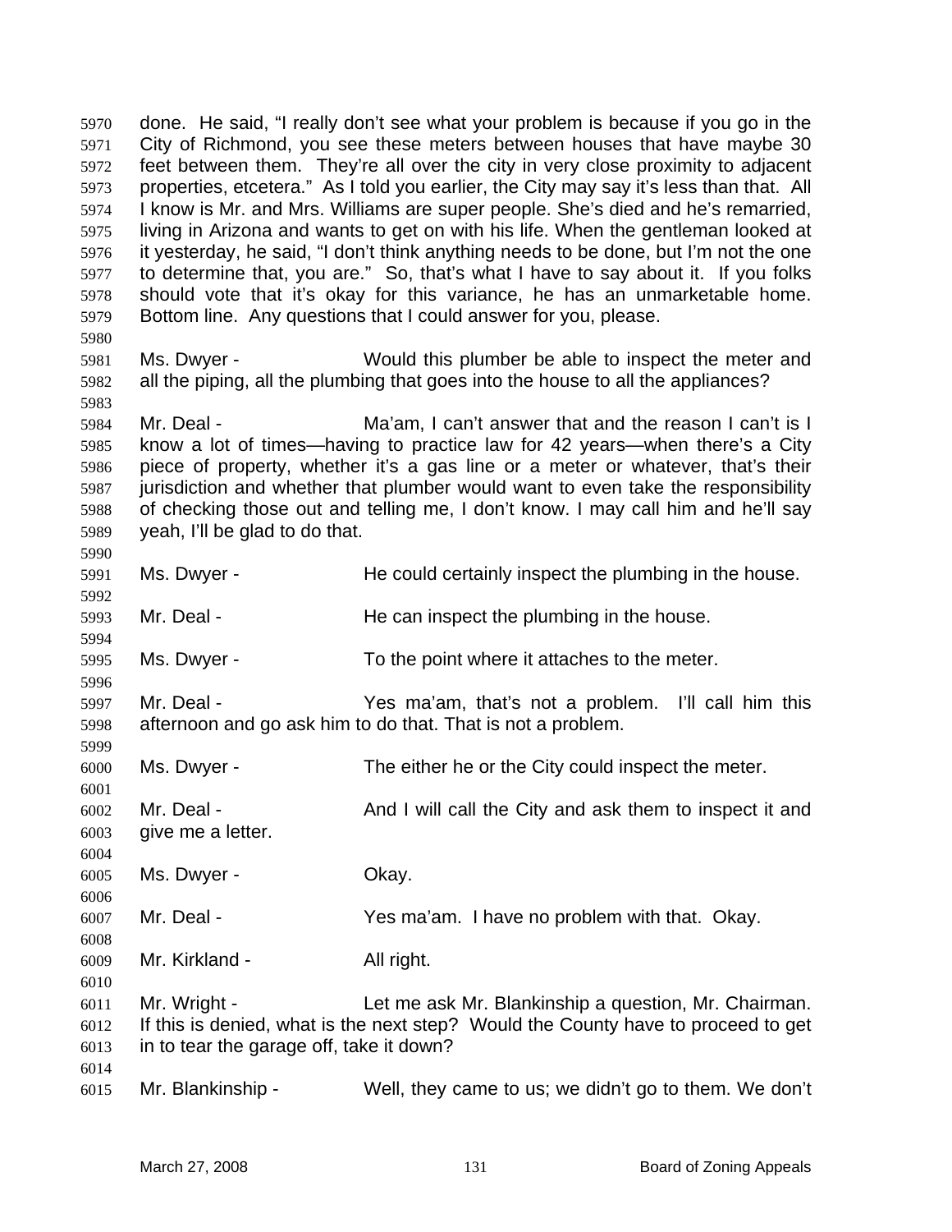done. He said, "I really don't see what your problem is because if you go in the City of Richmond, you see these meters between houses that have maybe 30 feet between them. They're all over the city in very close proximity to adjacent properties, etcetera." As I told you earlier, the City may say it's less than that. All I know is Mr. and Mrs. Williams are super people. She's died and he's remarried, living in Arizona and wants to get on with his life. When the gentleman looked at it yesterday, he said, "I don't think anything needs to be done, but I'm not the one to determine that, you are." So, that's what I have to say about it. If you folks should vote that it's okay for this variance, he has an unmarketable home. Bottom line. Any questions that I could answer for you, please.

Ms. Dwyer - Would this plumber be able to inspect the meter and all the piping, all the plumbing that goes into the house to all the appliances?

Mr. Deal - Ma'am, I can't answer that and the reason I can't is I know a lot of times—having to practice law for 42 years—when there's a City piece of property, whether it's a gas line or a meter or whatever, that's their jurisdiction and whether that plumber would want to even take the responsibility of checking those out and telling me, I don't know. I may call him and he'll say yeah, I'll be glad to do that.

Ms. Dwyer - He could certainly inspect the plumbing in the house.

Mr. Deal - He can inspect the plumbing in the house.

Ms. Dwyer - To the point where it attaches to the meter.

Mr. Deal - Yes ma'am, that's not a problem. I'll call him this afternoon and go ask him to do that. That is not a problem.

Ms. Dwyer - The either he or the City could inspect the meter.

Mr. Deal - And I will call the City and ask them to inspect it and give me a letter.

Ms. Dwyer - Okay.

Mr. Deal - Yes ma'am. I have no problem with that. Okay.

Mr. Kirkland - All right.

Mr. Wright - Let me ask Mr. Blankinship a question, Mr. Chairman. If this is denied, what is the next step? Would the County have to proceed to get in to tear the garage off, take it down?

Mr. Blankinship - Well, they came to us; we didn't go to them. We don't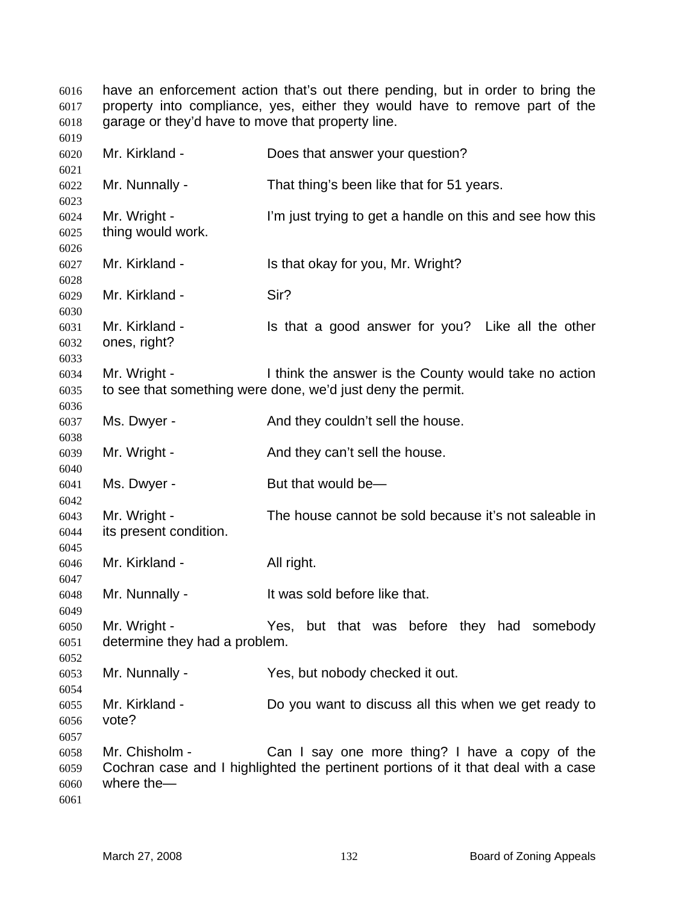have an enforcement action that's out there pending, but in order to bring the property into compliance, yes, either they would have to remove part of the garage or they'd have to move that property line.

Mr. Kirkland - Does that answer your question?

Mr. Nunnally - That thing's been like that for 51 years.

Mr. Wright - I'm just trying to get a handle on this and see how this thing would work.

Mr. Kirkland - Is that okay for you, Mr. Wright?

Mr. Kirkland - Sir?

Mr. Kirkland - Is that a good answer for you? Like all the other ones, right?

Mr. Wright - I think the answer is the County would take no action to see that something were done, we'd just deny the permit.

Ms. Dwyer - And they couldn't sell the house.

Mr. Wright - And they can't sell the house.

Ms. Dwyer - But that would be—

Mr. Wright - The house cannot be sold because it's not saleable in its present condition.

Mr. Kirkland - All right.

Mr. Nunnally - It was sold before like that.

Mr. Wright - Yes, but that was before they had somebody determine they had a problem.

Mr. Nunnally - Yes, but nobody checked it out.

Mr. Kirkland - Do you want to discuss all this when we get ready to vote?

Mr. Chisholm - Can I say one more thing? I have a copy of the Cochran case and I highlighted the pertinent portions of it that deal with a case where the—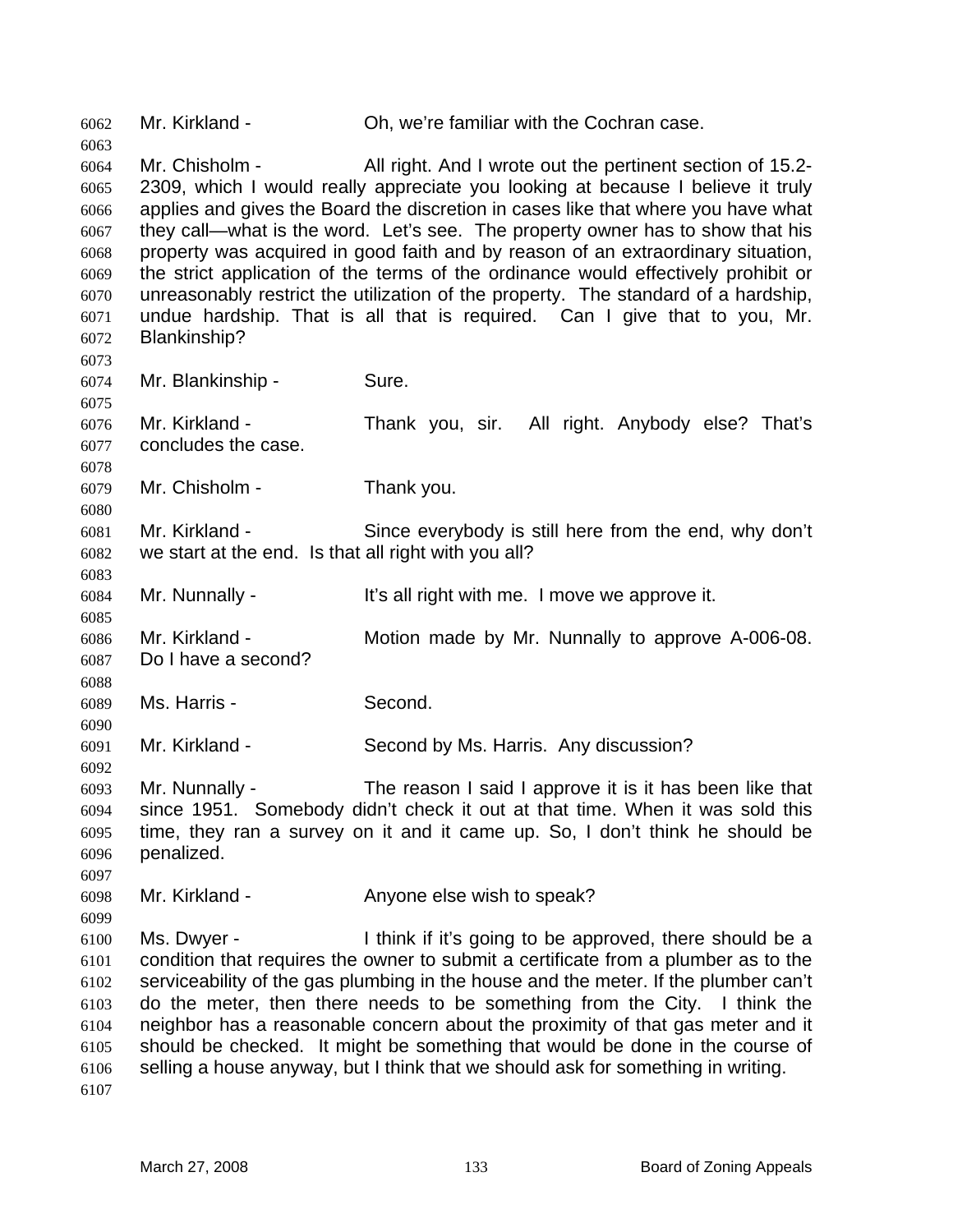6062 Mr. Kirkland - Oh, we're familiar with the Cochran case.

6063

6064 Mr. Chisholm - All right. And I wrote out the pertinent section of 15.2-
6065 2309, which I would really appreciate you looking at because I believe it truly
6066 applies and gives the Board the discretion in cases like that where you have what
6067 they call—what is the word. Let's see. The property owner has to show that his
6068 property was acquired in good faith and by reason of an extraordinary situation,
6069 the strict application of the terms of the ordinance would effectively prohibit or
6070 unreasonably restrict the utilization of the property. The standard of a hardship,
6071 undue hardship. That is all that is required. Can I give that to you, Mr.
6072 Blankinship?

6073

6074 Mr. Blankinship - Sure.

6075

6076 Mr. Kirkland - Thank you, sir. All right. Anybody else? That's
6077 concludes the case.

6078

6079 Mr. Chisholm - Thank you.

6080

6081 Mr. Kirkland - Since everybody is still here from the end, why don't
6082 we start at the end. Is that all right with you all?

6083

6084 Mr. Nunnally - It's all right with me. I move we approve it.

6085

6086 Mr. Kirkland - Motion made by Mr. Nunnally to approve A-006-08.
6087 Do I have a second?

6088

6089 Ms. Harris - Second.

6090

6091 Mr. Kirkland - Second by Ms. Harris. Any discussion?

6092

6093 Mr. Nunnally - The reason I said I approve it is it has been like that
6094 since 1951. Somebody didn't check it out at that time. When it was sold this
6095 time, they ran a survey on it and it came up. So, I don't think he should be
6096 penalized.

6097

6098 Mr. Kirkland - Anyone else wish to speak?

6099

6100 Ms. Dwyer - I think if it's going to be approved, there should be a
6101 condition that requires the owner to submit a certificate from a plumber as to the
6102 serviceability of the gas plumbing in the house and the meter. If the plumber can't
6103 do the meter, then there needs to be something from the City. I think the
6104 neighbor has a reasonable concern about the proximity of that gas meter and it
6105 should be checked. It might be something that would be done in the course of
6106 selling a house anyway, but I think that we should ask for something in writing.

6107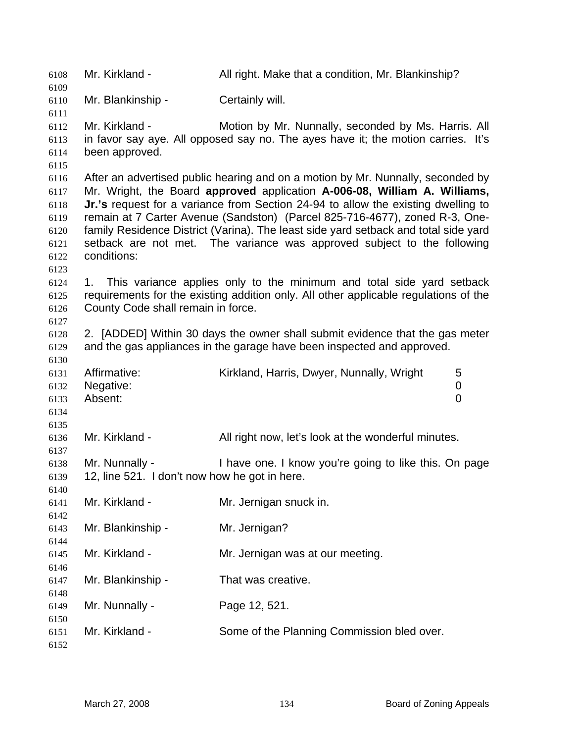Mr. Kirkland - All right. Make that a condition, Mr. Blankinship?

Mr. Blankinship - Certainly will.

Mr. Kirkland - Motion by Mr. Nunnally, seconded by Ms. Harris. All in favor say aye. All opposed say no. The ayes have it; the motion carries. It's been approved.

After an advertised public hearing and on a motion by Mr. Nunnally, seconded by Mr. Wright, the Board **approved** application **A-006-08, William A. Williams, Jr.'s** request for a variance from Section 24-94 to allow the existing dwelling to remain at 7 Carter Avenue (Sandston) (Parcel 825-716-4677), zoned R-3, One-family Residence District (Varina). The least side yard setback and total side yard setback are not met. The variance was approved subject to the following conditions:

1. This variance applies only to the minimum and total side yard setback requirements for the existing addition only. All other applicable regulations of the County Code shall remain in force.

2. [ADDED] Within 30 days the owner shall submit evidence that the gas meter and the gas appliances in the garage have been inspected and approved.

| | | |
|---|---|---|
| Affirmative: | Kirkland, Harris, Dwyer, Nunnally, Wright | 5 |
| Negative: | | 0 |
| Absent: | | 0 |

Mr. Kirkland - All right now, let's look at the wonderful minutes.

Mr. Nunnally - I have one. I know you're going to like this. On page 12, line 521. I don't now how he got in here.

Mr. Kirkland - Mr. Jernigan snuck in.

Mr. Blankinship - Mr. Jernigan?

Mr. Kirkland - Mr. Jernigan was at our meeting.

Mr. Blankinship - That was creative.

Mr. Nunnally - Page 12, 521.

Mr. Kirkland - Some of the Planning Commission bled over.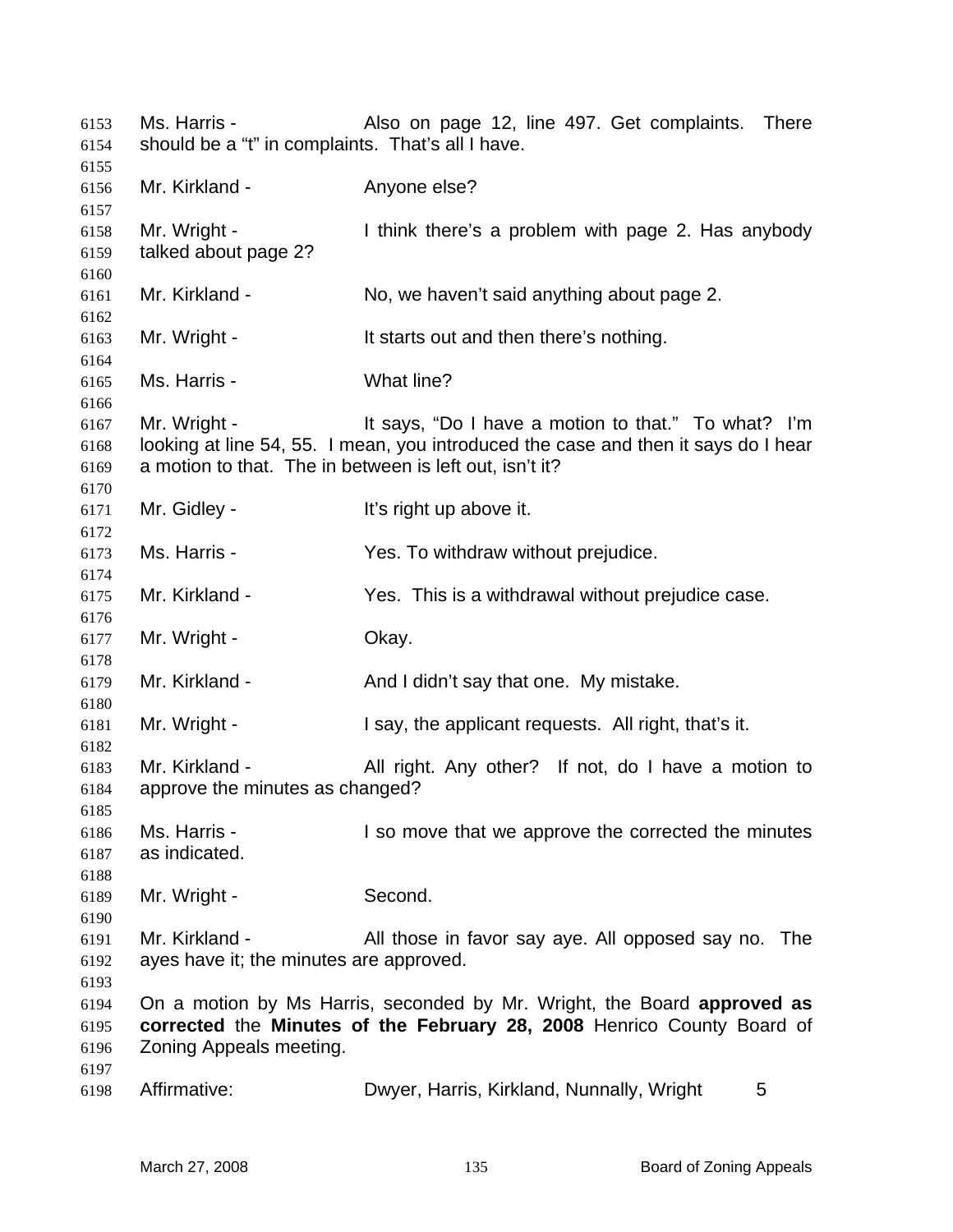Ms. Harris - Also on page 12, line 497. Get complaints. There should be a "t" in complaints. That's all I have.

Mr. Kirkland - Anyone else?

Mr. Wright - I think there's a problem with page 2. Has anybody talked about page 2?

Mr. Kirkland - No, we haven't said anything about page 2.

Mr. Wright - It starts out and then there's nothing.

Ms. Harris - What line?

Mr. Wright - It says, "Do I have a motion to that." To what? I'm looking at line 54, 55. I mean, you introduced the case and then it says do I hear a motion to that. The in between is left out, isn't it?

Mr. Gidley - It's right up above it.

Ms. Harris - Yes. To withdraw without prejudice.

Mr. Kirkland - Yes. This is a withdrawal without prejudice case.

Mr. Wright - Okay.

Mr. Kirkland - And I didn't say that one. My mistake.

Mr. Wright - I say, the applicant requests. All right, that's it.

Mr. Kirkland - All right. Any other? If not, do I have a motion to approve the minutes as changed?

Ms. Harris - I so move that we approve the corrected the minutes as indicated.

Mr. Wright - Second.

Mr. Kirkland - All those in favor say aye. All opposed say no. The ayes have it; the minutes are approved.

On a motion by Ms Harris, seconded by Mr. Wright, the Board **approved as corrected** the **Minutes of the February 28, 2008** Henrico County Board of Zoning Appeals meeting.

Affirmative: Dwyer, Harris, Kirkland, Nunnally, Wright 5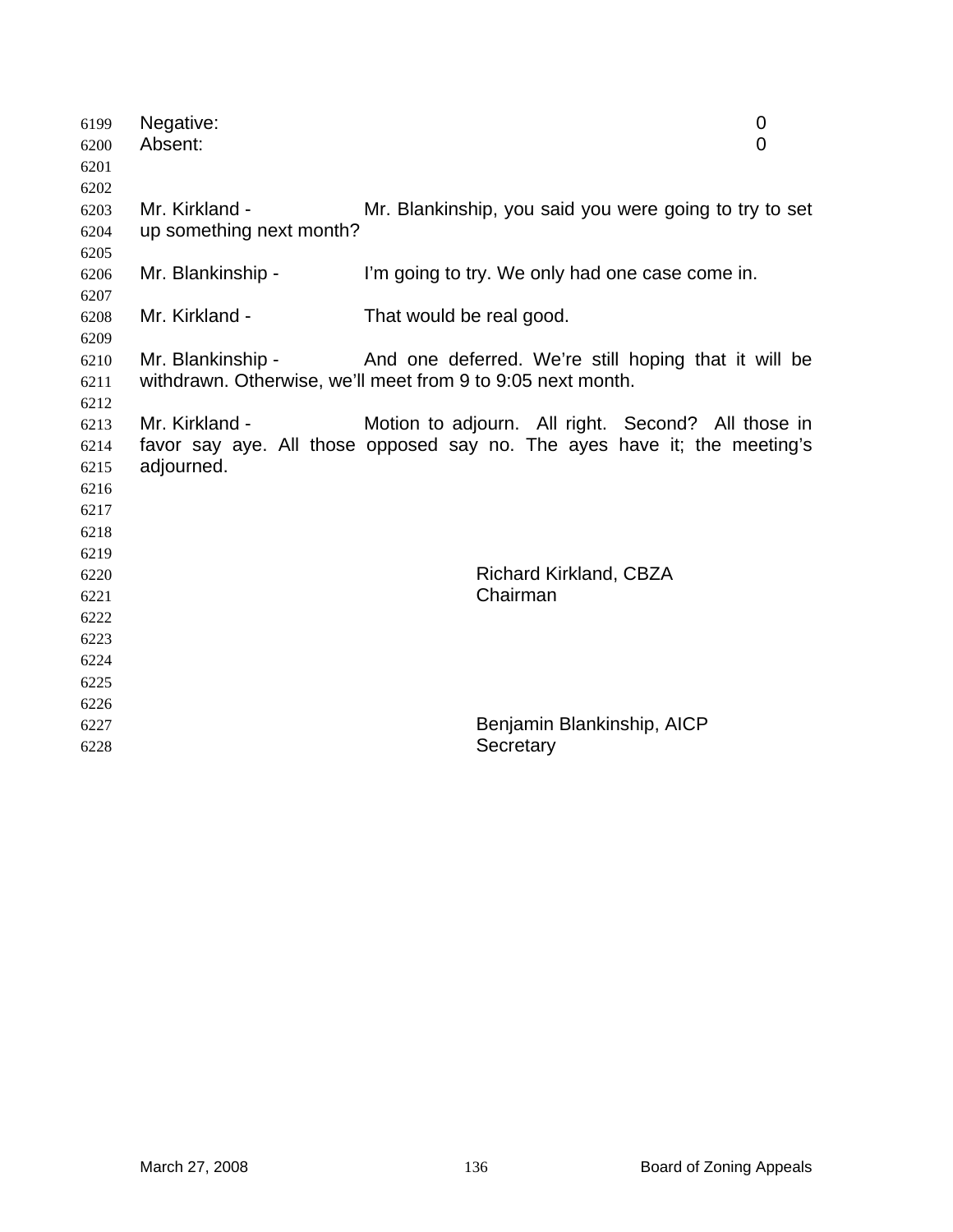Negative: 0
Absent: 0

Mr. Kirkland - Mr. Blankinship, you said you were going to try to set up something next month?

Mr. Blankinship - I'm going to try. We only had one case come in.

Mr. Kirkland - That would be real good.

Mr. Blankinship - And one deferred. We're still hoping that it will be withdrawn. Otherwise, we'll meet from 9 to 9:05 next month.

Mr. Kirkland - Motion to adjourn. All right. Second? All those in favor say aye. All those opposed say no. The ayes have it; the meeting's adjourned.

Richard Kirkland, CBZA
Chairman

Benjamin Blankinship, AICP
Secretary